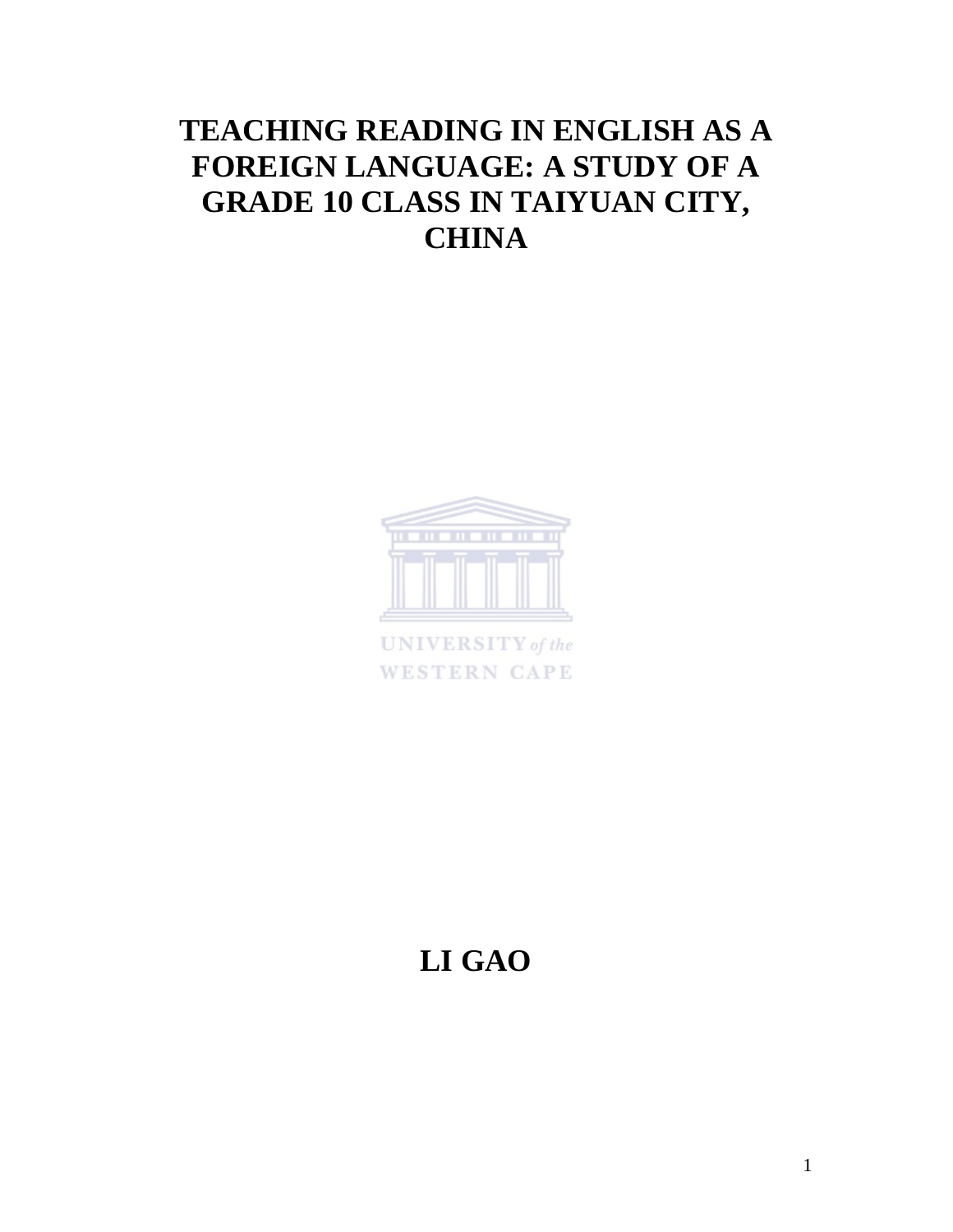# TEACHING READING IN ENGLISH AS A FOREIGN LANGUAGE: A STUDY OF A GRADE 10 CLASS IN TAIYUAN CITY, CHINA

UNIVERSITY *of the* WESTERN CAPE

**LI GAO**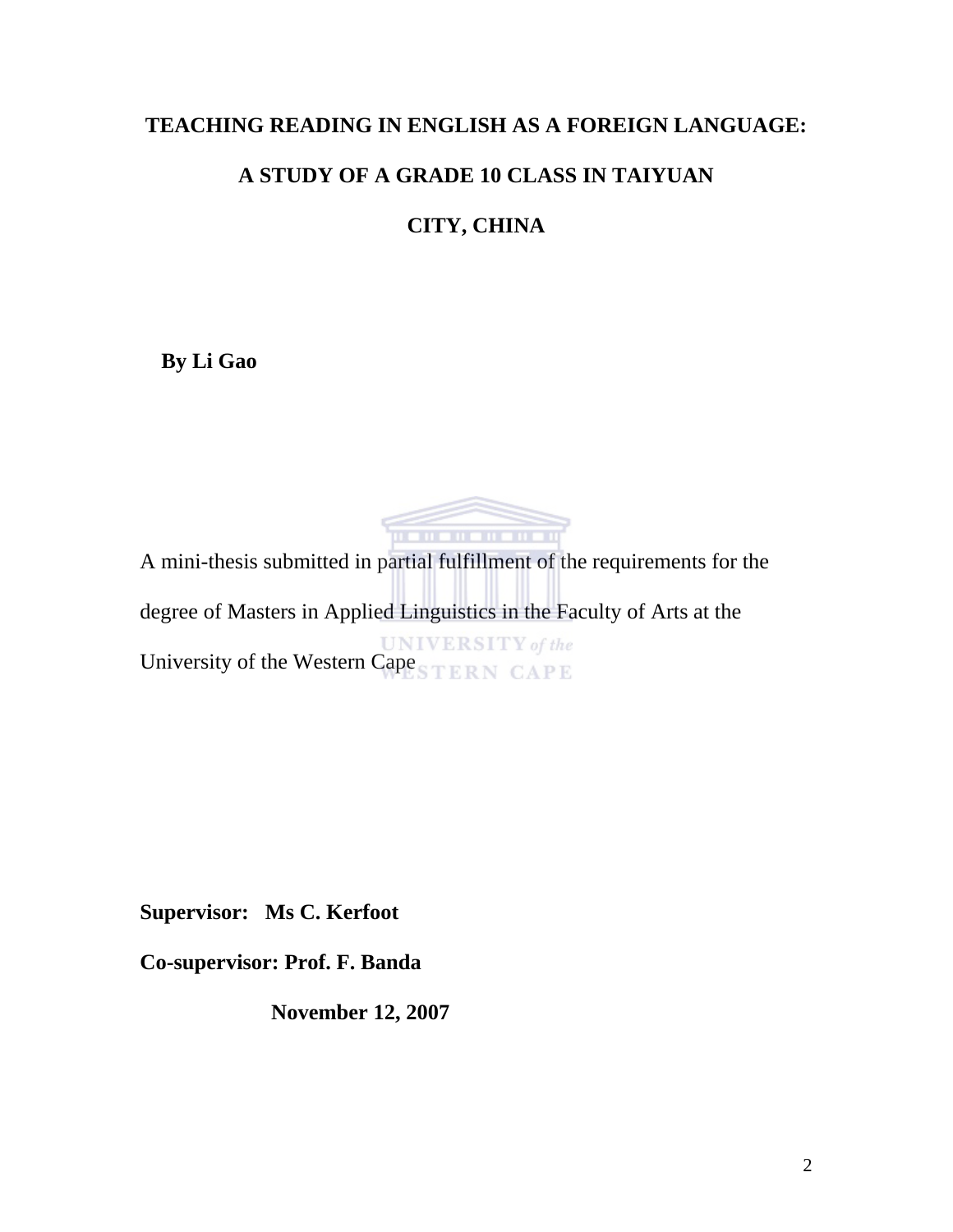# TEACHING READING IN ENGLISH AS A FOREIGN LANGUAGE: A STUDY OF A GRADE 10 CLASS IN TAIYUAN CITY, CHINA

**By Li Gao**

A mini-thesis submitted in partial fulfillment of the requirements for the degree of Masters in Applied Linguistics in the Faculty of Arts at the University of the Western Cape

**Supervisor: Ms C. Kerfoot**

**Co-supervisor: Prof. F. Banda**

**November 12, 2007**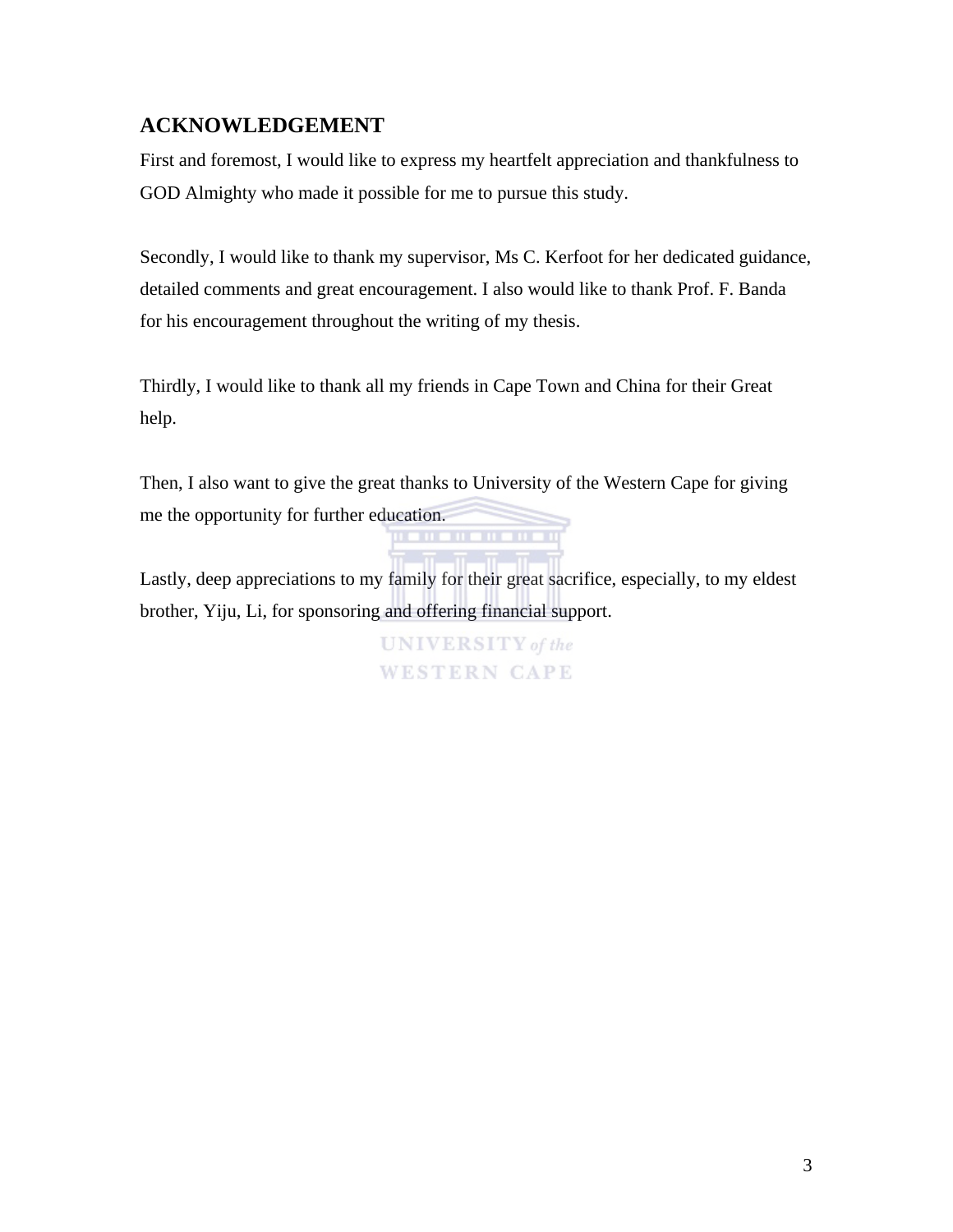## ACKNOWLEDGEMENT

First and foremost, I would like to express my heartfelt appreciation and thankfulness to GOD Almighty who made it possible for me to pursue this study.

Secondly, I would like to thank my supervisor, Ms C. Kerfoot for her dedicated guidance, detailed comments and great encouragement. I also would like to thank Prof. F. Banda for his encouragement throughout the writing of my thesis.

Thirdly, I would like to thank all my friends in Cape Town and China for their Great help.

Then, I also want to give the great thanks to University of the Western Cape for giving me the opportunity for further education.

Lastly, deep appreciations to my family for their great sacrifice, especially, to my eldest brother, Yiju, Li, for sponsoring and offering financial support.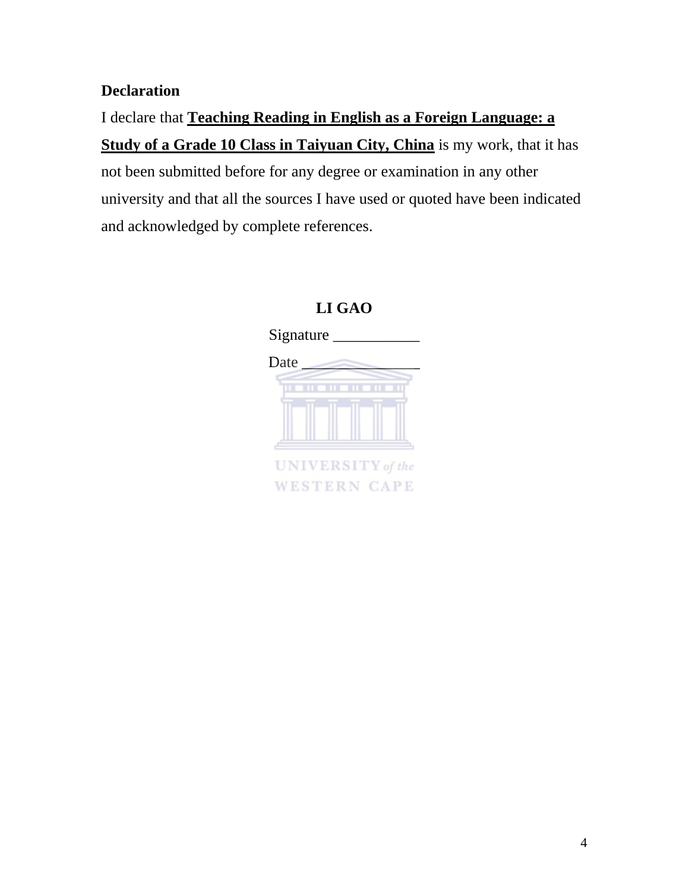**Declaration**

I declare that **Teaching Reading in English as a Foreign Language: a Study of a Grade 10 Class in Taiyuan City, China** is my work, that it has not been submitted before for any degree or examination in any other university and that all the sources I have used or quoted have been indicated and acknowledged by complete references.

**LI GAO**

Signature ___________

Date _______________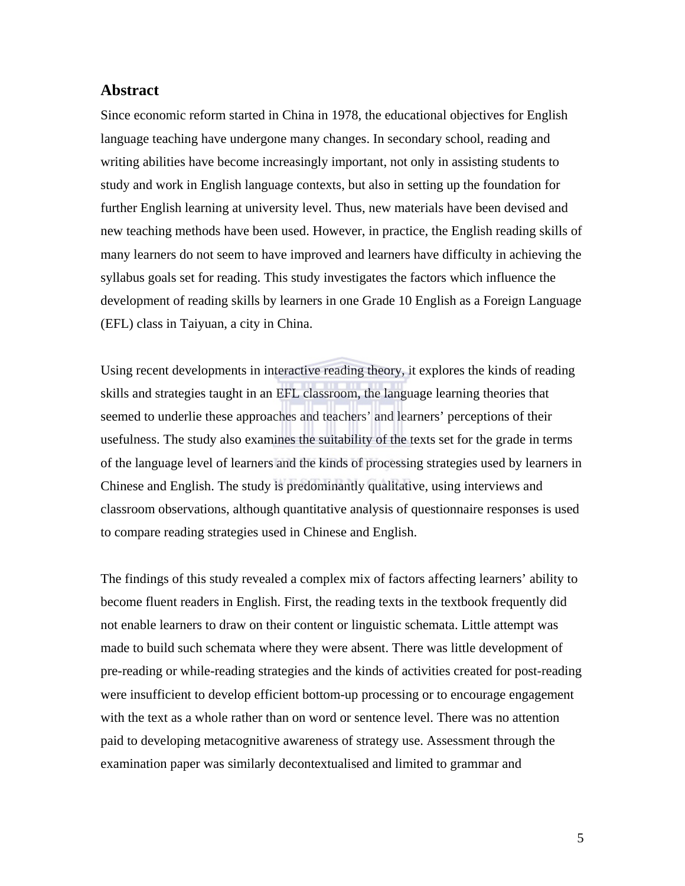## Abstract

Since economic reform started in China in 1978, the educational objectives for English language teaching have undergone many changes. In secondary school, reading and writing abilities have become increasingly important, not only in assisting students to study and work in English language contexts, but also in setting up the foundation for further English learning at university level. Thus, new materials have been devised and new teaching methods have been used. However, in practice, the English reading skills of many learners do not seem to have improved and learners have difficulty in achieving the syllabus goals set for reading. This study investigates the factors which influence the development of reading skills by learners in one Grade 10 English as a Foreign Language (EFL) class in Taiyuan, a city in China.

Using recent developments in interactive reading theory, it explores the kinds of reading skills and strategies taught in an EFL classroom, the language learning theories that seemed to underlie these approaches and teachers' and learners' perceptions of their usefulness. The study also examines the suitability of the texts set for the grade in terms of the language level of learners and the kinds of processing strategies used by learners in Chinese and English. The study is predominantly qualitative, using interviews and classroom observations, although quantitative analysis of questionnaire responses is used to compare reading strategies used in Chinese and English.

The findings of this study revealed a complex mix of factors affecting learners' ability to become fluent readers in English. First, the reading texts in the textbook frequently did not enable learners to draw on their content or linguistic schemata. Little attempt was made to build such schemata where they were absent. There was little development of pre-reading or while-reading strategies and the kinds of activities created for post-reading were insufficient to develop efficient bottom-up processing or to encourage engagement with the text as a whole rather than on word or sentence level. There was no attention paid to developing metacognitive awareness of strategy use. Assessment through the examination paper was similarly decontextualised and limited to grammar and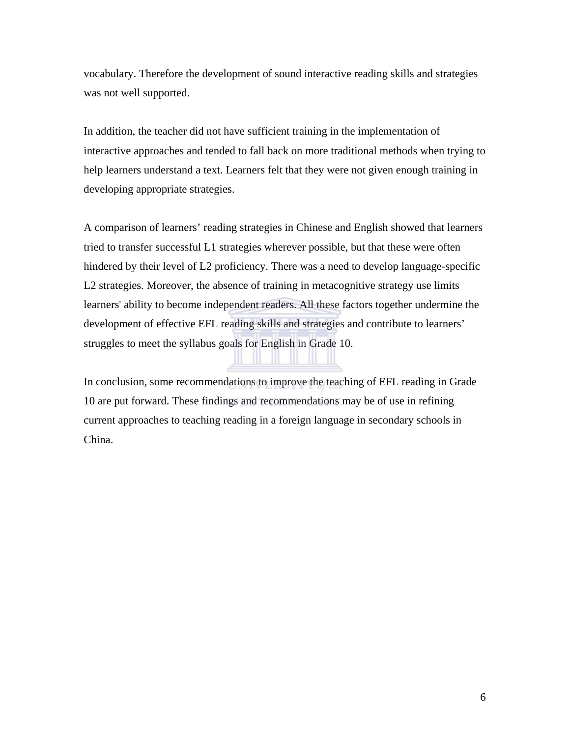vocabulary. Therefore the development of sound interactive reading skills and strategies was not well supported.

In addition, the teacher did not have sufficient training in the implementation of interactive approaches and tended to fall back on more traditional methods when trying to help learners understand a text. Learners felt that they were not given enough training in developing appropriate strategies.

A comparison of learners' reading strategies in Chinese and English showed that learners tried to transfer successful L1 strategies wherever possible, but that these were often hindered by their level of L2 proficiency. There was a need to develop language-specific L2 strategies. Moreover, the absence of training in metacognitive strategy use limits learners' ability to become independent readers. All these factors together undermine the development of effective EFL reading skills and strategies and contribute to learners' struggles to meet the syllabus goals for English in Grade 10.

In conclusion, some recommendations to improve the teaching of EFL reading in Grade 10 are put forward. These findings and recommendations may be of use in refining current approaches to teaching reading in a foreign language in secondary schools in China.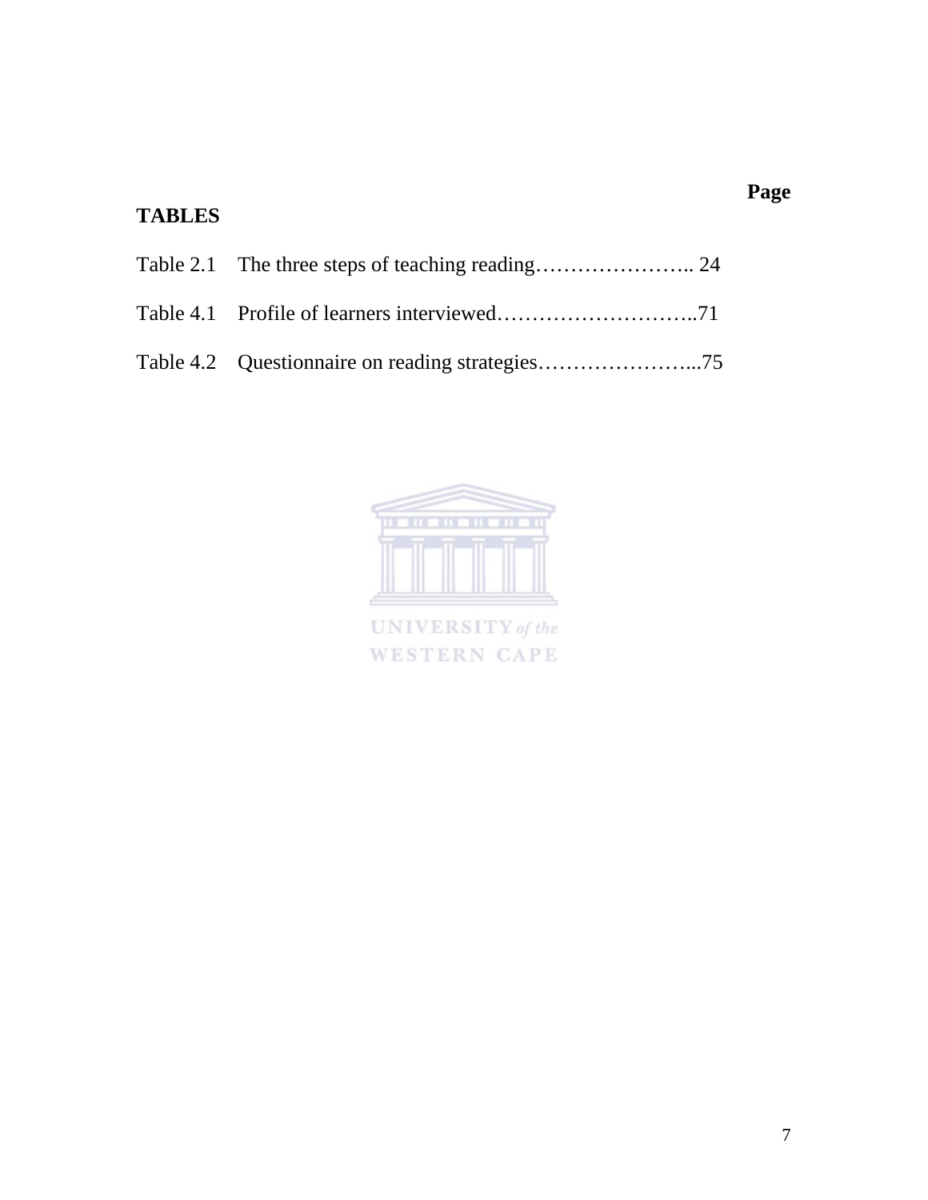**Page**

## TABLES

Table 2.1 The three steps of teaching reading………………….. 24

Table 4.1 Profile of learners interviewed………………………..71

Table 4.2 Questionnaire on reading strategies…………………...75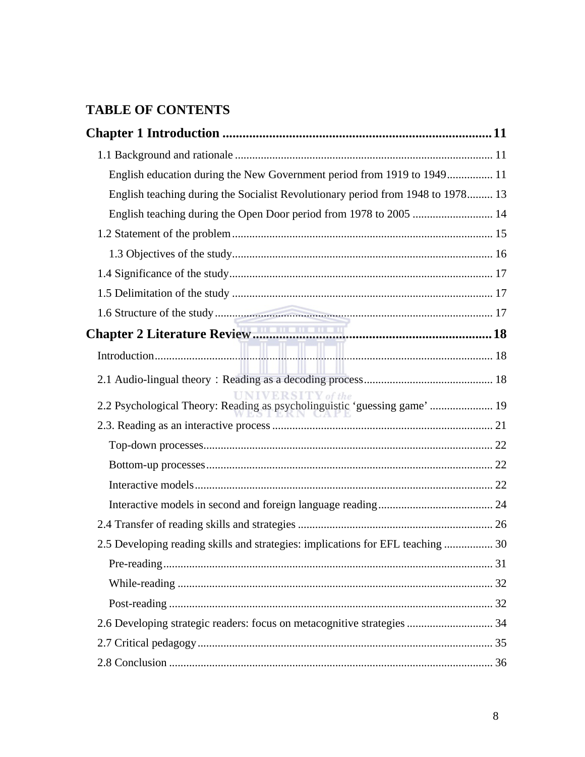# TABLE OF CONTENTS

**Chapter 1 Introduction ................................................................................ 11**

- 1.1 Background and rationale ........................................................................................ 11
  - English education during the New Government period from 1919 to 1949................ 11
  - English teaching during the Socialist Revolutionary period from 1948 to 1978......... 13
  - English teaching during the Open Door period from 1978 to 2005 ............................ 14
- 1.2 Statement of the problem.......................................................................................... 15
  - 1.3 Objectives of the study.......................................................................................... 16
- 1.4 Significance of the study........................................................................................... 17
- 1.5 Delimitation of the study .......................................................................................... 17
- 1.6 Structure of the study................................................................................................ 17

**Chapter 2 Literature Review......................................................................... 18**

- Introduction...................................................................................................................... 18
- 2.1 Audio-lingual theory：Reading as a decoding process............................................ 18
- 2.2 Psychological Theory: Reading as psycholinguistic ‘guessing game’ ...................... 19
- 2.3. Reading as an interactive process ............................................................................ 21
  - Top-down processes.................................................................................................... 22
  - Bottom-up processes................................................................................................... 22
  - Interactive models........................................................................................................ 22
  - Interactive models in second and foreign language reading........................................ 24
- 2.4 Transfer of reading skills and strategies .................................................................... 26
- 2.5 Developing reading skills and strategies: implications for EFL teaching ................. 30
  - Pre-reading.................................................................................................................. 31
  - While-reading ............................................................................................................. 32
  - Post-reading ................................................................................................................ 32
- 2.6 Developing strategic readers: focus on metacognitive strategies .............................. 34
- 2.7 Critical pedagogy....................................................................................................... 35
- 2.8 Conclusion ................................................................................................................ 36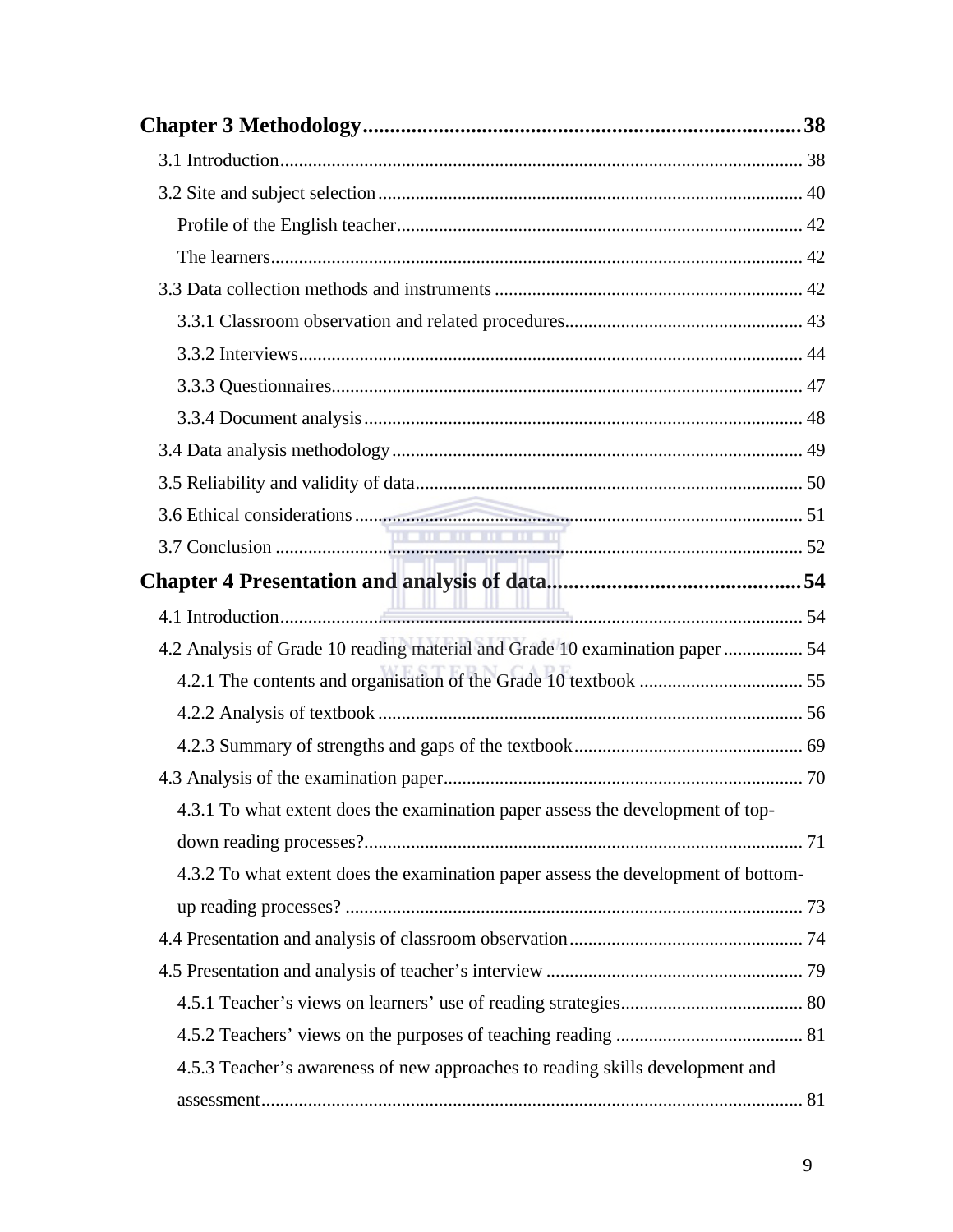**Chapter 3 Methodology................................................................................38**

3.1 Introduction................................................................................................ 38

3.2 Site and subject selection.......................................................................... 40

Profile of the English teacher...................................................................... 42

The learners................................................................................................. 42

3.3 Data collection methods and instruments ................................................. 42

3.3.1 Classroom observation and related procedures.................................. 43

3.3.2 Interviews........................................................................................... 44

3.3.3 Questionnaires.................................................................................... 47

3.3.4 Document analysis............................................................................. 48

3.4 Data analysis methodology....................................................................... 49

3.5 Reliability and validity of data.................................................................. 50

3.6 Ethical considerations............................................................................... 51

3.7 Conclusion ................................................................................................ 52

**Chapter 4 Presentation and analysis of data...............................................54**

4.1 Introduction................................................................................................ 54

4.2 Analysis of Grade 10 reading material and Grade 10 examination paper ................. 54

4.2.1 The contents and organisation of the Grade 10 textbook ................................... 55

4.2.2 Analysis of textbook .......................................................................... 56

4.2.3 Summary of strengths and gaps of the textbook................................. 69

4.3 Analysis of the examination paper............................................................ 70

4.3.1 To what extent does the examination paper assess the development of top-down reading processes?............................................................................. 71

4.3.2 To what extent does the examination paper assess the development of bottom-up reading processes? ................................................................................ 73

4.4 Presentation and analysis of classroom observation.................................. 74

4.5 Presentation and analysis of teacher's interview ....................................... 79

4.5.1 Teacher's views on learners' use of reading strategies....................... 80

4.5.2 Teachers' views on the purposes of teaching reading ........................ 81

4.5.3 Teacher's awareness of new approaches to reading skills development and assessment.................................................................................................. 81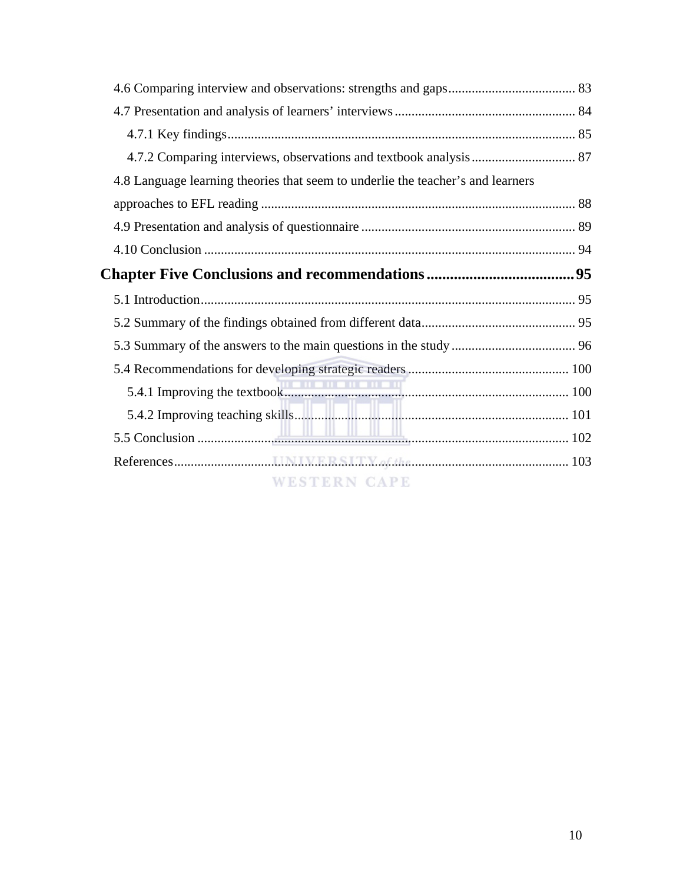4.6 Comparing interview and observations: strengths and gaps ...................................... 83

4.7 Presentation and analysis of learners' interviews ...................................................... 84

4.7.1 Key findings ........................................................................................................ 85

4.7.2 Comparing interviews, observations and textbook analysis ............................... 87

4.8 Language learning theories that seem to underlie the teacher's and learners approaches to EFL reading .............................................................................................. 88

4.9 Presentation and analysis of questionnaire ................................................................ 89

4.10 Conclusion ............................................................................................................... 94

**Chapter Five Conclusions and recommendations ...................................... 95**

5.1 Introduction ................................................................................................................ 95

5.2 Summary of the findings obtained from different data ............................................. 95

5.3 Summary of the answers to the main questions in the study ..................................... 96

5.4 Recommendations for developing strategic readers ................................................ 100

5.4.1 Improving the textbook ...................................................................................... 100

5.4.2 Improving teaching skills .................................................................................. 101

5.5 Conclusion ............................................................................................................... 102

References ....................................................................................................................... 103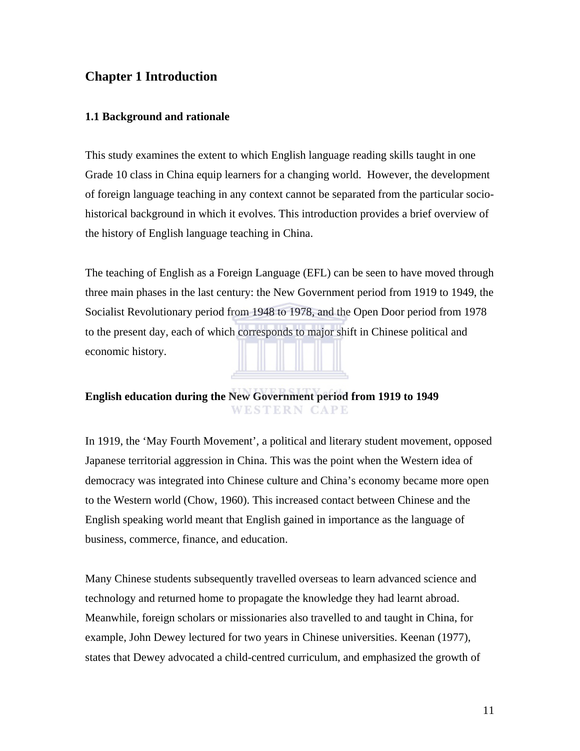# Chapter 1 Introduction

## 1.1 Background and rationale

This study examines the extent to which English language reading skills taught in one Grade 10 class in China equip learners for a changing world. However, the development of foreign language teaching in any context cannot be separated from the particular socio-historical background in which it evolves. This introduction provides a brief overview of the history of English language teaching in China.

The teaching of English as a Foreign Language (EFL) can be seen to have moved through three main phases in the last century: the New Government period from 1919 to 1949, the Socialist Revolutionary period from 1948 to 1978, and the Open Door period from 1978 to the present day, each of which corresponds to major shift in Chinese political and economic history.

### English education during the New Government period from 1919 to 1949

In 1919, the 'May Fourth Movement', a political and literary student movement, opposed Japanese territorial aggression in China. This was the point when the Western idea of democracy was integrated into Chinese culture and China's economy became more open to the Western world (Chow, 1960). This increased contact between Chinese and the English speaking world meant that English gained in importance as the language of business, commerce, finance, and education.

Many Chinese students subsequently travelled overseas to learn advanced science and technology and returned home to propagate the knowledge they had learnt abroad. Meanwhile, foreign scholars or missionaries also travelled to and taught in China, for example, John Dewey lectured for two years in Chinese universities. Keenan (1977), states that Dewey advocated a child-centred curriculum, and emphasized the growth of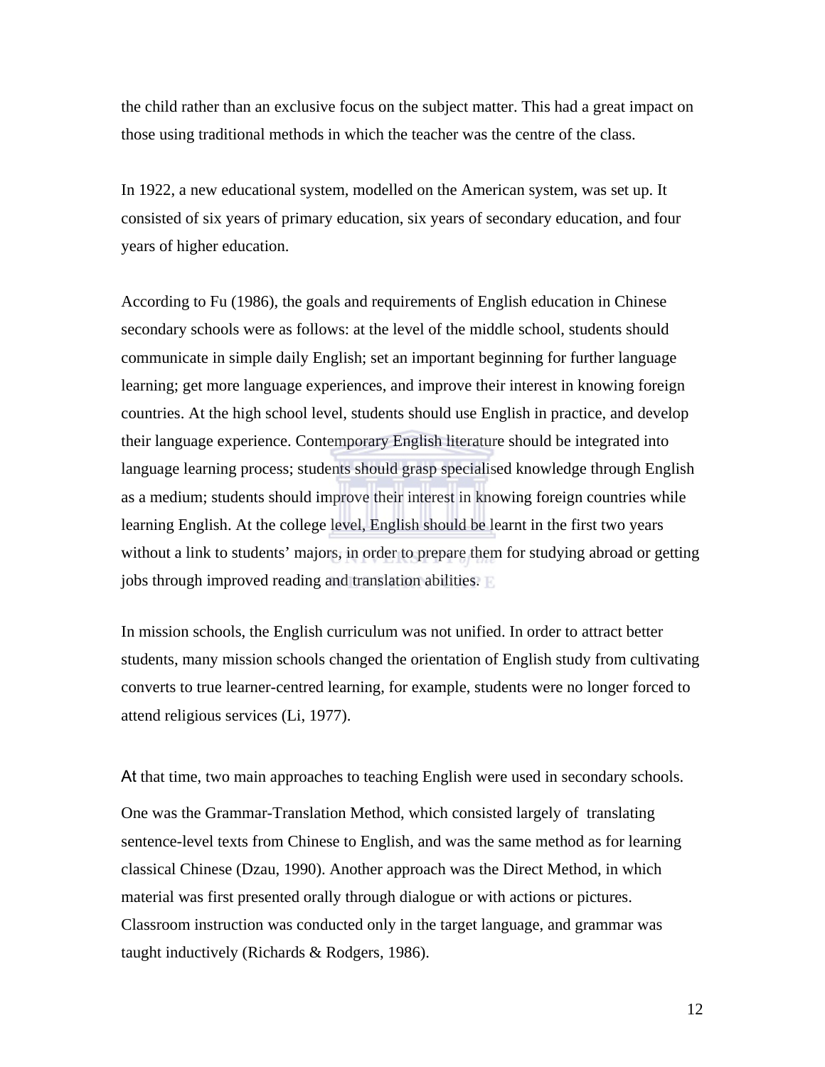the child rather than an exclusive focus on the subject matter. This had a great impact on those using traditional methods in which the teacher was the centre of the class.

In 1922, a new educational system, modelled on the American system, was set up. It consisted of six years of primary education, six years of secondary education, and four years of higher education.

According to Fu (1986), the goals and requirements of English education in Chinese secondary schools were as follows: at the level of the middle school, students should communicate in simple daily English; set an important beginning for further language learning; get more language experiences, and improve their interest in knowing foreign countries. At the high school level, students should use English in practice, and develop their language experience. Contemporary English literature should be integrated into language learning process; students should grasp specialised knowledge through English as a medium; students should improve their interest in knowing foreign countries while learning English. At the college level, English should be learnt in the first two years without a link to students' majors, in order to prepare them for studying abroad or getting jobs through improved reading and translation abilities.

In mission schools, the English curriculum was not unified. In order to attract better students, many mission schools changed the orientation of English study from cultivating converts to true learner-centred learning, for example, students were no longer forced to attend religious services (Li, 1977).

At that time, two main approaches to teaching English were used in secondary schools.

One was the Grammar-Translation Method, which consisted largely of translating sentence-level texts from Chinese to English, and was the same method as for learning classical Chinese (Dzau, 1990). Another approach was the Direct Method, in which material was first presented orally through dialogue or with actions or pictures. Classroom instruction was conducted only in the target language, and grammar was taught inductively (Richards & Rodgers, 1986).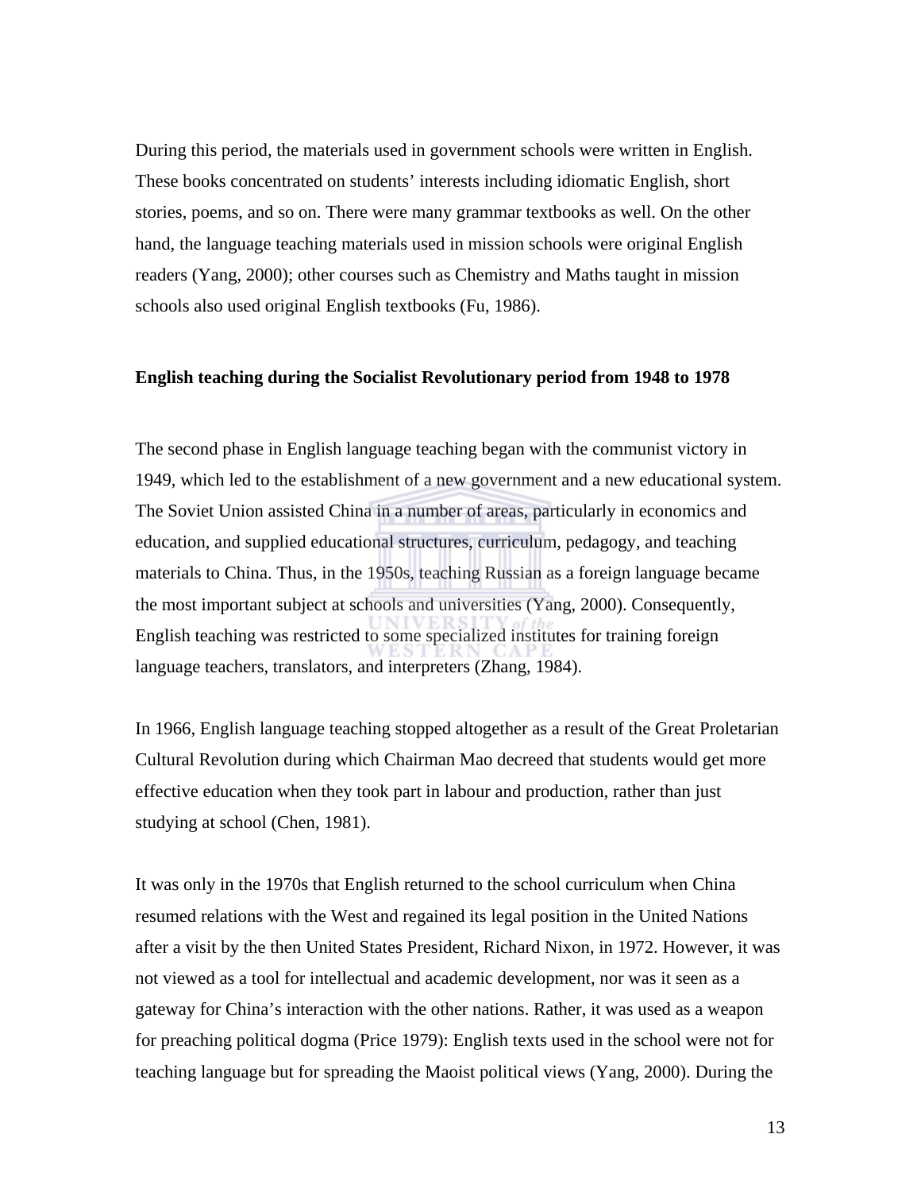During this period, the materials used in government schools were written in English. These books concentrated on students' interests including idiomatic English, short stories, poems, and so on. There were many grammar textbooks as well. On the other hand, the language teaching materials used in mission schools were original English readers (Yang, 2000); other courses such as Chemistry and Maths taught in mission schools also used original English textbooks (Fu, 1986).

**English teaching during the Socialist Revolutionary period from 1948 to 1978**

The second phase in English language teaching began with the communist victory in 1949, which led to the establishment of a new government and a new educational system. The Soviet Union assisted China in a number of areas, particularly in economics and education, and supplied educational structures, curriculum, pedagogy, and teaching materials to China. Thus, in the 1950s, teaching Russian as a foreign language became the most important subject at schools and universities (Yang, 2000). Consequently, English teaching was restricted to some specialized institutes for training foreign language teachers, translators, and interpreters (Zhang, 1984).

In 1966, English language teaching stopped altogether as a result of the Great Proletarian Cultural Revolution during which Chairman Mao decreed that students would get more effective education when they took part in labour and production, rather than just studying at school (Chen, 1981).

It was only in the 1970s that English returned to the school curriculum when China resumed relations with the West and regained its legal position in the United Nations after a visit by the then United States President, Richard Nixon, in 1972. However, it was not viewed as a tool for intellectual and academic development, nor was it seen as a gateway for China's interaction with the other nations. Rather, it was used as a weapon for preaching political dogma (Price 1979): English texts used in the school were not for teaching language but for spreading the Maoist political views (Yang, 2000). During the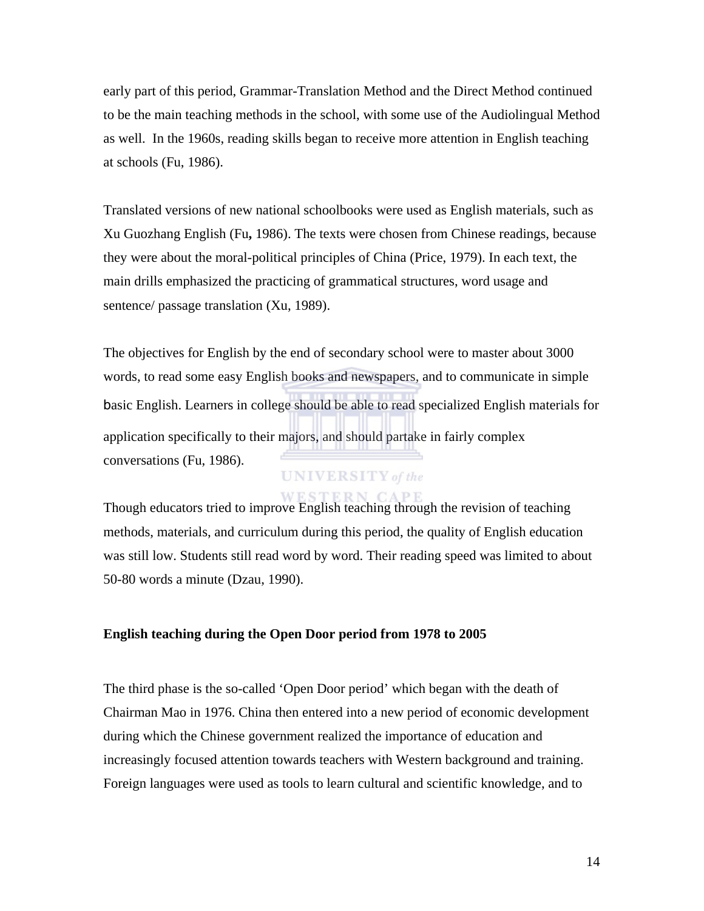early part of this period, Grammar-Translation Method and the Direct Method continued to be the main teaching methods in the school, with some use of the Audiolingual Method as well. In the 1960s, reading skills began to receive more attention in English teaching at schools (Fu, 1986).

Translated versions of new national schoolbooks were used as English materials, such as Xu Guozhang English (Fu**,** 1986). The texts were chosen from Chinese readings, because they were about the moral-political principles of China (Price, 1979). In each text, the main drills emphasized the practicing of grammatical structures, word usage and sentence/ passage translation (Xu, 1989).

The objectives for English by the end of secondary school were to master about 3000 words, to read some easy English books and newspapers, and to communicate in simple basic English. Learners in college should be able to read specialized English materials for application specifically to their majors, and should partake in fairly complex conversations (Fu, 1986).

Though educators tried to improve English teaching through the revision of teaching methods, materials, and curriculum during this period, the quality of English education was still low. Students still read word by word. Their reading speed was limited to about 50-80 words a minute (Dzau, 1990).

**English teaching during the Open Door period from 1978 to 2005**

The third phase is the so-called 'Open Door period' which began with the death of Chairman Mao in 1976. China then entered into a new period of economic development during which the Chinese government realized the importance of education and increasingly focused attention towards teachers with Western background and training. Foreign languages were used as tools to learn cultural and scientific knowledge, and to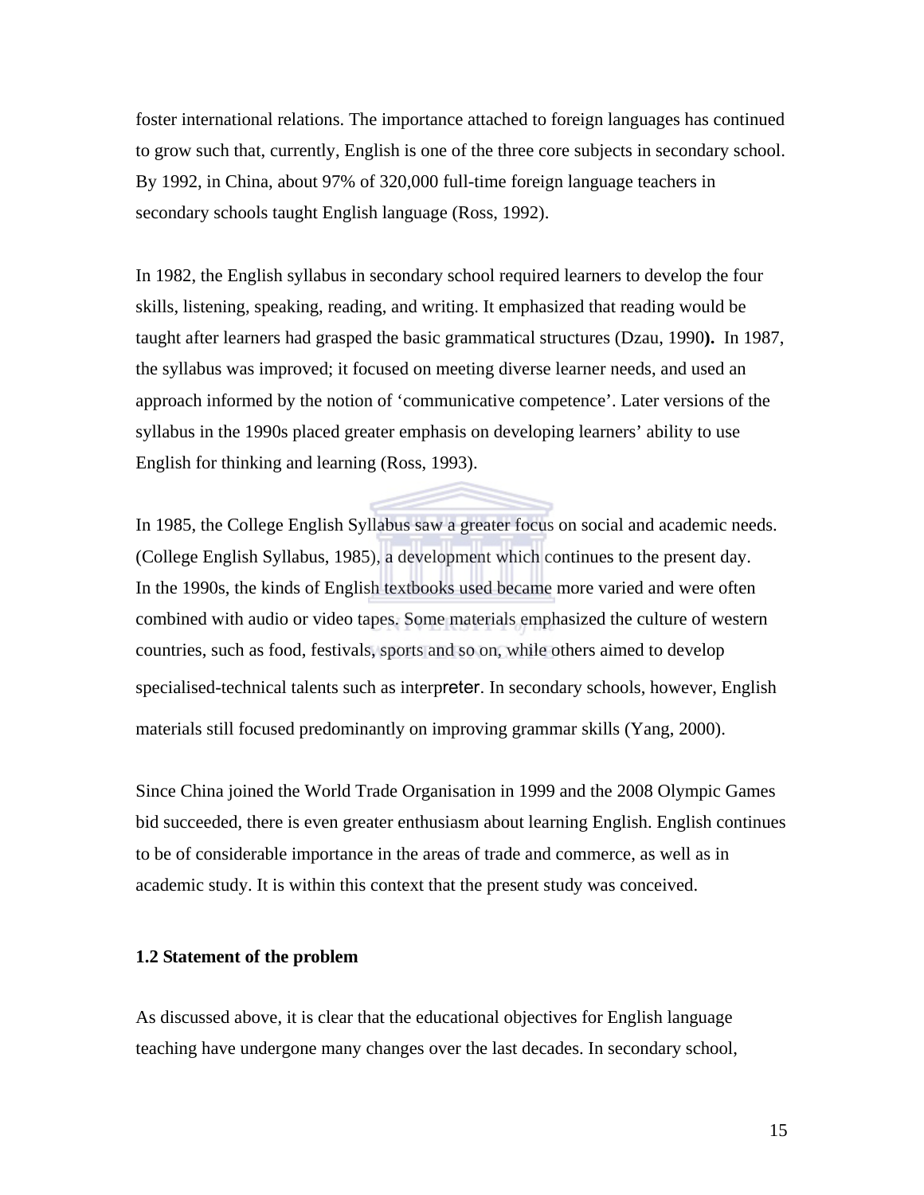foster international relations. The importance attached to foreign languages has continued to grow such that, currently, English is one of the three core subjects in secondary school. By 1992, in China, about 97% of 320,000 full-time foreign language teachers in secondary schools taught English language (Ross, 1992).

In 1982, the English syllabus in secondary school required learners to develop the four skills, listening, speaking, reading, and writing. It emphasized that reading would be taught after learners had grasped the basic grammatical structures (Dzau, 1990**).** In 1987, the syllabus was improved; it focused on meeting diverse learner needs, and used an approach informed by the notion of 'communicative competence'. Later versions of the syllabus in the 1990s placed greater emphasis on developing learners' ability to use English for thinking and learning (Ross, 1993).

In 1985, the College English Syllabus saw a greater focus on social and academic needs. (College English Syllabus, 1985), a development which continues to the present day. In the 1990s, the kinds of English textbooks used became more varied and were often combined with audio or video tapes. Some materials emphasized the culture of western countries, such as food, festivals, sports and so on, while others aimed to develop specialised-technical talents such as interpreter. In secondary schools, however, English materials still focused predominantly on improving grammar skills (Yang, 2000).

Since China joined the World Trade Organisation in 1999 and the 2008 Olympic Games bid succeeded, there is even greater enthusiasm about learning English. English continues to be of considerable importance in the areas of trade and commerce, as well as in academic study. It is within this context that the present study was conceived.

### 1.2 Statement of the problem

As discussed above, it is clear that the educational objectives for English language teaching have undergone many changes over the last decades. In secondary school,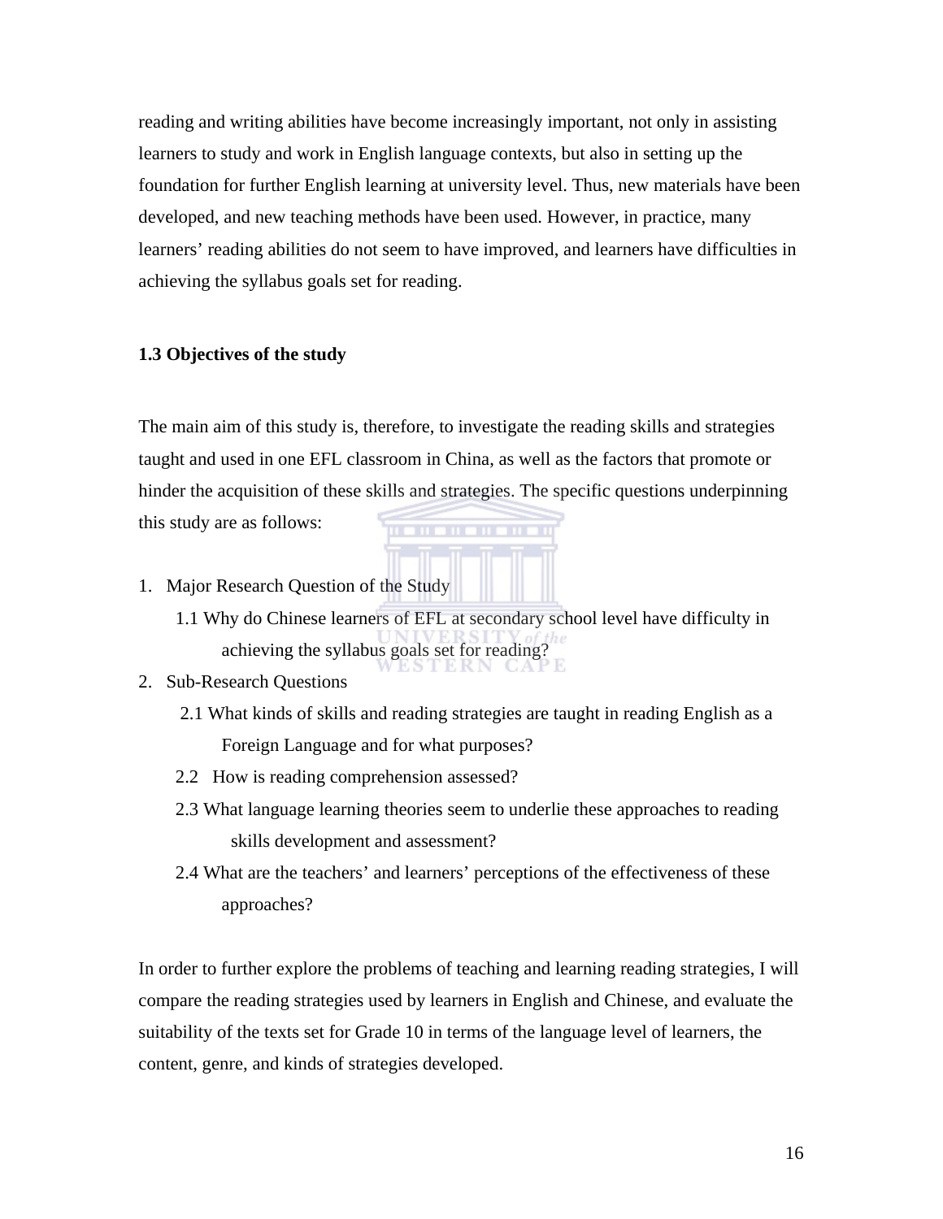reading and writing abilities have become increasingly important, not only in assisting learners to study and work in English language contexts, but also in setting up the foundation for further English learning at university level. Thus, new materials have been developed, and new teaching methods have been used. However, in practice, many learners' reading abilities do not seem to have improved, and learners have difficulties in achieving the syllabus goals set for reading.

### 1.3 Objectives of the study

The main aim of this study is, therefore, to investigate the reading skills and strategies taught and used in one EFL classroom in China, as well as the factors that promote or hinder the acquisition of these skills and strategies. The specific questions underpinning this study are as follows:

1. Major Research Question of the Study
   - 1.1 Why do Chinese learners of EFL at secondary school level have difficulty in achieving the syllabus goals set for reading?
2. Sub-Research Questions
   - 2.1 What kinds of skills and reading strategies are taught in reading English as a Foreign Language and for what purposes?
   - 2.2 How is reading comprehension assessed?
   - 2.3 What language learning theories seem to underlie these approaches to reading skills development and assessment?
   - 2.4 What are the teachers' and learners' perceptions of the effectiveness of these approaches?

In order to further explore the problems of teaching and learning reading strategies, I will compare the reading strategies used by learners in English and Chinese, and evaluate the suitability of the texts set for Grade 10 in terms of the language level of learners, the content, genre, and kinds of strategies developed.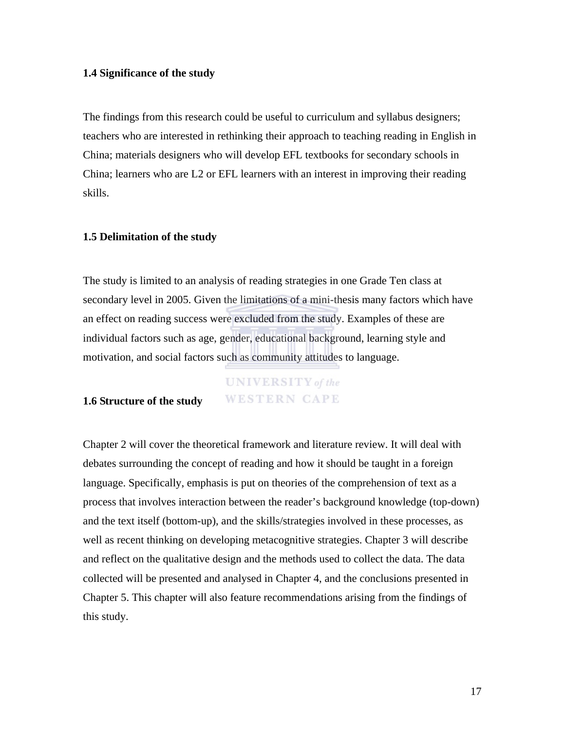### 1.4 Significance of the study

The findings from this research could be useful to curriculum and syllabus designers; teachers who are interested in rethinking their approach to teaching reading in English in China; materials designers who will develop EFL textbooks for secondary schools in China; learners who are L2 or EFL learners with an interest in improving their reading skills.

### 1.5 Delimitation of the study

The study is limited to an analysis of reading strategies in one Grade Ten class at secondary level in 2005. Given the limitations of a mini-thesis many factors which have an effect on reading success were excluded from the study. Examples of these are individual factors such as age, gender, educational background, learning style and motivation, and social factors such as community attitudes to language.

### 1.6 Structure of the study

Chapter 2 will cover the theoretical framework and literature review. It will deal with debates surrounding the concept of reading and how it should be taught in a foreign language. Specifically, emphasis is put on theories of the comprehension of text as a process that involves interaction between the reader's background knowledge (top-down) and the text itself (bottom-up), and the skills/strategies involved in these processes, as well as recent thinking on developing metacognitive strategies. Chapter 3 will describe and reflect on the qualitative design and the methods used to collect the data. The data collected will be presented and analysed in Chapter 4, and the conclusions presented in Chapter 5. This chapter will also feature recommendations arising from the findings of this study.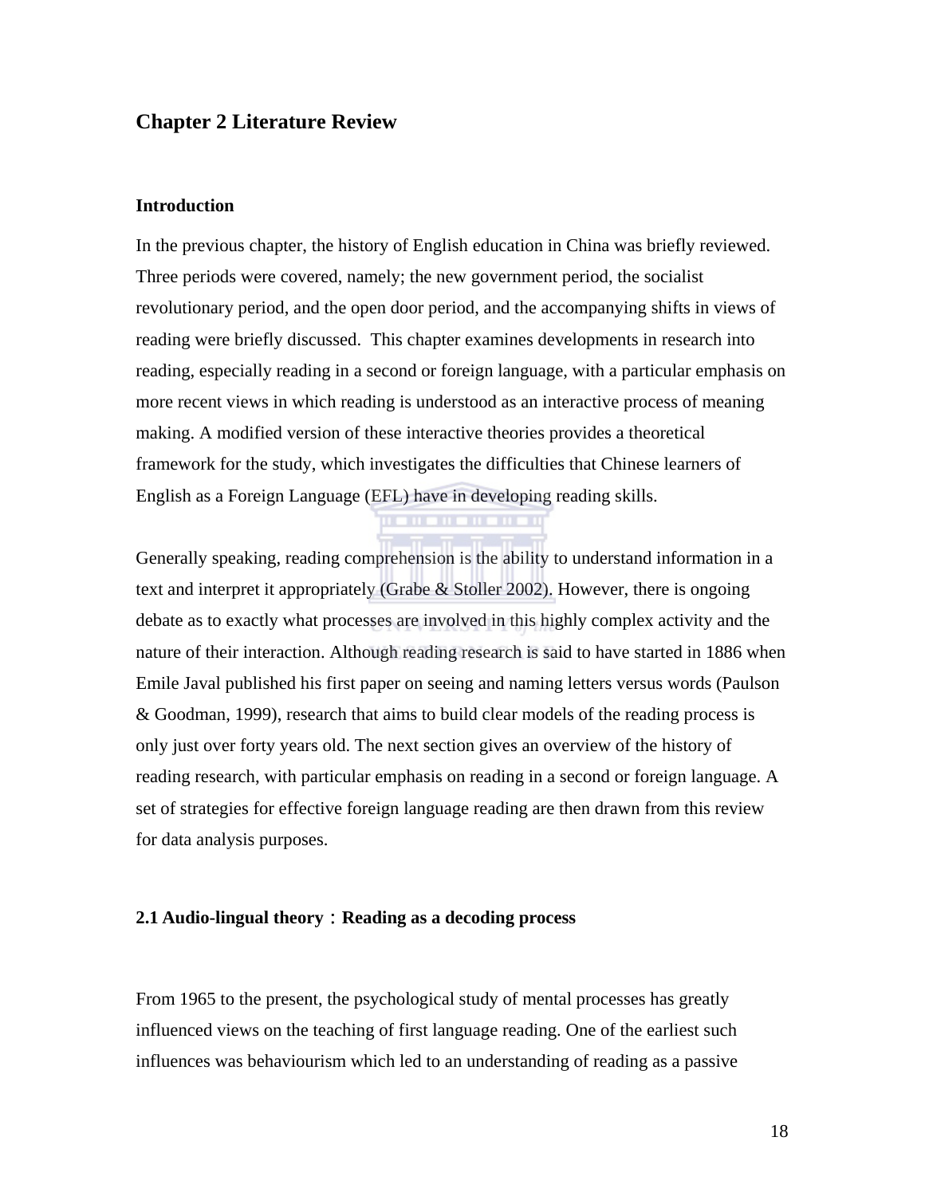# Chapter 2 Literature Review

## Introduction

In the previous chapter, the history of English education in China was briefly reviewed. Three periods were covered, namely; the new government period, the socialist revolutionary period, and the open door period, and the accompanying shifts in views of reading were briefly discussed. This chapter examines developments in research into reading, especially reading in a second or foreign language, with a particular emphasis on more recent views in which reading is understood as an interactive process of meaning making. A modified version of these interactive theories provides a theoretical framework for the study, which investigates the difficulties that Chinese learners of English as a Foreign Language (EFL) have in developing reading skills.

Generally speaking, reading comprehension is the ability to understand information in a text and interpret it appropriately (Grabe & Stoller 2002). However, there is ongoing debate as to exactly what processes are involved in this highly complex activity and the nature of their interaction. Although reading research is said to have started in 1886 when Emile Javal published his first paper on seeing and naming letters versus words (Paulson & Goodman, 1999), research that aims to build clear models of the reading process is only just over forty years old. The next section gives an overview of the history of reading research, with particular emphasis on reading in a second or foreign language. A set of strategies for effective foreign language reading are then drawn from this review for data analysis purposes.

## 2.1 Audio-lingual theory：Reading as a decoding process

From 1965 to the present, the psychological study of mental processes has greatly influenced views on the teaching of first language reading. One of the earliest such influences was behaviourism which led to an understanding of reading as a passive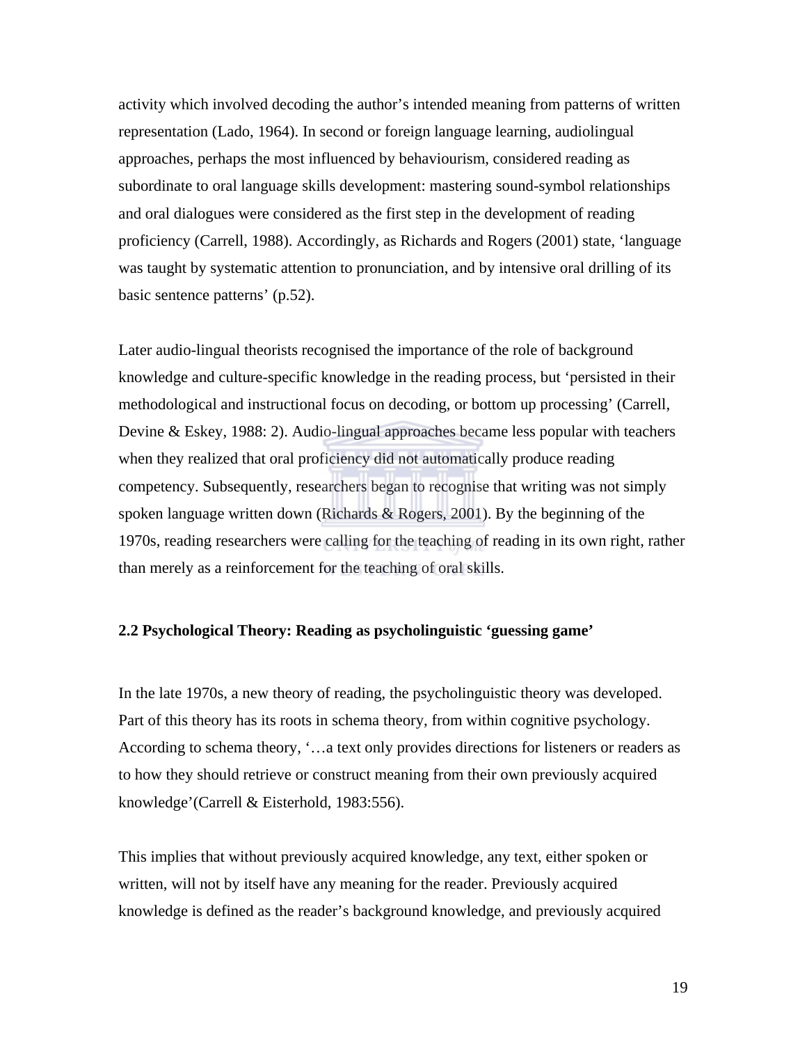activity which involved decoding the author's intended meaning from patterns of written representation (Lado, 1964). In second or foreign language learning, audiolingual approaches, perhaps the most influenced by behaviourism, considered reading as subordinate to oral language skills development: mastering sound-symbol relationships and oral dialogues were considered as the first step in the development of reading proficiency (Carrell, 1988). Accordingly, as Richards and Rogers (2001) state, 'language was taught by systematic attention to pronunciation, and by intensive oral drilling of its basic sentence patterns' (p.52).

Later audio-lingual theorists recognised the importance of the role of background knowledge and culture-specific knowledge in the reading process, but 'persisted in their methodological and instructional focus on decoding, or bottom up processing' (Carrell, Devine & Eskey, 1988: 2). Audio-lingual approaches became less popular with teachers when they realized that oral proficiency did not automatically produce reading competency. Subsequently, researchers began to recognise that writing was not simply spoken language written down (Richards & Rogers, 2001). By the beginning of the 1970s, reading researchers were calling for the teaching of reading in its own right, rather than merely as a reinforcement for the teaching of oral skills.

### 2.2 Psychological Theory: Reading as psycholinguistic 'guessing game'

In the late 1970s, a new theory of reading, the psycholinguistic theory was developed. Part of this theory has its roots in schema theory, from within cognitive psychology. According to schema theory, '…a text only provides directions for listeners or readers as to how they should retrieve or construct meaning from their own previously acquired knowledge'(Carrell & Eisterhold, 1983:556).

This implies that without previously acquired knowledge, any text, either spoken or written, will not by itself have any meaning for the reader. Previously acquired knowledge is defined as the reader's background knowledge, and previously acquired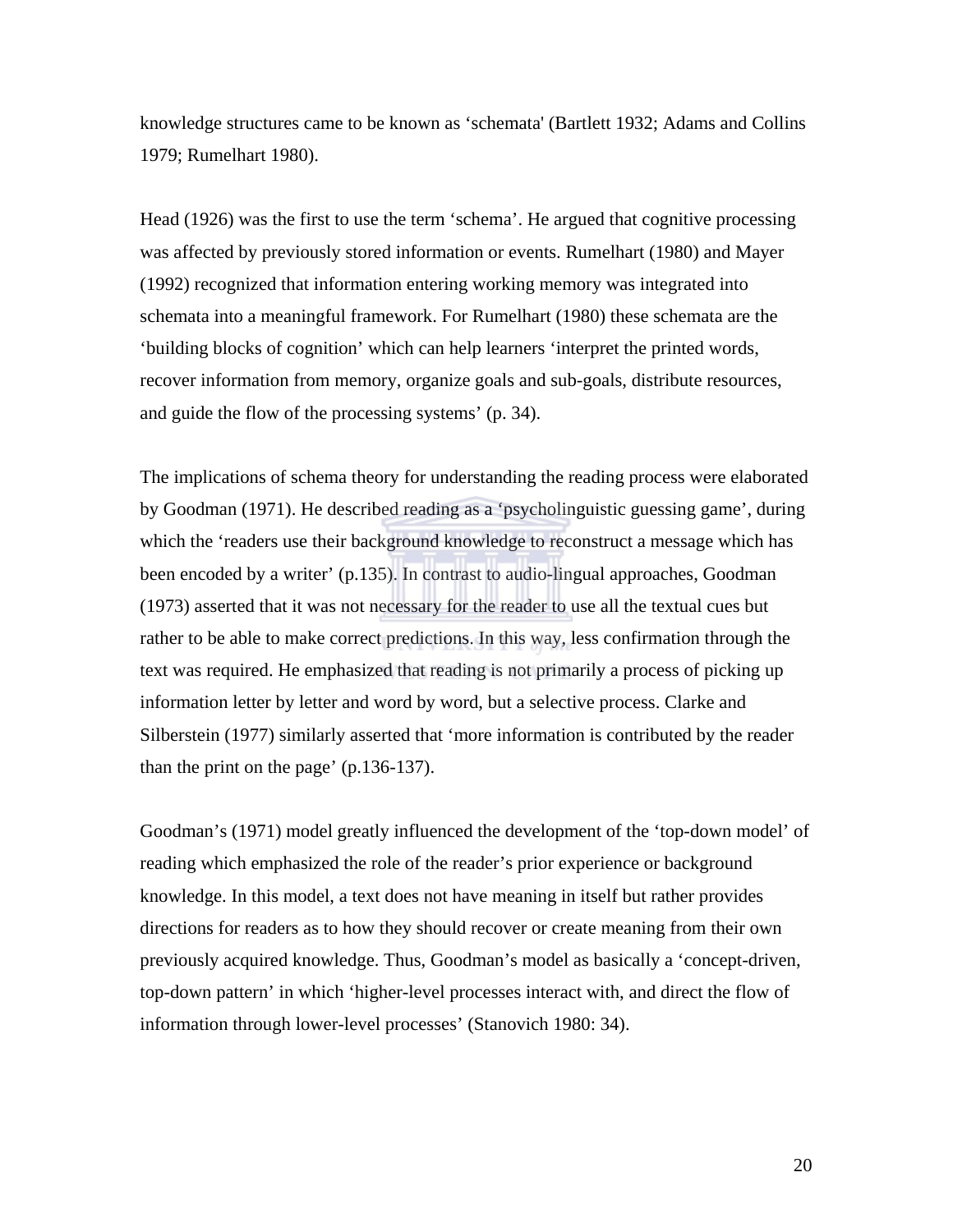knowledge structures came to be known as ‘schemata' (Bartlett 1932; Adams and Collins 1979; Rumelhart 1980).

Head (1926) was the first to use the term ‘schema’. He argued that cognitive processing was affected by previously stored information or events. Rumelhart (1980) and Mayer (1992) recognized that information entering working memory was integrated into schemata into a meaningful framework. For Rumelhart (1980) these schemata are the ‘building blocks of cognition’ which can help learners ‘interpret the printed words, recover information from memory, organize goals and sub-goals, distribute resources, and guide the flow of the processing systems’ (p. 34).

The implications of schema theory for understanding the reading process were elaborated by Goodman (1971). He described reading as a ‘psycholinguistic guessing game’, during which the ‘readers use their background knowledge to reconstruct a message which has been encoded by a writer’ (p.135). In contrast to audio-lingual approaches, Goodman (1973) asserted that it was not necessary for the reader to use all the textual cues but rather to be able to make correct predictions. In this way, less confirmation through the text was required. He emphasized that reading is not primarily a process of picking up information letter by letter and word by word, but a selective process. Clarke and Silberstein (1977) similarly asserted that ‘more information is contributed by the reader than the print on the page’ (p.136-137).

Goodman’s (1971) model greatly influenced the development of the ‘top-down model’ of reading which emphasized the role of the reader’s prior experience or background knowledge. In this model, a text does not have meaning in itself but rather provides directions for readers as to how they should recover or create meaning from their own previously acquired knowledge. Thus, Goodman’s model as basically a ‘concept-driven, top-down pattern’ in which ‘higher-level processes interact with, and direct the flow of information through lower-level processes’ (Stanovich 1980: 34).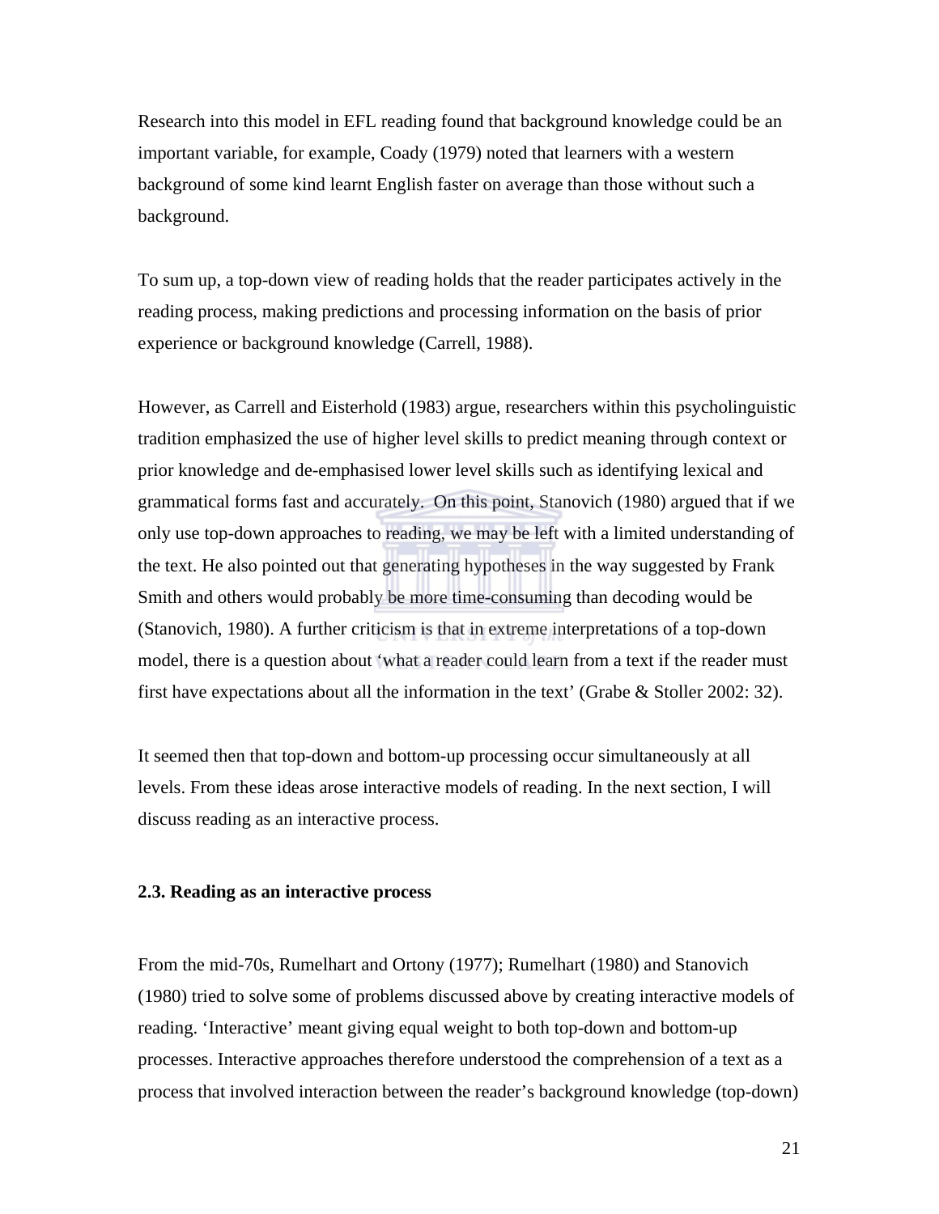Research into this model in EFL reading found that background knowledge could be an important variable, for example, Coady (1979) noted that learners with a western background of some kind learnt English faster on average than those without such a background.

To sum up, a top-down view of reading holds that the reader participates actively in the reading process, making predictions and processing information on the basis of prior experience or background knowledge (Carrell, 1988).

However, as Carrell and Eisterhold (1983) argue, researchers within this psycholinguistic tradition emphasized the use of higher level skills to predict meaning through context or prior knowledge and de-emphasised lower level skills such as identifying lexical and grammatical forms fast and accurately. On this point, Stanovich (1980) argued that if we only use top-down approaches to reading, we may be left with a limited understanding of the text. He also pointed out that generating hypotheses in the way suggested by Frank Smith and others would probably be more time-consuming than decoding would be (Stanovich, 1980). A further criticism is that in extreme interpretations of a top-down model, there is a question about 'what a reader could learn from a text if the reader must first have expectations about all the information in the text' (Grabe & Stoller 2002: 32).

It seemed then that top-down and bottom-up processing occur simultaneously at all levels. From these ideas arose interactive models of reading. In the next section, I will discuss reading as an interactive process.

### 2.3. Reading as an interactive process

From the mid-70s, Rumelhart and Ortony (1977); Rumelhart (1980) and Stanovich (1980) tried to solve some of problems discussed above by creating interactive models of reading. 'Interactive' meant giving equal weight to both top-down and bottom-up processes. Interactive approaches therefore understood the comprehension of a text as a process that involved interaction between the reader's background knowledge (top-down)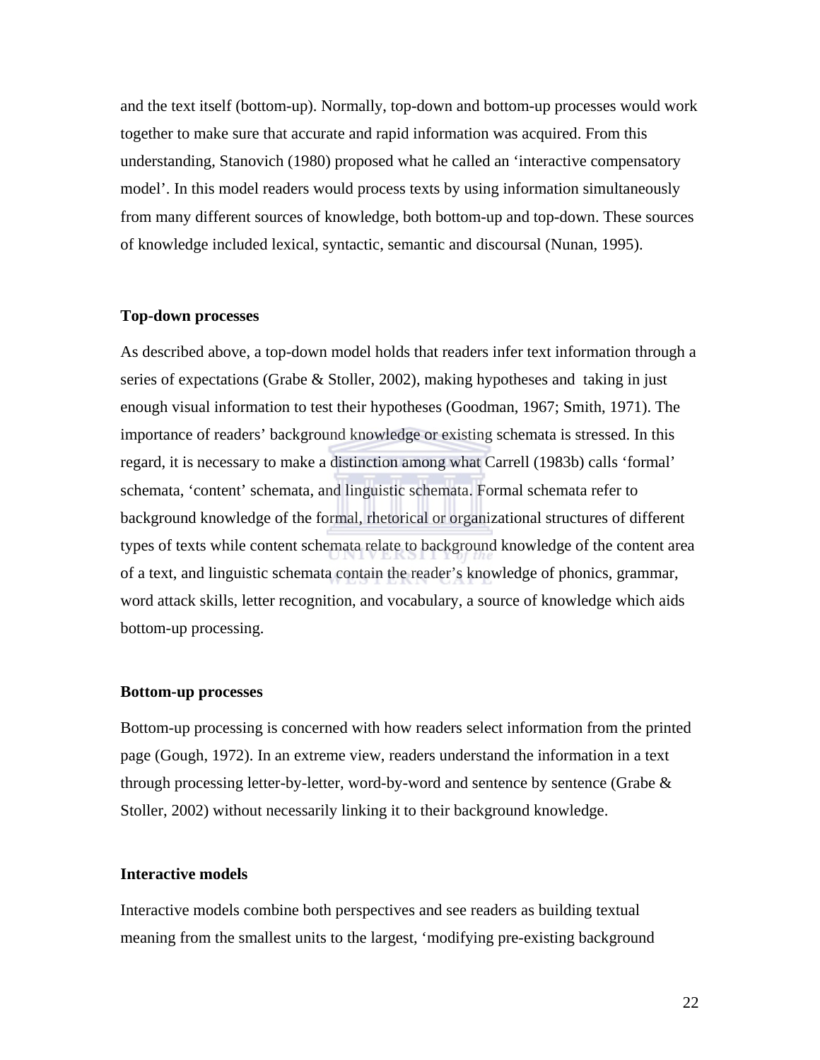and the text itself (bottom-up). Normally, top-down and bottom-up processes would work together to make sure that accurate and rapid information was acquired. From this understanding, Stanovich (1980) proposed what he called an 'interactive compensatory model'. In this model readers would process texts by using information simultaneously from many different sources of knowledge, both bottom-up and top-down. These sources of knowledge included lexical, syntactic, semantic and discoursal (Nunan, 1995).

**Top-down processes**

As described above, a top-down model holds that readers infer text information through a series of expectations (Grabe & Stoller, 2002), making hypotheses and taking in just enough visual information to test their hypotheses (Goodman, 1967; Smith, 1971). The importance of readers' background knowledge or existing schemata is stressed. In this regard, it is necessary to make a distinction among what Carrell (1983b) calls 'formal' schemata, 'content' schemata, and linguistic schemata. Formal schemata refer to background knowledge of the formal, rhetorical or organizational structures of different types of texts while content schemata relate to background knowledge of the content area of a text, and linguistic schemata contain the reader's knowledge of phonics, grammar, word attack skills, letter recognition, and vocabulary, a source of knowledge which aids bottom-up processing.

**Bottom-up processes**

Bottom-up processing is concerned with how readers select information from the printed page (Gough, 1972). In an extreme view, readers understand the information in a text through processing letter-by-letter, word-by-word and sentence by sentence (Grabe & Stoller, 2002) without necessarily linking it to their background knowledge.

**Interactive models**

Interactive models combine both perspectives and see readers as building textual meaning from the smallest units to the largest, 'modifying pre-existing background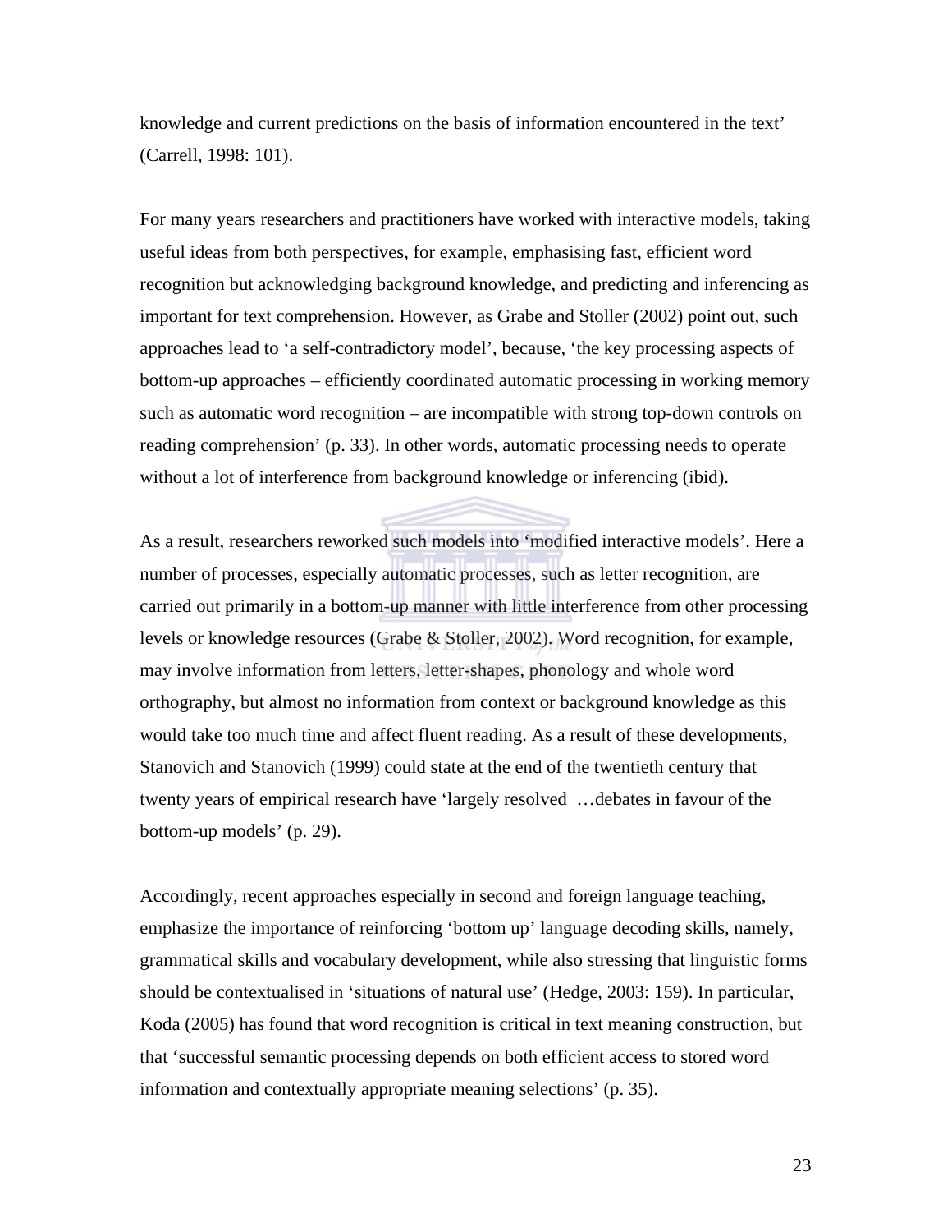knowledge and current predictions on the basis of information encountered in the text' (Carrell, 1998: 101).

For many years researchers and practitioners have worked with interactive models, taking useful ideas from both perspectives, for example, emphasising fast, efficient word recognition but acknowledging background knowledge, and predicting and inferencing as important for text comprehension. However, as Grabe and Stoller (2002) point out, such approaches lead to 'a self-contradictory model', because, 'the key processing aspects of bottom-up approaches – efficiently coordinated automatic processing in working memory such as automatic word recognition – are incompatible with strong top-down controls on reading comprehension' (p. 33). In other words, automatic processing needs to operate without a lot of interference from background knowledge or inferencing (ibid).

As a result, researchers reworked such models into 'modified interactive models'. Here a number of processes, especially automatic processes, such as letter recognition, are carried out primarily in a bottom-up manner with little interference from other processing levels or knowledge resources (Grabe & Stoller, 2002). Word recognition, for example, may involve information from letters, letter-shapes, phonology and whole word orthography, but almost no information from context or background knowledge as this would take too much time and affect fluent reading. As a result of these developments, Stanovich and Stanovich (1999) could state at the end of the twentieth century that twenty years of empirical research have 'largely resolved …debates in favour of the bottom-up models' (p. 29).

Accordingly, recent approaches especially in second and foreign language teaching, emphasize the importance of reinforcing 'bottom up' language decoding skills, namely, grammatical skills and vocabulary development, while also stressing that linguistic forms should be contextualised in 'situations of natural use' (Hedge, 2003: 159). In particular, Koda (2005) has found that word recognition is critical in text meaning construction, but that 'successful semantic processing depends on both efficient access to stored word information and contextually appropriate meaning selections' (p. 35).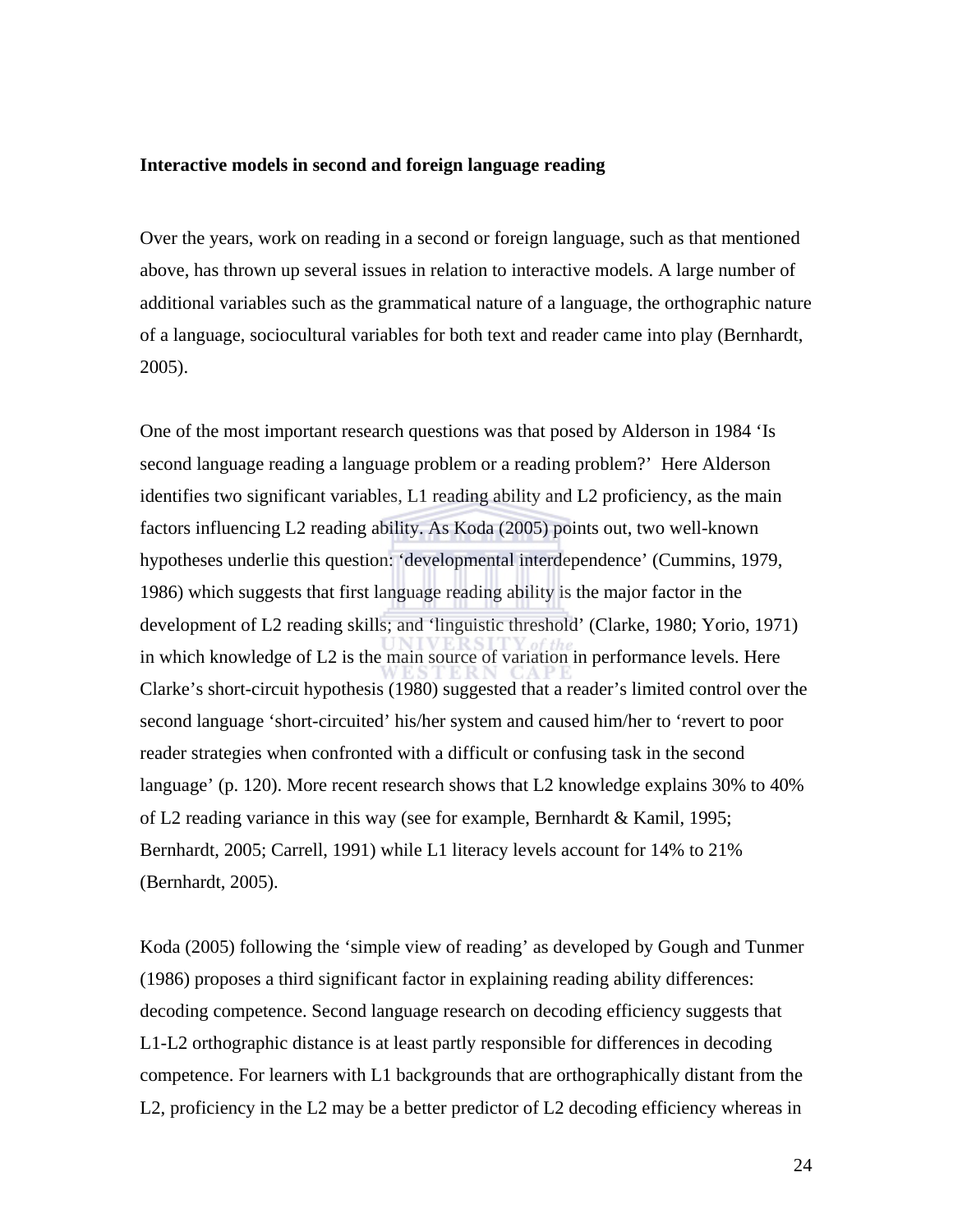**Interactive models in second and foreign language reading**

Over the years, work on reading in a second or foreign language, such as that mentioned above, has thrown up several issues in relation to interactive models. A large number of additional variables such as the grammatical nature of a language, the orthographic nature of a language, sociocultural variables for both text and reader came into play (Bernhardt, 2005).

One of the most important research questions was that posed by Alderson in 1984 'Is second language reading a language problem or a reading problem?' Here Alderson identifies two significant variables, L1 reading ability and L2 proficiency, as the main factors influencing L2 reading ability. As Koda (2005) points out, two well-known hypotheses underlie this question: 'developmental interdependence' (Cummins, 1979, 1986) which suggests that first language reading ability is the major factor in the development of L2 reading skills; and 'linguistic threshold' (Clarke, 1980; Yorio, 1971) in which knowledge of L2 is the main source of variation in performance levels. Here Clarke's short-circuit hypothesis (1980) suggested that a reader's limited control over the second language 'short-circuited' his/her system and caused him/her to 'revert to poor reader strategies when confronted with a difficult or confusing task in the second language' (p. 120). More recent research shows that L2 knowledge explains 30% to 40% of L2 reading variance in this way (see for example, Bernhardt & Kamil, 1995; Bernhardt, 2005; Carrell, 1991) while L1 literacy levels account for 14% to 21% (Bernhardt, 2005).

Koda (2005) following the 'simple view of reading' as developed by Gough and Tunmer (1986) proposes a third significant factor in explaining reading ability differences: decoding competence. Second language research on decoding efficiency suggests that L1-L2 orthographic distance is at least partly responsible for differences in decoding competence. For learners with L1 backgrounds that are orthographically distant from the L2, proficiency in the L2 may be a better predictor of L2 decoding efficiency whereas in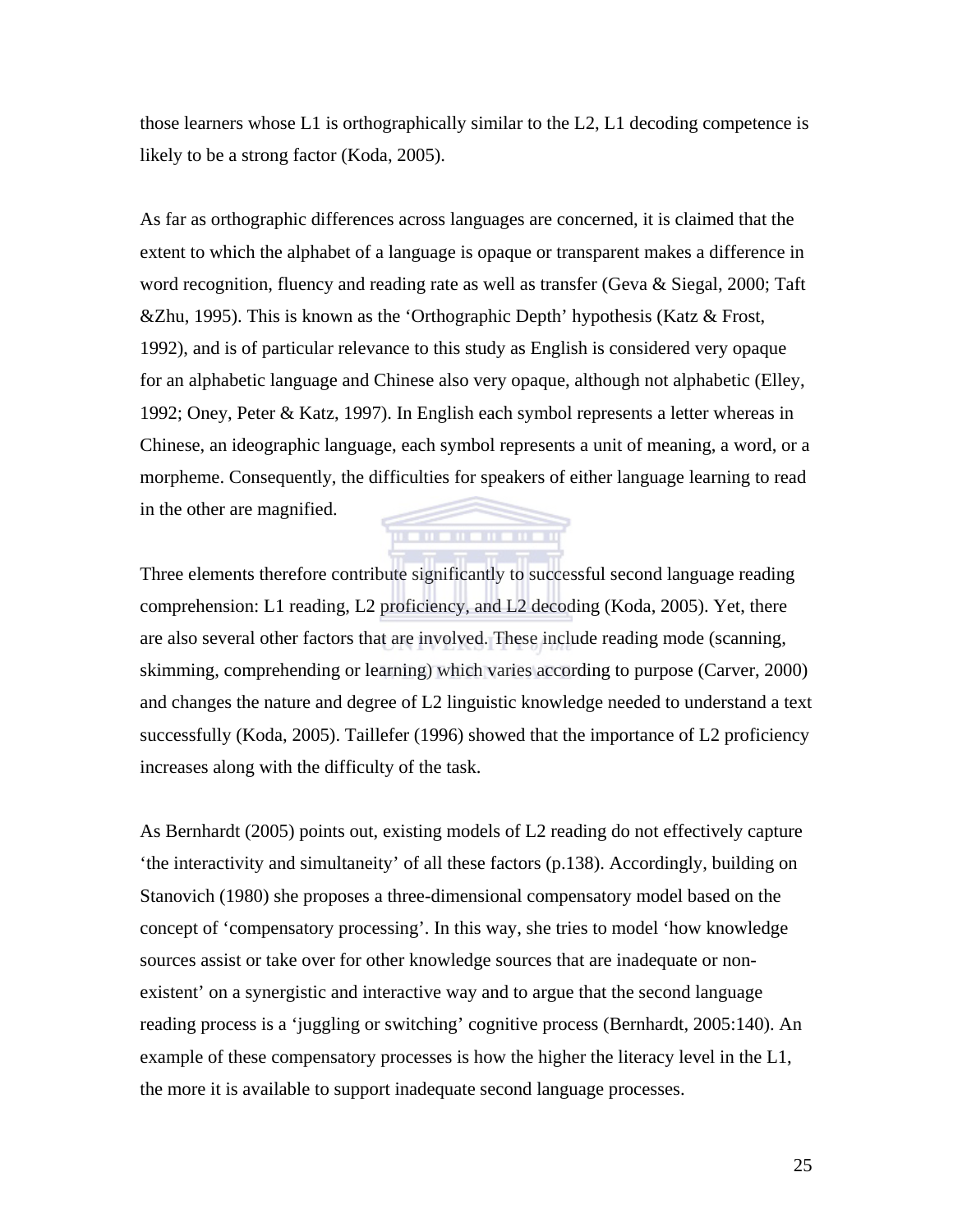those learners whose L1 is orthographically similar to the L2, L1 decoding competence is likely to be a strong factor (Koda, 2005).

As far as orthographic differences across languages are concerned, it is claimed that the extent to which the alphabet of a language is opaque or transparent makes a difference in word recognition, fluency and reading rate as well as transfer (Geva & Siegal, 2000; Taft &Zhu, 1995). This is known as the 'Orthographic Depth' hypothesis (Katz & Frost, 1992), and is of particular relevance to this study as English is considered very opaque for an alphabetic language and Chinese also very opaque, although not alphabetic (Elley, 1992; Oney, Peter & Katz, 1997). In English each symbol represents a letter whereas in Chinese, an ideographic language, each symbol represents a unit of meaning, a word, or a morpheme. Consequently, the difficulties for speakers of either language learning to read in the other are magnified.

Three elements therefore contribute significantly to successful second language reading comprehension: L1 reading, L2 proficiency, and L2 decoding (Koda, 2005). Yet, there are also several other factors that are involved. These include reading mode (scanning, skimming, comprehending or learning) which varies according to purpose (Carver, 2000) and changes the nature and degree of L2 linguistic knowledge needed to understand a text successfully (Koda, 2005). Taillefer (1996) showed that the importance of L2 proficiency increases along with the difficulty of the task.

As Bernhardt (2005) points out, existing models of L2 reading do not effectively capture 'the interactivity and simultaneity' of all these factors (p.138). Accordingly, building on Stanovich (1980) she proposes a three-dimensional compensatory model based on the concept of 'compensatory processing'. In this way, she tries to model 'how knowledge sources assist or take over for other knowledge sources that are inadequate or non-existent' on a synergistic and interactive way and to argue that the second language reading process is a 'juggling or switching' cognitive process (Bernhardt, 2005:140). An example of these compensatory processes is how the higher the literacy level in the L1, the more it is available to support inadequate second language processes.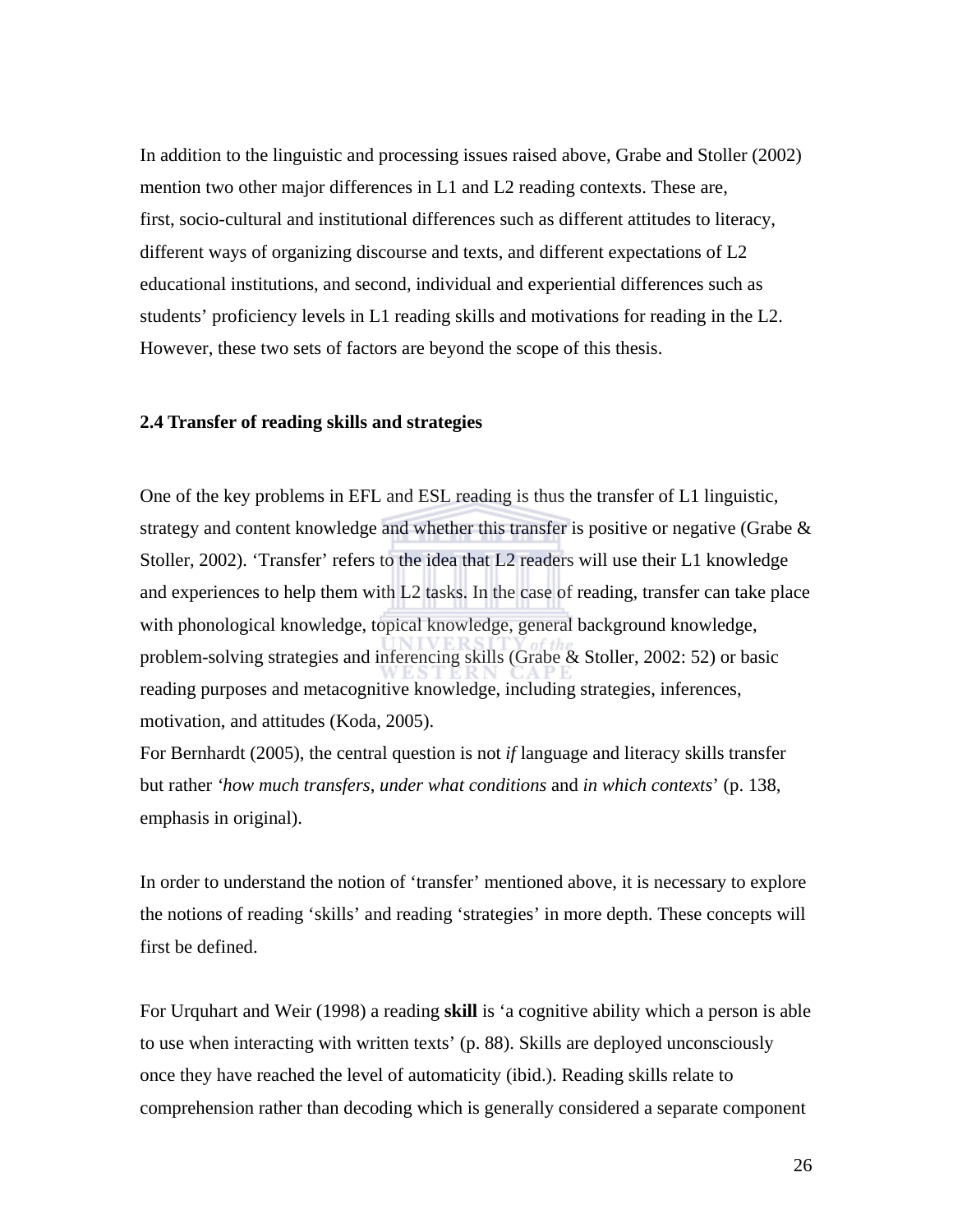In addition to the linguistic and processing issues raised above, Grabe and Stoller (2002) mention two other major differences in L1 and L2 reading contexts. These are, first, socio-cultural and institutional differences such as different attitudes to literacy, different ways of organizing discourse and texts, and different expectations of L2 educational institutions, and second, individual and experiential differences such as students' proficiency levels in L1 reading skills and motivations for reading in the L2. However, these two sets of factors are beyond the scope of this thesis.

## 2.4 Transfer of reading skills and strategies

One of the key problems in EFL and ESL reading is thus the transfer of L1 linguistic, strategy and content knowledge and whether this transfer is positive or negative (Grabe & Stoller, 2002). 'Transfer' refers to the idea that L2 readers will use their L1 knowledge and experiences to help them with L2 tasks. In the case of reading, transfer can take place with phonological knowledge, topical knowledge, general background knowledge, problem-solving strategies and inferencing skills (Grabe & Stoller, 2002: 52) or basic reading purposes and metacognitive knowledge, including strategies, inferences, motivation, and attitudes (Koda, 2005).
For Bernhardt (2005), the central question is not *if* language and literacy skills transfer but rather '*how much transfers*, *under what conditions* and *in which contexts*' (p. 138, emphasis in original).

In order to understand the notion of 'transfer' mentioned above, it is necessary to explore the notions of reading 'skills' and reading 'strategies' in more depth. These concepts will first be defined.

For Urquhart and Weir (1998) a reading **skill** is 'a cognitive ability which a person is able to use when interacting with written texts' (p. 88). Skills are deployed unconsciously once they have reached the level of automaticity (ibid.). Reading skills relate to comprehension rather than decoding which is generally considered a separate component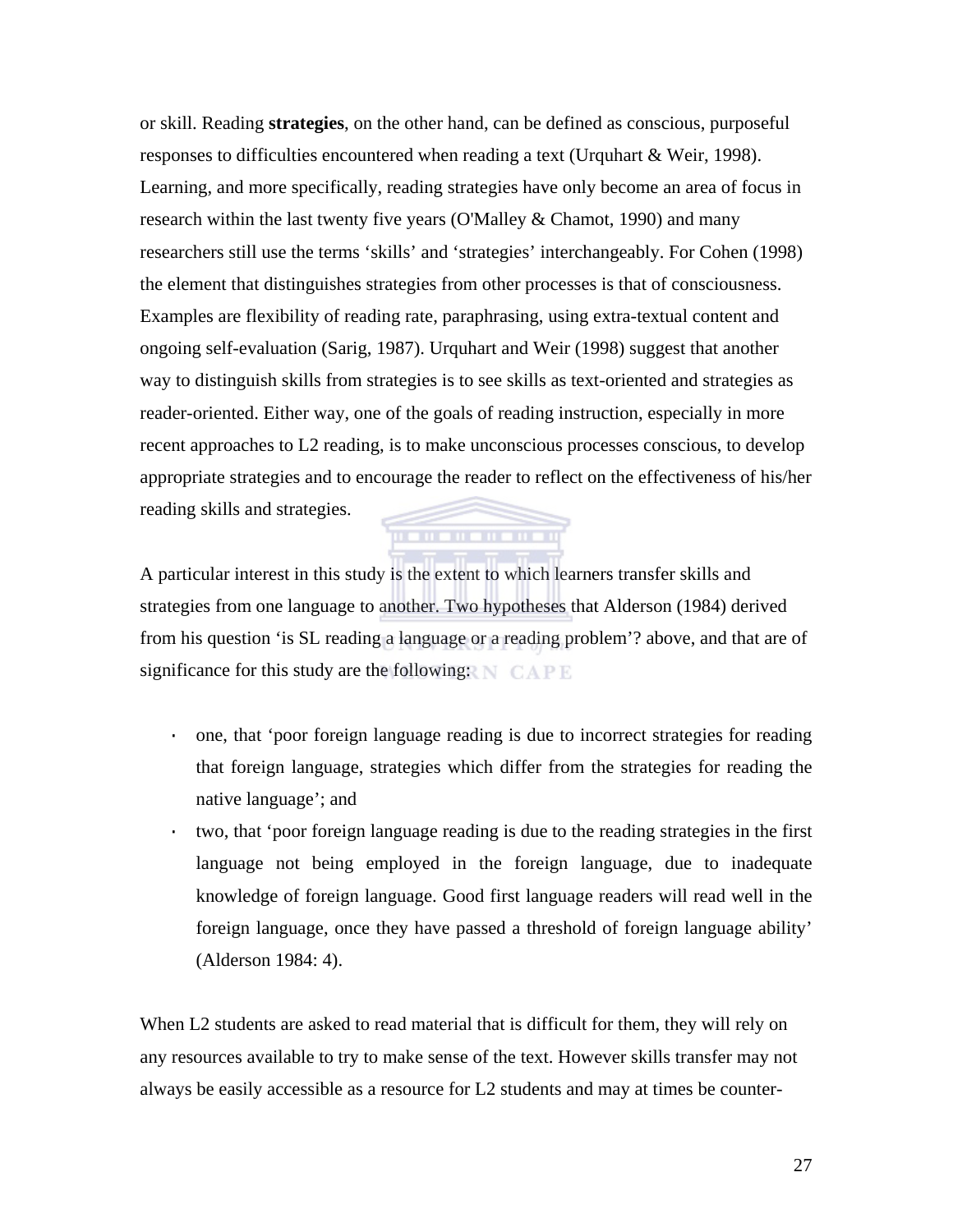or skill. Reading **strategies**, on the other hand, can be defined as conscious, purposeful responses to difficulties encountered when reading a text (Urquhart & Weir, 1998). Learning, and more specifically, reading strategies have only become an area of focus in research within the last twenty five years (O'Malley & Chamot, 1990) and many researchers still use the terms 'skills' and 'strategies' interchangeably. For Cohen (1998) the element that distinguishes strategies from other processes is that of consciousness. Examples are flexibility of reading rate, paraphrasing, using extra-textual content and ongoing self-evaluation (Sarig, 1987). Urquhart and Weir (1998) suggest that another way to distinguish skills from strategies is to see skills as text-oriented and strategies as reader-oriented. Either way, one of the goals of reading instruction, especially in more recent approaches to L2 reading, is to make unconscious processes conscious, to develop appropriate strategies and to encourage the reader to reflect on the effectiveness of his/her reading skills and strategies.

A particular interest in this study is the extent to which learners transfer skills and strategies from one language to another. Two hypotheses that Alderson (1984) derived from his question 'is SL reading a language or a reading problem'? above, and that are of significance for this study are the following:

- one, that 'poor foreign language reading is due to incorrect strategies for reading that foreign language, strategies which differ from the strategies for reading the native language'; and
- two, that 'poor foreign language reading is due to the reading strategies in the first language not being employed in the foreign language, due to inadequate knowledge of foreign language. Good first language readers will read well in the foreign language, once they have passed a threshold of foreign language ability' (Alderson 1984: 4).

When L2 students are asked to read material that is difficult for them, they will rely on any resources available to try to make sense of the text. However skills transfer may not always be easily accessible as a resource for L2 students and may at times be counter-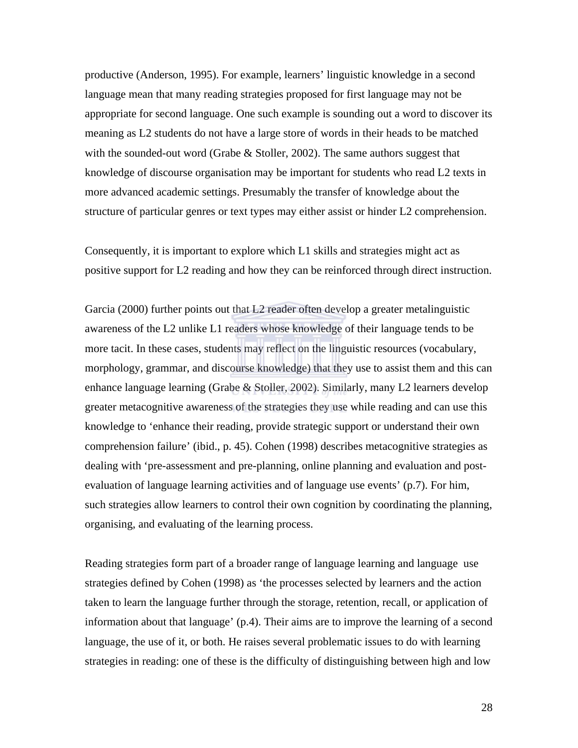productive (Anderson, 1995). For example, learners' linguistic knowledge in a second language mean that many reading strategies proposed for first language may not be appropriate for second language. One such example is sounding out a word to discover its meaning as L2 students do not have a large store of words in their heads to be matched with the sounded-out word (Grabe & Stoller, 2002). The same authors suggest that knowledge of discourse organisation may be important for students who read L2 texts in more advanced academic settings. Presumably the transfer of knowledge about the structure of particular genres or text types may either assist or hinder L2 comprehension.

Consequently, it is important to explore which L1 skills and strategies might act as positive support for L2 reading and how they can be reinforced through direct instruction.

Garcia (2000) further points out that L2 reader often develop a greater metalinguistic awareness of the L2 unlike L1 readers whose knowledge of their language tends to be more tacit. In these cases, students may reflect on the linguistic resources (vocabulary, morphology, grammar, and discourse knowledge) that they use to assist them and this can enhance language learning (Grabe & Stoller, 2002). Similarly, many L2 learners develop greater metacognitive awareness of the strategies they use while reading and can use this knowledge to 'enhance their reading, provide strategic support or understand their own comprehension failure' (ibid., p. 45). Cohen (1998) describes metacognitive strategies as dealing with 'pre-assessment and pre-planning, online planning and evaluation and post-evaluation of language learning activities and of language use events' (p.7). For him, such strategies allow learners to control their own cognition by coordinating the planning, organising, and evaluating of the learning process.

Reading strategies form part of a broader range of language learning and language use strategies defined by Cohen (1998) as 'the processes selected by learners and the action taken to learn the language further through the storage, retention, recall, or application of information about that language' (p.4). Their aims are to improve the learning of a second language, the use of it, or both. He raises several problematic issues to do with learning strategies in reading: one of these is the difficulty of distinguishing between high and low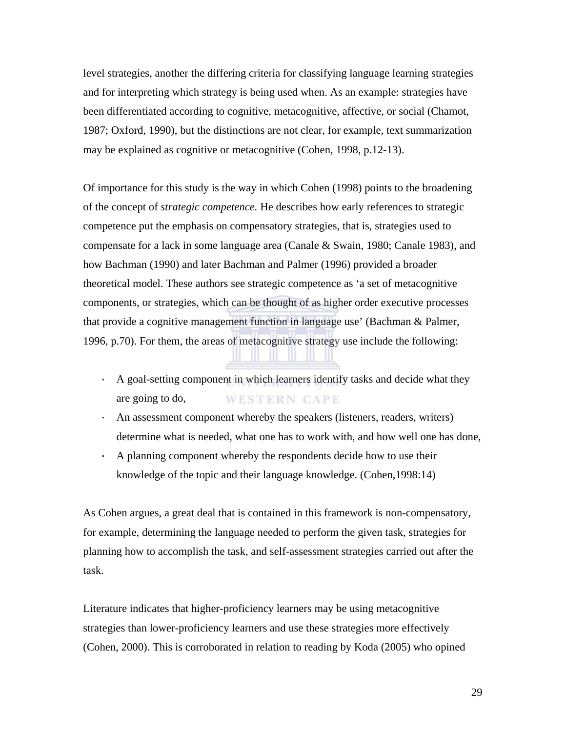level strategies, another the differing criteria for classifying language learning strategies and for interpreting which strategy is being used when. As an example: strategies have been differentiated according to cognitive, metacognitive, affective, or social (Chamot, 1987; Oxford, 1990), but the distinctions are not clear, for example, text summarization may be explained as cognitive or metacognitive (Cohen, 1998, p.12-13).

Of importance for this study is the way in which Cohen (1998) points to the broadening of the concept of *strategic competence.* He describes how early references to strategic competence put the emphasis on compensatory strategies, that is, strategies used to compensate for a lack in some language area (Canale & Swain, 1980; Canale 1983), and how Bachman (1990) and later Bachman and Palmer (1996) provided a broader theoretical model. These authors see strategic competence as 'a set of metacognitive components, or strategies, which can be thought of as higher order executive processes that provide a cognitive management function in language use' (Bachman & Palmer, 1996, p.70). For them, the areas of metacognitive strategy use include the following:

- A goal-setting component in which learners identify tasks and decide what they are going to do,
- An assessment component whereby the speakers (listeners, readers, writers) determine what is needed, what one has to work with, and how well one has done,
- A planning component whereby the respondents decide how to use their knowledge of the topic and their language knowledge. (Cohen,1998:14)

As Cohen argues, a great deal that is contained in this framework is non-compensatory, for example, determining the language needed to perform the given task, strategies for planning how to accomplish the task, and self-assessment strategies carried out after the task.

Literature indicates that higher-proficiency learners may be using metacognitive strategies than lower-proficiency learners and use these strategies more effectively (Cohen, 2000). This is corroborated in relation to reading by Koda (2005) who opined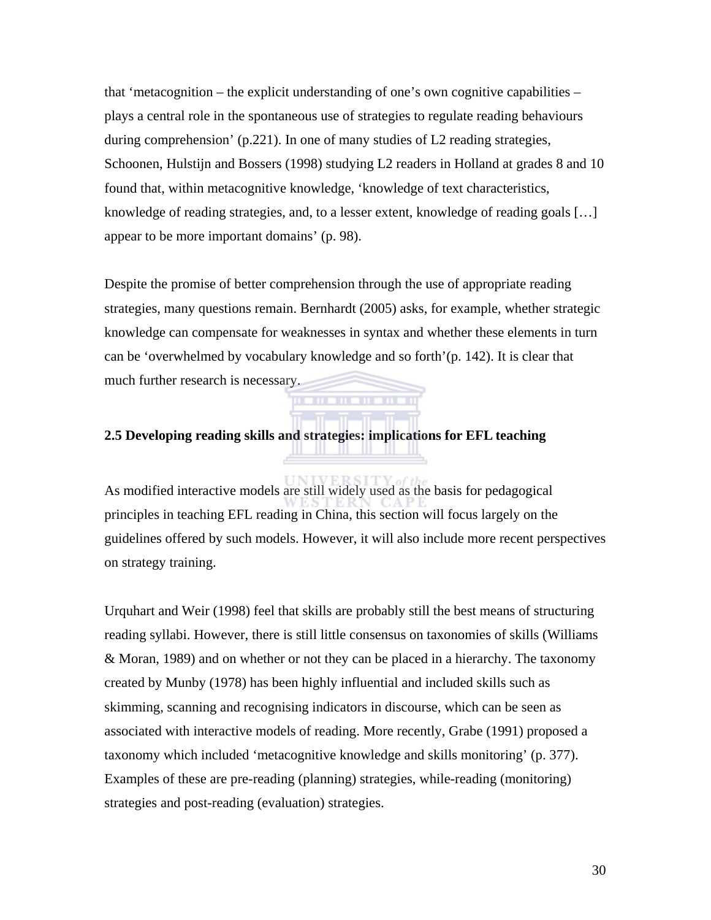that 'metacognition – the explicit understanding of one's own cognitive capabilities – plays a central role in the spontaneous use of strategies to regulate reading behaviours during comprehension' (p.221). In one of many studies of L2 reading strategies, Schoonen, Hulstijn and Bossers (1998) studying L2 readers in Holland at grades 8 and 10 found that, within metacognitive knowledge, 'knowledge of text characteristics, knowledge of reading strategies, and, to a lesser extent, knowledge of reading goals […] appear to be more important domains' (p. 98).

Despite the promise of better comprehension through the use of appropriate reading strategies, many questions remain. Bernhardt (2005) asks, for example, whether strategic knowledge can compensate for weaknesses in syntax and whether these elements in turn can be 'overwhelmed by vocabulary knowledge and so forth'(p. 142). It is clear that much further research is necessary.

### 2.5 Developing reading skills and strategies: implications for EFL teaching

As modified interactive models are still widely used as the basis for pedagogical principles in teaching EFL reading in China, this section will focus largely on the guidelines offered by such models. However, it will also include more recent perspectives on strategy training.

Urquhart and Weir (1998) feel that skills are probably still the best means of structuring reading syllabi. However, there is still little consensus on taxonomies of skills (Williams & Moran, 1989) and on whether or not they can be placed in a hierarchy. The taxonomy created by Munby (1978) has been highly influential and included skills such as skimming, scanning and recognising indicators in discourse, which can be seen as associated with interactive models of reading. More recently, Grabe (1991) proposed a taxonomy which included 'metacognitive knowledge and skills monitoring' (p. 377). Examples of these are pre-reading (planning) strategies, while-reading (monitoring) strategies and post-reading (evaluation) strategies.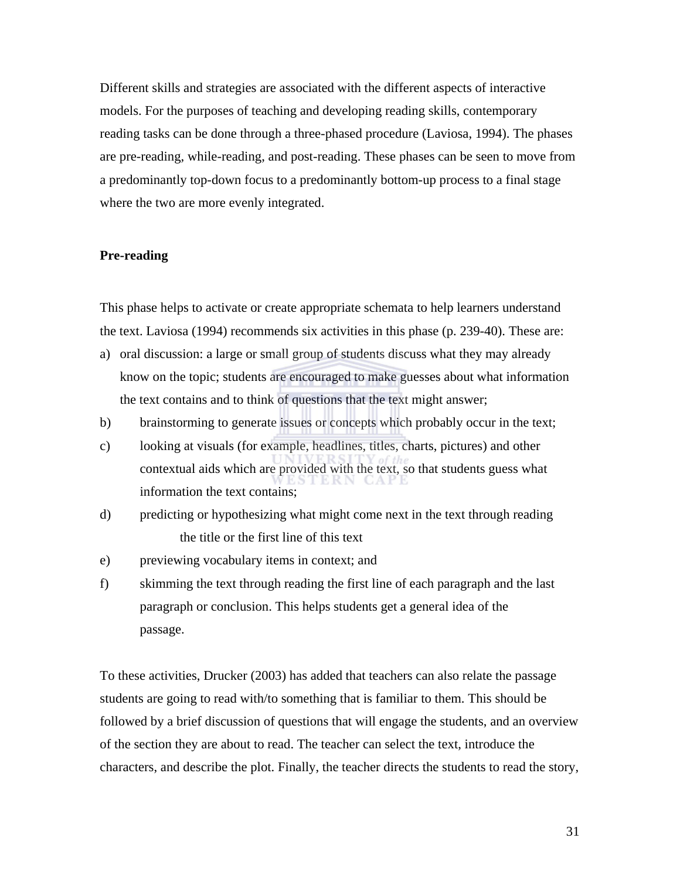Different skills and strategies are associated with the different aspects of interactive models. For the purposes of teaching and developing reading skills, contemporary reading tasks can be done through a three-phased procedure (Laviosa, 1994). The phases are pre-reading, while-reading, and post-reading. These phases can be seen to move from a predominantly top-down focus to a predominantly bottom-up process to a final stage where the two are more evenly integrated.

**Pre-reading**

This phase helps to activate or create appropriate schemata to help learners understand the text. Laviosa (1994) recommends six activities in this phase (p. 239-40). These are:

a) oral discussion: a large or small group of students discuss what they may already know on the topic; students are encouraged to make guesses about what information the text contains and to think of questions that the text might answer;
b) brainstorming to generate issues or concepts which probably occur in the text;
c) looking at visuals (for example, headlines, titles, charts, pictures) and other contextual aids which are provided with the text, so that students guess what information the text contains;
d) predicting or hypothesizing what might come next in the text through reading the title or the first line of this text
e) previewing vocabulary items in context; and
f) skimming the text through reading the first line of each paragraph and the last paragraph or conclusion. This helps students get a general idea of the passage.

To these activities, Drucker (2003) has added that teachers can also relate the passage students are going to read with/to something that is familiar to them. This should be followed by a brief discussion of questions that will engage the students, and an overview of the section they are about to read. The teacher can select the text, introduce the characters, and describe the plot. Finally, the teacher directs the students to read the story,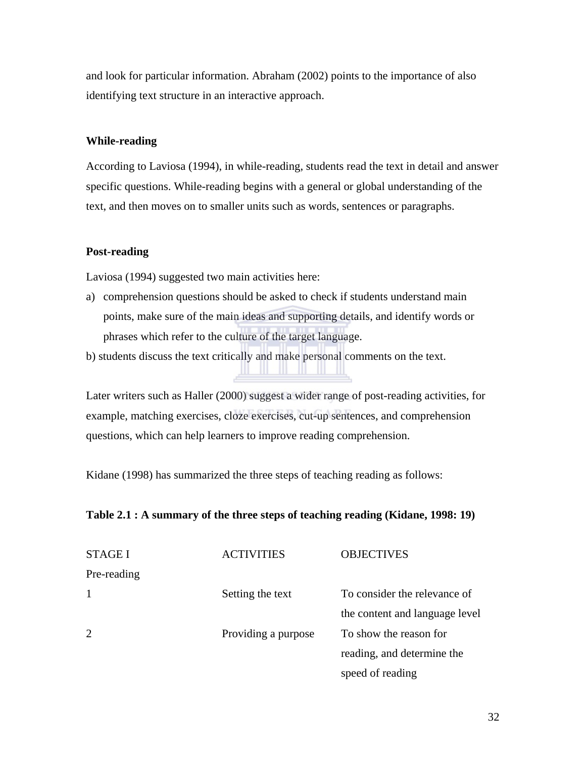and look for particular information. Abraham (2002) points to the importance of also identifying text structure in an interactive approach.

**While-reading**

According to Laviosa (1994), in while-reading, students read the text in detail and answer specific questions. While-reading begins with a general or global understanding of the text, and then moves on to smaller units such as words, sentences or paragraphs.

**Post-reading**

Laviosa (1994) suggested two main activities here:

a) comprehension questions should be asked to check if students understand main points, make sure of the main ideas and supporting details, and identify words or phrases which refer to the culture of the target language.

b) students discuss the text critically and make personal comments on the text.

Later writers such as Haller (2000) suggest a wider range of post-reading activities, for example, matching exercises, cloze exercises, cut-up sentences, and comprehension questions, which can help learners to improve reading comprehension.

Kidane (1998) has summarized the three steps of teaching reading as follows:

**Table 2.1 : A summary of the three steps of teaching reading (Kidane, 1998: 19)**

| STAGE I | ACTIVITIES | OBJECTIVES |
|---|---|---|
| Pre-reading | | |
| 1 | Setting the text | To consider the relevance of the content and language level |
| 2 | Providing a purpose | To show the reason for reading, and determine the speed of reading |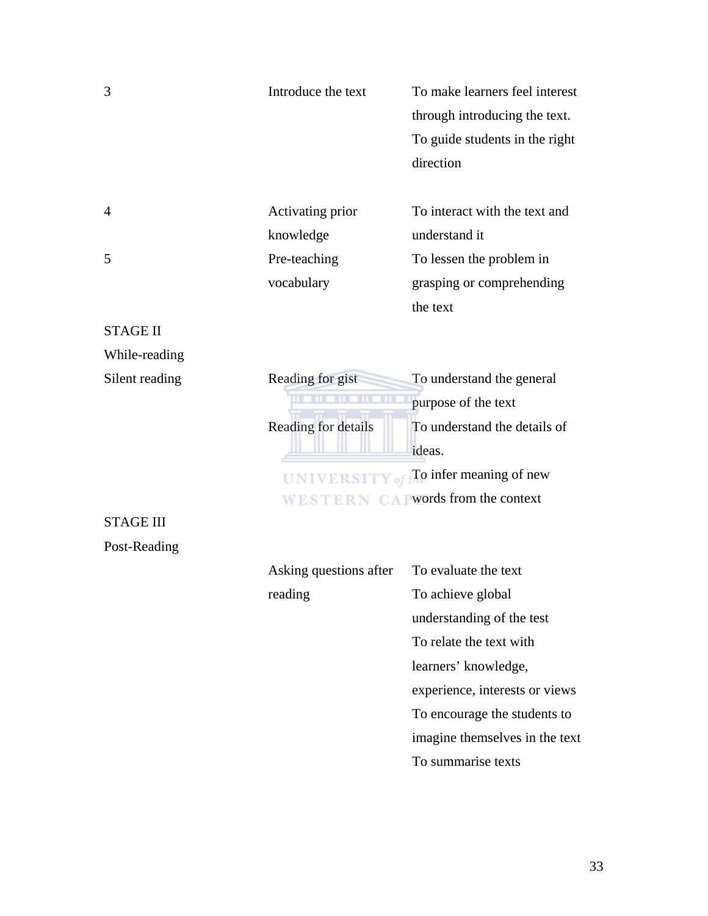| | | |
|---|---|---|
| 3 | Introduce the text | To make learners feel interest through introducing the text. To guide students in the right direction |
| 4 | Activating prior knowledge | To interact with the text and understand it |
| 5 | Pre-teaching vocabulary | To lessen the problem in grasping or comprehending the text |
| STAGE II While-reading | | |
| Silent reading | Reading for gist | To understand the general purpose of the text |
| | Reading for details | To understand the details of ideas. To infer meaning of new words from the context |
| STAGE III Post-Reading | | |
| | Asking questions after reading | To evaluate the text To achieve global understanding of the test To relate the text with learners' knowledge, experience, interests or views To encourage the students to imagine themselves in the text To summarise texts |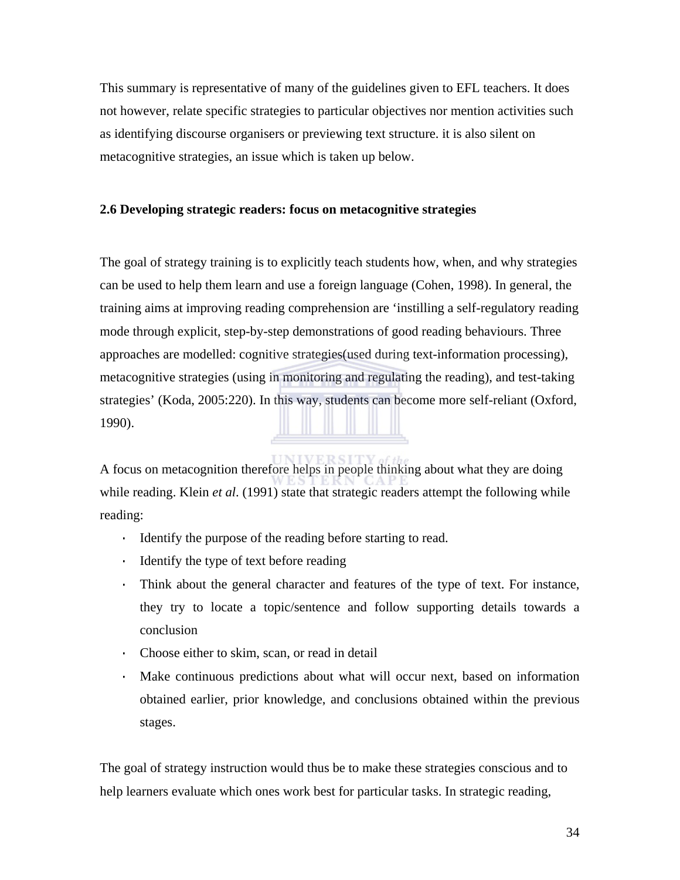This summary is representative of many of the guidelines given to EFL teachers. It does not however, relate specific strategies to particular objectives nor mention activities such as identifying discourse organisers or previewing text structure. it is also silent on metacognitive strategies, an issue which is taken up below.

## 2.6 Developing strategic readers: focus on metacognitive strategies

The goal of strategy training is to explicitly teach students how, when, and why strategies can be used to help them learn and use a foreign language (Cohen, 1998). In general, the training aims at improving reading comprehension are 'instilling a self-regulatory reading mode through explicit, step-by-step demonstrations of good reading behaviours. Three approaches are modelled: cognitive strategies(used during text-information processing), metacognitive strategies (using in monitoring and regulating the reading), and test-taking strategies' (Koda, 2005:220). In this way, students can become more self-reliant (Oxford, 1990).

A focus on metacognition therefore helps in people thinking about what they are doing while reading. Klein *et al*. (1991) state that strategic readers attempt the following while reading:

- Identify the purpose of the reading before starting to read.
- Identify the type of text before reading
- Think about the general character and features of the type of text. For instance, they try to locate a topic/sentence and follow supporting details towards a conclusion
- Choose either to skim, scan, or read in detail
- Make continuous predictions about what will occur next, based on information obtained earlier, prior knowledge, and conclusions obtained within the previous stages.

The goal of strategy instruction would thus be to make these strategies conscious and to help learners evaluate which ones work best for particular tasks. In strategic reading,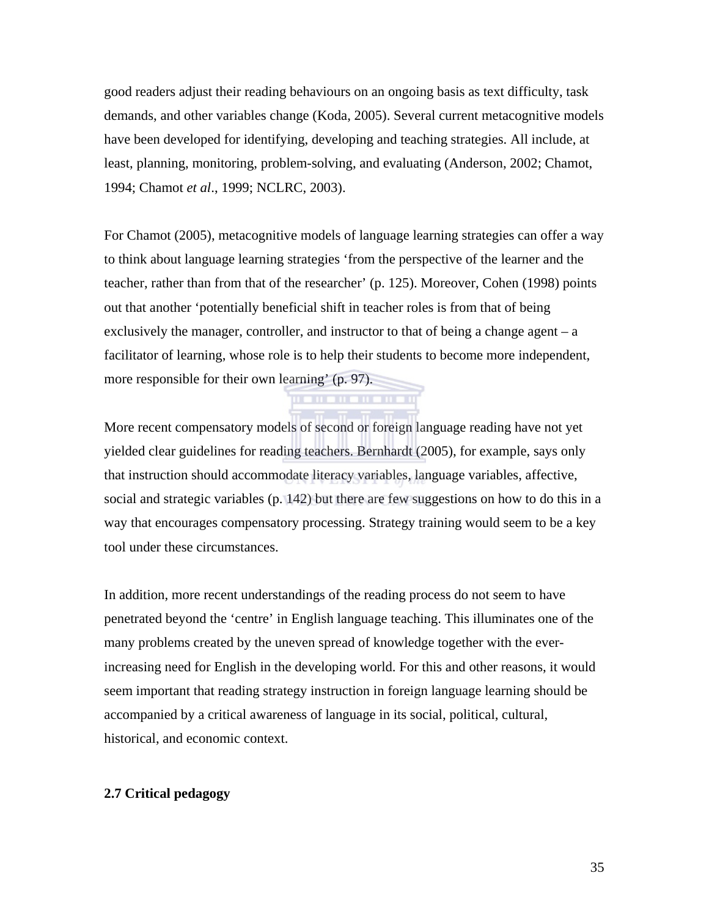good readers adjust their reading behaviours on an ongoing basis as text difficulty, task demands, and other variables change (Koda, 2005). Several current metacognitive models have been developed for identifying, developing and teaching strategies. All include, at least, planning, monitoring, problem-solving, and evaluating (Anderson, 2002; Chamot, 1994; Chamot *et al*., 1999; NCLRC, 2003).

For Chamot (2005), metacognitive models of language learning strategies can offer a way to think about language learning strategies 'from the perspective of the learner and the teacher, rather than from that of the researcher' (p. 125). Moreover, Cohen (1998) points out that another 'potentially beneficial shift in teacher roles is from that of being exclusively the manager, controller, and instructor to that of being a change agent – a facilitator of learning, whose role is to help their students to become more independent, more responsible for their own learning' (p. 97).

More recent compensatory models of second or foreign language reading have not yet yielded clear guidelines for reading teachers. Bernhardt (2005), for example, says only that instruction should accommodate literacy variables, language variables, affective, social and strategic variables (p. 142) but there are few suggestions on how to do this in a way that encourages compensatory processing. Strategy training would seem to be a key tool under these circumstances.

In addition, more recent understandings of the reading process do not seem to have penetrated beyond the 'centre' in English language teaching. This illuminates one of the many problems created by the uneven spread of knowledge together with the ever-increasing need for English in the developing world. For this and other reasons, it would seem important that reading strategy instruction in foreign language learning should be accompanied by a critical awareness of language in its social, political, cultural, historical, and economic context.

## 2.7 Critical pedagogy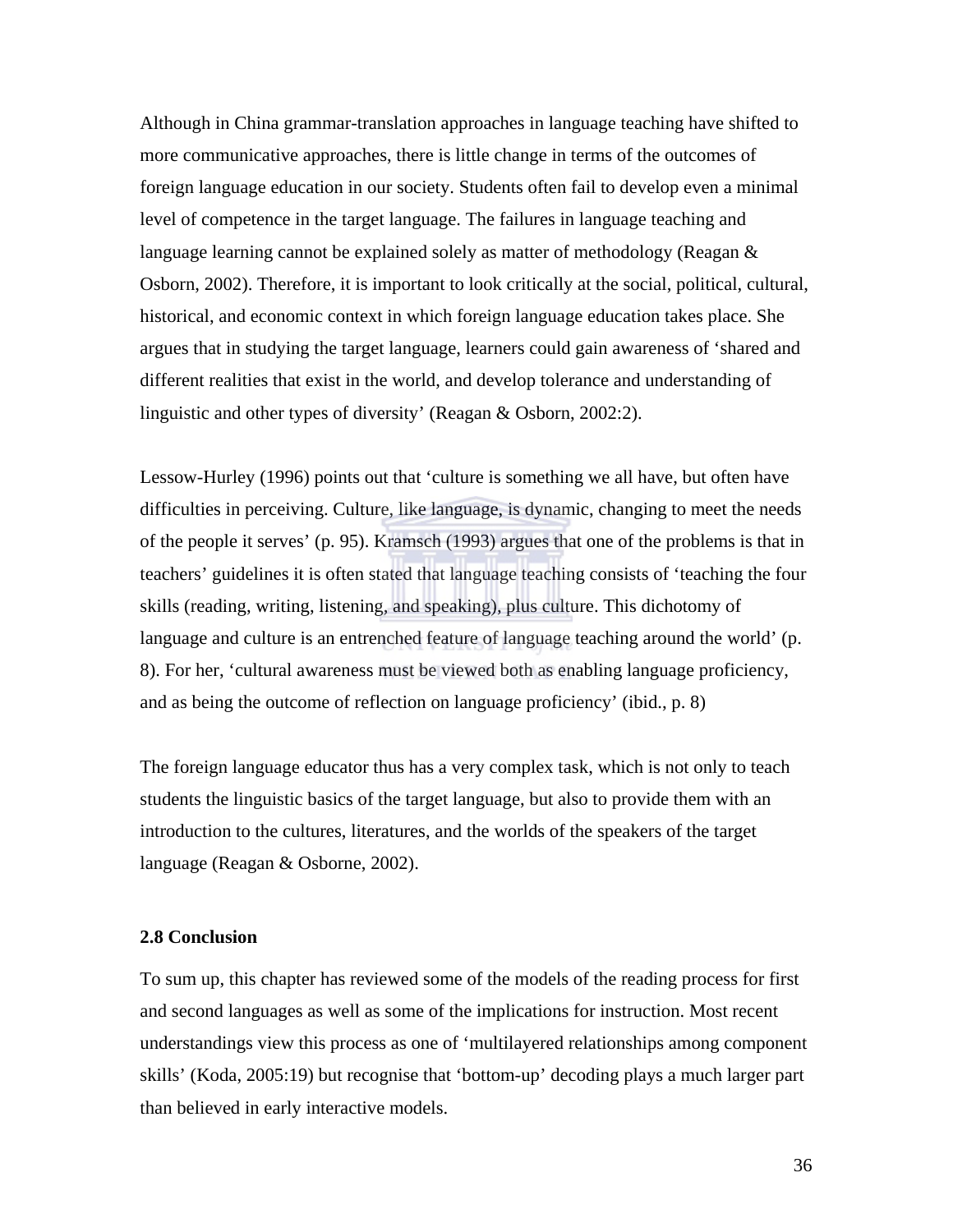Although in China grammar-translation approaches in language teaching have shifted to more communicative approaches, there is little change in terms of the outcomes of foreign language education in our society. Students often fail to develop even a minimal level of competence in the target language. The failures in language teaching and language learning cannot be explained solely as matter of methodology (Reagan & Osborn, 2002). Therefore, it is important to look critically at the social, political, cultural, historical, and economic context in which foreign language education takes place. She argues that in studying the target language, learners could gain awareness of 'shared and different realities that exist in the world, and develop tolerance and understanding of linguistic and other types of diversity' (Reagan & Osborn, 2002:2).

Lessow-Hurley (1996) points out that 'culture is something we all have, but often have difficulties in perceiving. Culture, like language, is dynamic, changing to meet the needs of the people it serves' (p. 95). Kramsch (1993) argues that one of the problems is that in teachers' guidelines it is often stated that language teaching consists of 'teaching the four skills (reading, writing, listening, and speaking), plus culture. This dichotomy of language and culture is an entrenched feature of language teaching around the world' (p. 8). For her, 'cultural awareness must be viewed both as enabling language proficiency, and as being the outcome of reflection on language proficiency' (ibid., p. 8)

The foreign language educator thus has a very complex task, which is not only to teach students the linguistic basics of the target language, but also to provide them with an introduction to the cultures, literatures, and the worlds of the speakers of the target language (Reagan & Osborne, 2002).

**2.8 Conclusion**

To sum up, this chapter has reviewed some of the models of the reading process for first and second languages as well as some of the implications for instruction. Most recent understandings view this process as one of 'multilayered relationships among component skills' (Koda, 2005:19) but recognise that 'bottom-up' decoding plays a much larger part than believed in early interactive models.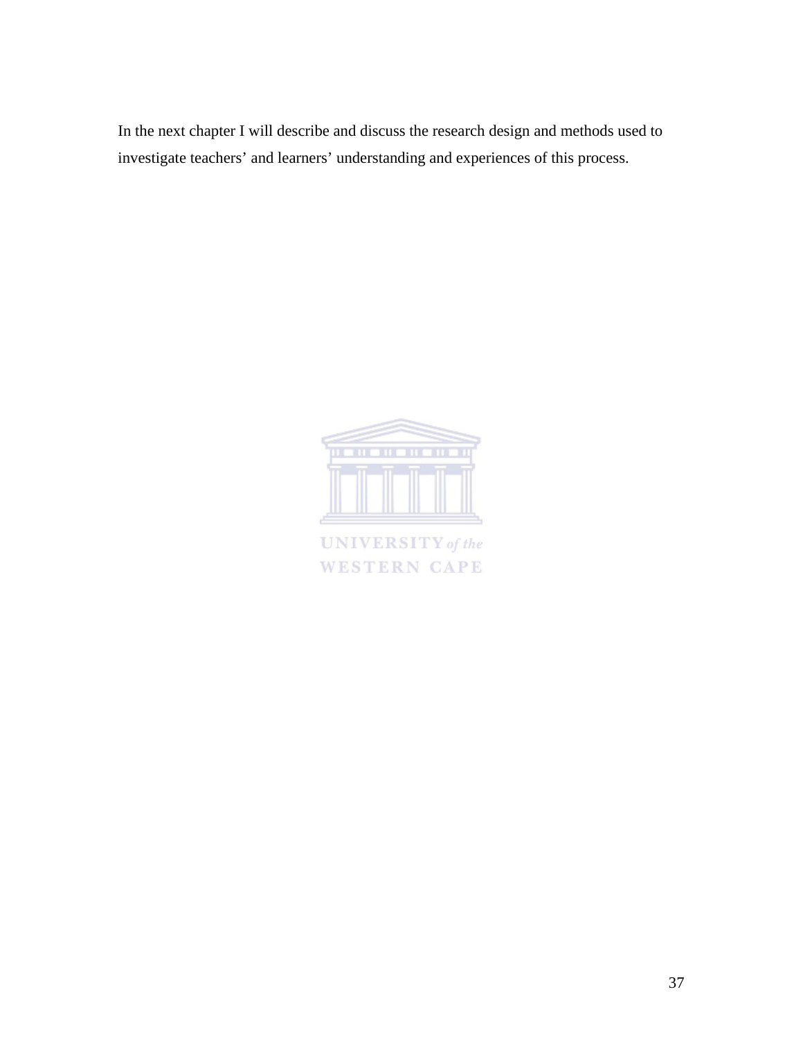In the next chapter I will describe and discuss the research design and methods used to investigate teachers' and learners' understanding and experiences of this process.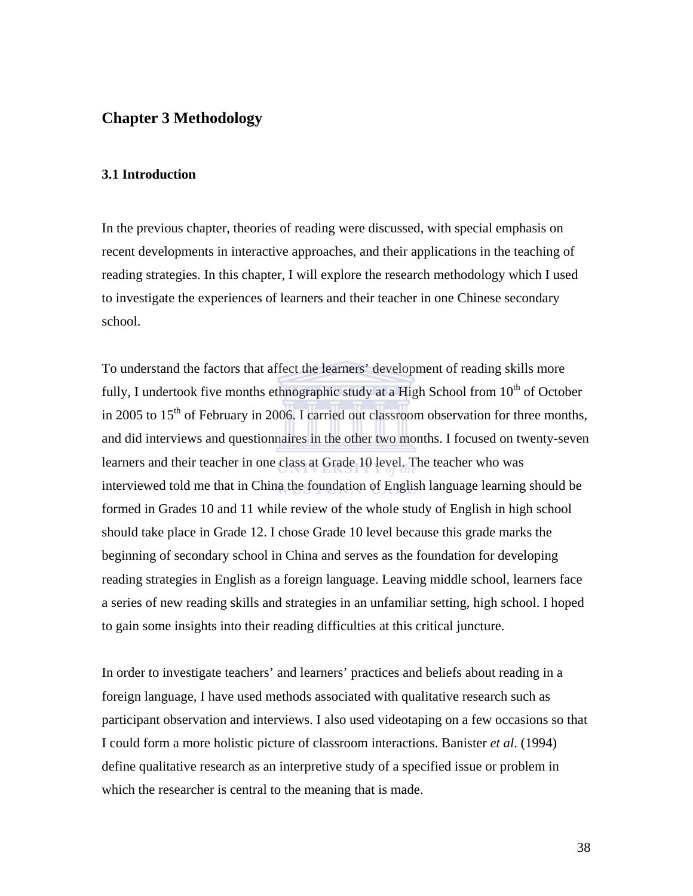## Chapter 3 Methodology

### 3.1 Introduction

In the previous chapter, theories of reading were discussed, with special emphasis on recent developments in interactive approaches, and their applications in the teaching of reading strategies. In this chapter, I will explore the research methodology which I used to investigate the experiences of learners and their teacher in one Chinese secondary school.

To understand the factors that affect the learners' development of reading skills more fully, I undertook five months ethnographic study at a High School from 10th of October in 2005 to 15th of February in 2006. I carried out classroom observation for three months, and did interviews and questionnaires in the other two months. I focused on twenty-seven learners and their teacher in one class at Grade 10 level. The teacher who was interviewed told me that in China the foundation of English language learning should be formed in Grades 10 and 11 while review of the whole study of English in high school should take place in Grade 12. I chose Grade 10 level because this grade marks the beginning of secondary school in China and serves as the foundation for developing reading strategies in English as a foreign language. Leaving middle school, learners face a series of new reading skills and strategies in an unfamiliar setting, high school. I hoped to gain some insights into their reading difficulties at this critical juncture.

In order to investigate teachers' and learners' practices and beliefs about reading in a foreign language, I have used methods associated with qualitative research such as participant observation and interviews. I also used videotaping on a few occasions so that I could form a more holistic picture of classroom interactions. Banister *et al*. (1994) define qualitative research as an interpretive study of a specified issue or problem in which the researcher is central to the meaning that is made.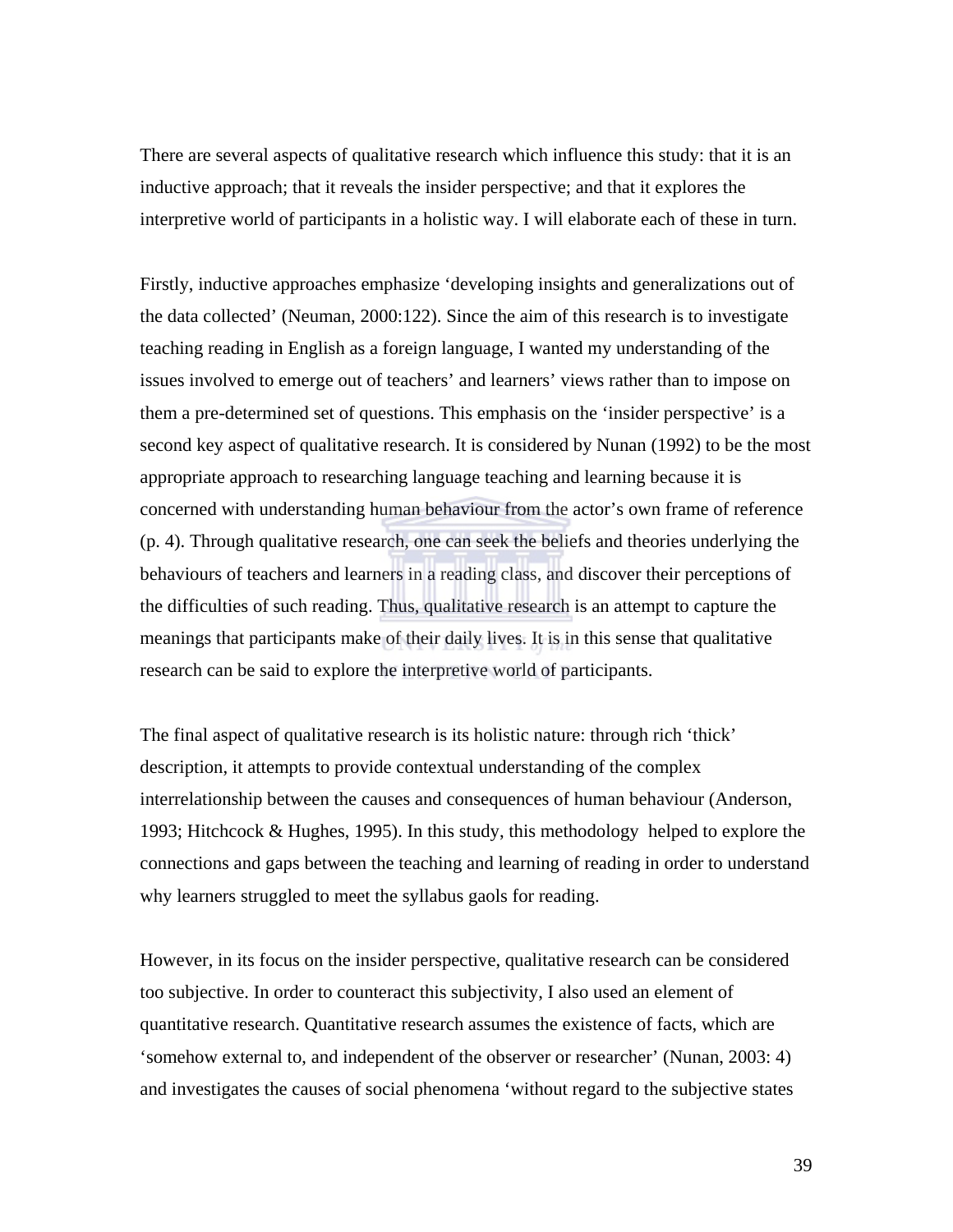There are several aspects of qualitative research which influence this study: that it is an inductive approach; that it reveals the insider perspective; and that it explores the interpretive world of participants in a holistic way. I will elaborate each of these in turn.

Firstly, inductive approaches emphasize 'developing insights and generalizations out of the data collected' (Neuman, 2000:122). Since the aim of this research is to investigate teaching reading in English as a foreign language, I wanted my understanding of the issues involved to emerge out of teachers' and learners' views rather than to impose on them a pre-determined set of questions. This emphasis on the 'insider perspective' is a second key aspect of qualitative research. It is considered by Nunan (1992) to be the most appropriate approach to researching language teaching and learning because it is concerned with understanding human behaviour from the actor's own frame of reference (p. 4). Through qualitative research, one can seek the beliefs and theories underlying the behaviours of teachers and learners in a reading class, and discover their perceptions of the difficulties of such reading. Thus, qualitative research is an attempt to capture the meanings that participants make of their daily lives. It is in this sense that qualitative research can be said to explore the interpretive world of participants.

The final aspect of qualitative research is its holistic nature: through rich 'thick' description, it attempts to provide contextual understanding of the complex interrelationship between the causes and consequences of human behaviour (Anderson, 1993; Hitchcock & Hughes, 1995). In this study, this methodology helped to explore the connections and gaps between the teaching and learning of reading in order to understand why learners struggled to meet the syllabus gaols for reading.

However, in its focus on the insider perspective, qualitative research can be considered too subjective. In order to counteract this subjectivity, I also used an element of quantitative research. Quantitative research assumes the existence of facts, which are 'somehow external to, and independent of the observer or researcher' (Nunan, 2003: 4) and investigates the causes of social phenomena 'without regard to the subjective states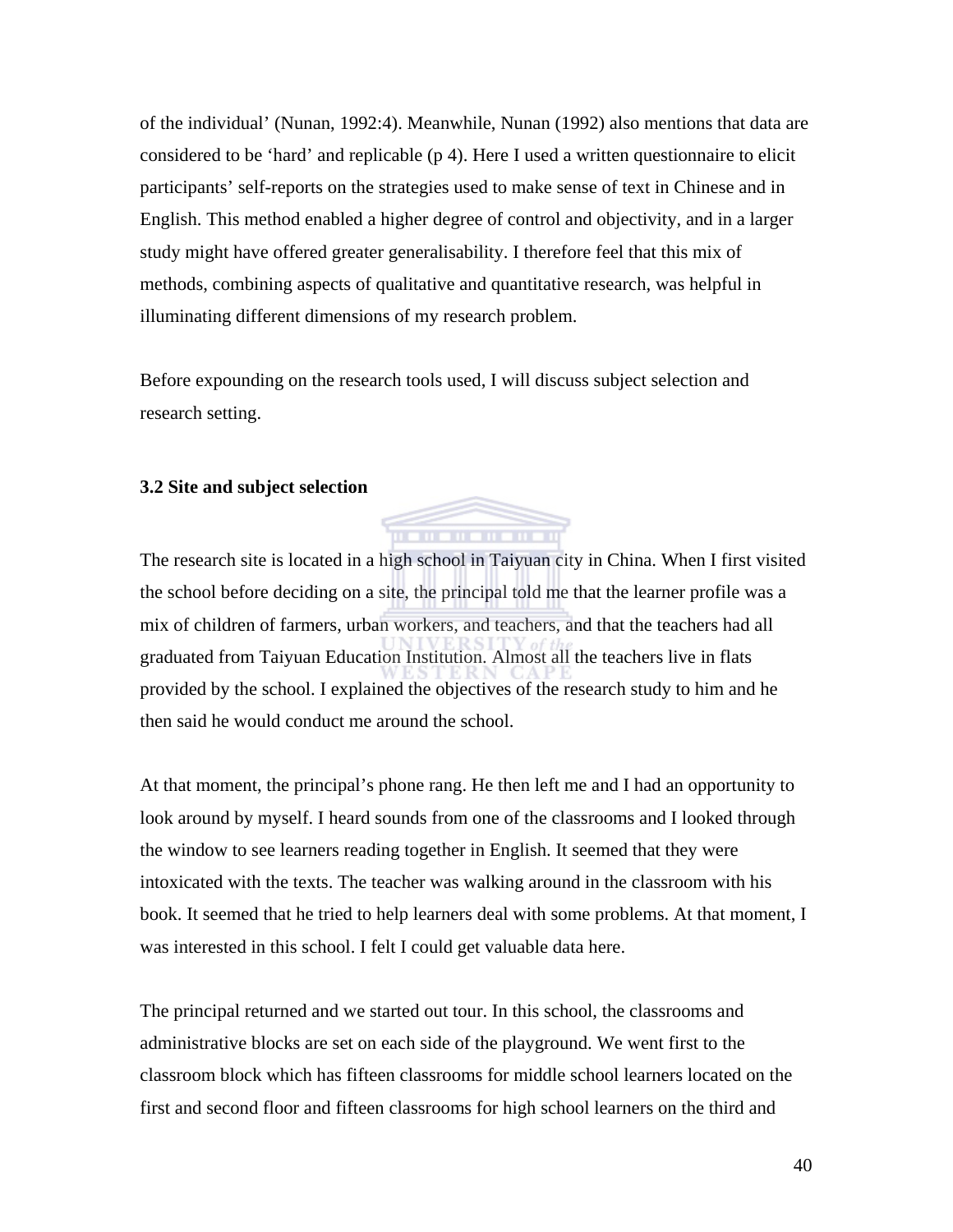of the individual' (Nunan, 1992:4). Meanwhile, Nunan (1992) also mentions that data are considered to be 'hard' and replicable (p 4). Here I used a written questionnaire to elicit participants' self-reports on the strategies used to make sense of text in Chinese and in English. This method enabled a higher degree of control and objectivity, and in a larger study might have offered greater generalisability. I therefore feel that this mix of methods, combining aspects of qualitative and quantitative research, was helpful in illuminating different dimensions of my research problem.

Before expounding on the research tools used, I will discuss subject selection and research setting.

**3.2 Site and subject selection**

The research site is located in a high school in Taiyuan city in China. When I first visited the school before deciding on a site, the principal told me that the learner profile was a mix of children of farmers, urban workers, and teachers, and that the teachers had all graduated from Taiyuan Education Institution. Almost all the teachers live in flats provided by the school. I explained the objectives of the research study to him and he then said he would conduct me around the school.

At that moment, the principal's phone rang. He then left me and I had an opportunity to look around by myself. I heard sounds from one of the classrooms and I looked through the window to see learners reading together in English. It seemed that they were intoxicated with the texts. The teacher was walking around in the classroom with his book. It seemed that he tried to help learners deal with some problems. At that moment, I was interested in this school. I felt I could get valuable data here.

The principal returned and we started out tour. In this school, the classrooms and administrative blocks are set on each side of the playground. We went first to the classroom block which has fifteen classrooms for middle school learners located on the first and second floor and fifteen classrooms for high school learners on the third and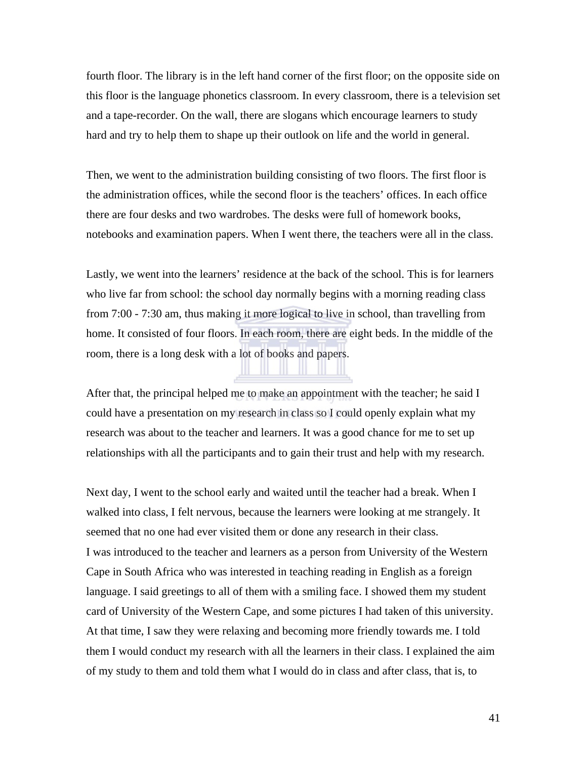fourth floor. The library is in the left hand corner of the first floor; on the opposite side on this floor is the language phonetics classroom. In every classroom, there is a television set and a tape-recorder. On the wall, there are slogans which encourage learners to study hard and try to help them to shape up their outlook on life and the world in general.

Then, we went to the administration building consisting of two floors. The first floor is the administration offices, while the second floor is the teachers' offices. In each office there are four desks and two wardrobes. The desks were full of homework books, notebooks and examination papers. When I went there, the teachers were all in the class.

Lastly, we went into the learners' residence at the back of the school. This is for learners who live far from school: the school day normally begins with a morning reading class from 7:00 - 7:30 am, thus making it more logical to live in school, than travelling from home. It consisted of four floors. In each room, there are eight beds. In the middle of the room, there is a long desk with a lot of books and papers.

After that, the principal helped me to make an appointment with the teacher; he said I could have a presentation on my research in class so I could openly explain what my research was about to the teacher and learners. It was a good chance for me to set up relationships with all the participants and to gain their trust and help with my research.

Next day, I went to the school early and waited until the teacher had a break. When I walked into class, I felt nervous, because the learners were looking at me strangely. It seemed that no one had ever visited them or done any research in their class.
I was introduced to the teacher and learners as a person from University of the Western Cape in South Africa who was interested in teaching reading in English as a foreign language. I said greetings to all of them with a smiling face. I showed them my student card of University of the Western Cape, and some pictures I had taken of this university. At that time, I saw they were relaxing and becoming more friendly towards me. I told them I would conduct my research with all the learners in their class. I explained the aim of my study to them and told them what I would do in class and after class, that is, to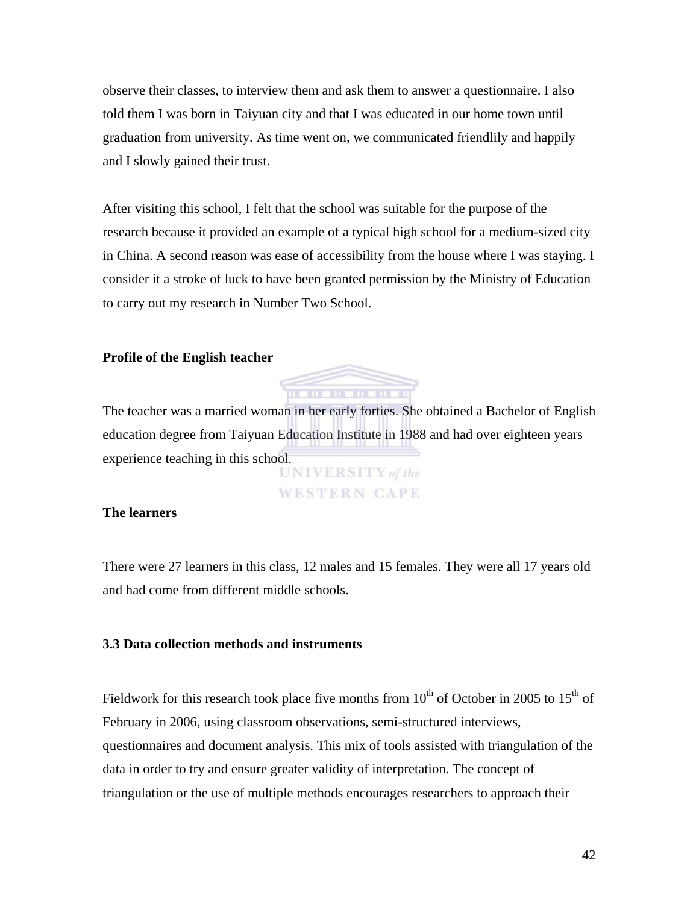observe their classes, to interview them and ask them to answer a questionnaire. I also told them I was born in Taiyuan city and that I was educated in our home town until graduation from university. As time went on, we communicated friendlily and happily and I slowly gained their trust.

After visiting this school, I felt that the school was suitable for the purpose of the research because it provided an example of a typical high school for a medium-sized city in China. A second reason was ease of accessibility from the house where I was staying. I consider it a stroke of luck to have been granted permission by the Ministry of Education to carry out my research in Number Two School.

**Profile of the English teacher**

The teacher was a married woman in her early forties. She obtained a Bachelor of English education degree from Taiyuan Education Institute in 1988 and had over eighteen years experience teaching in this school.

**The learners**

There were 27 learners in this class, 12 males and 15 females. They were all 17 years old and had come from different middle schools.

**3.3 Data collection methods and instruments**

Fieldwork for this research took place five months from 10th of October in 2005 to 15th of February in 2006, using classroom observations, semi-structured interviews, questionnaires and document analysis. This mix of tools assisted with triangulation of the data in order to try and ensure greater validity of interpretation. The concept of triangulation or the use of multiple methods encourages researchers to approach their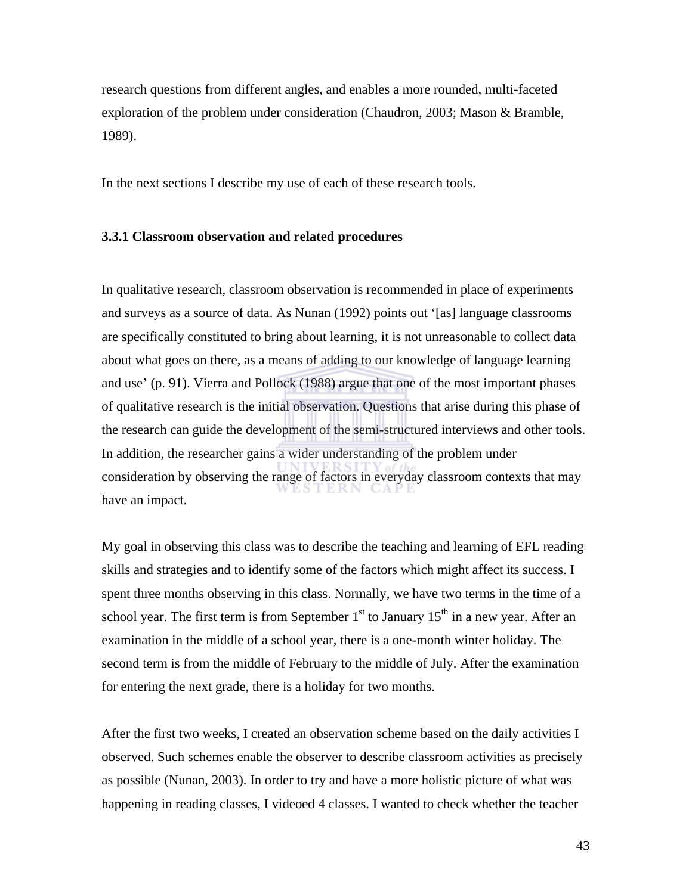research questions from different angles, and enables a more rounded, multi-faceted exploration of the problem under consideration (Chaudron, 2003; Mason & Bramble, 1989).

In the next sections I describe my use of each of these research tools.

### 3.3.1 Classroom observation and related procedures

In qualitative research, classroom observation is recommended in place of experiments and surveys as a source of data. As Nunan (1992) points out '[as] language classrooms are specifically constituted to bring about learning, it is not unreasonable to collect data about what goes on there, as a means of adding to our knowledge of language learning and use' (p. 91). Vierra and Pollock (1988) argue that one of the most important phases of qualitative research is the initial observation. Questions that arise during this phase of the research can guide the development of the semi-structured interviews and other tools. In addition, the researcher gains a wider understanding of the problem under consideration by observing the range of factors in everyday classroom contexts that may have an impact.

My goal in observing this class was to describe the teaching and learning of EFL reading skills and strategies and to identify some of the factors which might affect its success. I spent three months observing in this class. Normally, we have two terms in the time of a school year. The first term is from September 1st to January 15th in a new year. After an examination in the middle of a school year, there is a one-month winter holiday. The second term is from the middle of February to the middle of July. After the examination for entering the next grade, there is a holiday for two months.

After the first two weeks, I created an observation scheme based on the daily activities I observed. Such schemes enable the observer to describe classroom activities as precisely as possible (Nunan, 2003). In order to try and have a more holistic picture of what was happening in reading classes, I videoed 4 classes. I wanted to check whether the teacher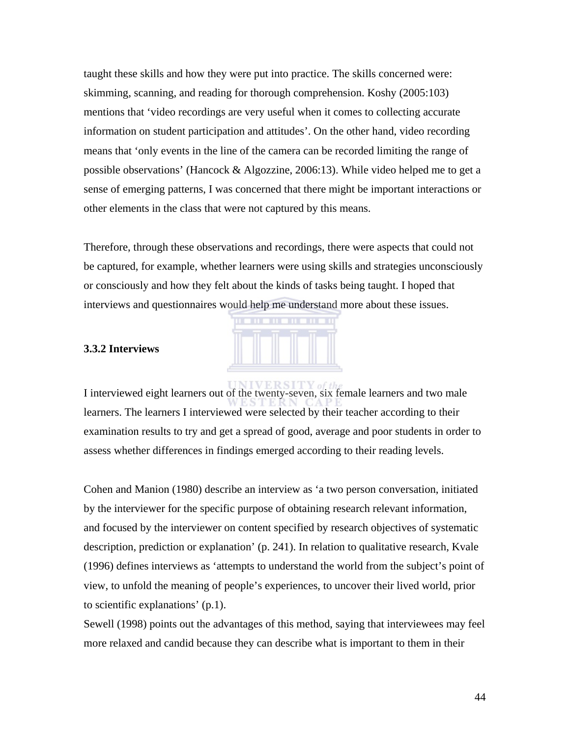taught these skills and how they were put into practice. The skills concerned were: skimming, scanning, and reading for thorough comprehension. Koshy (2005:103) mentions that 'video recordings are very useful when it comes to collecting accurate information on student participation and attitudes'. On the other hand, video recording means that 'only events in the line of the camera can be recorded limiting the range of possible observations' (Hancock & Algozzine, 2006:13). While video helped me to get a sense of emerging patterns, I was concerned that there might be important interactions or other elements in the class that were not captured by this means.

Therefore, through these observations and recordings, there were aspects that could not be captured, for example, whether learners were using skills and strategies unconsciously or consciously and how they felt about the kinds of tasks being taught. I hoped that interviews and questionnaires would help me understand more about these issues.

### 3.3.2 Interviews

I interviewed eight learners out of the twenty-seven, six female learners and two male learners. The learners I interviewed were selected by their teacher according to their examination results to try and get a spread of good, average and poor students in order to assess whether differences in findings emerged according to their reading levels.

Cohen and Manion (1980) describe an interview as 'a two person conversation, initiated by the interviewer for the specific purpose of obtaining research relevant information, and focused by the interviewer on content specified by research objectives of systematic description, prediction or explanation' (p. 241). In relation to qualitative research, Kvale (1996) defines interviews as 'attempts to understand the world from the subject's point of view, to unfold the meaning of people's experiences, to uncover their lived world, prior to scientific explanations' (p.1).

Sewell (1998) points out the advantages of this method, saying that interviewees may feel more relaxed and candid because they can describe what is important to them in their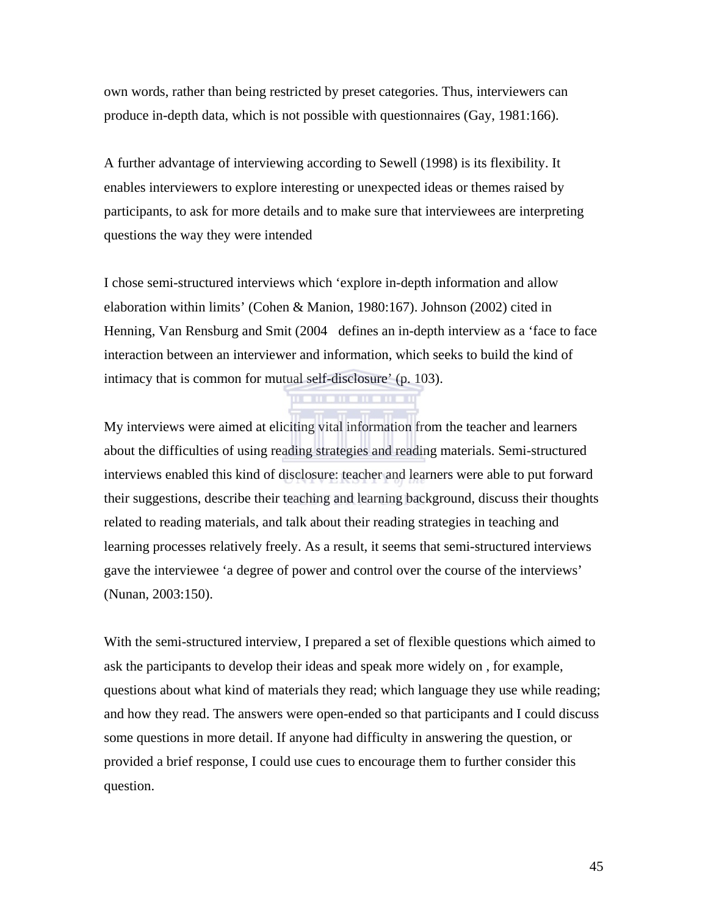own words, rather than being restricted by preset categories. Thus, interviewers can produce in-depth data, which is not possible with questionnaires (Gay, 1981:166).

A further advantage of interviewing according to Sewell (1998) is its flexibility. It enables interviewers to explore interesting or unexpected ideas or themes raised by participants, to ask for more details and to make sure that interviewees are interpreting questions the way they were intended

I chose semi-structured interviews which 'explore in-depth information and allow elaboration within limits' (Cohen & Manion, 1980:167). Johnson (2002) cited in Henning, Van Rensburg and Smit (2004 defines an in-depth interview as a 'face to face interaction between an interviewer and information, which seeks to build the kind of intimacy that is common for mutual self-disclosure' (p. 103).

My interviews were aimed at eliciting vital information from the teacher and learners about the difficulties of using reading strategies and reading materials. Semi-structured interviews enabled this kind of disclosure: teacher and learners were able to put forward their suggestions, describe their teaching and learning background, discuss their thoughts related to reading materials, and talk about their reading strategies in teaching and learning processes relatively freely. As a result, it seems that semi-structured interviews gave the interviewee 'a degree of power and control over the course of the interviews' (Nunan, 2003:150).

With the semi-structured interview, I prepared a set of flexible questions which aimed to ask the participants to develop their ideas and speak more widely on , for example, questions about what kind of materials they read; which language they use while reading; and how they read. The answers were open-ended so that participants and I could discuss some questions in more detail. If anyone had difficulty in answering the question, or provided a brief response, I could use cues to encourage them to further consider this question.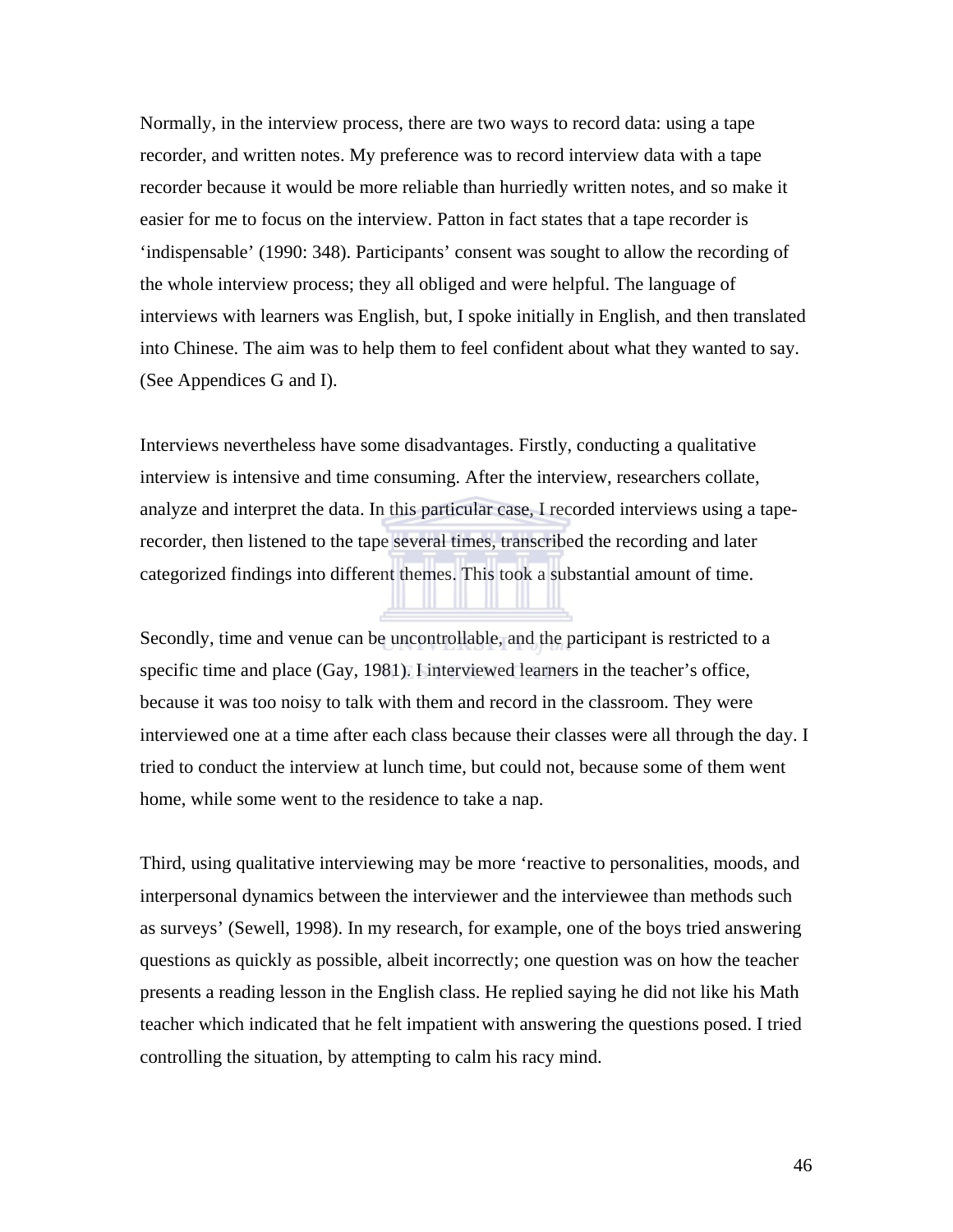Normally, in the interview process, there are two ways to record data: using a tape recorder, and written notes. My preference was to record interview data with a tape recorder because it would be more reliable than hurriedly written notes, and so make it easier for me to focus on the interview. Patton in fact states that a tape recorder is 'indispensable' (1990: 348). Participants' consent was sought to allow the recording of the whole interview process; they all obliged and were helpful. The language of interviews with learners was English, but, I spoke initially in English, and then translated into Chinese. The aim was to help them to feel confident about what they wanted to say. (See Appendices G and I).

Interviews nevertheless have some disadvantages. Firstly, conducting a qualitative interview is intensive and time consuming. After the interview, researchers collate, analyze and interpret the data. In this particular case, I recorded interviews using a tape-recorder, then listened to the tape several times, transcribed the recording and later categorized findings into different themes. This took a substantial amount of time.

Secondly, time and venue can be uncontrollable, and the participant is restricted to a specific time and place (Gay, 1981). I interviewed learners in the teacher's office, because it was too noisy to talk with them and record in the classroom. They were interviewed one at a time after each class because their classes were all through the day. I tried to conduct the interview at lunch time, but could not, because some of them went home, while some went to the residence to take a nap.

Third, using qualitative interviewing may be more 'reactive to personalities, moods, and interpersonal dynamics between the interviewer and the interviewee than methods such as surveys' (Sewell, 1998). In my research, for example, one of the boys tried answering questions as quickly as possible, albeit incorrectly; one question was on how the teacher presents a reading lesson in the English class. He replied saying he did not like his Math teacher which indicated that he felt impatient with answering the questions posed. I tried controlling the situation, by attempting to calm his racy mind.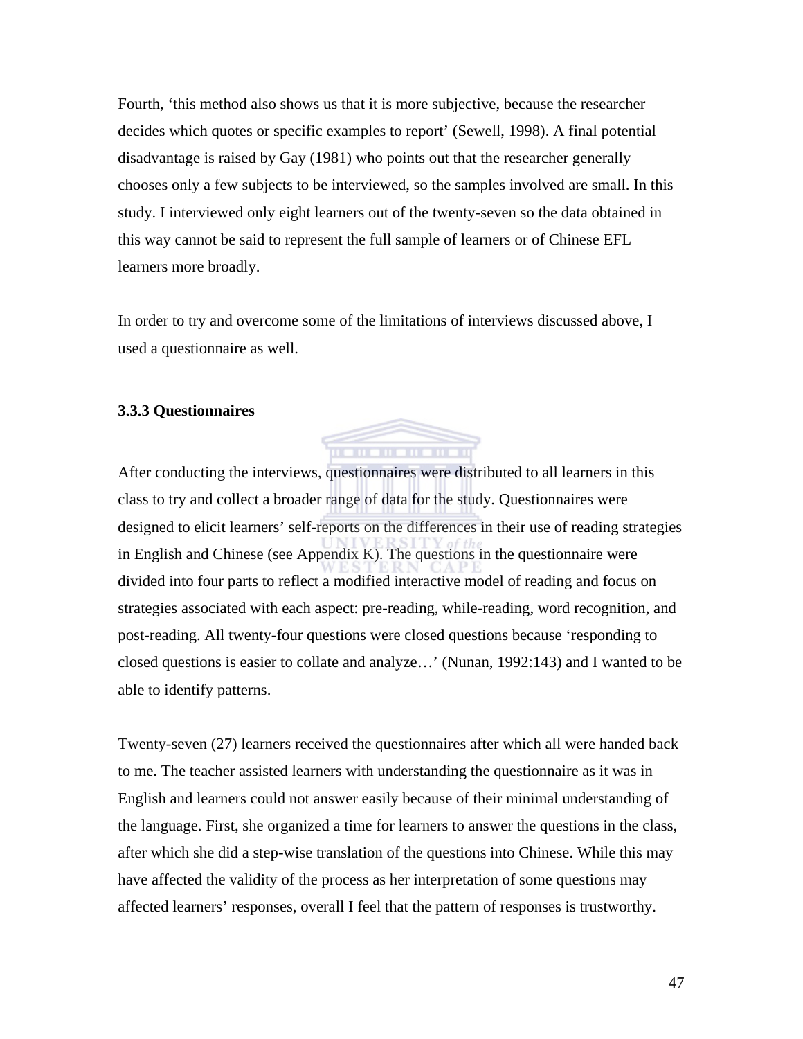Fourth, 'this method also shows us that it is more subjective, because the researcher decides which quotes or specific examples to report' (Sewell, 1998). A final potential disadvantage is raised by Gay (1981) who points out that the researcher generally chooses only a few subjects to be interviewed, so the samples involved are small. In this study. I interviewed only eight learners out of the twenty-seven so the data obtained in this way cannot be said to represent the full sample of learners or of Chinese EFL learners more broadly.

In order to try and overcome some of the limitations of interviews discussed above, I used a questionnaire as well.

### 3.3.3 Questionnaires

After conducting the interviews, questionnaires were distributed to all learners in this class to try and collect a broader range of data for the study. Questionnaires were designed to elicit learners' self-reports on the differences in their use of reading strategies in English and Chinese (see Appendix K). The questions in the questionnaire were divided into four parts to reflect a modified interactive model of reading and focus on strategies associated with each aspect: pre-reading, while-reading, word recognition, and post-reading. All twenty-four questions were closed questions because 'responding to closed questions is easier to collate and analyze…' (Nunan, 1992:143) and I wanted to be able to identify patterns.

Twenty-seven (27) learners received the questionnaires after which all were handed back to me. The teacher assisted learners with understanding the questionnaire as it was in English and learners could not answer easily because of their minimal understanding of the language. First, she organized a time for learners to answer the questions in the class, after which she did a step-wise translation of the questions into Chinese. While this may have affected the validity of the process as her interpretation of some questions may affected learners' responses, overall I feel that the pattern of responses is trustworthy.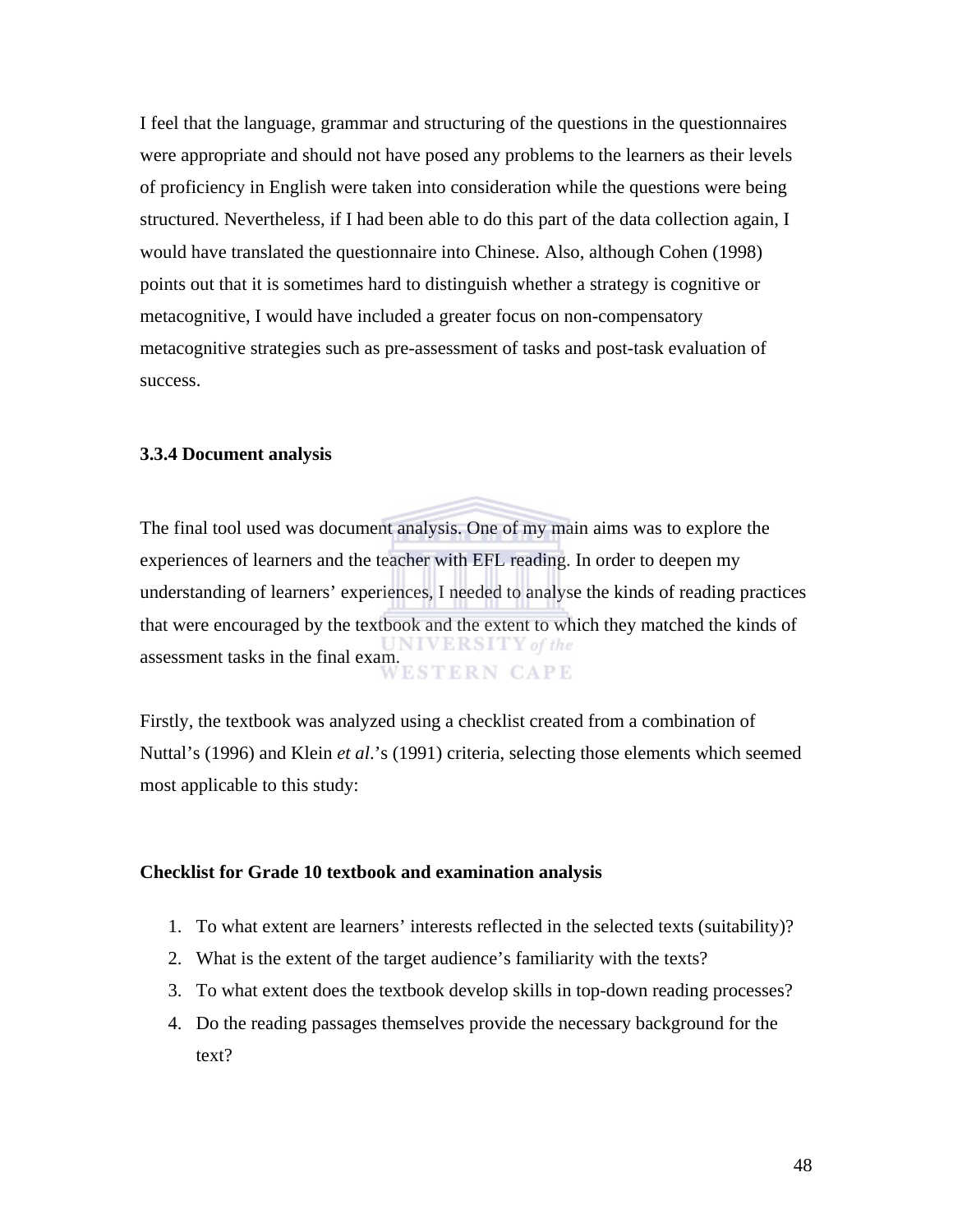I feel that the language, grammar and structuring of the questions in the questionnaires were appropriate and should not have posed any problems to the learners as their levels of proficiency in English were taken into consideration while the questions were being structured. Nevertheless, if I had been able to do this part of the data collection again, I would have translated the questionnaire into Chinese. Also, although Cohen (1998) points out that it is sometimes hard to distinguish whether a strategy is cognitive or metacognitive, I would have included a greater focus on non-compensatory metacognitive strategies such as pre-assessment of tasks and post-task evaluation of success.

### 3.3.4 Document analysis

The final tool used was document analysis. One of my main aims was to explore the experiences of learners and the teacher with EFL reading. In order to deepen my understanding of learners' experiences, I needed to analyse the kinds of reading practices that were encouraged by the textbook and the extent to which they matched the kinds of assessment tasks in the final exam.

Firstly, the textbook was analyzed using a checklist created from a combination of Nuttal's (1996) and Klein *et al*.'s (1991) criteria, selecting those elements which seemed most applicable to this study:

**Checklist for Grade 10 textbook and examination analysis**

1. To what extent are learners' interests reflected in the selected texts (suitability)?
2. What is the extent of the target audience's familiarity with the texts?
3. To what extent does the textbook develop skills in top-down reading processes?
4. Do the reading passages themselves provide the necessary background for the text?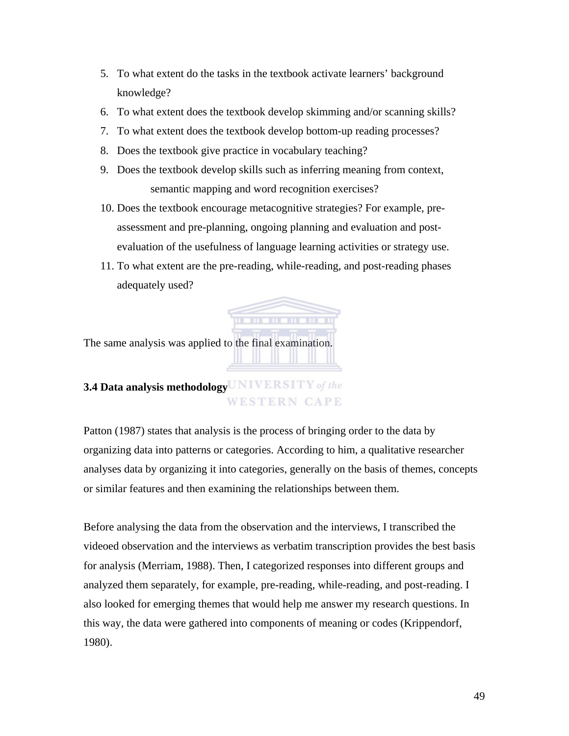5. To what extent do the tasks in the textbook activate learners' background knowledge?
6. To what extent does the textbook develop skimming and/or scanning skills?
7. To what extent does the textbook develop bottom-up reading processes?
8. Does the textbook give practice in vocabulary teaching?
9. Does the textbook develop skills such as inferring meaning from context, semantic mapping and word recognition exercises?
10. Does the textbook encourage metacognitive strategies? For example, pre-assessment and pre-planning, ongoing planning and evaluation and post-evaluation of the usefulness of language learning activities or strategy use.
11. To what extent are the pre-reading, while-reading, and post-reading phases adequately used?

The same analysis was applied to the final examination.

**3.4 Data analysis methodology**

Patton (1987) states that analysis is the process of bringing order to the data by organizing data into patterns or categories. According to him, a qualitative researcher analyses data by organizing it into categories, generally on the basis of themes, concepts or similar features and then examining the relationships between them.

Before analysing the data from the observation and the interviews, I transcribed the videoed observation and the interviews as verbatim transcription provides the best basis for analysis (Merriam, 1988). Then, I categorized responses into different groups and analyzed them separately, for example, pre-reading, while-reading, and post-reading. I also looked for emerging themes that would help me answer my research questions. In this way, the data were gathered into components of meaning or codes (Krippendorf, 1980).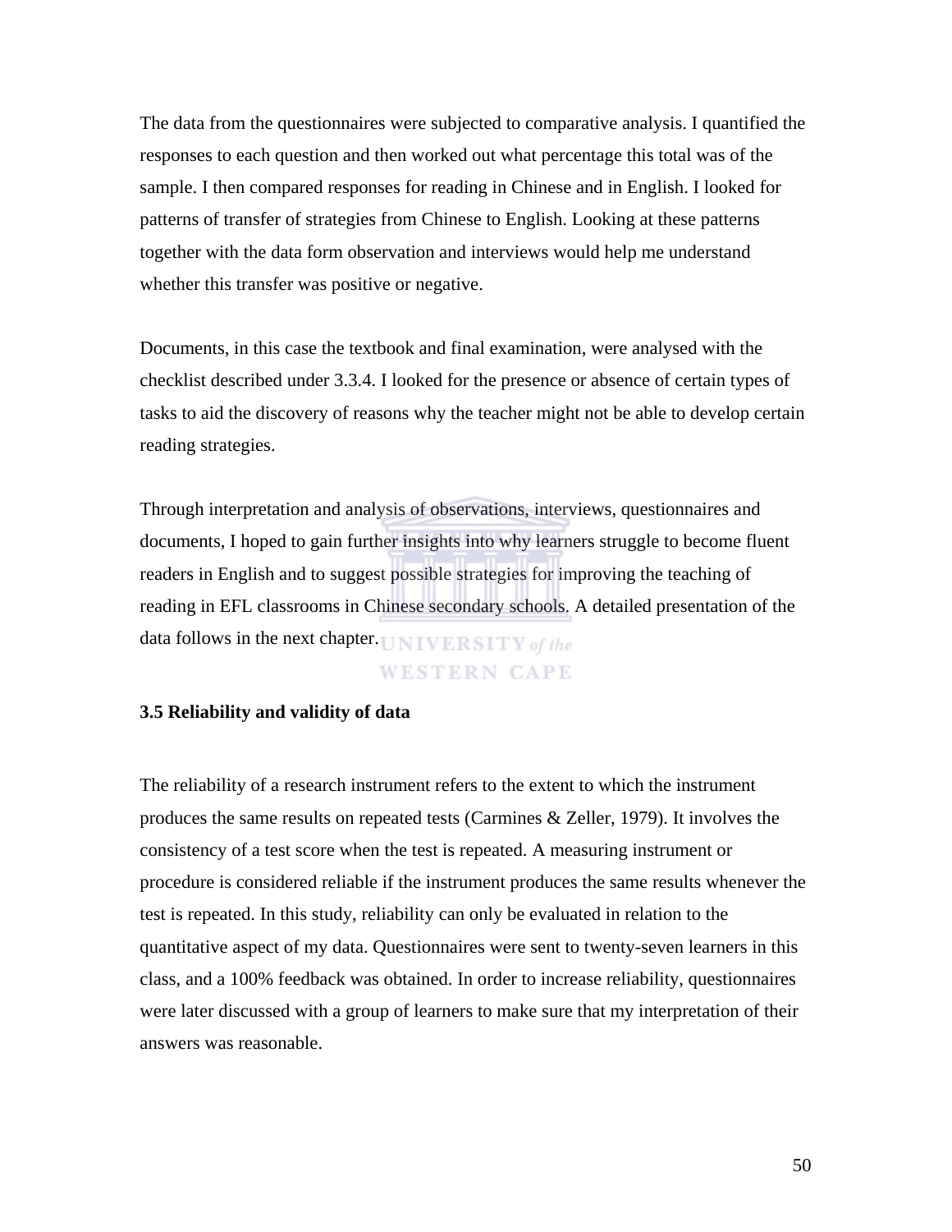The data from the questionnaires were subjected to comparative analysis. I quantified the responses to each question and then worked out what percentage this total was of the sample. I then compared responses for reading in Chinese and in English. I looked for patterns of transfer of strategies from Chinese to English. Looking at these patterns together with the data form observation and interviews would help me understand whether this transfer was positive or negative.

Documents, in this case the textbook and final examination, were analysed with the checklist described under 3.3.4. I looked for the presence or absence of certain types of tasks to aid the discovery of reasons why the teacher might not be able to develop certain reading strategies.

Through interpretation and analysis of observations, interviews, questionnaires and documents, I hoped to gain further insights into why learners struggle to become fluent readers in English and to suggest possible strategies for improving the teaching of reading in EFL classrooms in Chinese secondary schools. A detailed presentation of the data follows in the next chapter.

### 3.5 Reliability and validity of data

The reliability of a research instrument refers to the extent to which the instrument produces the same results on repeated tests (Carmines & Zeller, 1979). It involves the consistency of a test score when the test is repeated. A measuring instrument or procedure is considered reliable if the instrument produces the same results whenever the test is repeated. In this study, reliability can only be evaluated in relation to the quantitative aspect of my data. Questionnaires were sent to twenty-seven learners in this class, and a 100% feedback was obtained. In order to increase reliability, questionnaires were later discussed with a group of learners to make sure that my interpretation of their answers was reasonable.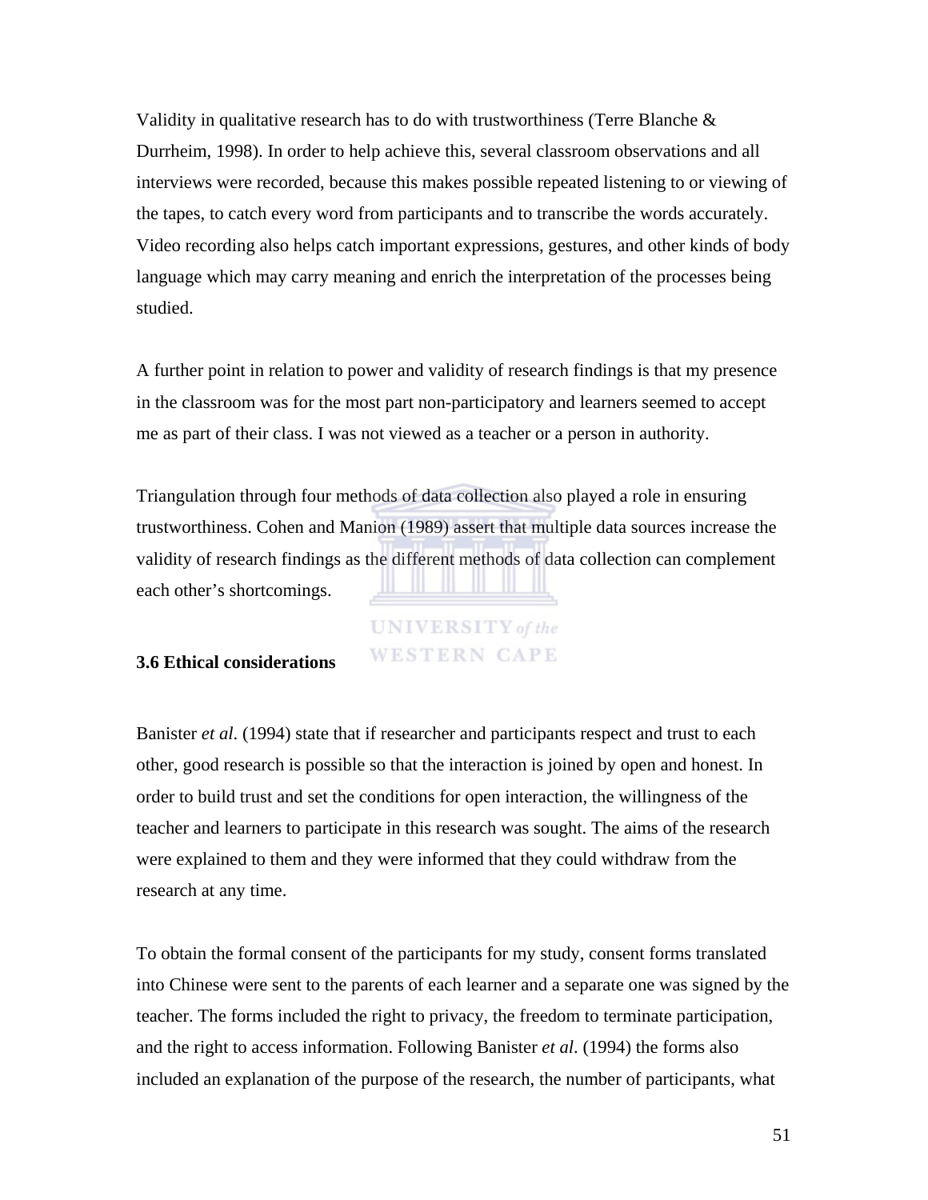Validity in qualitative research has to do with trustworthiness (Terre Blanche & Durrheim, 1998). In order to help achieve this, several classroom observations and all interviews were recorded, because this makes possible repeated listening to or viewing of the tapes, to catch every word from participants and to transcribe the words accurately. Video recording also helps catch important expressions, gestures, and other kinds of body language which may carry meaning and enrich the interpretation of the processes being studied.

A further point in relation to power and validity of research findings is that my presence in the classroom was for the most part non-participatory and learners seemed to accept me as part of their class. I was not viewed as a teacher or a person in authority.

Triangulation through four methods of data collection also played a role in ensuring trustworthiness. Cohen and Manion (1989) assert that multiple data sources increase the validity of research findings as the different methods of data collection can complement each other's shortcomings.

### 3.6 Ethical considerations

Banister *et al*. (1994) state that if researcher and participants respect and trust to each other, good research is possible so that the interaction is joined by open and honest. In order to build trust and set the conditions for open interaction, the willingness of the teacher and learners to participate in this research was sought. The aims of the research were explained to them and they were informed that they could withdraw from the research at any time.

To obtain the formal consent of the participants for my study, consent forms translated into Chinese were sent to the parents of each learner and a separate one was signed by the teacher. The forms included the right to privacy, the freedom to terminate participation, and the right to access information. Following Banister *et al*. (1994) the forms also included an explanation of the purpose of the research, the number of participants, what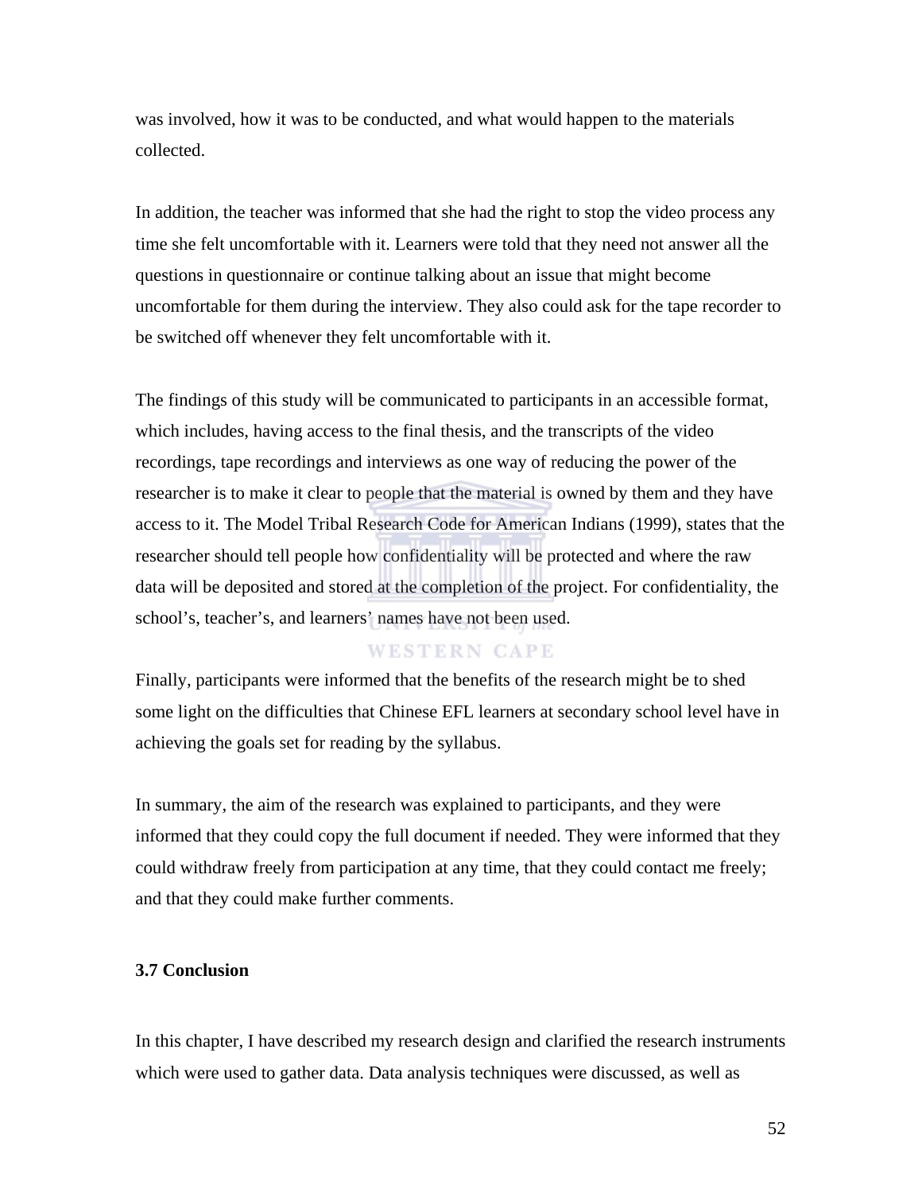was involved, how it was to be conducted, and what would happen to the materials collected.

In addition, the teacher was informed that she had the right to stop the video process any time she felt uncomfortable with it. Learners were told that they need not answer all the questions in questionnaire or continue talking about an issue that might become uncomfortable for them during the interview. They also could ask for the tape recorder to be switched off whenever they felt uncomfortable with it.

The findings of this study will be communicated to participants in an accessible format, which includes, having access to the final thesis, and the transcripts of the video recordings, tape recordings and interviews as one way of reducing the power of the researcher is to make it clear to people that the material is owned by them and they have access to it. The Model Tribal Research Code for American Indians (1999), states that the researcher should tell people how confidentiality will be protected and where the raw data will be deposited and stored at the completion of the project. For confidentiality, the school's, teacher's, and learners' names have not been used.

Finally, participants were informed that the benefits of the research might be to shed some light on the difficulties that Chinese EFL learners at secondary school level have in achieving the goals set for reading by the syllabus.

In summary, the aim of the research was explained to participants, and they were informed that they could copy the full document if needed. They were informed that they could withdraw freely from participation at any time, that they could contact me freely; and that they could make further comments.

### 3.7 Conclusion

In this chapter, I have described my research design and clarified the research instruments which were used to gather data. Data analysis techniques were discussed, as well as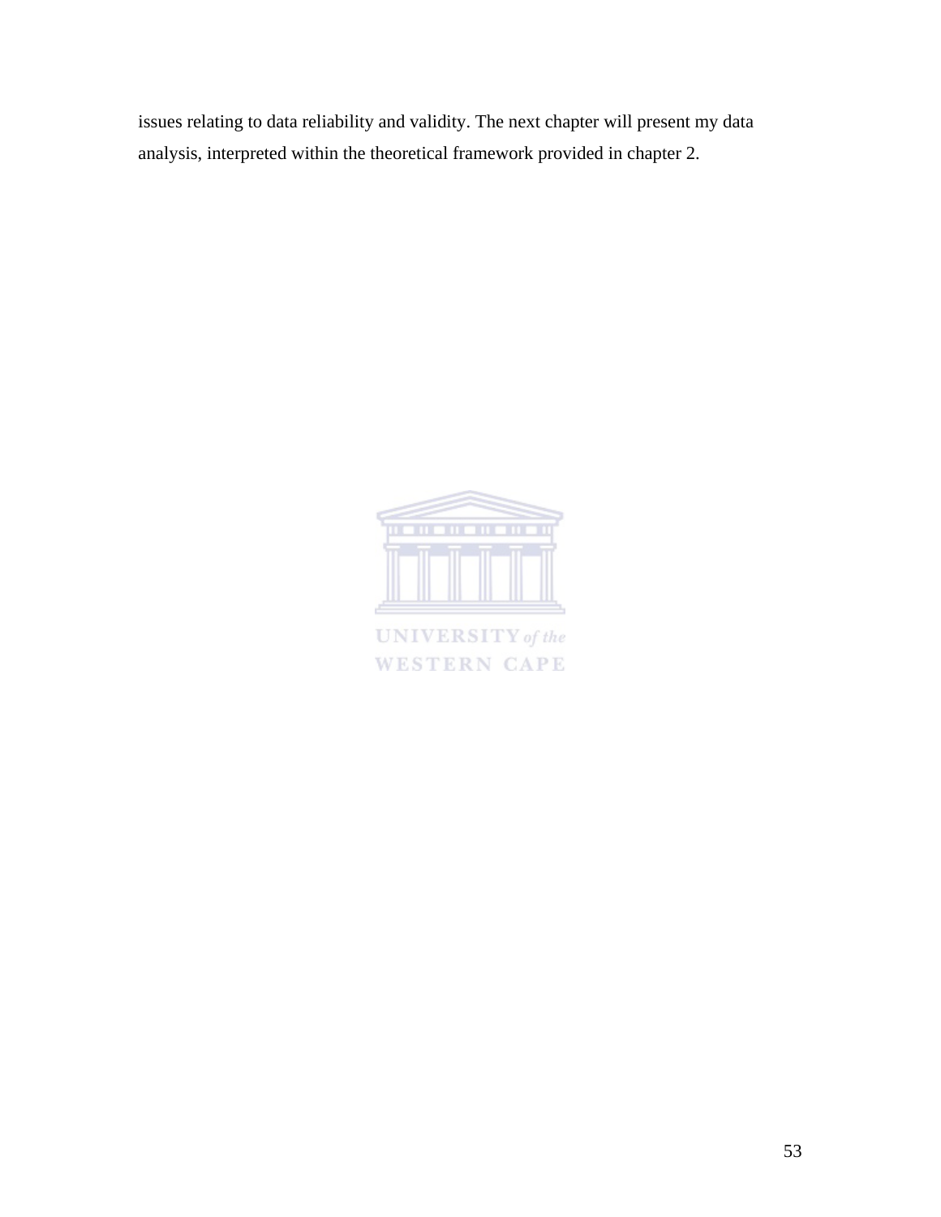issues relating to data reliability and validity. The next chapter will present my data analysis, interpreted within the theoretical framework provided in chapter 2.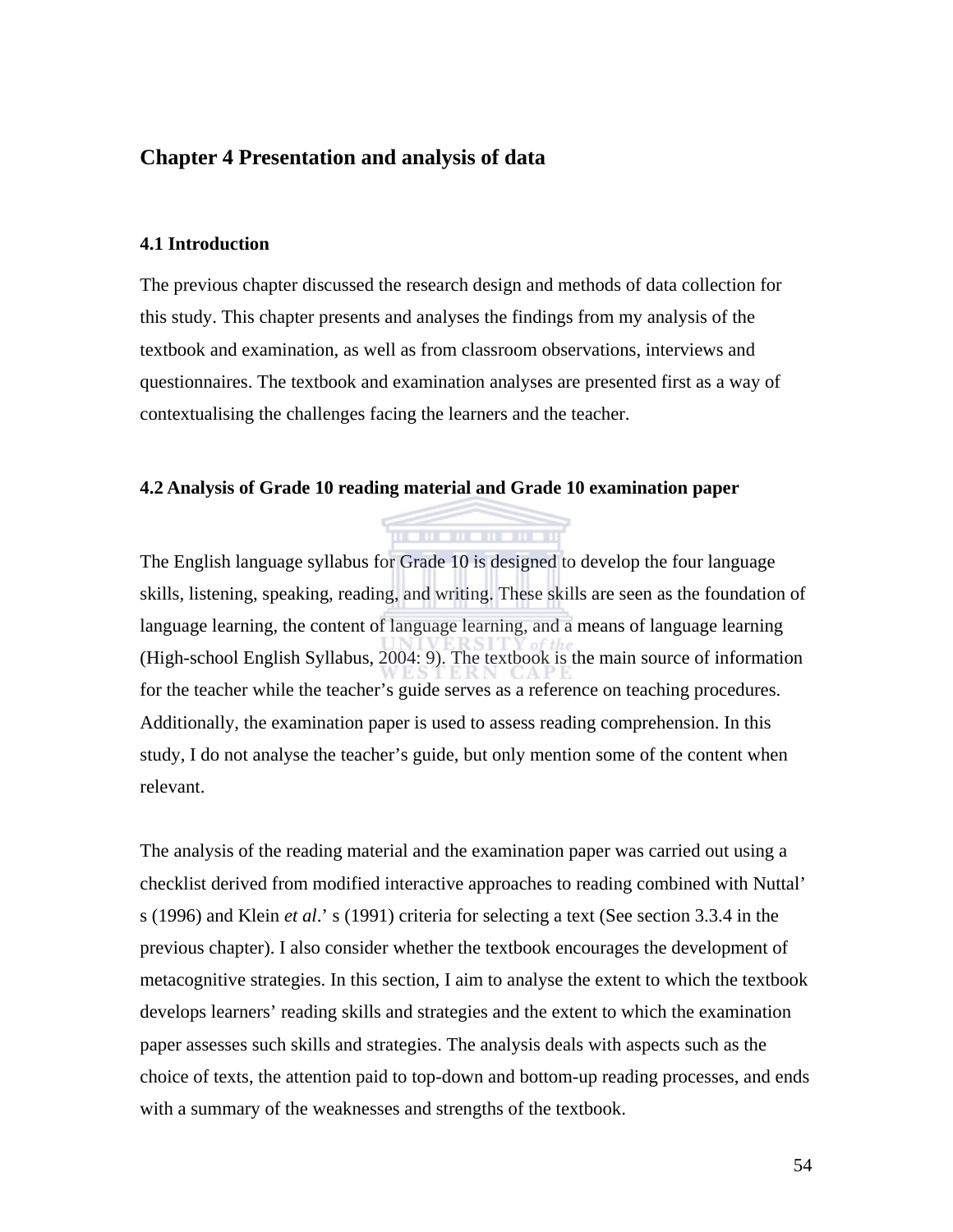# Chapter 4 Presentation and analysis of data

## 4.1 Introduction

The previous chapter discussed the research design and methods of data collection for this study. This chapter presents and analyses the findings from my analysis of the textbook and examination, as well as from classroom observations, interviews and questionnaires. The textbook and examination analyses are presented first as a way of contextualising the challenges facing the learners and the teacher.

## 4.2 Analysis of Grade 10 reading material and Grade 10 examination paper

The English language syllabus for Grade 10 is designed to develop the four language skills, listening, speaking, reading, and writing. These skills are seen as the foundation of language learning, the content of language learning, and a means of language learning (High-school English Syllabus, 2004: 9). The textbook is the main source of information for the teacher while the teacher's guide serves as a reference on teaching procedures. Additionally, the examination paper is used to assess reading comprehension. In this study, I do not analyse the teacher's guide, but only mention some of the content when relevant.

The analysis of the reading material and the examination paper was carried out using a checklist derived from modified interactive approaches to reading combined with Nuttal' s (1996) and Klein *et al*.' s (1991) criteria for selecting a text (See section 3.3.4 in the previous chapter). I also consider whether the textbook encourages the development of metacognitive strategies. In this section, I aim to analyse the extent to which the textbook develops learners' reading skills and strategies and the extent to which the examination paper assesses such skills and strategies. The analysis deals with aspects such as the choice of texts, the attention paid to top-down and bottom-up reading processes, and ends with a summary of the weaknesses and strengths of the textbook.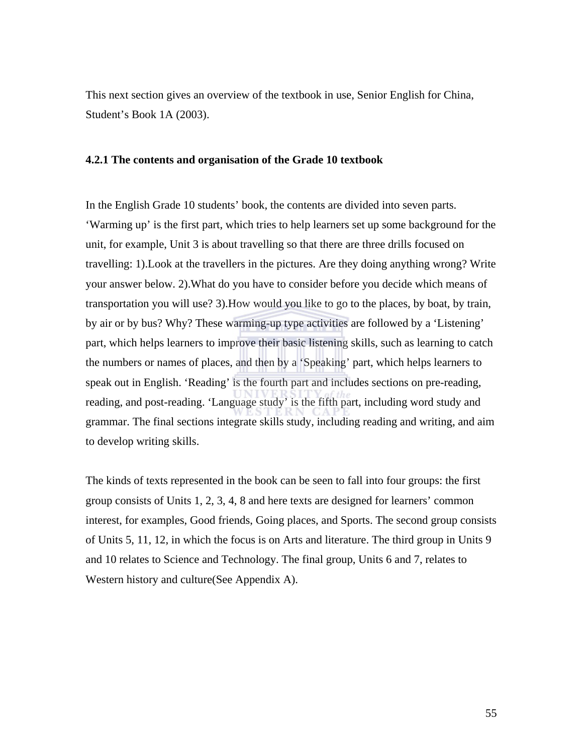This next section gives an overview of the textbook in use, Senior English for China, Student's Book 1A (2003).

### 4.2.1 The contents and organisation of the Grade 10 textbook

In the English Grade 10 students' book, the contents are divided into seven parts. 'Warming up' is the first part, which tries to help learners set up some background for the unit, for example, Unit 3 is about travelling so that there are three drills focused on travelling: 1).Look at the travellers in the pictures. Are they doing anything wrong? Write your answer below. 2).What do you have to consider before you decide which means of transportation you will use? 3).How would you like to go to the places, by boat, by train, by air or by bus? Why? These warming-up type activities are followed by a 'Listening' part, which helps learners to improve their basic listening skills, such as learning to catch the numbers or names of places, and then by a 'Speaking' part, which helps learners to speak out in English. 'Reading' is the fourth part and includes sections on pre-reading, reading, and post-reading. 'Language study' is the fifth part, including word study and grammar. The final sections integrate skills study, including reading and writing, and aim to develop writing skills.

The kinds of texts represented in the book can be seen to fall into four groups: the first group consists of Units 1, 2, 3, 4, 8 and here texts are designed for learners' common interest, for examples, Good friends, Going places, and Sports. The second group consists of Units 5, 11, 12, in which the focus is on Arts and literature. The third group in Units 9 and 10 relates to Science and Technology. The final group, Units 6 and 7, relates to Western history and culture(See Appendix A).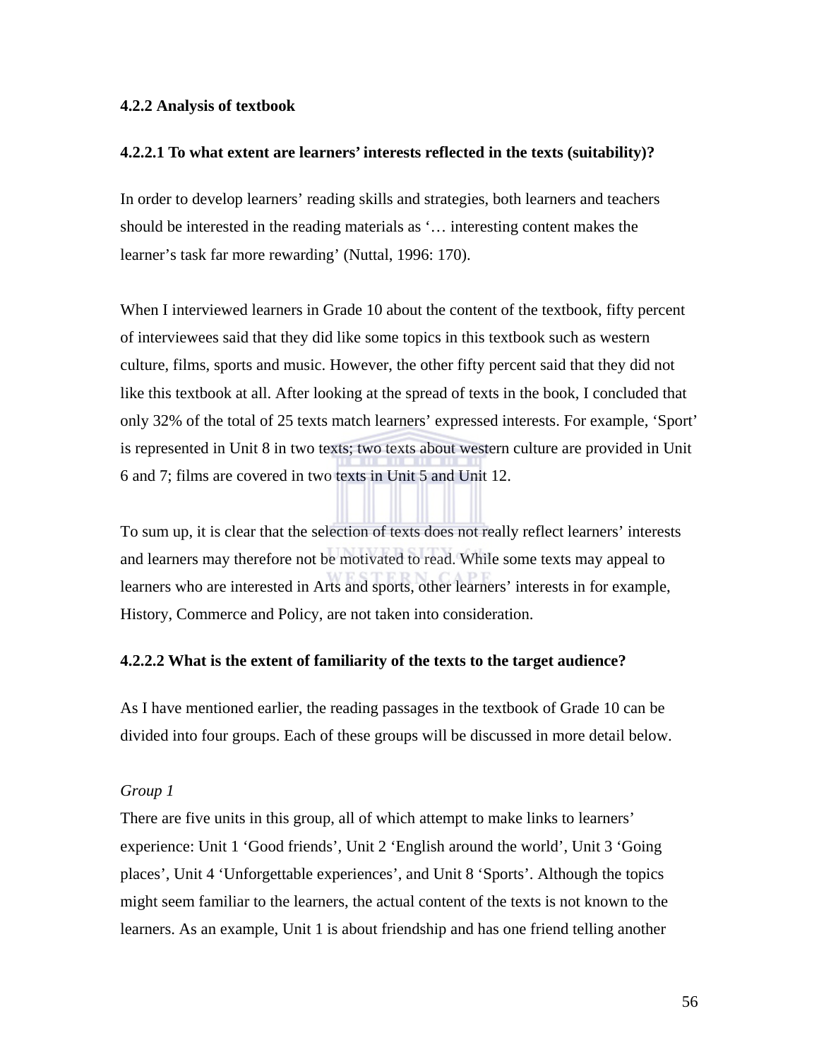### 4.2.2 Analysis of textbook

#### 4.2.2.1 To what extent are learners' interests reflected in the texts (suitability)?

In order to develop learners' reading skills and strategies, both learners and teachers should be interested in the reading materials as '… interesting content makes the learner's task far more rewarding' (Nuttal, 1996: 170).

When I interviewed learners in Grade 10 about the content of the textbook, fifty percent of interviewees said that they did like some topics in this textbook such as western culture, films, sports and music. However, the other fifty percent said that they did not like this textbook at all. After looking at the spread of texts in the book, I concluded that only 32% of the total of 25 texts match learners' expressed interests. For example, 'Sport' is represented in Unit 8 in two texts; two texts about western culture are provided in Unit 6 and 7; films are covered in two texts in Unit 5 and Unit 12.

To sum up, it is clear that the selection of texts does not really reflect learners' interests and learners may therefore not be motivated to read. While some texts may appeal to learners who are interested in Arts and sports, other learners' interests in for example, History, Commerce and Policy, are not taken into consideration.

#### 4.2.2.2 What is the extent of familiarity of the texts to the target audience?

As I have mentioned earlier, the reading passages in the textbook of Grade 10 can be divided into four groups. Each of these groups will be discussed in more detail below.

*Group 1*

There are five units in this group, all of which attempt to make links to learners' experience: Unit 1 'Good friends', Unit 2 'English around the world', Unit 3 'Going places', Unit 4 'Unforgettable experiences', and Unit 8 'Sports'. Although the topics might seem familiar to the learners, the actual content of the texts is not known to the learners. As an example, Unit 1 is about friendship and has one friend telling another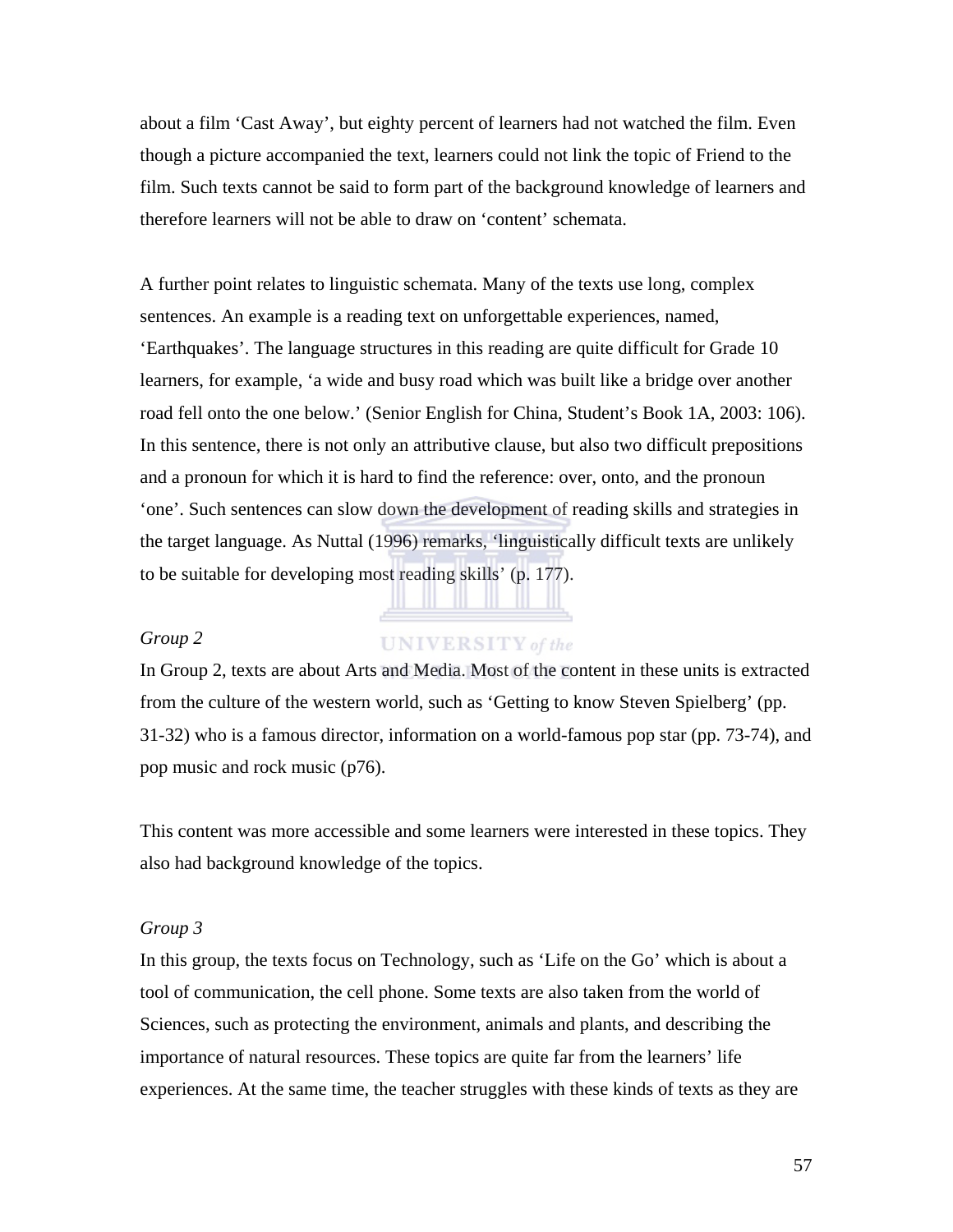about a film 'Cast Away', but eighty percent of learners had not watched the film. Even though a picture accompanied the text, learners could not link the topic of Friend to the film. Such texts cannot be said to form part of the background knowledge of learners and therefore learners will not be able to draw on 'content' schemata.

A further point relates to linguistic schemata. Many of the texts use long, complex sentences. An example is a reading text on unforgettable experiences, named, 'Earthquakes'. The language structures in this reading are quite difficult for Grade 10 learners, for example, 'a wide and busy road which was built like a bridge over another road fell onto the one below.' (Senior English for China, Student's Book 1A, 2003: 106). In this sentence, there is not only an attributive clause, but also two difficult prepositions and a pronoun for which it is hard to find the reference: over, onto, and the pronoun 'one'. Such sentences can slow down the development of reading skills and strategies in the target language. As Nuttal (1996) remarks, 'linguistically difficult texts are unlikely to be suitable for developing most reading skills' (p. 177).

*Group 2*

In Group 2, texts are about Arts and Media. Most of the content in these units is extracted from the culture of the western world, such as 'Getting to know Steven Spielberg' (pp. 31-32) who is a famous director, information on a world-famous pop star (pp. 73-74), and pop music and rock music (p76).

This content was more accessible and some learners were interested in these topics. They also had background knowledge of the topics.

*Group 3*

In this group, the texts focus on Technology, such as 'Life on the Go' which is about a tool of communication, the cell phone. Some texts are also taken from the world of Sciences, such as protecting the environment, animals and plants, and describing the importance of natural resources. These topics are quite far from the learners' life experiences. At the same time, the teacher struggles with these kinds of texts as they are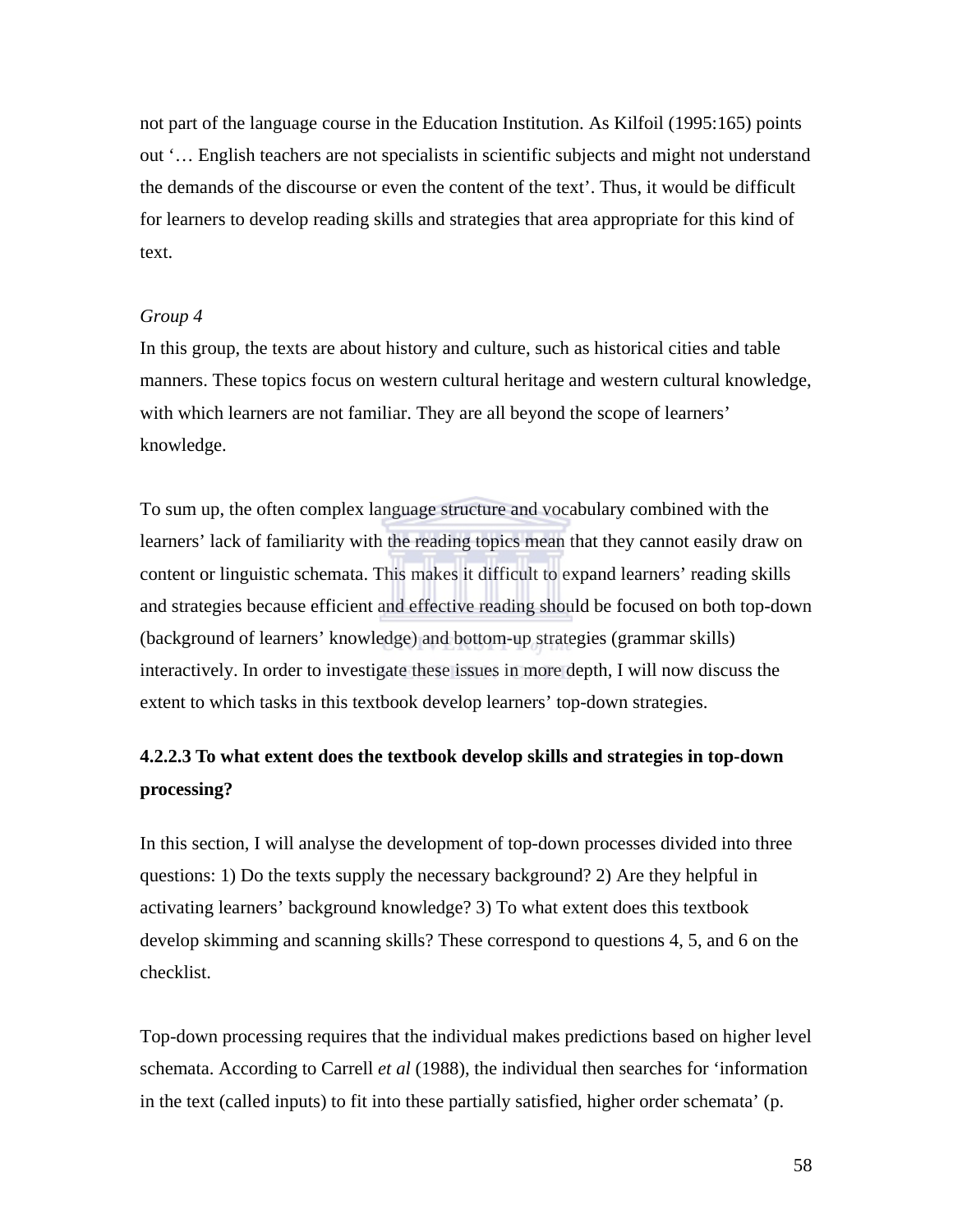not part of the language course in the Education Institution. As Kilfoil (1995:165) points out '… English teachers are not specialists in scientific subjects and might not understand the demands of the discourse or even the content of the text'. Thus, it would be difficult for learners to develop reading skills and strategies that area appropriate for this kind of text.

*Group 4*

In this group, the texts are about history and culture, such as historical cities and table manners. These topics focus on western cultural heritage and western cultural knowledge, with which learners are not familiar. They are all beyond the scope of learners' knowledge.

To sum up, the often complex language structure and vocabulary combined with the learners' lack of familiarity with the reading topics mean that they cannot easily draw on content or linguistic schemata. This makes it difficult to expand learners' reading skills and strategies because efficient and effective reading should be focused on both top-down (background of learners' knowledge) and bottom-up strategies (grammar skills) interactively. In order to investigate these issues in more depth, I will now discuss the extent to which tasks in this textbook develop learners' top-down strategies.

#### 4.2.2.3 To what extent does the textbook develop skills and strategies in top-down processing?

In this section, I will analyse the development of top-down processes divided into three questions: 1) Do the texts supply the necessary background? 2) Are they helpful in activating learners' background knowledge? 3) To what extent does this textbook develop skimming and scanning skills? These correspond to questions 4, 5, and 6 on the checklist.

Top-down processing requires that the individual makes predictions based on higher level schemata. According to Carrell *et al* (1988), the individual then searches for 'information in the text (called inputs) to fit into these partially satisfied, higher order schemata' (p.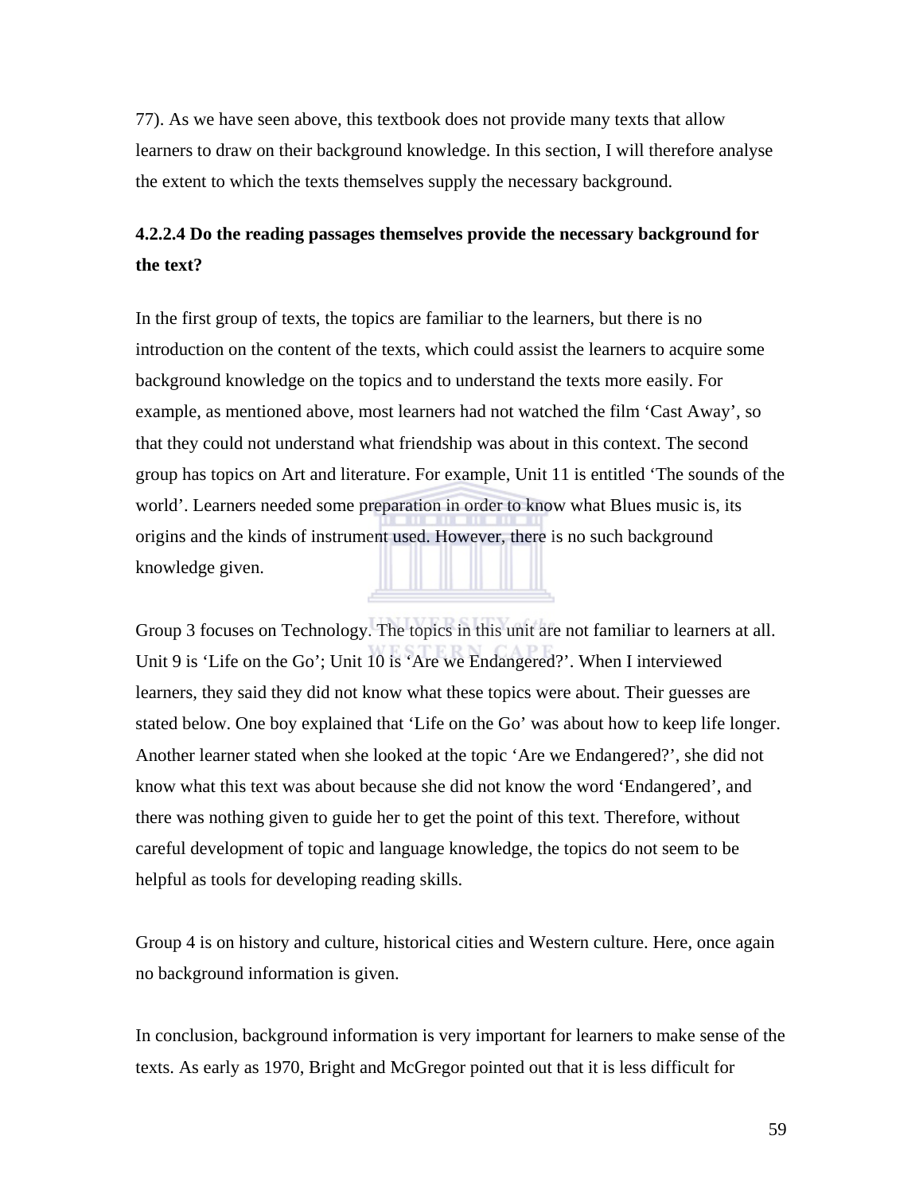77). As we have seen above, this textbook does not provide many texts that allow learners to draw on their background knowledge. In this section, I will therefore analyse the extent to which the texts themselves supply the necessary background.

#### 4.2.2.4 Do the reading passages themselves provide the necessary background for the text?

In the first group of texts, the topics are familiar to the learners, but there is no introduction on the content of the texts, which could assist the learners to acquire some background knowledge on the topics and to understand the texts more easily. For example, as mentioned above, most learners had not watched the film 'Cast Away', so that they could not understand what friendship was about in this context. The second group has topics on Art and literature. For example, Unit 11 is entitled 'The sounds of the world'. Learners needed some preparation in order to know what Blues music is, its origins and the kinds of instrument used. However, there is no such background knowledge given.

Group 3 focuses on Technology. The topics in this unit are not familiar to learners at all. Unit 9 is 'Life on the Go'; Unit 10 is 'Are we Endangered?'. When I interviewed learners, they said they did not know what these topics were about. Their guesses are stated below. One boy explained that 'Life on the Go' was about how to keep life longer. Another learner stated when she looked at the topic 'Are we Endangered?', she did not know what this text was about because she did not know the word 'Endangered', and there was nothing given to guide her to get the point of this text. Therefore, without careful development of topic and language knowledge, the topics do not seem to be helpful as tools for developing reading skills.

Group 4 is on history and culture, historical cities and Western culture. Here, once again no background information is given.

In conclusion, background information is very important for learners to make sense of the texts. As early as 1970, Bright and McGregor pointed out that it is less difficult for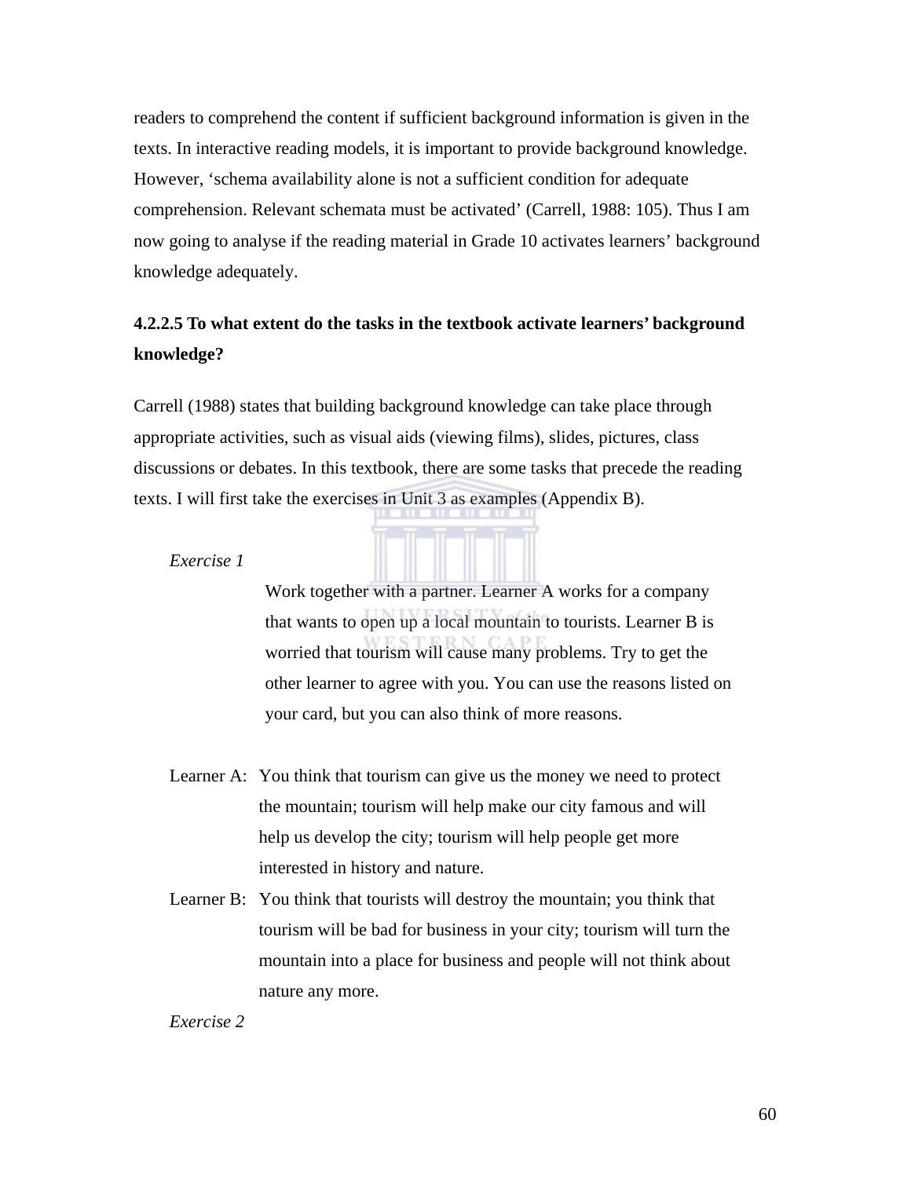readers to comprehend the content if sufficient background information is given in the texts. In interactive reading models, it is important to provide background knowledge. However, 'schema availability alone is not a sufficient condition for adequate comprehension. Relevant schemata must be activated' (Carrell, 1988: 105). Thus I am now going to analyse if the reading material in Grade 10 activates learners' background knowledge adequately.

#### 4.2.2.5 To what extent do the tasks in the textbook activate learners' background knowledge?

Carrell (1988) states that building background knowledge can take place through appropriate activities, such as visual aids (viewing films), slides, pictures, class discussions or debates. In this textbook, there are some tasks that precede the reading texts. I will first take the exercises in Unit 3 as examples (Appendix B).

*Exercise 1*

> Work together with a partner. Learner A works for a company that wants to open up a local mountain to tourists. Learner B is worried that tourism will cause many problems. Try to get the other learner to agree with you. You can use the reasons listed on your card, but you can also think of more reasons.

Learner A: You think that tourism can give us the money we need to protect the mountain; tourism will help make our city famous and will help us develop the city; tourism will help people get more interested in history and nature.

Learner B: You think that tourists will destroy the mountain; you think that tourism will be bad for business in your city; tourism will turn the mountain into a place for business and people will not think about nature any more.

*Exercise 2*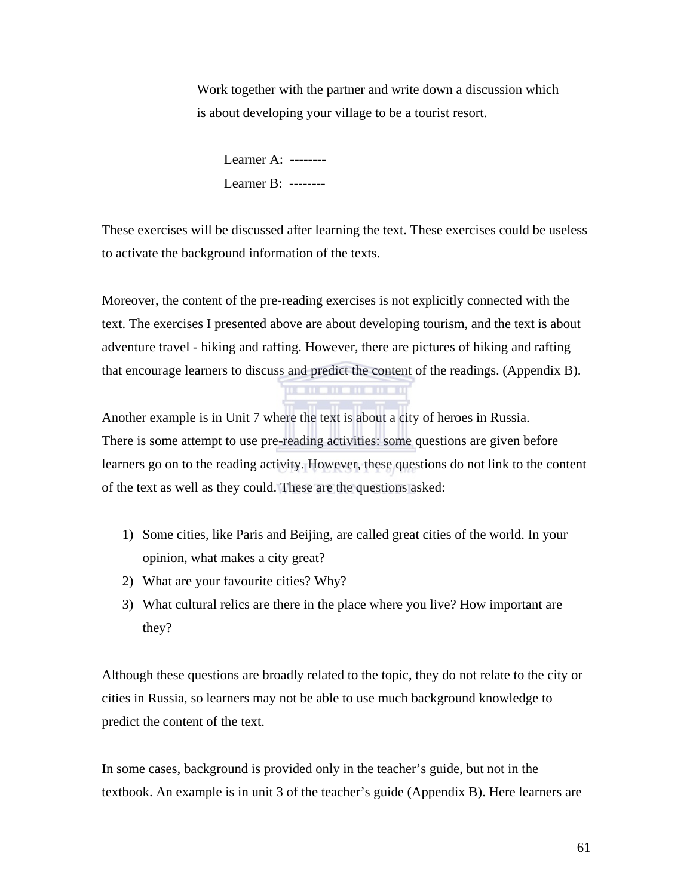> Work together with the partner and write down a discussion which is about developing your village to be a tourist resort.
>
> Learner A: --------
>
> Learner B: --------

These exercises will be discussed after learning the text. These exercises could be useless to activate the background information of the texts.

Moreover, the content of the pre-reading exercises is not explicitly connected with the text. The exercises I presented above are about developing tourism, and the text is about adventure travel - hiking and rafting. However, there are pictures of hiking and rafting that encourage learners to discuss and predict the content of the readings. (Appendix B).

Another example is in Unit 7 where the text is about a city of heroes in Russia. There is some attempt to use pre-reading activities: some questions are given before learners go on to the reading activity. However, these questions do not link to the content of the text as well as they could. These are the questions asked:

1) Some cities, like Paris and Beijing, are called great cities of the world. In your opinion, what makes a city great?
2) What are your favourite cities? Why?
3) What cultural relics are there in the place where you live? How important are they?

Although these questions are broadly related to the topic, they do not relate to the city or cities in Russia, so learners may not be able to use much background knowledge to predict the content of the text.

In some cases, background is provided only in the teacher's guide, but not in the textbook. An example is in unit 3 of the teacher's guide (Appendix B). Here learners are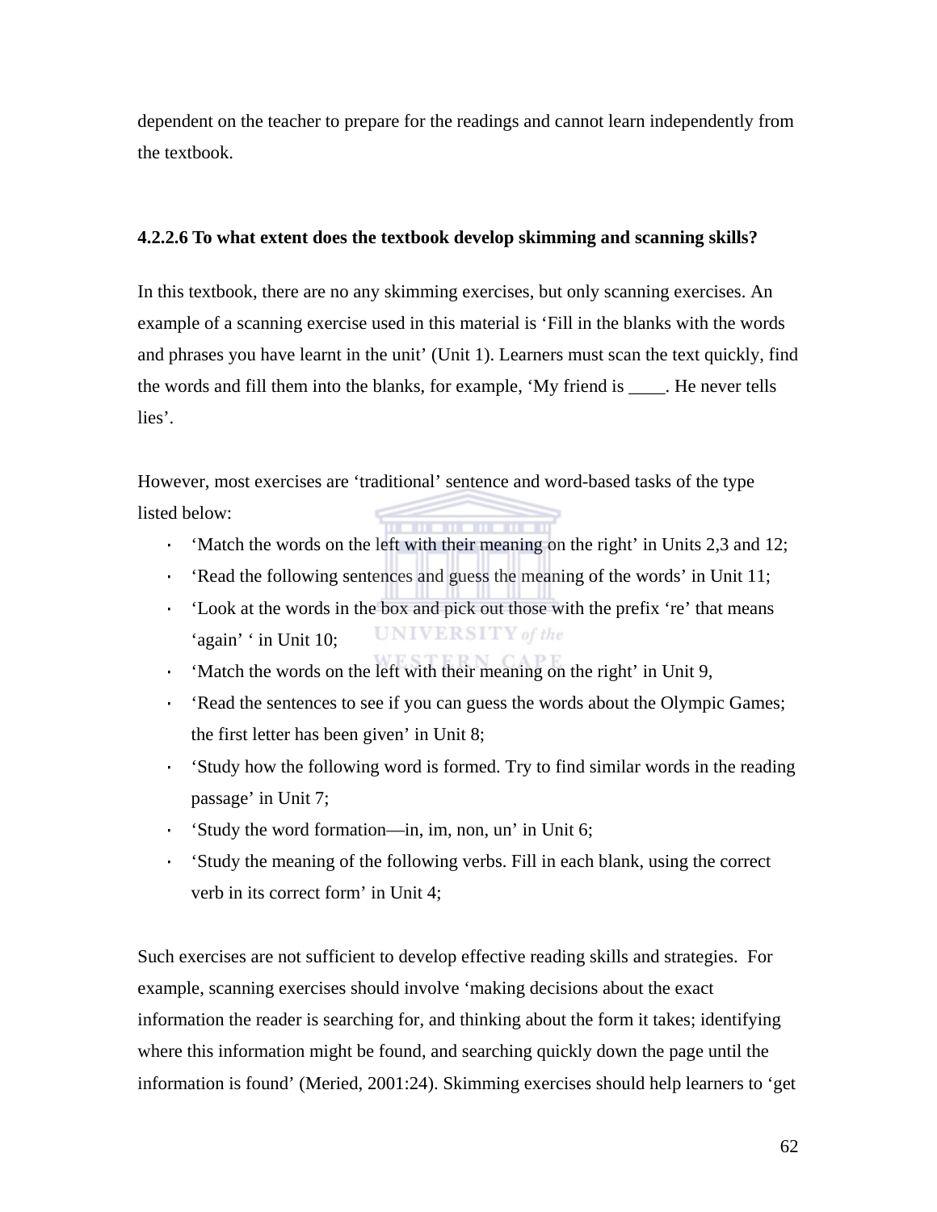dependent on the teacher to prepare for the readings and cannot learn independently from the textbook.

#### 4.2.2.6 To what extent does the textbook develop skimming and scanning skills?

In this textbook, there are no any skimming exercises, but only scanning exercises. An example of a scanning exercise used in this material is 'Fill in the blanks with the words and phrases you have learnt in the unit' (Unit 1). Learners must scan the text quickly, find the words and fill them into the blanks, for example, 'My friend is ____. He never tells lies'.

However, most exercises are 'traditional' sentence and word-based tasks of the type listed below:

- 'Match the words on the left with their meaning on the right' in Units 2,3 and 12;
- 'Read the following sentences and guess the meaning of the words' in Unit 11;
- 'Look at the words in the box and pick out those with the prefix 're' that means 'again' ' in Unit 10;
- 'Match the words on the left with their meaning on the right' in Unit 9,
- 'Read the sentences to see if you can guess the words about the Olympic Games; the first letter has been given' in Unit 8;
- 'Study how the following word is formed. Try to find similar words in the reading passage' in Unit 7;
- 'Study the word formation—in, im, non, un' in Unit 6;
- 'Study the meaning of the following verbs. Fill in each blank, using the correct verb in its correct form' in Unit 4;

Such exercises are not sufficient to develop effective reading skills and strategies. For example, scanning exercises should involve 'making decisions about the exact information the reader is searching for, and thinking about the form it takes; identifying where this information might be found, and searching quickly down the page until the information is found' (Meried, 2001:24). Skimming exercises should help learners to 'get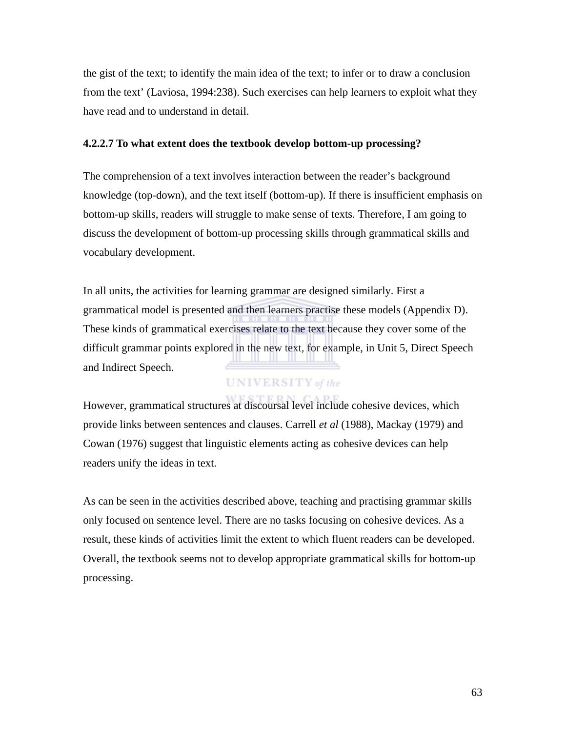the gist of the text; to identify the main idea of the text; to infer or to draw a conclusion from the text' (Laviosa, 1994:238). Such exercises can help learners to exploit what they have read and to understand in detail.

#### 4.2.2.7 To what extent does the textbook develop bottom-up processing?

The comprehension of a text involves interaction between the reader's background knowledge (top-down), and the text itself (bottom-up). If there is insufficient emphasis on bottom-up skills, readers will struggle to make sense of texts. Therefore, I am going to discuss the development of bottom-up processing skills through grammatical skills and vocabulary development.

In all units, the activities for learning grammar are designed similarly. First a grammatical model is presented and then learners practise these models (Appendix D). These kinds of grammatical exercises relate to the text because they cover some of the difficult grammar points explored in the new text, for example, in Unit 5, Direct Speech and Indirect Speech.

However, grammatical structures at discoursal level include cohesive devices, which provide links between sentences and clauses. Carrell *et al* (1988), Mackay (1979) and Cowan (1976) suggest that linguistic elements acting as cohesive devices can help readers unify the ideas in text.

As can be seen in the activities described above, teaching and practising grammar skills only focused on sentence level. There are no tasks focusing on cohesive devices. As a result, these kinds of activities limit the extent to which fluent readers can be developed. Overall, the textbook seems not to develop appropriate grammatical skills for bottom-up processing.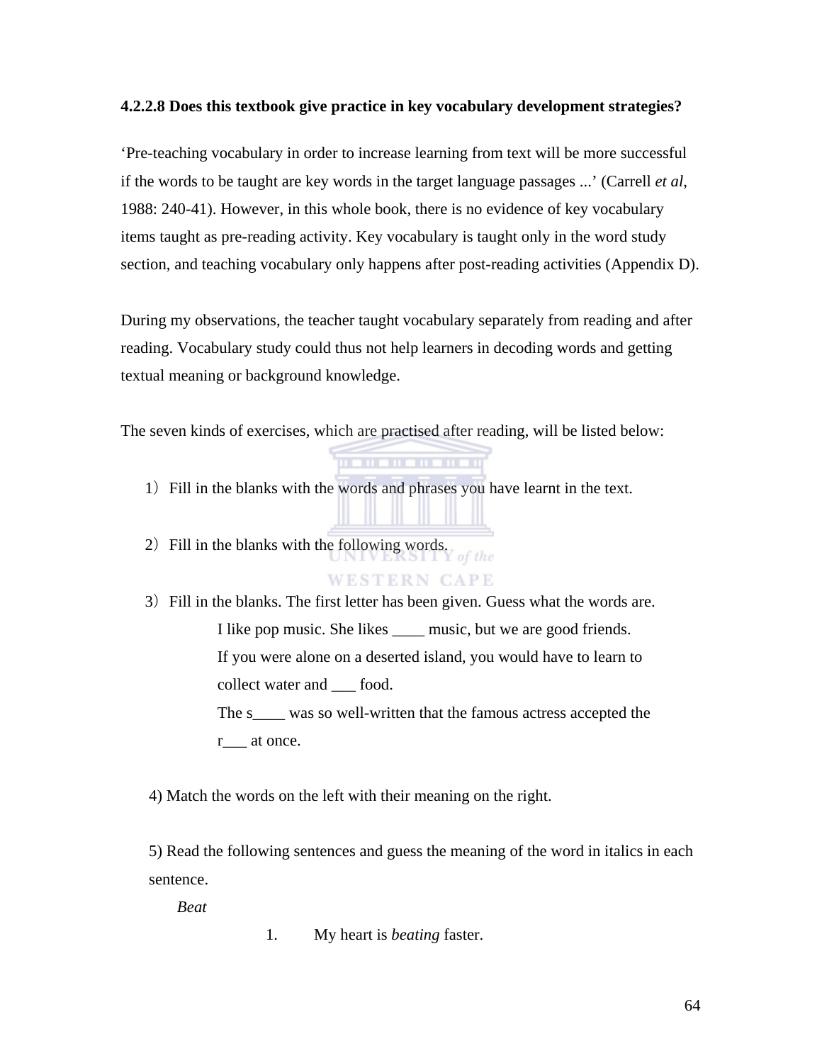#### 4.2.2.8 Does this textbook give practice in key vocabulary development strategies?

'Pre-teaching vocabulary in order to increase learning from text will be more successful if the words to be taught are key words in the target language passages ...' (Carrell *et al*, 1988: 240-41). However, in this whole book, there is no evidence of key vocabulary items taught as pre-reading activity. Key vocabulary is taught only in the word study section, and teaching vocabulary only happens after post-reading activities (Appendix D).

During my observations, the teacher taught vocabulary separately from reading and after reading. Vocabulary study could thus not help learners in decoding words and getting textual meaning or background knowledge.

The seven kinds of exercises, which are practised after reading, will be listed below:

1）Fill in the blanks with the words and phrases you have learnt in the text.

2）Fill in the blanks with the following words.

3）Fill in the blanks. The first letter has been given. Guess what the words are.

> I like pop music. She likes ____ music, but we are good friends.
>
> If you were alone on a deserted island, you would have to learn to collect water and ___ food.
>
> The s____ was so well-written that the famous actress accepted the r___ at once.

4) Match the words on the left with their meaning on the right.

5) Read the following sentences and guess the meaning of the word in italics in each sentence.

*Beat*

1. My heart is *beating* faster.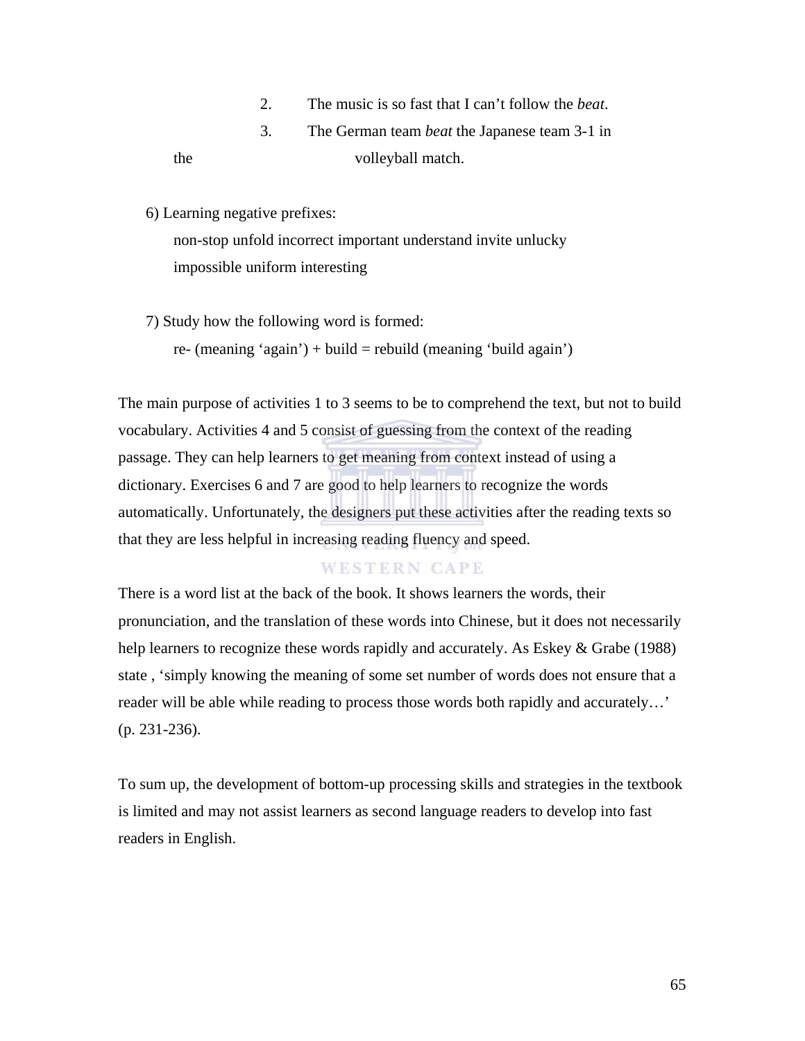2. The music is so fast that I can't follow the *beat*.

3. The German team *beat* the Japanese team 3-1 in the volleyball match.

6) Learning negative prefixes:

non-stop unfold incorrect important understand invite unlucky impossible uniform interesting

7) Study how the following word is formed:

re- (meaning 'again') + build = rebuild (meaning 'build again')

The main purpose of activities 1 to 3 seems to be to comprehend the text, but not to build vocabulary. Activities 4 and 5 consist of guessing from the context of the reading passage. They can help learners to get meaning from context instead of using a dictionary. Exercises 6 and 7 are good to help learners to recognize the words automatically. Unfortunately, the designers put these activities after the reading texts so that they are less helpful in increasing reading fluency and speed.

There is a word list at the back of the book. It shows learners the words, their pronunciation, and the translation of these words into Chinese, but it does not necessarily help learners to recognize these words rapidly and accurately. As Eskey & Grabe (1988) state , 'simply knowing the meaning of some set number of words does not ensure that a reader will be able while reading to process those words both rapidly and accurately…' (p. 231-236).

To sum up, the development of bottom-up processing skills and strategies in the textbook is limited and may not assist learners as second language readers to develop into fast readers in English.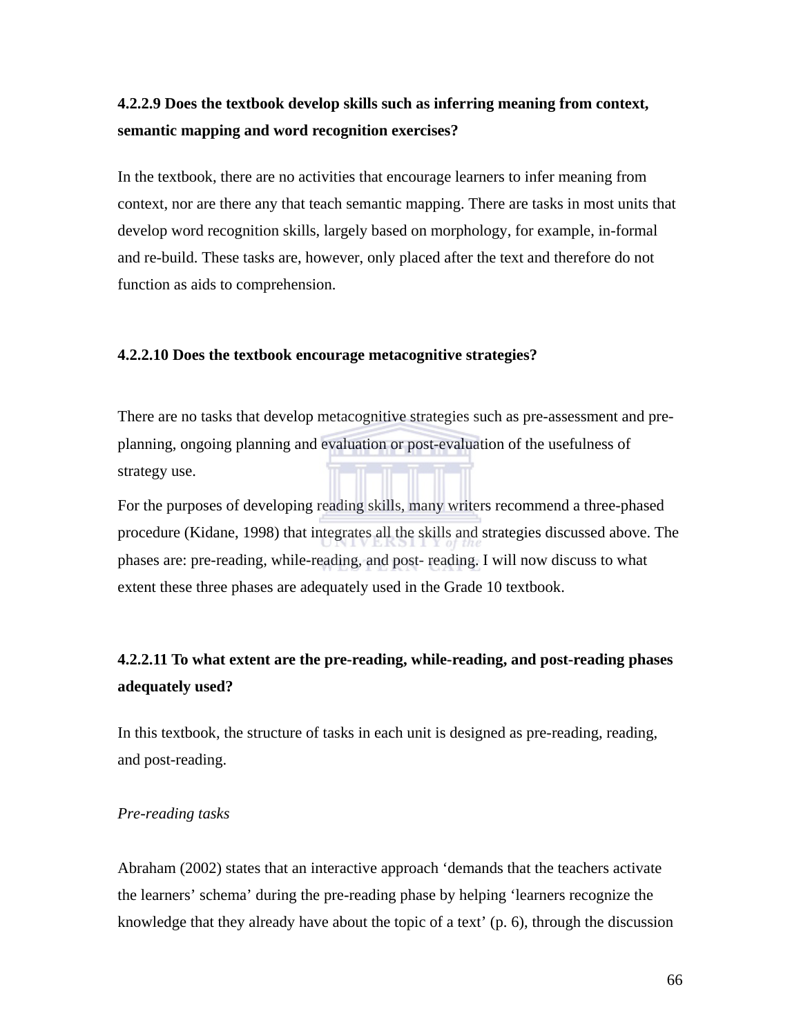#### 4.2.2.9 Does the textbook develop skills such as inferring meaning from context, semantic mapping and word recognition exercises?

In the textbook, there are no activities that encourage learners to infer meaning from context, nor are there any that teach semantic mapping. There are tasks in most units that develop word recognition skills, largely based on morphology, for example, in-formal and re-build. These tasks are, however, only placed after the text and therefore do not function as aids to comprehension.

#### 4.2.2.10 Does the textbook encourage metacognitive strategies?

There are no tasks that develop metacognitive strategies such as pre-assessment and pre-planning, ongoing planning and evaluation or post-evaluation of the usefulness of strategy use.

For the purposes of developing reading skills, many writers recommend a three-phased procedure (Kidane, 1998) that integrates all the skills and strategies discussed above. The phases are: pre-reading, while-reading, and post- reading. I will now discuss to what extent these three phases are adequately used in the Grade 10 textbook.

#### 4.2.2.11 To what extent are the pre-reading, while-reading, and post-reading phases adequately used?

In this textbook, the structure of tasks in each unit is designed as pre-reading, reading, and post-reading.

*Pre-reading tasks*

Abraham (2002) states that an interactive approach 'demands that the teachers activate the learners' schema' during the pre-reading phase by helping 'learners recognize the knowledge that they already have about the topic of a text' (p. 6), through the discussion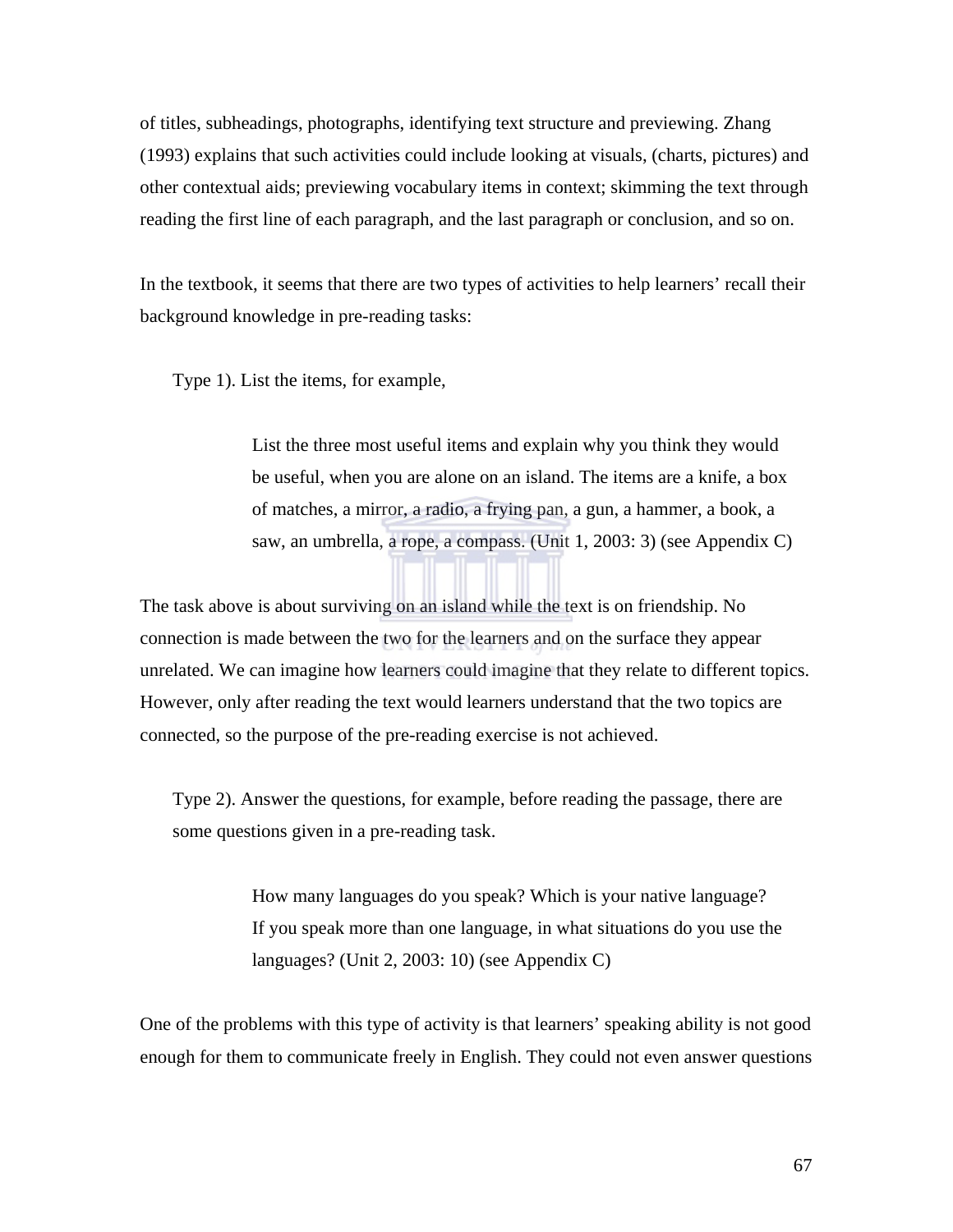of titles, subheadings, photographs, identifying text structure and previewing. Zhang (1993) explains that such activities could include looking at visuals, (charts, pictures) and other contextual aids; previewing vocabulary items in context; skimming the text through reading the first line of each paragraph, and the last paragraph or conclusion, and so on.

In the textbook, it seems that there are two types of activities to help learners' recall their background knowledge in pre-reading tasks:

Type 1). List the items, for example,

> List the three most useful items and explain why you think they would be useful, when you are alone on an island. The items are a knife, a box of matches, a mirror, a radio, a frying pan, a gun, a hammer, a book, a saw, an umbrella, a rope, a compass. (Unit 1, 2003: 3) (see Appendix C)

The task above is about surviving on an island while the text is on friendship. No connection is made between the two for the learners and on the surface they appear unrelated. We can imagine how learners could imagine that they relate to different topics. However, only after reading the text would learners understand that the two topics are connected, so the purpose of the pre-reading exercise is not achieved.

Type 2). Answer the questions, for example, before reading the passage, there are some questions given in a pre-reading task.

> How many languages do you speak? Which is your native language? If you speak more than one language, in what situations do you use the languages? (Unit 2, 2003: 10) (see Appendix C)

One of the problems with this type of activity is that learners' speaking ability is not good enough for them to communicate freely in English. They could not even answer questions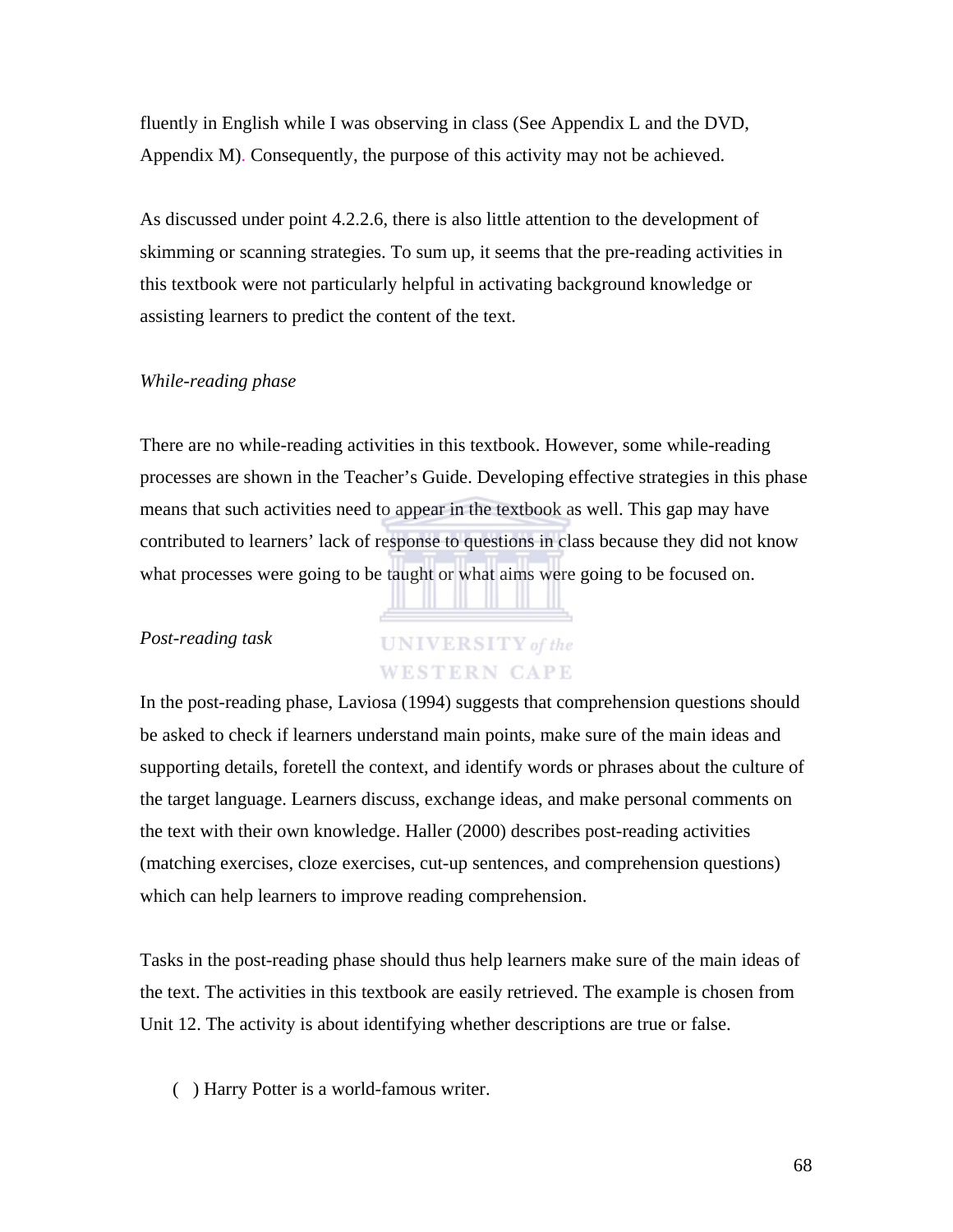fluently in English while I was observing in class (See Appendix L and the DVD, Appendix M). Consequently, the purpose of this activity may not be achieved.

As discussed under point 4.2.2.6, there is also little attention to the development of skimming or scanning strategies. To sum up, it seems that the pre-reading activities in this textbook were not particularly helpful in activating background knowledge or assisting learners to predict the content of the text.

*While-reading phase*

There are no while-reading activities in this textbook. However, some while-reading processes are shown in the Teacher's Guide. Developing effective strategies in this phase means that such activities need to appear in the textbook as well. This gap may have contributed to learners' lack of response to questions in class because they did not know what processes were going to be taught or what aims were going to be focused on.

*Post-reading task*

In the post-reading phase, Laviosa (1994) suggests that comprehension questions should be asked to check if learners understand main points, make sure of the main ideas and supporting details, foretell the context, and identify words or phrases about the culture of the target language. Learners discuss, exchange ideas, and make personal comments on the text with their own knowledge. Haller (2000) describes post-reading activities (matching exercises, cloze exercises, cut-up sentences, and comprehension questions) which can help learners to improve reading comprehension.

Tasks in the post-reading phase should thus help learners make sure of the main ideas of the text. The activities in this textbook are easily retrieved. The example is chosen from Unit 12. The activity is about identifying whether descriptions are true or false.

( ) Harry Potter is a world-famous writer.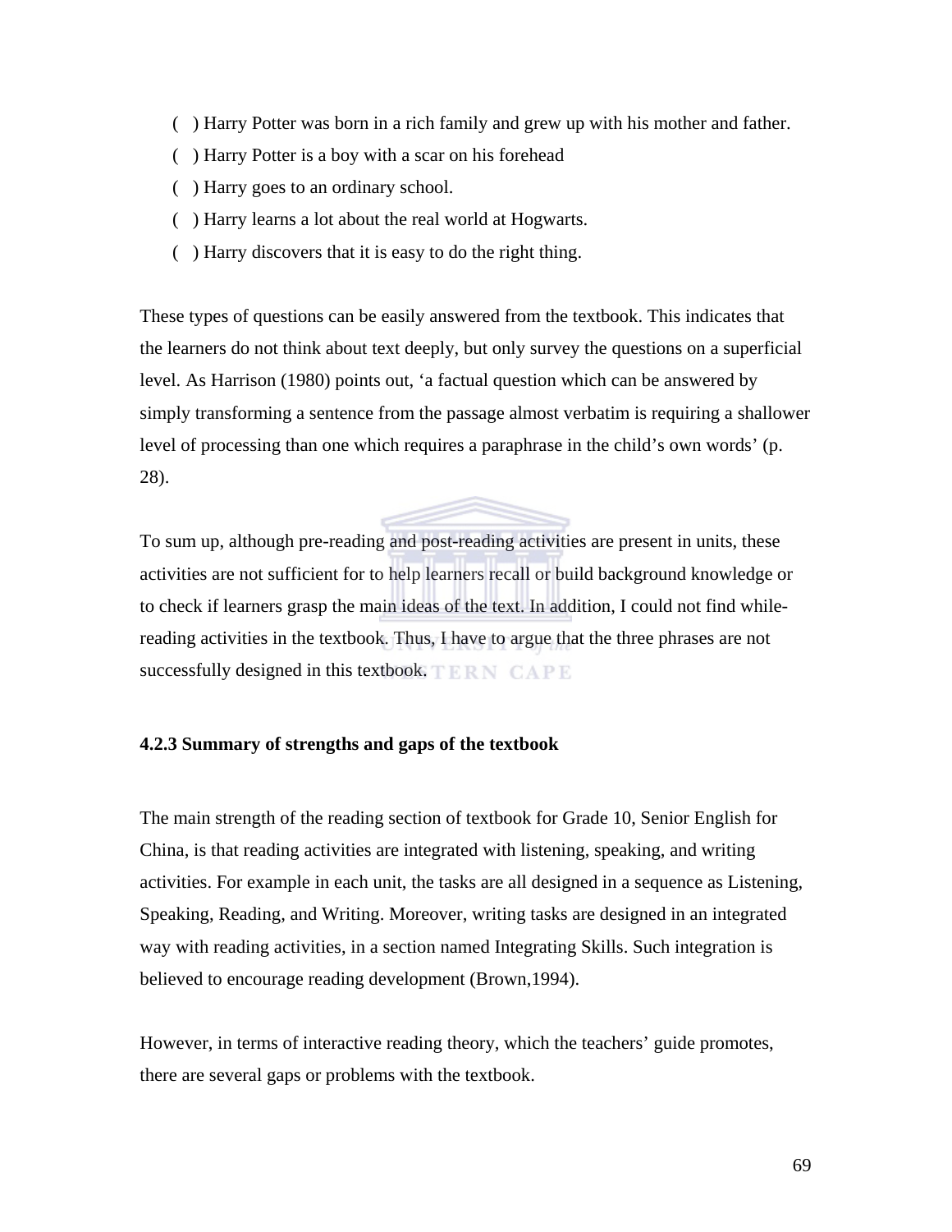( ) Harry Potter was born in a rich family and grew up with his mother and father.

( ) Harry Potter is a boy with a scar on his forehead

( ) Harry goes to an ordinary school.

( ) Harry learns a lot about the real world at Hogwarts.

( ) Harry discovers that it is easy to do the right thing.

These types of questions can be easily answered from the textbook. This indicates that the learners do not think about text deeply, but only survey the questions on a superficial level. As Harrison (1980) points out, 'a factual question which can be answered by simply transforming a sentence from the passage almost verbatim is requiring a shallower level of processing than one which requires a paraphrase in the child's own words' (p. 28).

To sum up, although pre-reading and post-reading activities are present in units, these activities are not sufficient for to help learners recall or build background knowledge or to check if learners grasp the main ideas of the text. In addition, I could not find while-reading activities in the textbook. Thus, I have to argue that the three phrases are not successfully designed in this textbook.

### 4.2.3 Summary of strengths and gaps of the textbook

The main strength of the reading section of textbook for Grade 10, Senior English for China, is that reading activities are integrated with listening, speaking, and writing activities. For example in each unit, the tasks are all designed in a sequence as Listening, Speaking, Reading, and Writing. Moreover, writing tasks are designed in an integrated way with reading activities, in a section named Integrating Skills. Such integration is believed to encourage reading development (Brown,1994).

However, in terms of interactive reading theory, which the teachers' guide promotes, there are several gaps or problems with the textbook.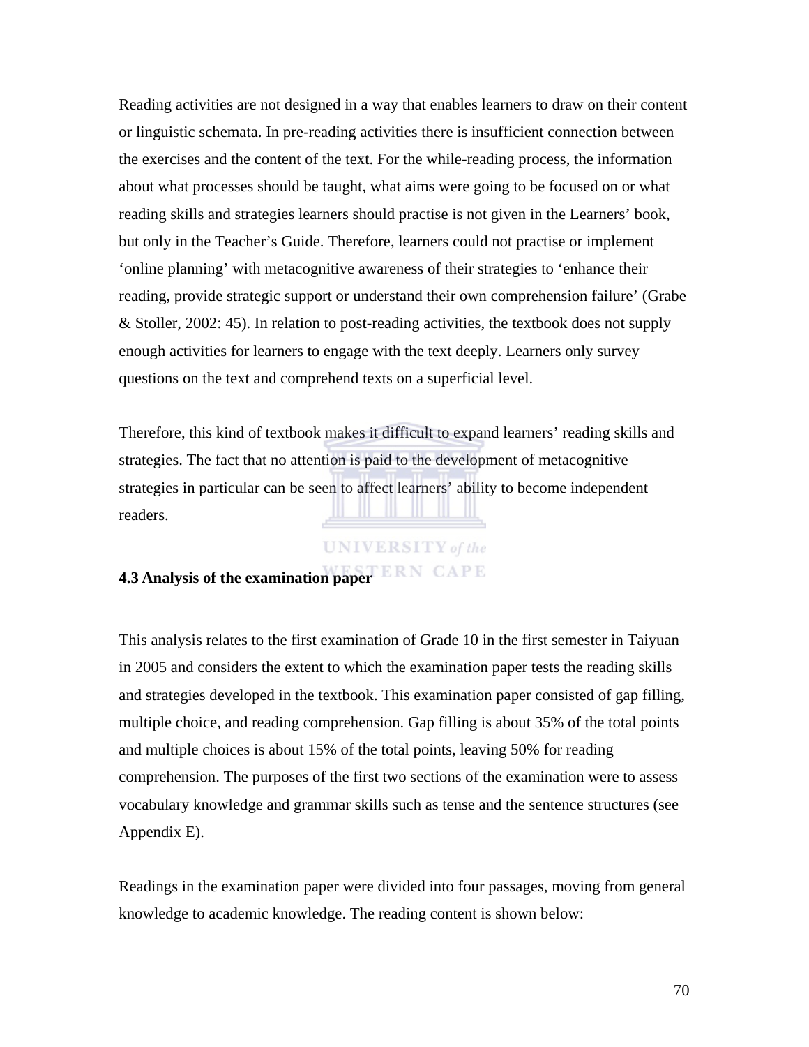Reading activities are not designed in a way that enables learners to draw on their content or linguistic schemata. In pre-reading activities there is insufficient connection between the exercises and the content of the text. For the while-reading process, the information about what processes should be taught, what aims were going to be focused on or what reading skills and strategies learners should practise is not given in the Learners' book, but only in the Teacher's Guide. Therefore, learners could not practise or implement 'online planning' with metacognitive awareness of their strategies to 'enhance their reading, provide strategic support or understand their own comprehension failure' (Grabe & Stoller, 2002: 45). In relation to post-reading activities, the textbook does not supply enough activities for learners to engage with the text deeply. Learners only survey questions on the text and comprehend texts on a superficial level.

Therefore, this kind of textbook makes it difficult to expand learners' reading skills and strategies. The fact that no attention is paid to the development of metacognitive strategies in particular can be seen to affect learners' ability to become independent readers.

### 4.3 Analysis of the examination paper

This analysis relates to the first examination of Grade 10 in the first semester in Taiyuan in 2005 and considers the extent to which the examination paper tests the reading skills and strategies developed in the textbook. This examination paper consisted of gap filling, multiple choice, and reading comprehension. Gap filling is about 35% of the total points and multiple choices is about 15% of the total points, leaving 50% for reading comprehension. The purposes of the first two sections of the examination were to assess vocabulary knowledge and grammar skills such as tense and the sentence structures (see Appendix E).

Readings in the examination paper were divided into four passages, moving from general knowledge to academic knowledge. The reading content is shown below: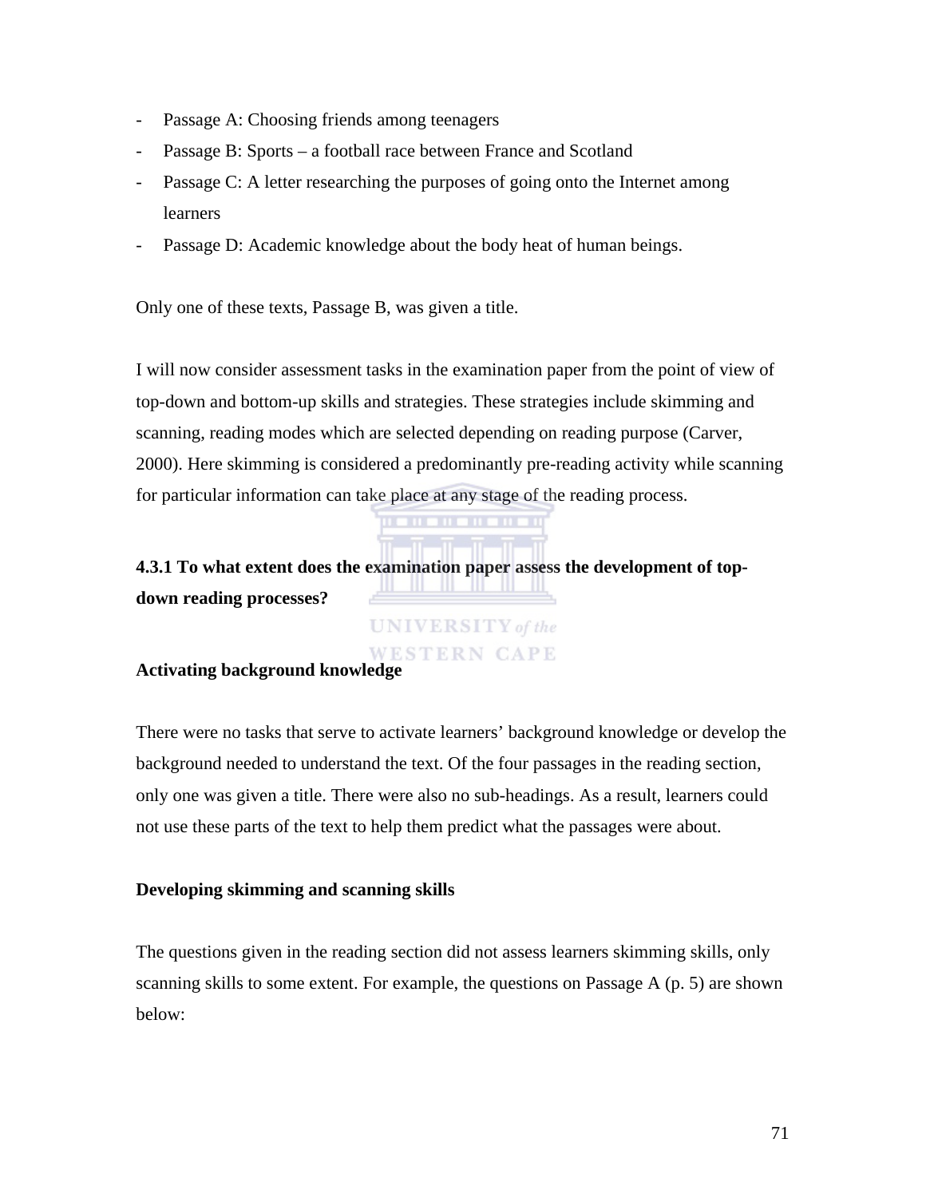- Passage A: Choosing friends among teenagers
- Passage B: Sports – a football race between France and Scotland
- Passage C: A letter researching the purposes of going onto the Internet among learners
- Passage D: Academic knowledge about the body heat of human beings.

Only one of these texts, Passage B, was given a title.

I will now consider assessment tasks in the examination paper from the point of view of top-down and bottom-up skills and strategies. These strategies include skimming and scanning, reading modes which are selected depending on reading purpose (Carver, 2000). Here skimming is considered a predominantly pre-reading activity while scanning for particular information can take place at any stage of the reading process.

### 4.3.1 To what extent does the examination paper assess the development of top-down reading processes?

**Activating background knowledge**

There were no tasks that serve to activate learners' background knowledge or develop the background needed to understand the text. Of the four passages in the reading section, only one was given a title. There were also no sub-headings. As a result, learners could not use these parts of the text to help them predict what the passages were about.

**Developing skimming and scanning skills**

The questions given in the reading section did not assess learners skimming skills, only scanning skills to some extent. For example, the questions on Passage A (p. 5) are shown below: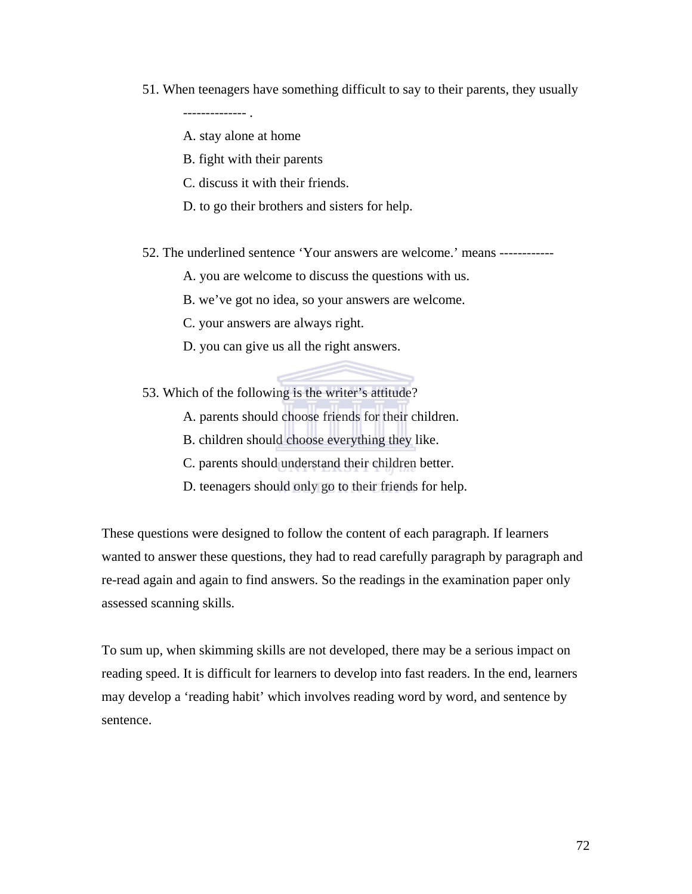51. When teenagers have something difficult to say to their parents, they usually -------------- .

    A. stay alone at home

    B. fight with their parents

    C. discuss it with their friends.

    D. to go their brothers and sisters for help.

52. The underlined sentence 'Your answers are welcome.' means ------------

    A. you are welcome to discuss the questions with us.

    B. we've got no idea, so your answers are welcome.

    C. your answers are always right.

    D. you can give us all the right answers.

53. Which of the following is the writer's attitude?

    A. parents should choose friends for their children.

    B. children should choose everything they like.

    C. parents should understand their children better.

    D. teenagers should only go to their friends for help.

These questions were designed to follow the content of each paragraph. If learners wanted to answer these questions, they had to read carefully paragraph by paragraph and re-read again and again to find answers. So the readings in the examination paper only assessed scanning skills.

To sum up, when skimming skills are not developed, there may be a serious impact on reading speed. It is difficult for learners to develop into fast readers. In the end, learners may develop a 'reading habit' which involves reading word by word, and sentence by sentence.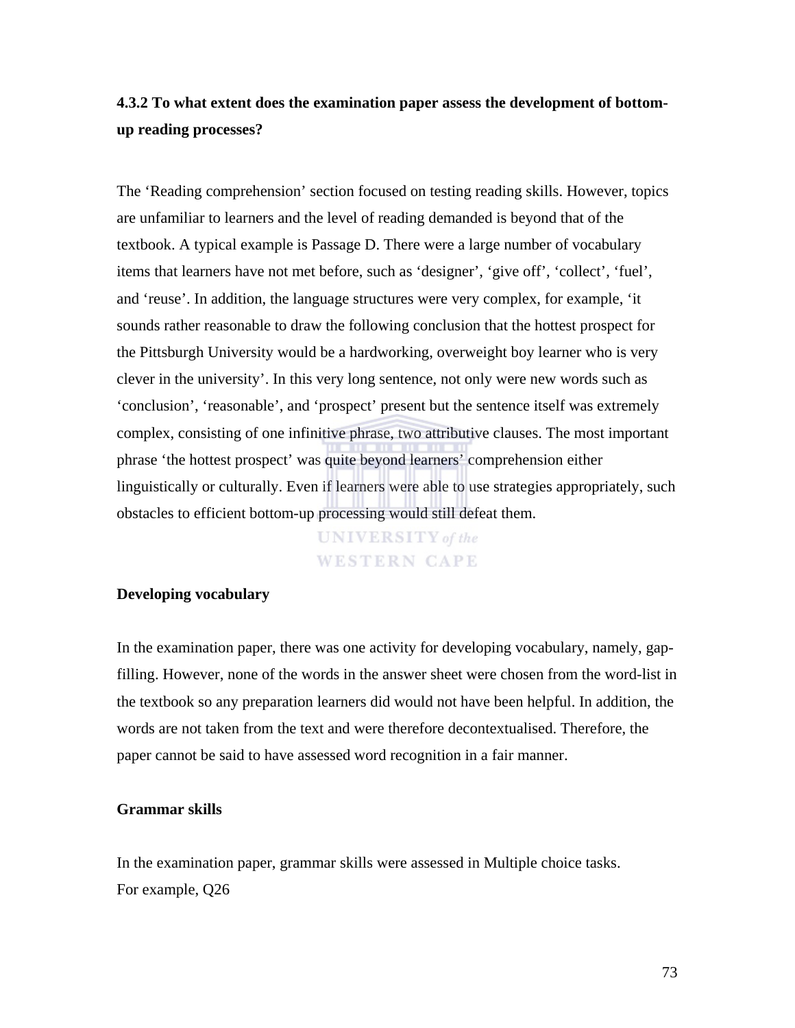### 4.3.2 To what extent does the examination paper assess the development of bottom-up reading processes?

The 'Reading comprehension' section focused on testing reading skills. However, topics are unfamiliar to learners and the level of reading demanded is beyond that of the textbook. A typical example is Passage D. There were a large number of vocabulary items that learners have not met before, such as 'designer', 'give off', 'collect', 'fuel', and 'reuse'. In addition, the language structures were very complex, for example, 'it sounds rather reasonable to draw the following conclusion that the hottest prospect for the Pittsburgh University would be a hardworking, overweight boy learner who is very clever in the university'. In this very long sentence, not only were new words such as 'conclusion', 'reasonable', and 'prospect' present but the sentence itself was extremely complex, consisting of one infinitive phrase, two attributive clauses. The most important phrase 'the hottest prospect' was quite beyond learners' comprehension either linguistically or culturally. Even if learners were able to use strategies appropriately, such obstacles to efficient bottom-up processing would still defeat them.

**Developing vocabulary**

In the examination paper, there was one activity for developing vocabulary, namely, gap-filling. However, none of the words in the answer sheet were chosen from the word-list in the textbook so any preparation learners did would not have been helpful. In addition, the words are not taken from the text and were therefore decontextualised. Therefore, the paper cannot be said to have assessed word recognition in a fair manner.

**Grammar skills**

In the examination paper, grammar skills were assessed in Multiple choice tasks.
For example, Q26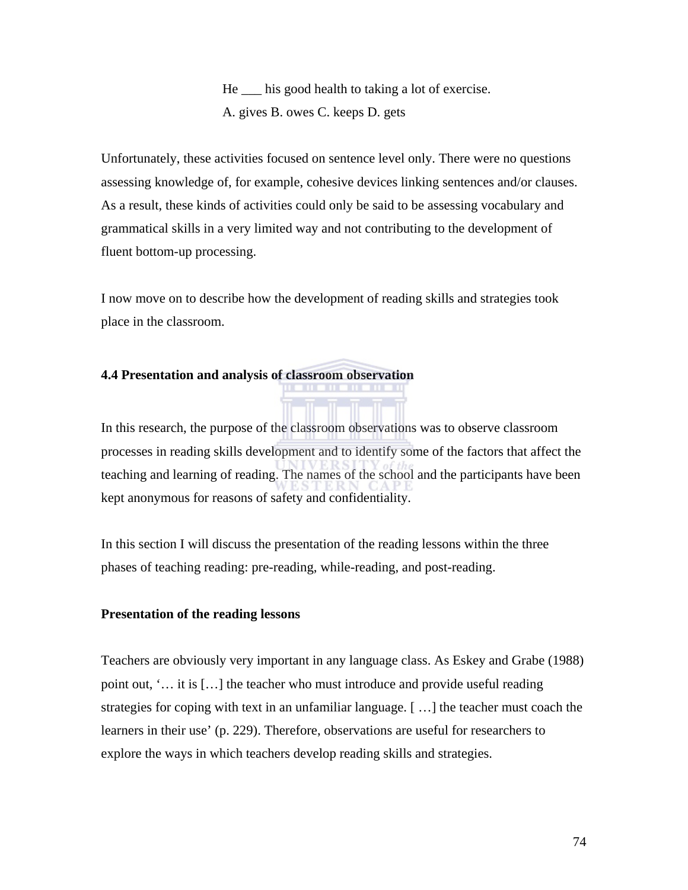He ___ his good health to taking a lot of exercise.

A. gives B. owes C. keeps D. gets

Unfortunately, these activities focused on sentence level only. There were no questions assessing knowledge of, for example, cohesive devices linking sentences and/or clauses. As a result, these kinds of activities could only be said to be assessing vocabulary and grammatical skills in a very limited way and not contributing to the development of fluent bottom-up processing.

I now move on to describe how the development of reading skills and strategies took place in the classroom.

### 4.4 Presentation and analysis of classroom observation

In this research, the purpose of the classroom observations was to observe classroom processes in reading skills development and to identify some of the factors that affect the teaching and learning of reading. The names of the school and the participants have been kept anonymous for reasons of safety and confidentiality.

In this section I will discuss the presentation of the reading lessons within the three phases of teaching reading: pre-reading, while-reading, and post-reading.

#### Presentation of the reading lessons

Teachers are obviously very important in any language class. As Eskey and Grabe (1988) point out, '… it is […] the teacher who must introduce and provide useful reading strategies for coping with text in an unfamiliar language. [ …] the teacher must coach the learners in their use' (p. 229). Therefore, observations are useful for researchers to explore the ways in which teachers develop reading skills and strategies.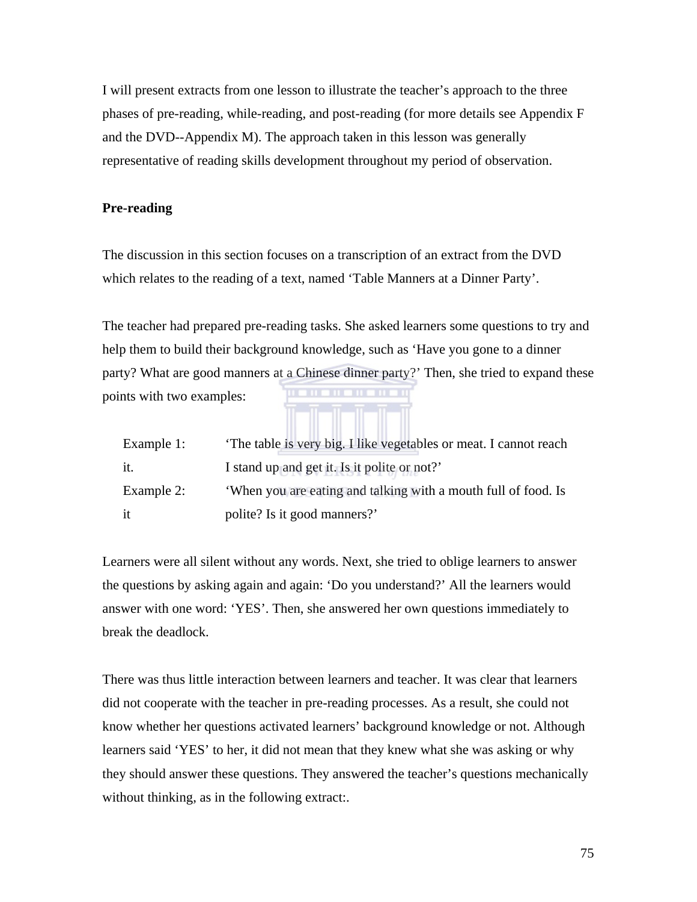I will present extracts from one lesson to illustrate the teacher's approach to the three phases of pre-reading, while-reading, and post-reading (for more details see Appendix F and the DVD--Appendix M). The approach taken in this lesson was generally representative of reading skills development throughout my period of observation.

**Pre-reading**

The discussion in this section focuses on a transcription of an extract from the DVD which relates to the reading of a text, named 'Table Manners at a Dinner Party'.

The teacher had prepared pre-reading tasks. She asked learners some questions to try and help them to build their background knowledge, such as 'Have you gone to a dinner party? What are good manners at a Chinese dinner party?' Then, she tried to expand these points with two examples:

> Example 1: 'The table is very big. I like vegetables or meat. I cannot reach it. I stand up and get it. Is it polite or not?'
>
> Example 2: 'When you are eating and talking with a mouth full of food. Is it polite? Is it good manners?'

Learners were all silent without any words. Next, she tried to oblige learners to answer the questions by asking again and again: 'Do you understand?' All the learners would answer with one word: 'YES'. Then, she answered her own questions immediately to break the deadlock.

There was thus little interaction between learners and teacher. It was clear that learners did not cooperate with the teacher in pre-reading processes. As a result, she could not know whether her questions activated learners' background knowledge or not. Although learners said 'YES' to her, it did not mean that they knew what she was asking or why they should answer these questions. They answered the teacher's questions mechanically without thinking, as in the following extract:.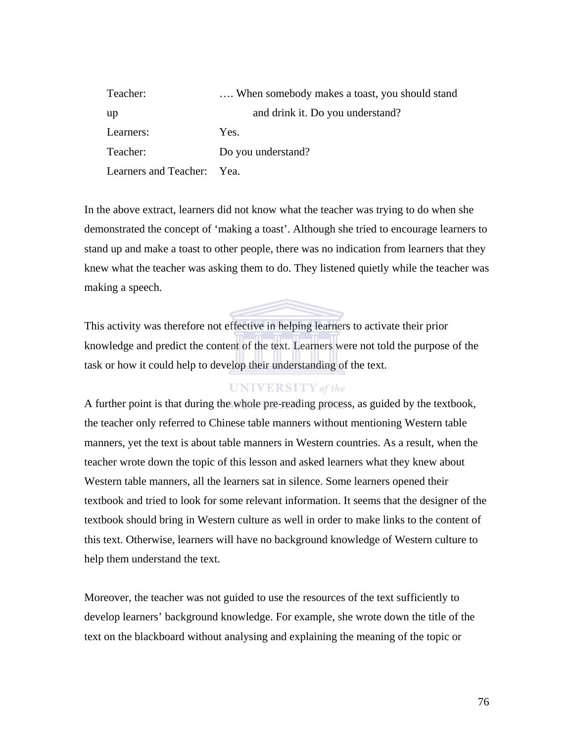Teacher: …. When somebody makes a toast, you should stand up and drink it. Do you understand?

Learners: Yes.

Teacher: Do you understand?

Learners and Teacher: Yea.

In the above extract, learners did not know what the teacher was trying to do when she demonstrated the concept of 'making a toast'. Although she tried to encourage learners to stand up and make a toast to other people, there was no indication from learners that they knew what the teacher was asking them to do. They listened quietly while the teacher was making a speech.

This activity was therefore not effective in helping learners to activate their prior knowledge and predict the content of the text. Learners were not told the purpose of the task or how it could help to develop their understanding of the text.

A further point is that during the whole pre-reading process, as guided by the textbook, the teacher only referred to Chinese table manners without mentioning Western table manners, yet the text is about table manners in Western countries. As a result, when the teacher wrote down the topic of this lesson and asked learners what they knew about Western table manners, all the learners sat in silence. Some learners opened their textbook and tried to look for some relevant information. It seems that the designer of the textbook should bring in Western culture as well in order to make links to the content of this text. Otherwise, learners will have no background knowledge of Western culture to help them understand the text.

Moreover, the teacher was not guided to use the resources of the text sufficiently to develop learners' background knowledge. For example, she wrote down the title of the text on the blackboard without analysing and explaining the meaning of the topic or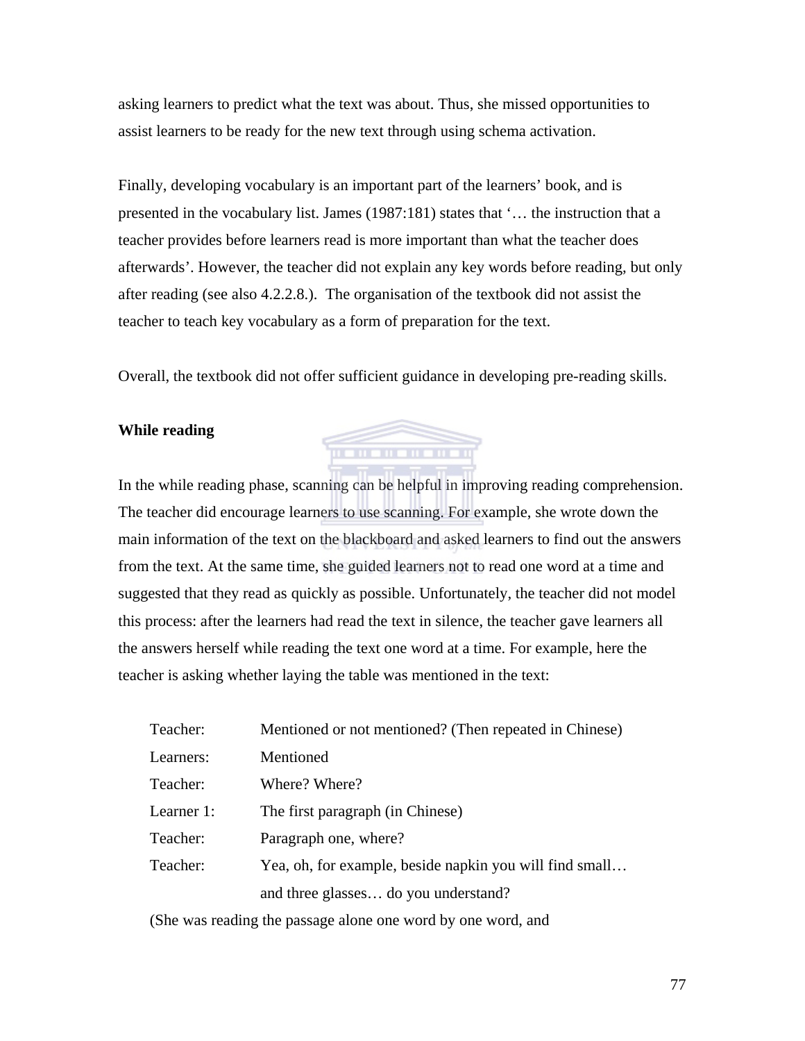asking learners to predict what the text was about. Thus, she missed opportunities to assist learners to be ready for the new text through using schema activation.

Finally, developing vocabulary is an important part of the learners' book, and is presented in the vocabulary list. James (1987:181) states that '… the instruction that a teacher provides before learners read is more important than what the teacher does afterwards'. However, the teacher did not explain any key words before reading, but only after reading (see also 4.2.2.8.). The organisation of the textbook did not assist the teacher to teach key vocabulary as a form of preparation for the text.

Overall, the textbook did not offer sufficient guidance in developing pre-reading skills.

**While reading**

In the while reading phase, scanning can be helpful in improving reading comprehension. The teacher did encourage learners to use scanning. For example, she wrote down the main information of the text on the blackboard and asked learners to find out the answers from the text. At the same time, she guided learners not to read one word at a time and suggested that they read as quickly as possible. Unfortunately, the teacher did not model this process: after the learners had read the text in silence, the teacher gave learners all the answers herself while reading the text one word at a time. For example, here the teacher is asking whether laying the table was mentioned in the text:

Teacher: Mentioned or not mentioned? (Then repeated in Chinese)
Learners: Mentioned
Teacher: Where? Where?
Learner 1: The first paragraph (in Chinese)
Teacher: Paragraph one, where?
Teacher: Yea, oh, for example, beside napkin you will find small… and three glasses… do you understand?

(She was reading the passage alone one word by one word, and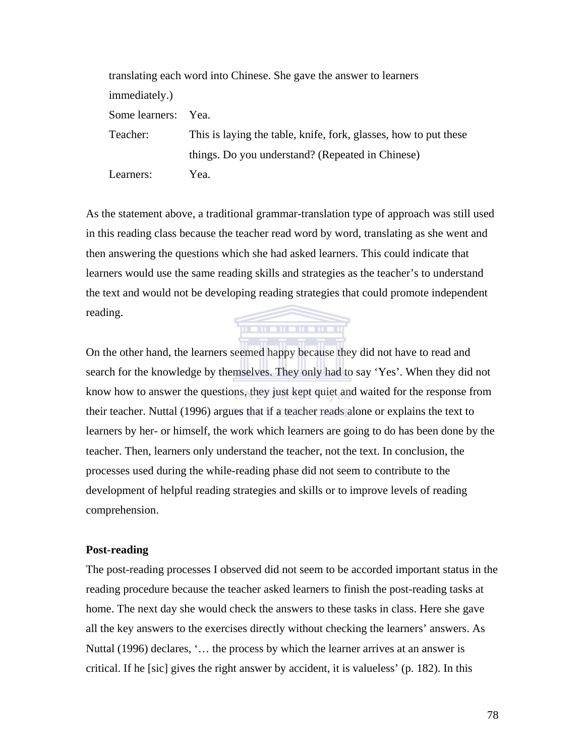translating each word into Chinese. She gave the answer to learners immediately.)

Some learners: Yea.

Teacher: This is laying the table, knife, fork, glasses, how to put these things. Do you understand? (Repeated in Chinese)

Learners: Yea.

As the statement above, a traditional grammar-translation type of approach was still used in this reading class because the teacher read word by word, translating as she went and then answering the questions which she had asked learners. This could indicate that learners would use the same reading skills and strategies as the teacher's to understand the text and would not be developing reading strategies that could promote independent reading.

On the other hand, the learners seemed happy because they did not have to read and search for the knowledge by themselves. They only had to say 'Yes'. When they did not know how to answer the questions, they just kept quiet and waited for the response from their teacher. Nuttal (1996) argues that if a teacher reads alone or explains the text to learners by her- or himself, the work which learners are going to do has been done by the teacher. Then, learners only understand the teacher, not the text. In conclusion, the processes used during the while-reading phase did not seem to contribute to the development of helpful reading strategies and skills or to improve levels of reading comprehension.

**Post-reading**

The post-reading processes I observed did not seem to be accorded important status in the reading procedure because the teacher asked learners to finish the post-reading tasks at home. The next day she would check the answers to these tasks in class. Here she gave all the key answers to the exercises directly without checking the learners' answers. As Nuttal (1996) declares, '… the process by which the learner arrives at an answer is critical. If he [sic] gives the right answer by accident, it is valueless' (p. 182). In this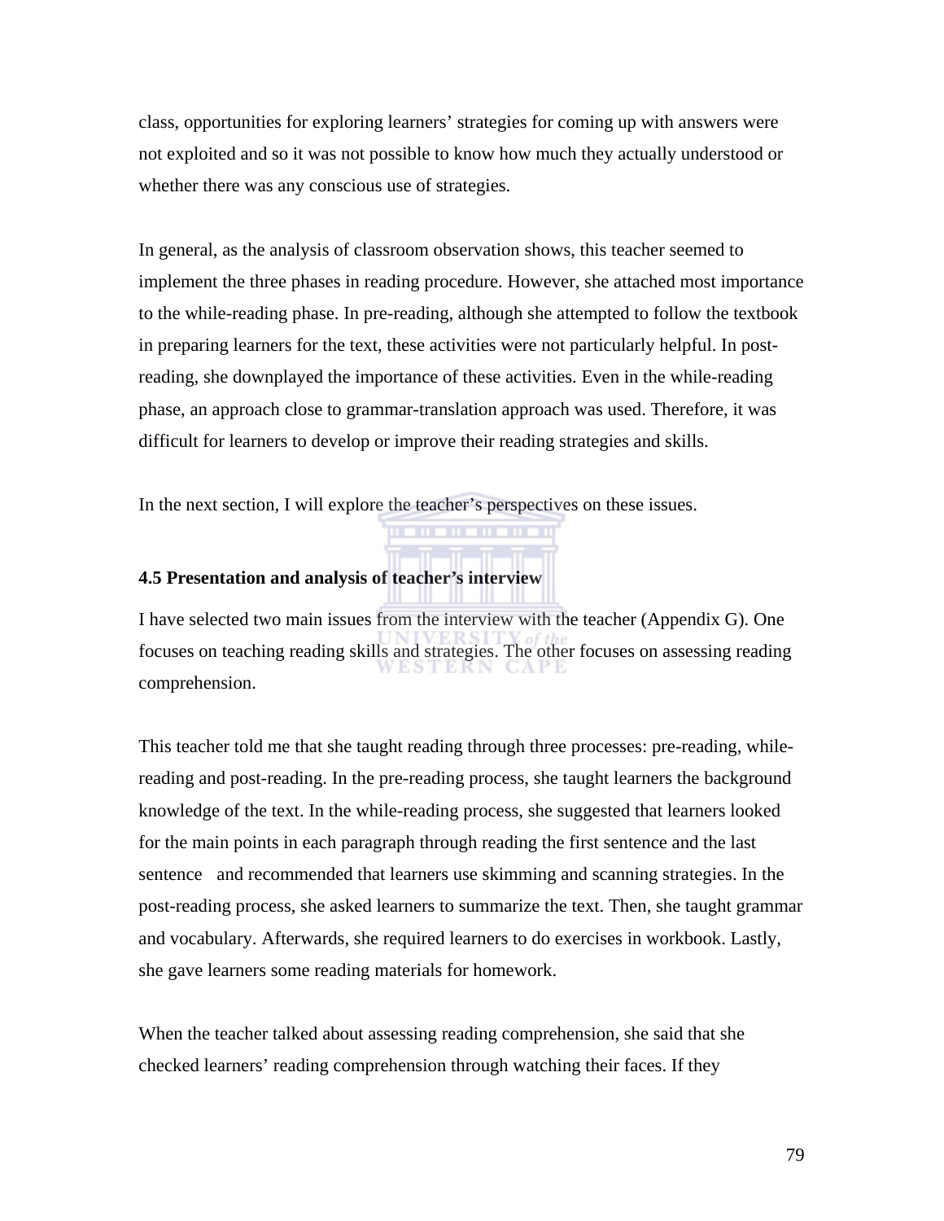class, opportunities for exploring learners' strategies for coming up with answers were not exploited and so it was not possible to know how much they actually understood or whether there was any conscious use of strategies.

In general, as the analysis of classroom observation shows, this teacher seemed to implement the three phases in reading procedure. However, she attached most importance to the while-reading phase. In pre-reading, although she attempted to follow the textbook in preparing learners for the text, these activities were not particularly helpful. In post-reading, she downplayed the importance of these activities. Even in the while-reading phase, an approach close to grammar-translation approach was used. Therefore, it was difficult for learners to develop or improve their reading strategies and skills.

In the next section, I will explore the teacher's perspectives on these issues.

### 4.5 Presentation and analysis of teacher's interview

I have selected two main issues from the interview with the teacher (Appendix G). One focuses on teaching reading skills and strategies. The other focuses on assessing reading comprehension.

This teacher told me that she taught reading through three processes: pre-reading, while-reading and post-reading. In the pre-reading process, she taught learners the background knowledge of the text. In the while-reading process, she suggested that learners looked for the main points in each paragraph through reading the first sentence and the last sentence and recommended that learners use skimming and scanning strategies. In the post-reading process, she asked learners to summarize the text. Then, she taught grammar and vocabulary. Afterwards, she required learners to do exercises in workbook. Lastly, she gave learners some reading materials for homework.

When the teacher talked about assessing reading comprehension, she said that she checked learners' reading comprehension through watching their faces. If they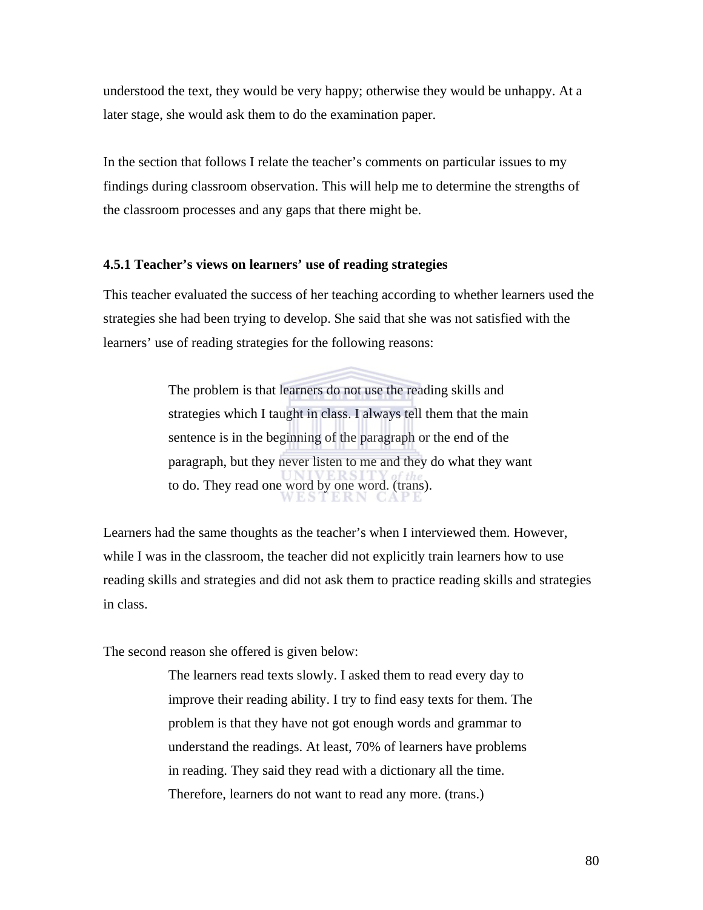understood the text, they would be very happy; otherwise they would be unhappy. At a later stage, she would ask them to do the examination paper.

In the section that follows I relate the teacher's comments on particular issues to my findings during classroom observation. This will help me to determine the strengths of the classroom processes and any gaps that there might be.

### 4.5.1 Teacher's views on learners' use of reading strategies

This teacher evaluated the success of her teaching according to whether learners used the strategies she had been trying to develop. She said that she was not satisfied with the learners' use of reading strategies for the following reasons:

> The problem is that learners do not use the reading skills and strategies which I taught in class. I always tell them that the main sentence is in the beginning of the paragraph or the end of the paragraph, but they never listen to me and they do what they want to do. They read one word by one word. (trans).

Learners had the same thoughts as the teacher's when I interviewed them. However, while I was in the classroom, the teacher did not explicitly train learners how to use reading skills and strategies and did not ask them to practice reading skills and strategies in class.

The second reason she offered is given below:

> The learners read texts slowly. I asked them to read every day to improve their reading ability. I try to find easy texts for them. The problem is that they have not got enough words and grammar to understand the readings. At least, 70% of learners have problems in reading. They said they read with a dictionary all the time. Therefore, learners do not want to read any more. (trans.)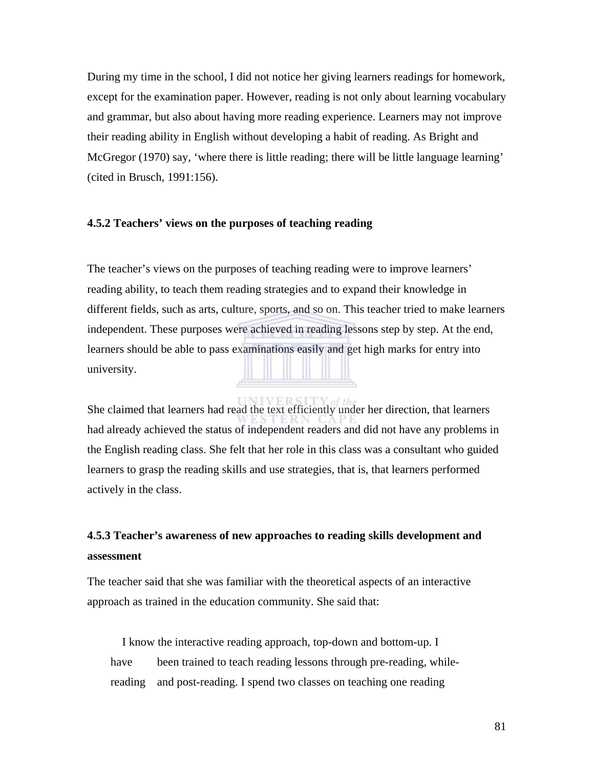During my time in the school, I did not notice her giving learners readings for homework, except for the examination paper. However, reading is not only about learning vocabulary and grammar, but also about having more reading experience. Learners may not improve their reading ability in English without developing a habit of reading. As Bright and McGregor (1970) say, 'where there is little reading; there will be little language learning' (cited in Brusch, 1991:156).

### 4.5.2 Teachers' views on the purposes of teaching reading

The teacher's views on the purposes of teaching reading were to improve learners' reading ability, to teach them reading strategies and to expand their knowledge in different fields, such as arts, culture, sports, and so on. This teacher tried to make learners independent. These purposes were achieved in reading lessons step by step. At the end, learners should be able to pass examinations easily and get high marks for entry into university.

She claimed that learners had read the text efficiently under her direction, that learners had already achieved the status of independent readers and did not have any problems in the English reading class. She felt that her role in this class was a consultant who guided learners to grasp the reading skills and use strategies, that is, that learners performed actively in the class.

### 4.5.3 Teacher's awareness of new approaches to reading skills development and assessment

The teacher said that she was familiar with the theoretical aspects of an interactive approach as trained in the education community. She said that:

> I know the interactive reading approach, top-down and bottom-up. I have been trained to teach reading lessons through pre-reading, while-reading and post-reading. I spend two classes on teaching one reading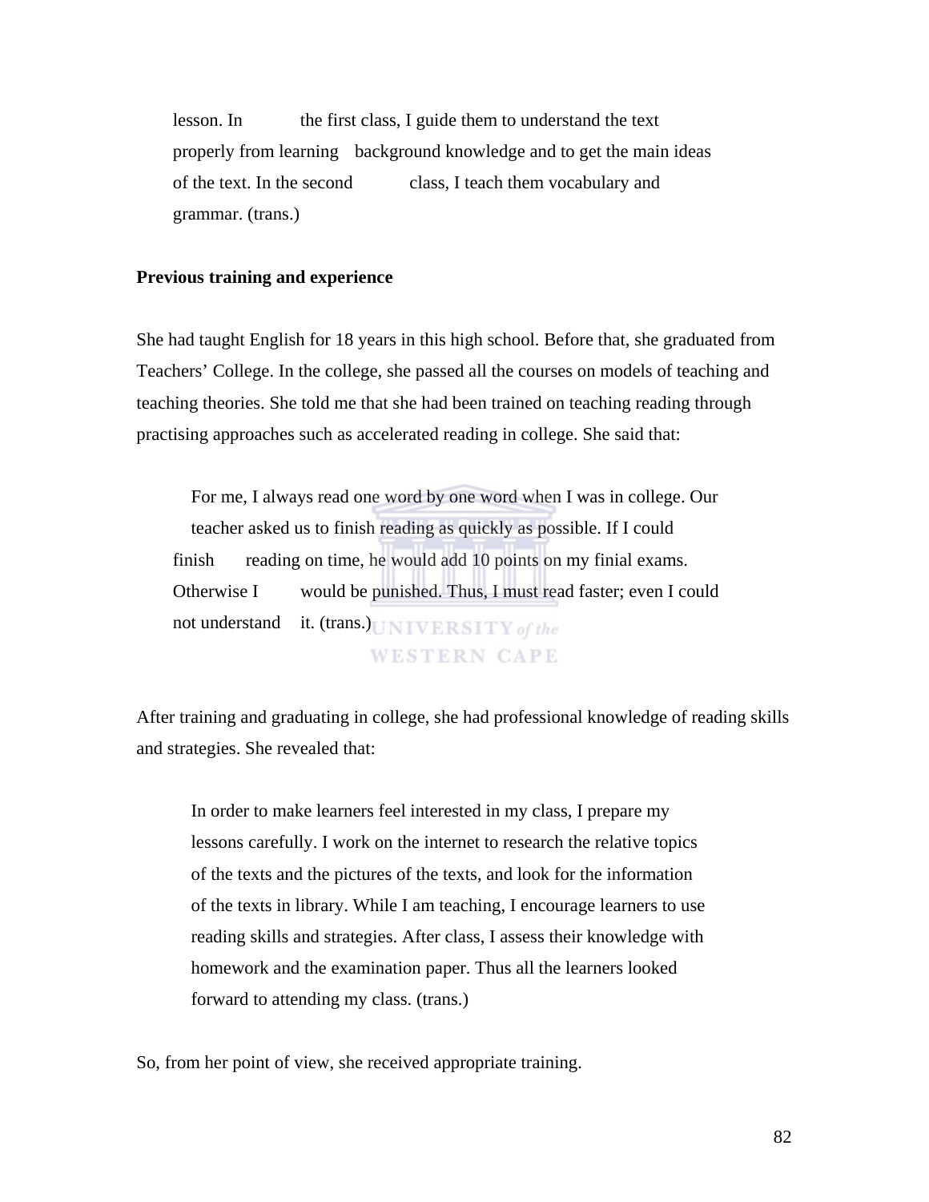> lesson. In the first class, I guide them to understand the text properly from learning background knowledge and to get the main ideas of the text. In the second class, I teach them vocabulary and grammar. (trans.)

**Previous training and experience**

She had taught English for 18 years in this high school. Before that, she graduated from Teachers' College. In the college, she passed all the courses on models of teaching and teaching theories. She told me that she had been trained on teaching reading through practising approaches such as accelerated reading in college. She said that:

> For me, I always read one word by one word when I was in college. Our teacher asked us to finish reading as quickly as possible. If I could finish reading on time, he would add 10 points on my finial exams. Otherwise I would be punished. Thus, I must read faster; even I could not understand it. (trans.)

After training and graduating in college, she had professional knowledge of reading skills and strategies. She revealed that:

> In order to make learners feel interested in my class, I prepare my lessons carefully. I work on the internet to research the relative topics of the texts and the pictures of the texts, and look for the information of the texts in library. While I am teaching, I encourage learners to use reading skills and strategies. After class, I assess their knowledge with homework and the examination paper. Thus all the learners looked forward to attending my class. (trans.)

So, from her point of view, she received appropriate training.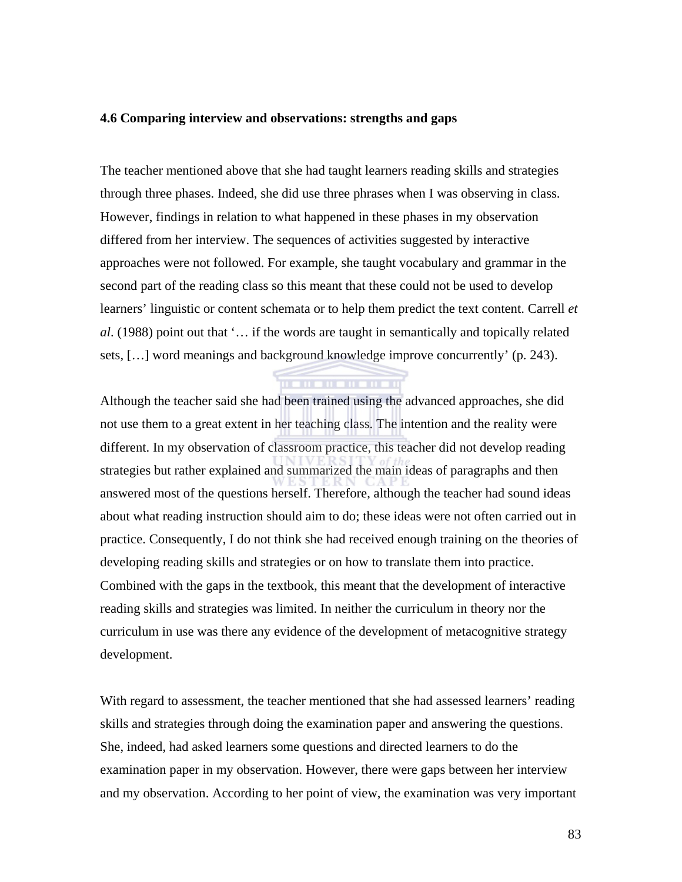**4.6 Comparing interview and observations: strengths and gaps**

The teacher mentioned above that she had taught learners reading skills and strategies through three phases. Indeed, she did use three phrases when I was observing in class. However, findings in relation to what happened in these phases in my observation differed from her interview. The sequences of activities suggested by interactive approaches were not followed. For example, she taught vocabulary and grammar in the second part of the reading class so this meant that these could not be used to develop learners' linguistic or content schemata or to help them predict the text content. Carrell *et al*. (1988) point out that '… if the words are taught in semantically and topically related sets, […] word meanings and background knowledge improve concurrently' (p. 243).

Although the teacher said she had been trained using the advanced approaches, she did not use them to a great extent in her teaching class. The intention and the reality were different. In my observation of classroom practice, this teacher did not develop reading strategies but rather explained and summarized the main ideas of paragraphs and then answered most of the questions herself. Therefore, although the teacher had sound ideas about what reading instruction should aim to do; these ideas were not often carried out in practice. Consequently, I do not think she had received enough training on the theories of developing reading skills and strategies or on how to translate them into practice. Combined with the gaps in the textbook, this meant that the development of interactive reading skills and strategies was limited. In neither the curriculum in theory nor the curriculum in use was there any evidence of the development of metacognitive strategy development.

With regard to assessment, the teacher mentioned that she had assessed learners' reading skills and strategies through doing the examination paper and answering the questions. She, indeed, had asked learners some questions and directed learners to do the examination paper in my observation. However, there were gaps between her interview and my observation. According to her point of view, the examination was very important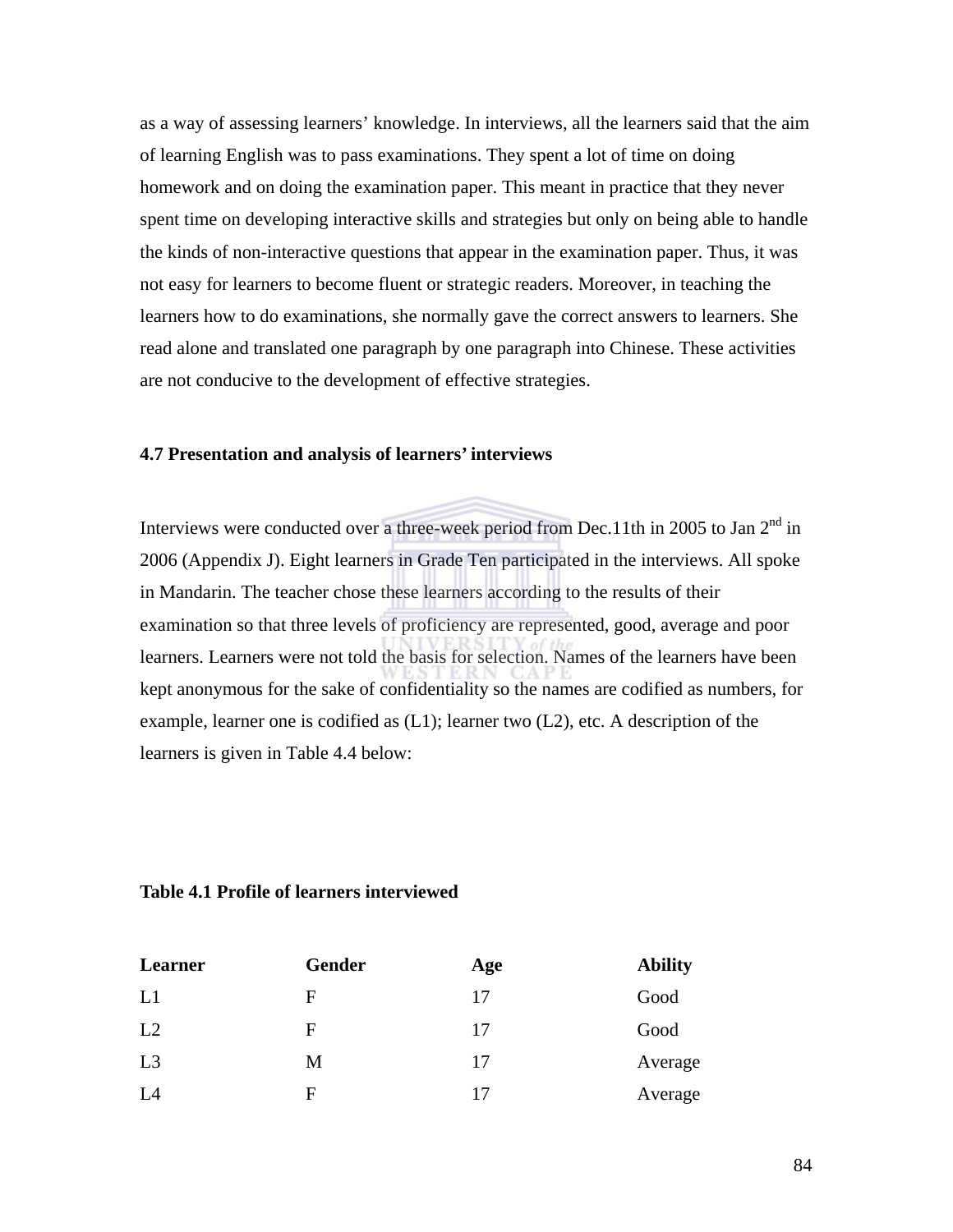as a way of assessing learners' knowledge. In interviews, all the learners said that the aim of learning English was to pass examinations. They spent a lot of time on doing homework and on doing the examination paper. This meant in practice that they never spent time on developing interactive skills and strategies but only on being able to handle the kinds of non-interactive questions that appear in the examination paper. Thus, it was not easy for learners to become fluent or strategic readers. Moreover, in teaching the learners how to do examinations, she normally gave the correct answers to learners. She read alone and translated one paragraph by one paragraph into Chinese. These activities are not conducive to the development of effective strategies.

### 4.7 Presentation and analysis of learners' interviews

Interviews were conducted over a three-week period from Dec.11th in 2005 to Jan 2nd in 2006 (Appendix J). Eight learners in Grade Ten participated in the interviews. All spoke in Mandarin. The teacher chose these learners according to the results of their examination so that three levels of proficiency are represented, good, average and poor learners. Learners were not told the basis for selection. Names of the learners have been kept anonymous for the sake of confidentiality so the names are codified as numbers, for example, learner one is codified as (L1); learner two (L2), etc. A description of the learners is given in Table 4.4 below:

**Table 4.1 Profile of learners interviewed**

| Learner | Gender | Age | Ability |
|---|---|---|---|
| L1 | F | 17 | Good |
| L2 | F | 17 | Good |
| L3 | M | 17 | Average |
| L4 | F | 17 | Average |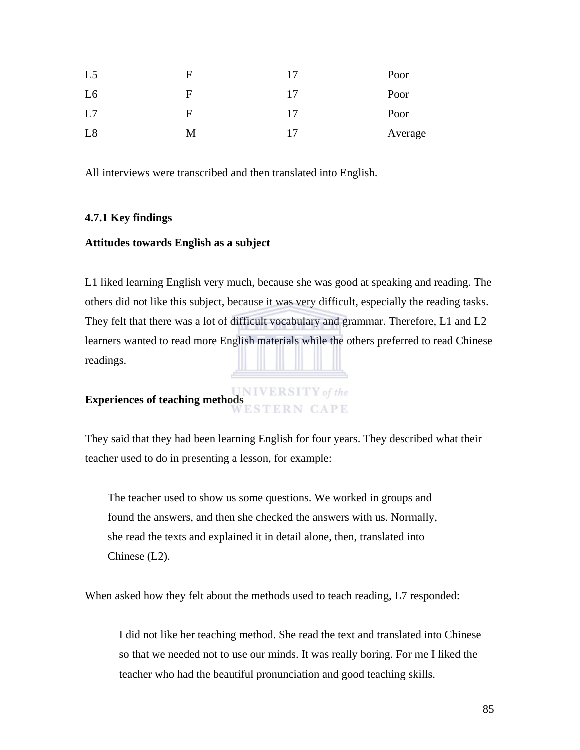| L5 | F | 17 | Poor |
|---|---|---|---|
| L6 | F | 17 | Poor |
| L7 | F | 17 | Poor |
| L8 | M | 17 | Average |

All interviews were transcribed and then translated into English.

### 4.7.1 Key findings

**Attitudes towards English as a subject**

L1 liked learning English very much, because she was good at speaking and reading. The others did not like this subject, because it was very difficult, especially the reading tasks. They felt that there was a lot of difficult vocabulary and grammar. Therefore, L1 and L2 learners wanted to read more English materials while the others preferred to read Chinese readings.

**Experiences of teaching methods**

They said that they had been learning English for four years. They described what their teacher used to do in presenting a lesson, for example:

> The teacher used to show us some questions. We worked in groups and found the answers, and then she checked the answers with us. Normally, she read the texts and explained it in detail alone, then, translated into Chinese (L2).

When asked how they felt about the methods used to teach reading, L7 responded:

> I did not like her teaching method. She read the text and translated into Chinese so that we needed not to use our minds. It was really boring. For me I liked the teacher who had the beautiful pronunciation and good teaching skills.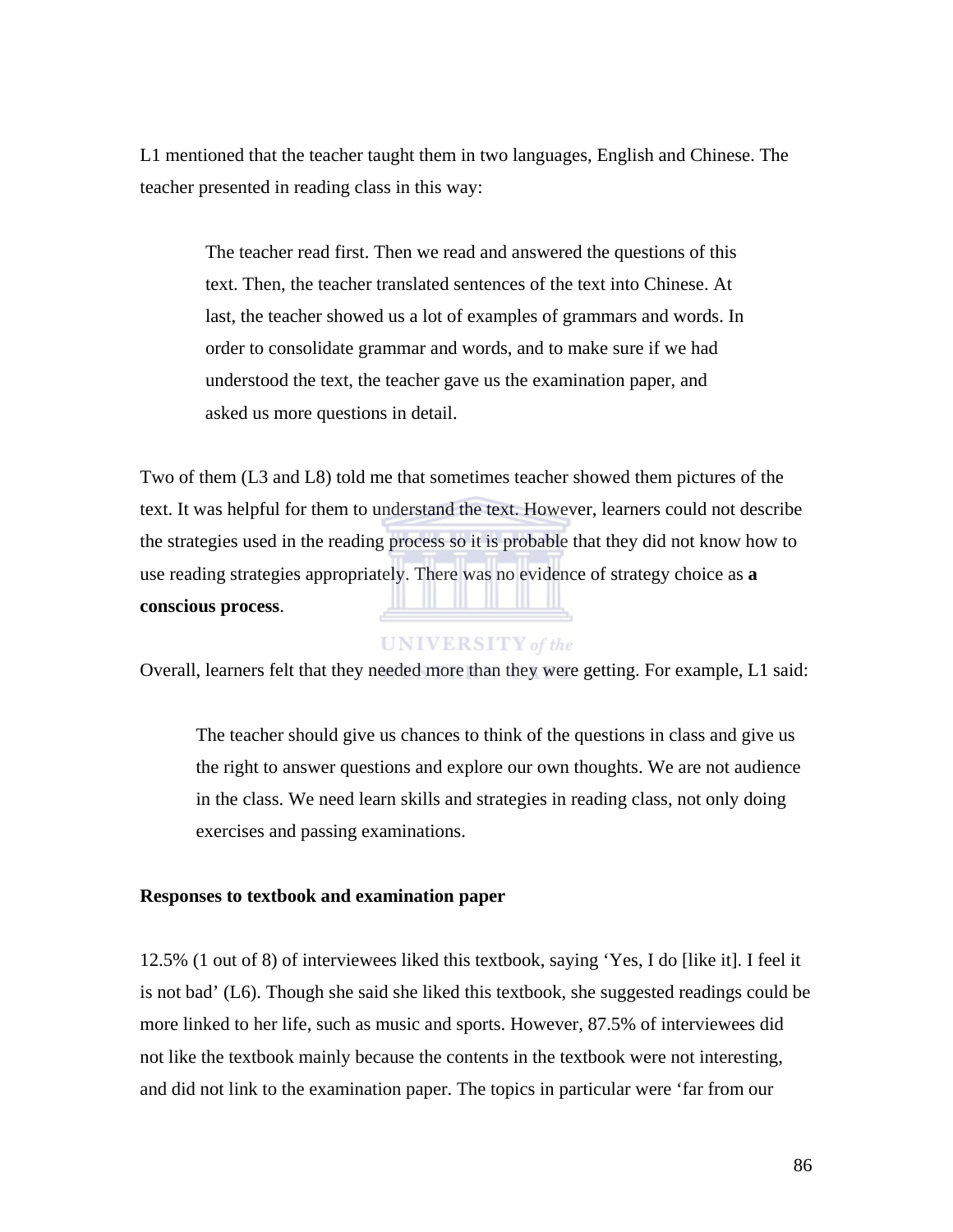L1 mentioned that the teacher taught them in two languages, English and Chinese. The teacher presented in reading class in this way:

> The teacher read first. Then we read and answered the questions of this text. Then, the teacher translated sentences of the text into Chinese. At last, the teacher showed us a lot of examples of grammars and words. In order to consolidate grammar and words, and to make sure if we had understood the text, the teacher gave us the examination paper, and asked us more questions in detail.

Two of them (L3 and L8) told me that sometimes teacher showed them pictures of the text. It was helpful for them to understand the text. However, learners could not describe the strategies used in the reading process so it is probable that they did not know how to use reading strategies appropriately. There was no evidence of strategy choice as **a conscious process**.

Overall, learners felt that they needed more than they were getting. For example, L1 said:

> The teacher should give us chances to think of the questions in class and give us the right to answer questions and explore our own thoughts. We are not audience in the class. We need learn skills and strategies in reading class, not only doing exercises and passing examinations.

**Responses to textbook and examination paper**

12.5% (1 out of 8) of interviewees liked this textbook, saying 'Yes, I do [like it]. I feel it is not bad' (L6). Though she said she liked this textbook, she suggested readings could be more linked to her life, such as music and sports. However, 87.5% of interviewees did not like the textbook mainly because the contents in the textbook were not interesting, and did not link to the examination paper. The topics in particular were 'far from our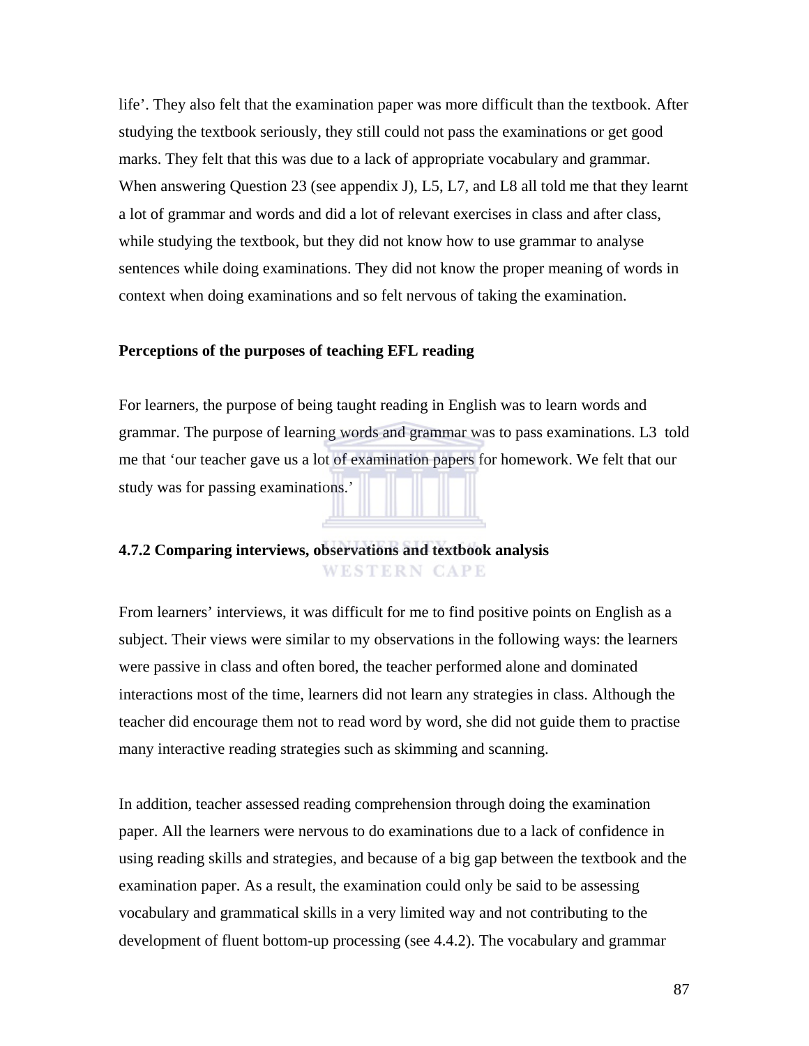life'. They also felt that the examination paper was more difficult than the textbook. After studying the textbook seriously, they still could not pass the examinations or get good marks. They felt that this was due to a lack of appropriate vocabulary and grammar. When answering Question 23 (see appendix J), L5, L7, and L8 all told me that they learnt a lot of grammar and words and did a lot of relevant exercises in class and after class, while studying the textbook, but they did not know how to use grammar to analyse sentences while doing examinations. They did not know the proper meaning of words in context when doing examinations and so felt nervous of taking the examination.

**Perceptions of the purposes of teaching EFL reading**

For learners, the purpose of being taught reading in English was to learn words and grammar. The purpose of learning words and grammar was to pass examinations. L3 told me that 'our teacher gave us a lot of examination papers for homework. We felt that our study was for passing examinations.'

### 4.7.2 Comparing interviews, observations and textbook analysis

From learners' interviews, it was difficult for me to find positive points on English as a subject. Their views were similar to my observations in the following ways: the learners were passive in class and often bored, the teacher performed alone and dominated interactions most of the time, learners did not learn any strategies in class. Although the teacher did encourage them not to read word by word, she did not guide them to practise many interactive reading strategies such as skimming and scanning.

In addition, teacher assessed reading comprehension through doing the examination paper. All the learners were nervous to do examinations due to a lack of confidence in using reading skills and strategies, and because of a big gap between the textbook and the examination paper. As a result, the examination could only be said to be assessing vocabulary and grammatical skills in a very limited way and not contributing to the development of fluent bottom-up processing (see 4.4.2). The vocabulary and grammar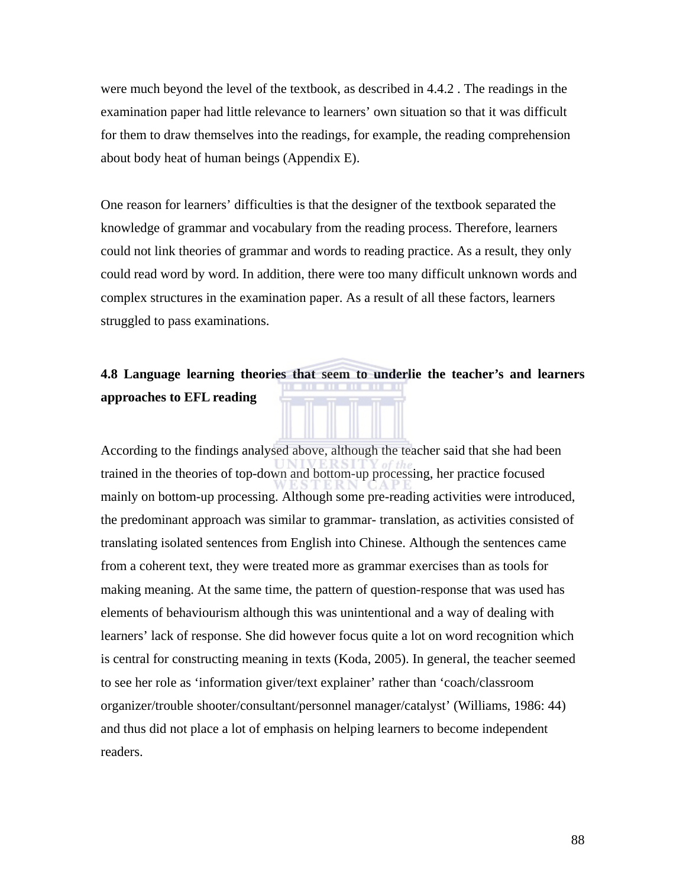were much beyond the level of the textbook, as described in 4.4.2 . The readings in the examination paper had little relevance to learners' own situation so that it was difficult for them to draw themselves into the readings, for example, the reading comprehension about body heat of human beings (Appendix E).

One reason for learners' difficulties is that the designer of the textbook separated the knowledge of grammar and vocabulary from the reading process. Therefore, learners could not link theories of grammar and words to reading practice. As a result, they only could read word by word. In addition, there were too many difficult unknown words and complex structures in the examination paper. As a result of all these factors, learners struggled to pass examinations.

### 4.8 Language learning theories that seem to underlie the teacher's and learners approaches to EFL reading

According to the findings analysed above, although the teacher said that she had been trained in the theories of top-down and bottom-up processing, her practice focused mainly on bottom-up processing. Although some pre-reading activities were introduced, the predominant approach was similar to grammar- translation, as activities consisted of translating isolated sentences from English into Chinese. Although the sentences came from a coherent text, they were treated more as grammar exercises than as tools for making meaning. At the same time, the pattern of question-response that was used has elements of behaviourism although this was unintentional and a way of dealing with learners' lack of response. She did however focus quite a lot on word recognition which is central for constructing meaning in texts (Koda, 2005). In general, the teacher seemed to see her role as 'information giver/text explainer' rather than 'coach/classroom organizer/trouble shooter/consultant/personnel manager/catalyst' (Williams, 1986: 44) and thus did not place a lot of emphasis on helping learners to become independent readers.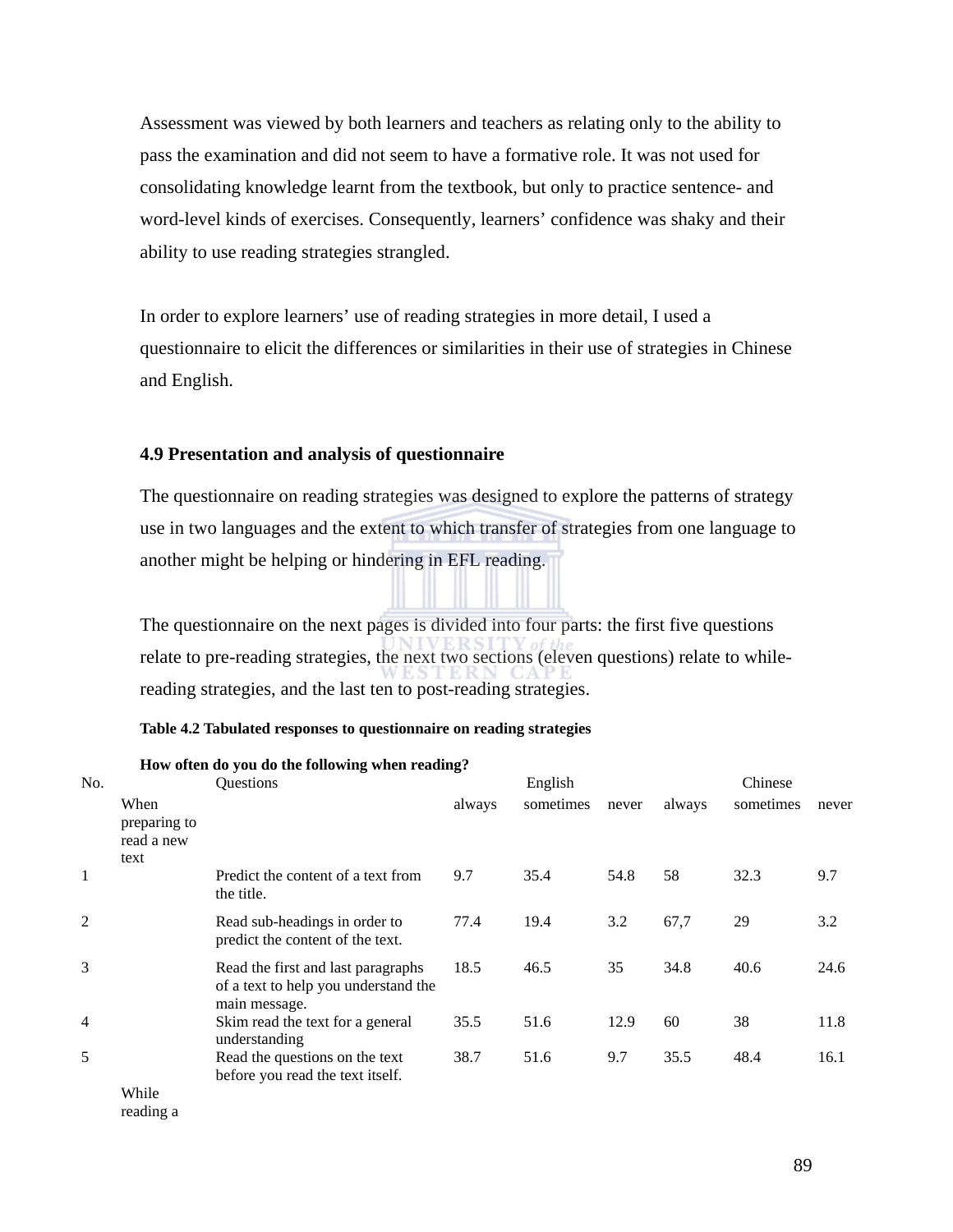Assessment was viewed by both learners and teachers as relating only to the ability to pass the examination and did not seem to have a formative role. It was not used for consolidating knowledge learnt from the textbook, but only to practice sentence- and word-level kinds of exercises. Consequently, learners' confidence was shaky and their ability to use reading strategies strangled.

In order to explore learners' use of reading strategies in more detail, I used a questionnaire to elicit the differences or similarities in their use of strategies in Chinese and English.

### 4.9 Presentation and analysis of questionnaire

The questionnaire on reading strategies was designed to explore the patterns of strategy use in two languages and the extent to which transfer of strategies from one language to another might be helping or hindering in EFL reading.

The questionnaire on the next pages is divided into four parts: the first five questions relate to pre-reading strategies, the next two sections (eleven questions) relate to while-reading strategies, and the last ten to post-reading strategies.

**Table 4.2 Tabulated responses to questionnaire on reading strategies**

**How often do you do the following when reading?**

| No. | | Questions | English | | | Chinese | | |
|---|---|---|---|---|---|---|---|---|
| | When preparing to read a new text | | always | sometimes | never | always | sometimes | never |
| 1 | | Predict the content of a text from the title. | 9.7 | 35.4 | 54.8 | 58 | 32.3 | 9.7 |
| 2 | | Read sub-headings in order to predict the content of the text. | 77.4 | 19.4 | 3.2 | 67,7 | 29 | 3.2 |
| 3 | | Read the first and last paragraphs of a text to help you understand the main message. | 18.5 | 46.5 | 35 | 34.8 | 40.6 | 24.6 |
| 4 | | Skim read the text for a general understanding | 35.5 | 51.6 | 12.9 | 60 | 38 | 11.8 |
| 5 | | Read the questions on the text before you read the text itself. | 38.7 | 51.6 | 9.7 | 35.5 | 48.4 | 16.1 |
| | While reading a | | | | | | | |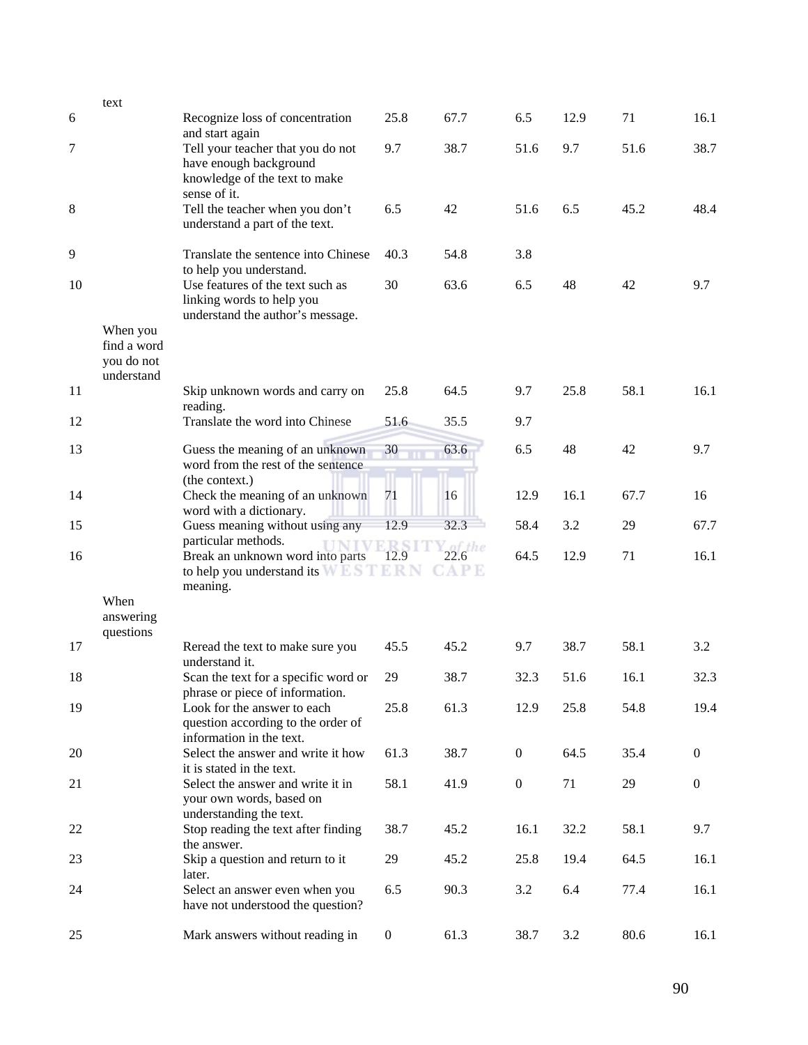| | text | | | | | | | |
|---|---|---|---|---|---|---|---|---|
| 6 | | Recognize loss of concentration and start again | 25.8 | 67.7 | 6.5 | 12.9 | 71 | 16.1 |
| 7 | | Tell your teacher that you do not have enough background knowledge of the text to make sense of it. | 9.7 | 38.7 | 51.6 | 9.7 | 51.6 | 38.7 |
| 8 | | Tell the teacher when you don't understand a part of the text. | 6.5 | 42 | 51.6 | 6.5 | 45.2 | 48.4 |
| 9 | | Translate the sentence into Chinese to help you understand. | 40.3 | 54.8 | 3.8 | | | |
| 10 | | Use features of the text such as linking words to help you understand the author's message. | 30 | 63.6 | 6.5 | 48 | 42 | 9.7 |
| | When you find a word you do not understand | | | | | | | |
| 11 | | Skip unknown words and carry on reading. | 25.8 | 64.5 | 9.7 | 25.8 | 58.1 | 16.1 |
| 12 | | Translate the word into Chinese | 51.6 | 35.5 | 9.7 | | | |
| 13 | | Guess the meaning of an unknown word from the rest of the sentence (the context.) | 30 | 63.6 | 6.5 | 48 | 42 | 9.7 |
| 14 | | Check the meaning of an unknown word with a dictionary. | 71 | 16 | 12.9 | 16.1 | 67.7 | 16 |
| 15 | | Guess meaning without using any particular methods. | 12.9 | 32.3 | 58.4 | 3.2 | 29 | 67.7 |
| 16 | | Break an unknown word into parts to help you understand its meaning. | 12.9 | 22.6 | 64.5 | 12.9 | 71 | 16.1 |
| | When answering questions | | | | | | | |
| 17 | | Reread the text to make sure you understand it. | 45.5 | 45.2 | 9.7 | 38.7 | 58.1 | 3.2 |
| 18 | | Scan the text for a specific word or phrase or piece of information. | 29 | 38.7 | 32.3 | 51.6 | 16.1 | 32.3 |
| 19 | | Look for the answer to each question according to the order of information in the text. | 25.8 | 61.3 | 12.9 | 25.8 | 54.8 | 19.4 |
| 20 | | Select the answer and write it how it is stated in the text. | 61.3 | 38.7 | 0 | 64.5 | 35.4 | 0 |
| 21 | | Select the answer and write it in your own words, based on understanding the text. | 58.1 | 41.9 | 0 | 71 | 29 | 0 |
| 22 | | Stop reading the text after finding the answer. | 38.7 | 45.2 | 16.1 | 32.2 | 58.1 | 9.7 |
| 23 | | Skip a question and return to it later. | 29 | 45.2 | 25.8 | 19.4 | 64.5 | 16.1 |
| 24 | | Select an answer even when you have not understood the question? | 6.5 | 90.3 | 3.2 | 6.4 | 77.4 | 16.1 |
| 25 | | Mark answers without reading in | 0 | 61.3 | 38.7 | 3.2 | 80.6 | 16.1 |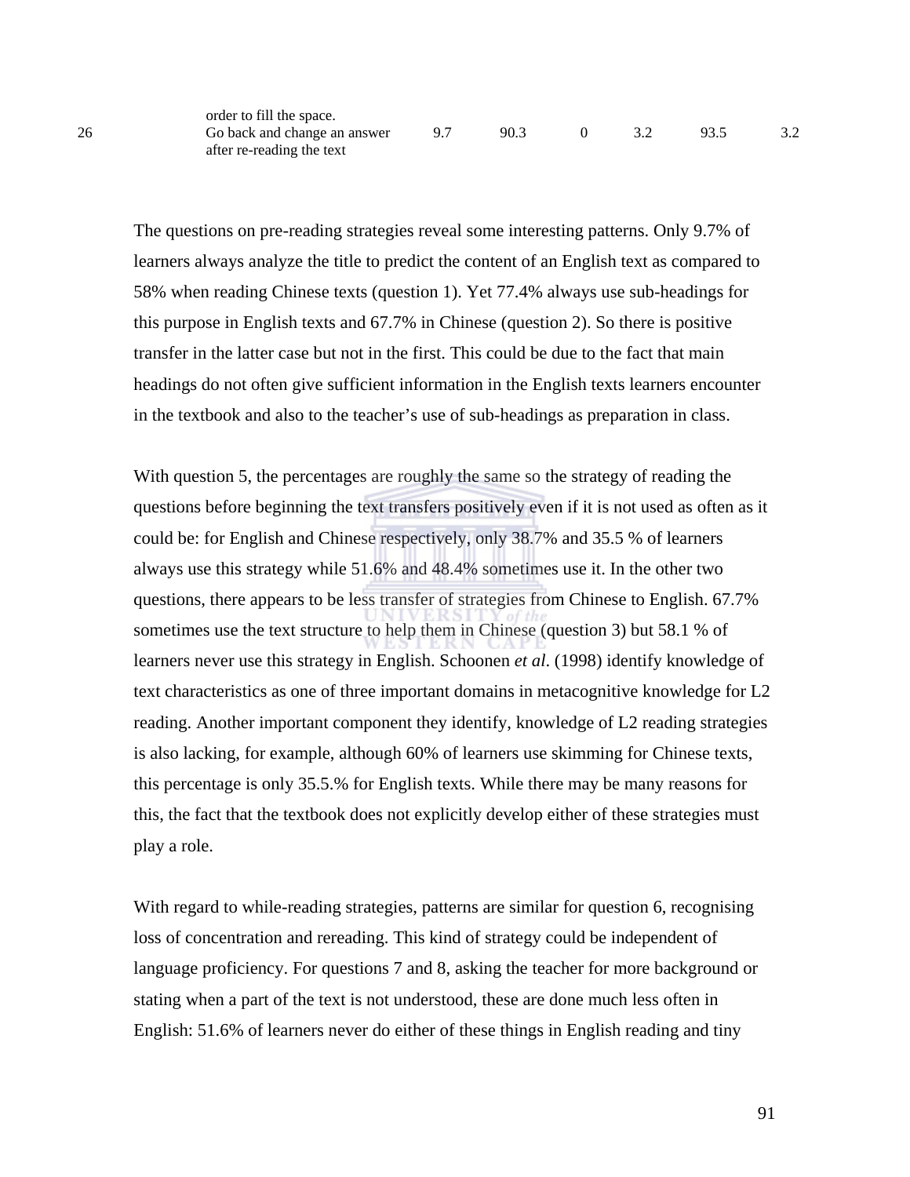| | | | | | | | |
|---|---|---|---|---|---|---|---|
| | order to fill the space. | | | | | | |
| 26 | Go back and change an answer after re-reading the text | 9.7 | 90.3 | 0 | 3.2 | 93.5 | 3.2 |

The questions on pre-reading strategies reveal some interesting patterns. Only 9.7% of learners always analyze the title to predict the content of an English text as compared to 58% when reading Chinese texts (question 1). Yet 77.4% always use sub-headings for this purpose in English texts and 67.7% in Chinese (question 2). So there is positive transfer in the latter case but not in the first. This could be due to the fact that main headings do not often give sufficient information in the English texts learners encounter in the textbook and also to the teacher's use of sub-headings as preparation in class.

With question 5, the percentages are roughly the same so the strategy of reading the questions before beginning the text transfers positively even if it is not used as often as it could be: for English and Chinese respectively, only 38.7% and 35.5 % of learners always use this strategy while 51.6% and 48.4% sometimes use it. In the other two questions, there appears to be less transfer of strategies from Chinese to English. 67.7% sometimes use the text structure to help them in Chinese (question 3) but 58.1 % of learners never use this strategy in English. Schoonen *et al*. (1998) identify knowledge of text characteristics as one of three important domains in metacognitive knowledge for L2 reading. Another important component they identify, knowledge of L2 reading strategies is also lacking, for example, although 60% of learners use skimming for Chinese texts, this percentage is only 35.5.% for English texts. While there may be many reasons for this, the fact that the textbook does not explicitly develop either of these strategies must play a role.

With regard to while-reading strategies, patterns are similar for question 6, recognising loss of concentration and rereading. This kind of strategy could be independent of language proficiency. For questions 7 and 8, asking the teacher for more background or stating when a part of the text is not understood, these are done much less often in English: 51.6% of learners never do either of these things in English reading and tiny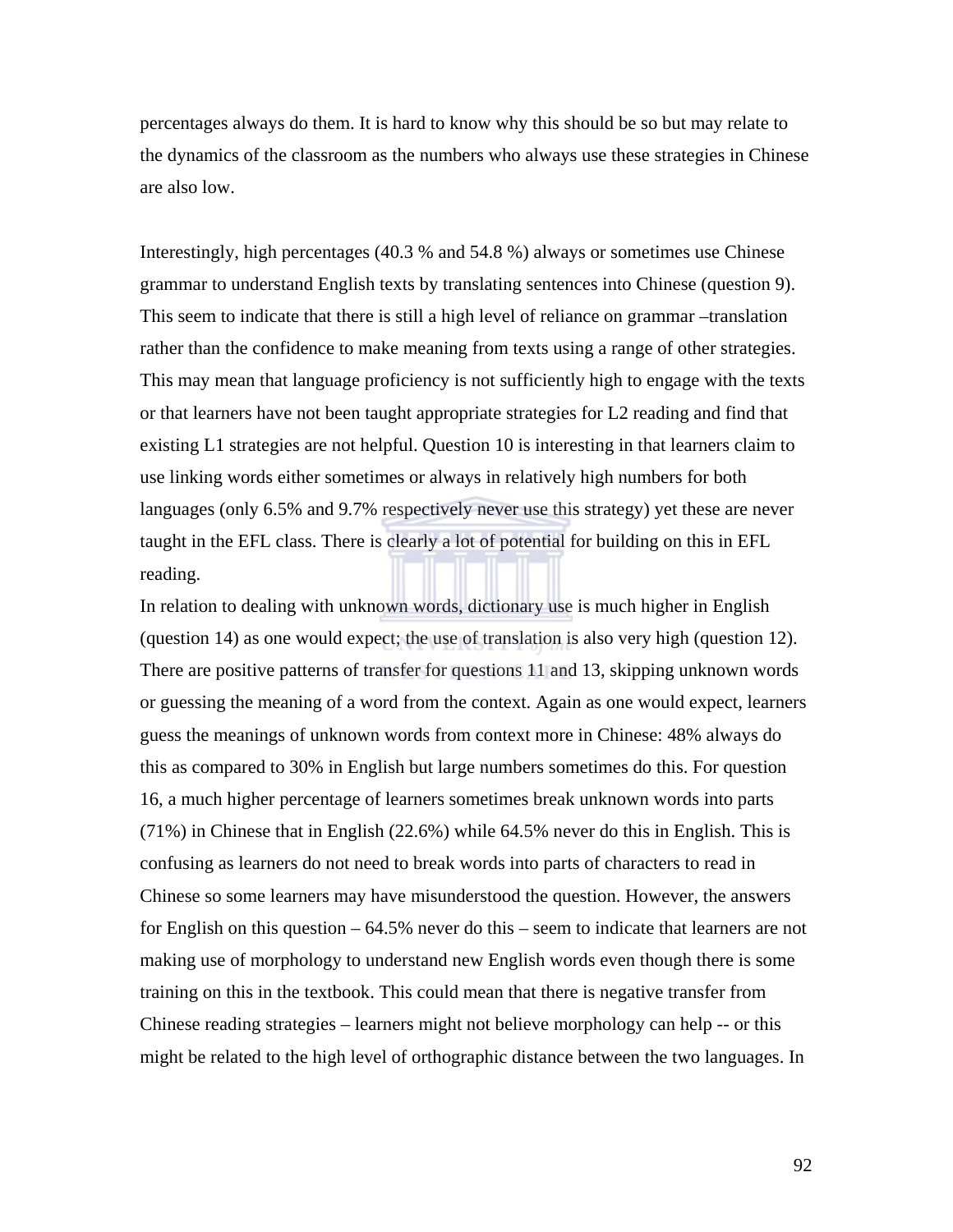percentages always do them. It is hard to know why this should be so but may relate to the dynamics of the classroom as the numbers who always use these strategies in Chinese are also low.

Interestingly, high percentages (40.3 % and 54.8 %) always or sometimes use Chinese grammar to understand English texts by translating sentences into Chinese (question 9). This seem to indicate that there is still a high level of reliance on grammar –translation rather than the confidence to make meaning from texts using a range of other strategies. This may mean that language proficiency is not sufficiently high to engage with the texts or that learners have not been taught appropriate strategies for L2 reading and find that existing L1 strategies are not helpful. Question 10 is interesting in that learners claim to use linking words either sometimes or always in relatively high numbers for both languages (only 6.5% and 9.7% respectively never use this strategy) yet these are never taught in the EFL class. There is clearly a lot of potential for building on this in EFL reading.

In relation to dealing with unknown words, dictionary use is much higher in English (question 14) as one would expect; the use of translation is also very high (question 12). There are positive patterns of transfer for questions 11 and 13, skipping unknown words or guessing the meaning of a word from the context. Again as one would expect, learners guess the meanings of unknown words from context more in Chinese: 48% always do this as compared to 30% in English but large numbers sometimes do this. For question 16, a much higher percentage of learners sometimes break unknown words into parts (71%) in Chinese that in English (22.6%) while 64.5% never do this in English. This is confusing as learners do not need to break words into parts of characters to read in Chinese so some learners may have misunderstood the question. However, the answers for English on this question – 64.5% never do this – seem to indicate that learners are not making use of morphology to understand new English words even though there is some training on this in the textbook. This could mean that there is negative transfer from Chinese reading strategies – learners might not believe morphology can help -- or this might be related to the high level of orthographic distance between the two languages. In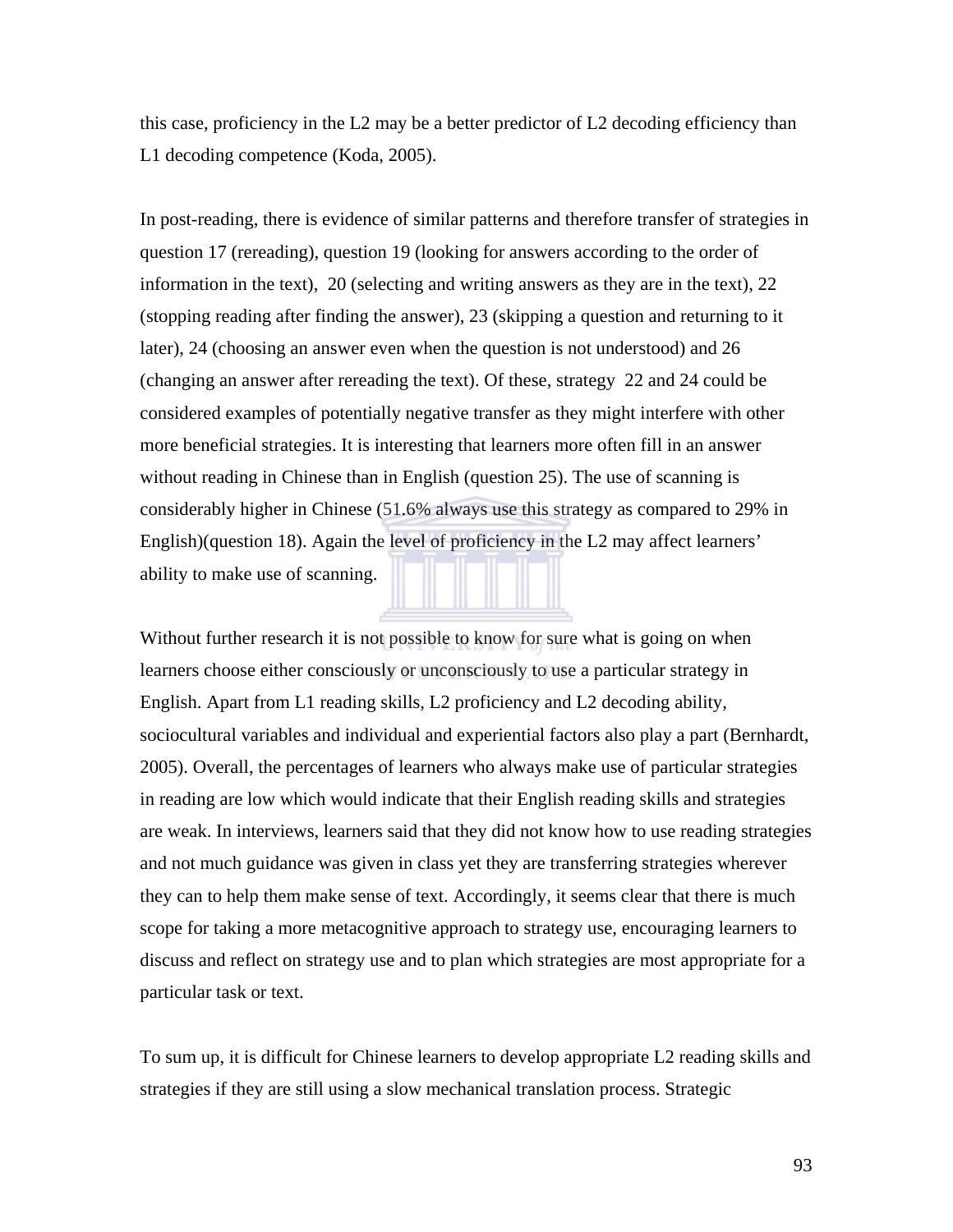this case, proficiency in the L2 may be a better predictor of L2 decoding efficiency than L1 decoding competence (Koda, 2005).

In post-reading, there is evidence of similar patterns and therefore transfer of strategies in question 17 (rereading), question 19 (looking for answers according to the order of information in the text),  20 (selecting and writing answers as they are in the text), 22 (stopping reading after finding the answer), 23 (skipping a question and returning to it later), 24 (choosing an answer even when the question is not understood) and 26 (changing an answer after rereading the text). Of these, strategy  22 and 24 could be considered examples of potentially negative transfer as they might interfere with other more beneficial strategies. It is interesting that learners more often fill in an answer without reading in Chinese than in English (question 25). The use of scanning is considerably higher in Chinese (51.6% always use this strategy as compared to 29% in English)(question 18). Again the level of proficiency in the L2 may affect learners' ability to make use of scanning.

Without further research it is not possible to know for sure what is going on when learners choose either consciously or unconsciously to use a particular strategy in English. Apart from L1 reading skills, L2 proficiency and L2 decoding ability, sociocultural variables and individual and experiential factors also play a part (Bernhardt, 2005). Overall, the percentages of learners who always make use of particular strategies in reading are low which would indicate that their English reading skills and strategies are weak. In interviews, learners said that they did not know how to use reading strategies and not much guidance was given in class yet they are transferring strategies wherever they can to help them make sense of text. Accordingly, it seems clear that there is much scope for taking a more metacognitive approach to strategy use, encouraging learners to discuss and reflect on strategy use and to plan which strategies are most appropriate for a particular task or text.

To sum up, it is difficult for Chinese learners to develop appropriate L2 reading skills and strategies if they are still using a slow mechanical translation process. Strategic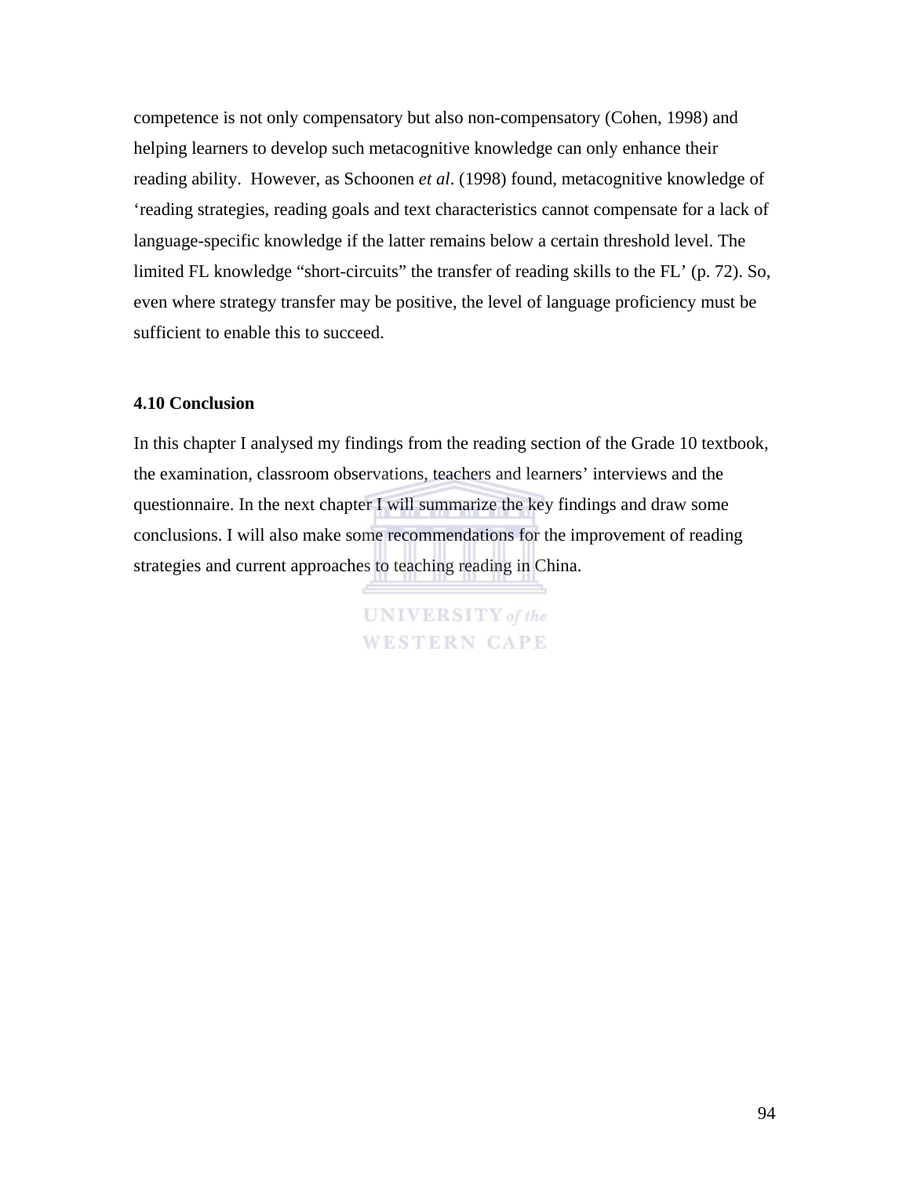competence is not only compensatory but also non-compensatory (Cohen, 1998) and helping learners to develop such metacognitive knowledge can only enhance their reading ability. However, as Schoonen *et al*. (1998) found, metacognitive knowledge of 'reading strategies, reading goals and text characteristics cannot compensate for a lack of language-specific knowledge if the latter remains below a certain threshold level. The limited FL knowledge "short-circuits" the transfer of reading skills to the FL' (p. 72). So, even where strategy transfer may be positive, the level of language proficiency must be sufficient to enable this to succeed.

### 4.10 Conclusion

In this chapter I analysed my findings from the reading section of the Grade 10 textbook, the examination, classroom observations, teachers and learners' interviews and the questionnaire. In the next chapter I will summarize the key findings and draw some conclusions. I will also make some recommendations for the improvement of reading strategies and current approaches to teaching reading in China.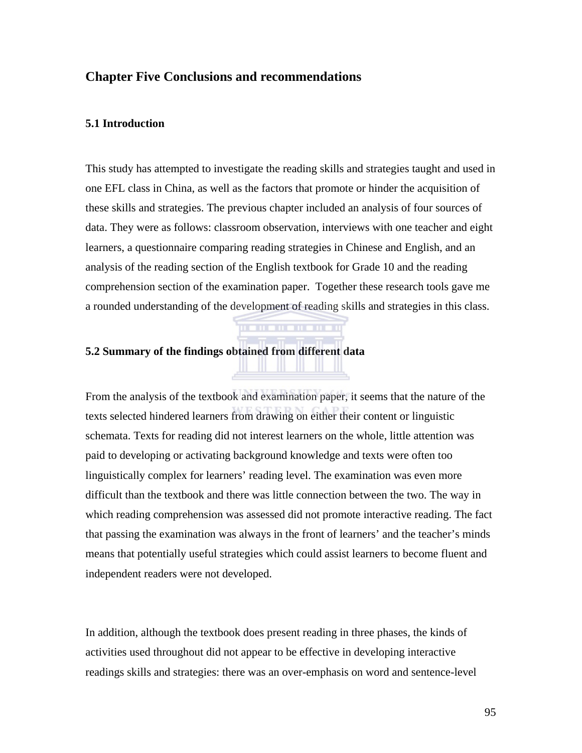# Chapter Five Conclusions and recommendations

## 5.1 Introduction

This study has attempted to investigate the reading skills and strategies taught and used in one EFL class in China, as well as the factors that promote or hinder the acquisition of these skills and strategies. The previous chapter included an analysis of four sources of data. They were as follows: classroom observation, interviews with one teacher and eight learners, a questionnaire comparing reading strategies in Chinese and English, and an analysis of the reading section of the English textbook for Grade 10 and the reading comprehension section of the examination paper. Together these research tools gave me a rounded understanding of the development of reading skills and strategies in this class.

## 5.2 Summary of the findings obtained from different data

From the analysis of the textbook and examination paper, it seems that the nature of the texts selected hindered learners from drawing on either their content or linguistic schemata. Texts for reading did not interest learners on the whole, little attention was paid to developing or activating background knowledge and texts were often too linguistically complex for learners' reading level. The examination was even more difficult than the textbook and there was little connection between the two. The way in which reading comprehension was assessed did not promote interactive reading. The fact that passing the examination was always in the front of learners' and the teacher's minds means that potentially useful strategies which could assist learners to become fluent and independent readers were not developed.

In addition, although the textbook does present reading in three phases, the kinds of activities used throughout did not appear to be effective in developing interactive readings skills and strategies: there was an over-emphasis on word and sentence-level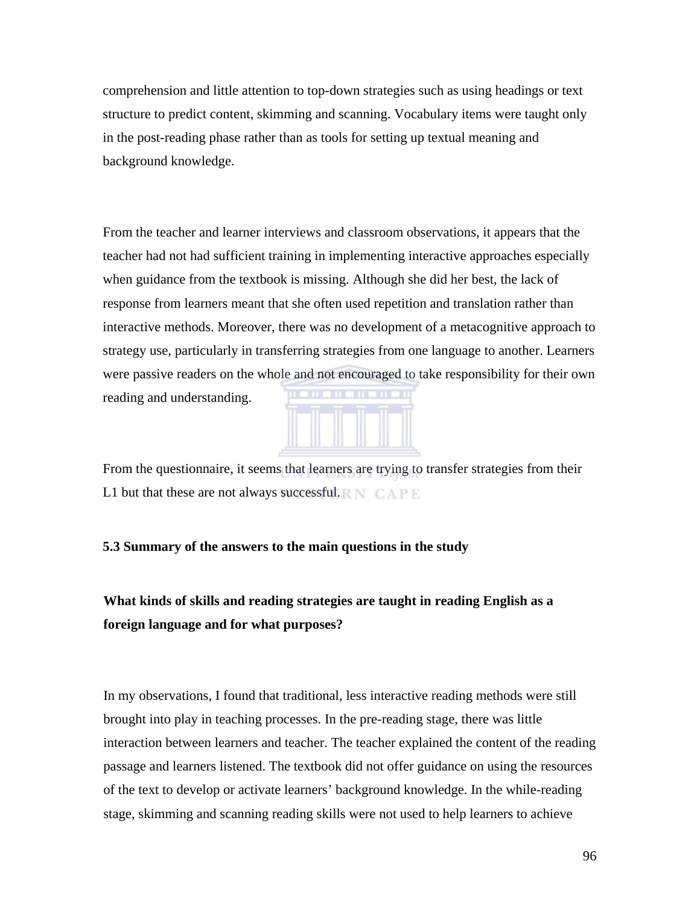comprehension and little attention to top-down strategies such as using headings or text structure to predict content, skimming and scanning. Vocabulary items were taught only in the post-reading phase rather than as tools for setting up textual meaning and background knowledge.

From the teacher and learner interviews and classroom observations, it appears that the teacher had not had sufficient training in implementing interactive approaches especially when guidance from the textbook is missing. Although she did her best, the lack of response from learners meant that she often used repetition and translation rather than interactive methods. Moreover, there was no development of a metacognitive approach to strategy use, particularly in transferring strategies from one language to another. Learners were passive readers on the whole and not encouraged to take responsibility for their own reading and understanding.

From the questionnaire, it seems that learners are trying to transfer strategies from their L1 but that these are not always successful.

### 5.3 Summary of the answers to the main questions in the study

**What kinds of skills and reading strategies are taught in reading English as a foreign language and for what purposes?**

In my observations, I found that traditional, less interactive reading methods were still brought into play in teaching processes. In the pre-reading stage, there was little interaction between learners and teacher. The teacher explained the content of the reading passage and learners listened. The textbook did not offer guidance on using the resources of the text to develop or activate learners' background knowledge. In the while-reading stage, skimming and scanning reading skills were not used to help learners to achieve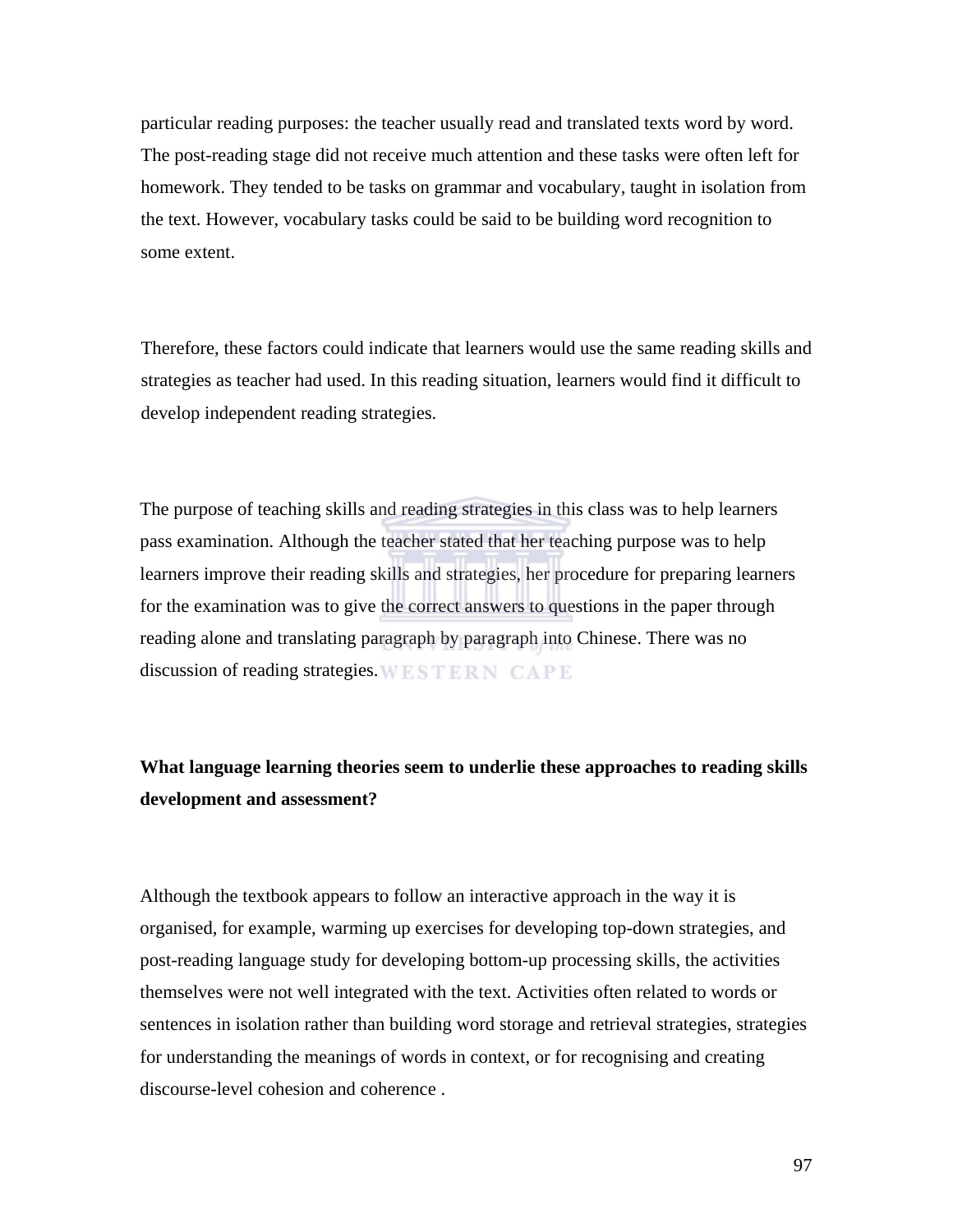particular reading purposes: the teacher usually read and translated texts word by word. The post-reading stage did not receive much attention and these tasks were often left for homework. They tended to be tasks on grammar and vocabulary, taught in isolation from the text. However, vocabulary tasks could be said to be building word recognition to some extent.

Therefore, these factors could indicate that learners would use the same reading skills and strategies as teacher had used. In this reading situation, learners would find it difficult to develop independent reading strategies.

The purpose of teaching skills and reading strategies in this class was to help learners pass examination. Although the teacher stated that her teaching purpose was to help learners improve their reading skills and strategies, her procedure for preparing learners for the examination was to give the correct answers to questions in the paper through reading alone and translating paragraph by paragraph into Chinese. There was no discussion of reading strategies.

**What language learning theories seem to underlie these approaches to reading skills development and assessment?**

Although the textbook appears to follow an interactive approach in the way it is organised, for example, warming up exercises for developing top-down strategies, and post-reading language study for developing bottom-up processing skills, the activities themselves were not well integrated with the text. Activities often related to words or sentences in isolation rather than building word storage and retrieval strategies, strategies for understanding the meanings of words in context, or for recognising and creating discourse-level cohesion and coherence .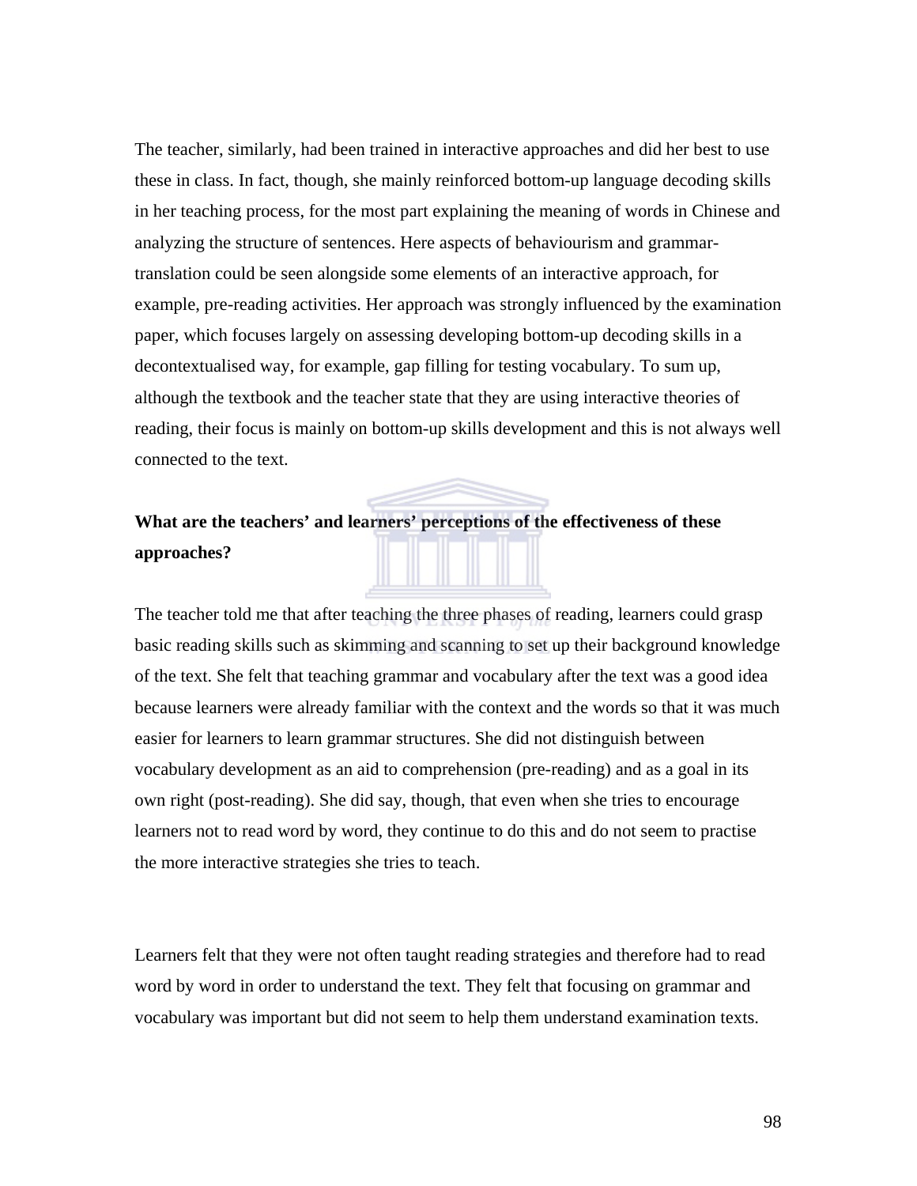The teacher, similarly, had been trained in interactive approaches and did her best to use these in class. In fact, though, she mainly reinforced bottom-up language decoding skills in her teaching process, for the most part explaining the meaning of words in Chinese and analyzing the structure of sentences. Here aspects of behaviourism and grammar-translation could be seen alongside some elements of an interactive approach, for example, pre-reading activities. Her approach was strongly influenced by the examination paper, which focuses largely on assessing developing bottom-up decoding skills in a decontextualised way, for example, gap filling for testing vocabulary. To sum up, although the textbook and the teacher state that they are using interactive theories of reading, their focus is mainly on bottom-up skills development and this is not always well connected to the text.

**What are the teachers' and learners' perceptions of the effectiveness of these approaches?**

The teacher told me that after teaching the three phases of reading, learners could grasp basic reading skills such as skimming and scanning to set up their background knowledge of the text. She felt that teaching grammar and vocabulary after the text was a good idea because learners were already familiar with the context and the words so that it was much easier for learners to learn grammar structures. She did not distinguish between vocabulary development as an aid to comprehension (pre-reading) and as a goal in its own right (post-reading). She did say, though, that even when she tries to encourage learners not to read word by word, they continue to do this and do not seem to practise the more interactive strategies she tries to teach.

Learners felt that they were not often taught reading strategies and therefore had to read word by word in order to understand the text. They felt that focusing on grammar and vocabulary was important but did not seem to help them understand examination texts.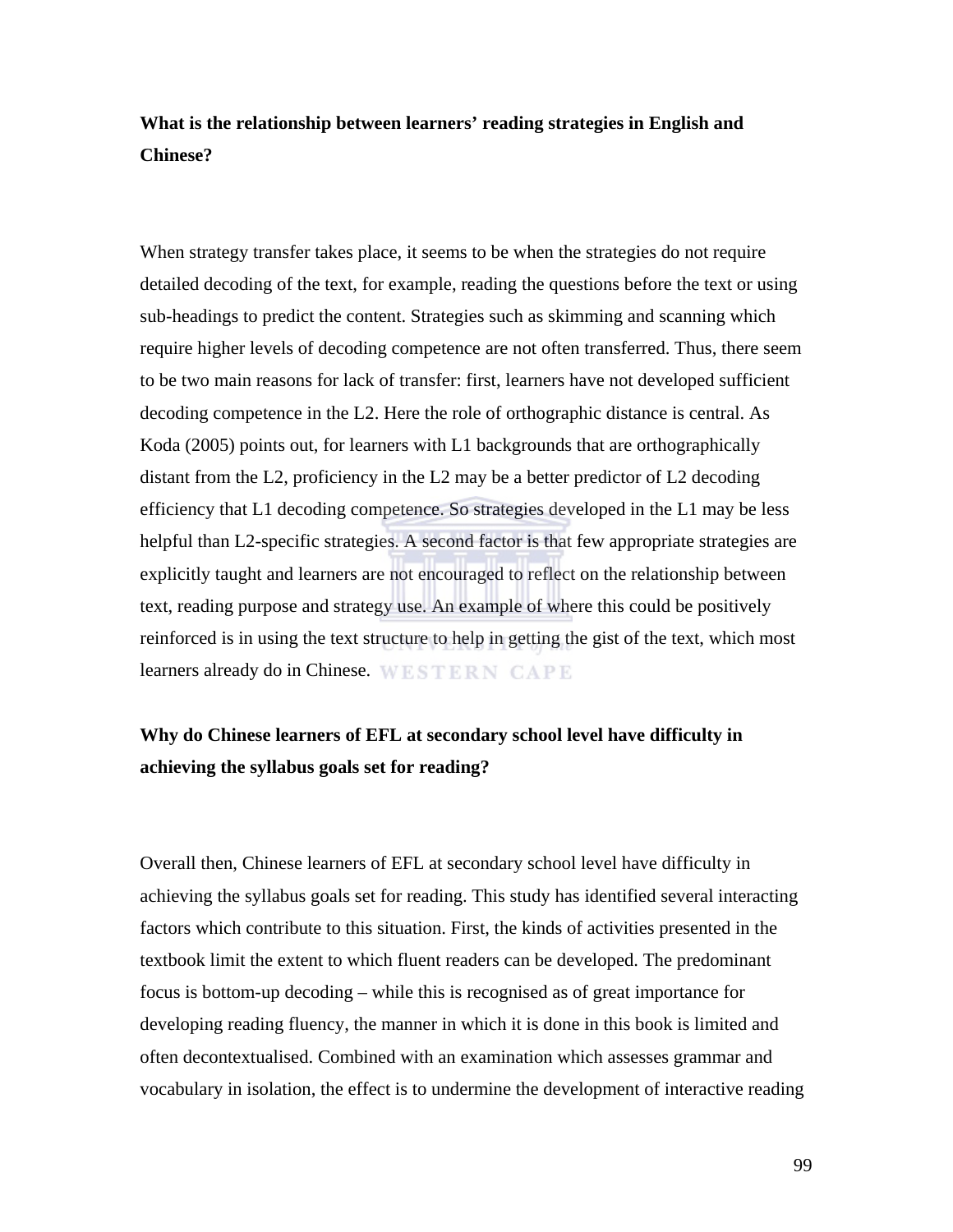**What is the relationship between learners' reading strategies in English and Chinese?**

When strategy transfer takes place, it seems to be when the strategies do not require detailed decoding of the text, for example, reading the questions before the text or using sub-headings to predict the content. Strategies such as skimming and scanning which require higher levels of decoding competence are not often transferred. Thus, there seem to be two main reasons for lack of transfer: first, learners have not developed sufficient decoding competence in the L2. Here the role of orthographic distance is central. As Koda (2005) points out, for learners with L1 backgrounds that are orthographically distant from the L2, proficiency in the L2 may be a better predictor of L2 decoding efficiency that L1 decoding competence. So strategies developed in the L1 may be less helpful than L2-specific strategies. A second factor is that few appropriate strategies are explicitly taught and learners are not encouraged to reflect on the relationship between text, reading purpose and strategy use. An example of where this could be positively reinforced is in using the text structure to help in getting the gist of the text, which most learners already do in Chinese.

**Why do Chinese learners of EFL at secondary school level have difficulty in achieving the syllabus goals set for reading?**

Overall then, Chinese learners of EFL at secondary school level have difficulty in achieving the syllabus goals set for reading. This study has identified several interacting factors which contribute to this situation. First, the kinds of activities presented in the textbook limit the extent to which fluent readers can be developed. The predominant focus is bottom-up decoding – while this is recognised as of great importance for developing reading fluency, the manner in which it is done in this book is limited and often decontextualised. Combined with an examination which assesses grammar and vocabulary in isolation, the effect is to undermine the development of interactive reading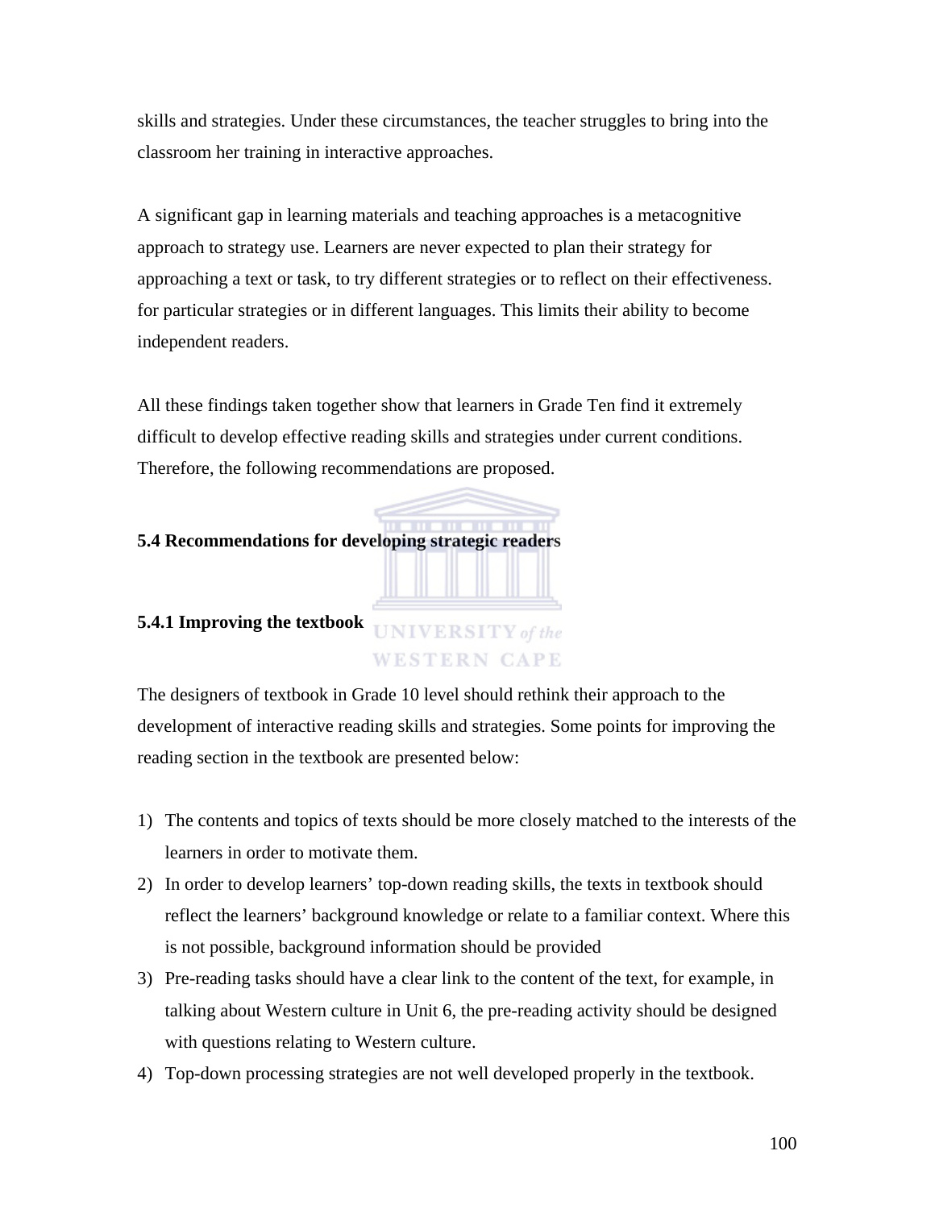skills and strategies. Under these circumstances, the teacher struggles to bring into the classroom her training in interactive approaches.

A significant gap in learning materials and teaching approaches is a metacognitive approach to strategy use. Learners are never expected to plan their strategy for approaching a text or task, to try different strategies or to reflect on their effectiveness. for particular strategies or in different languages. This limits their ability to become independent readers.

All these findings taken together show that learners in Grade Ten find it extremely difficult to develop effective reading skills and strategies under current conditions. Therefore, the following recommendations are proposed.

### 5.4 Recommendations for developing strategic readers

#### 5.4.1 Improving the textbook

The designers of textbook in Grade 10 level should rethink their approach to the development of interactive reading skills and strategies. Some points for improving the reading section in the textbook are presented below:

1) The contents and topics of texts should be more closely matched to the interests of the learners in order to motivate them.
2) In order to develop learners' top-down reading skills, the texts in textbook should reflect the learners' background knowledge or relate to a familiar context. Where this is not possible, background information should be provided
3) Pre-reading tasks should have a clear link to the content of the text, for example, in talking about Western culture in Unit 6, the pre-reading activity should be designed with questions relating to Western culture.
4) Top-down processing strategies are not well developed properly in the textbook.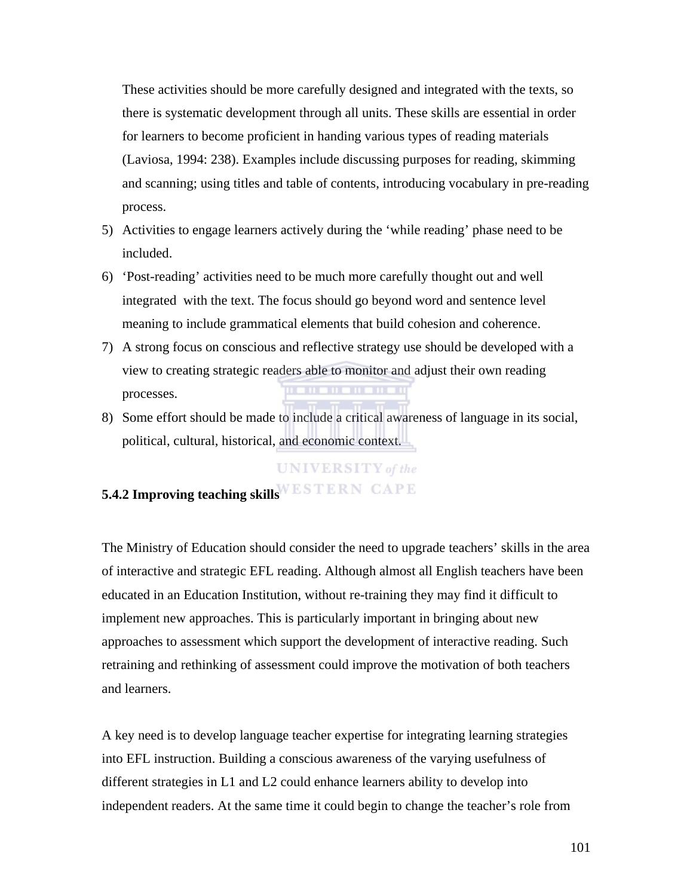These activities should be more carefully designed and integrated with the texts, so there is systematic development through all units. These skills are essential in order for learners to become proficient in handing various types of reading materials (Laviosa, 1994: 238). Examples include discussing purposes for reading, skimming and scanning; using titles and table of contents, introducing vocabulary in pre-reading process.

5) Activities to engage learners actively during the ‘while reading’ phase need to be included.
6) ‘Post-reading’ activities need to be much more carefully thought out and well integrated with the text. The focus should go beyond word and sentence level meaning to include grammatical elements that build cohesion and coherence.
7) A strong focus on conscious and reflective strategy use should be developed with a view to creating strategic readers able to monitor and adjust their own reading processes.
8) Some effort should be made to include a critical awareness of language in its social, political, cultural, historical, and economic context.

### 5.4.2 Improving teaching skills

The Ministry of Education should consider the need to upgrade teachers’ skills in the area of interactive and strategic EFL reading. Although almost all English teachers have been educated in an Education Institution, without re-training they may find it difficult to implement new approaches. This is particularly important in bringing about new approaches to assessment which support the development of interactive reading. Such retraining and rethinking of assessment could improve the motivation of both teachers and learners.

A key need is to develop language teacher expertise for integrating learning strategies into EFL instruction. Building a conscious awareness of the varying usefulness of different strategies in L1 and L2 could enhance learners ability to develop into independent readers. At the same time it could begin to change the teacher’s role from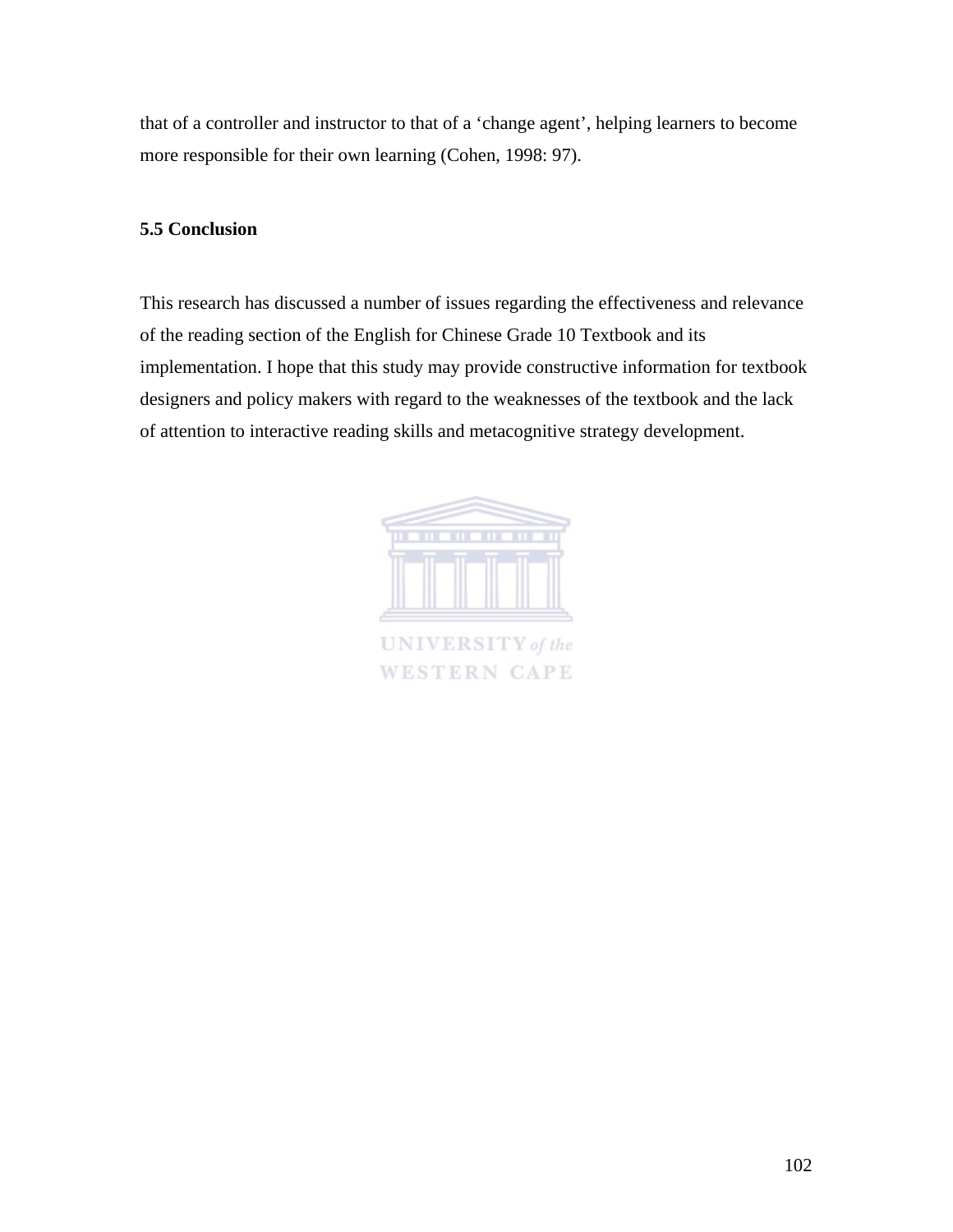that of a controller and instructor to that of a 'change agent', helping learners to become more responsible for their own learning (Cohen, 1998: 97).

### 5.5 Conclusion

This research has discussed a number of issues regarding the effectiveness and relevance of the reading section of the English for Chinese Grade 10 Textbook and its implementation. I hope that this study may provide constructive information for textbook designers and policy makers with regard to the weaknesses of the textbook and the lack of attention to interactive reading skills and metacognitive strategy development.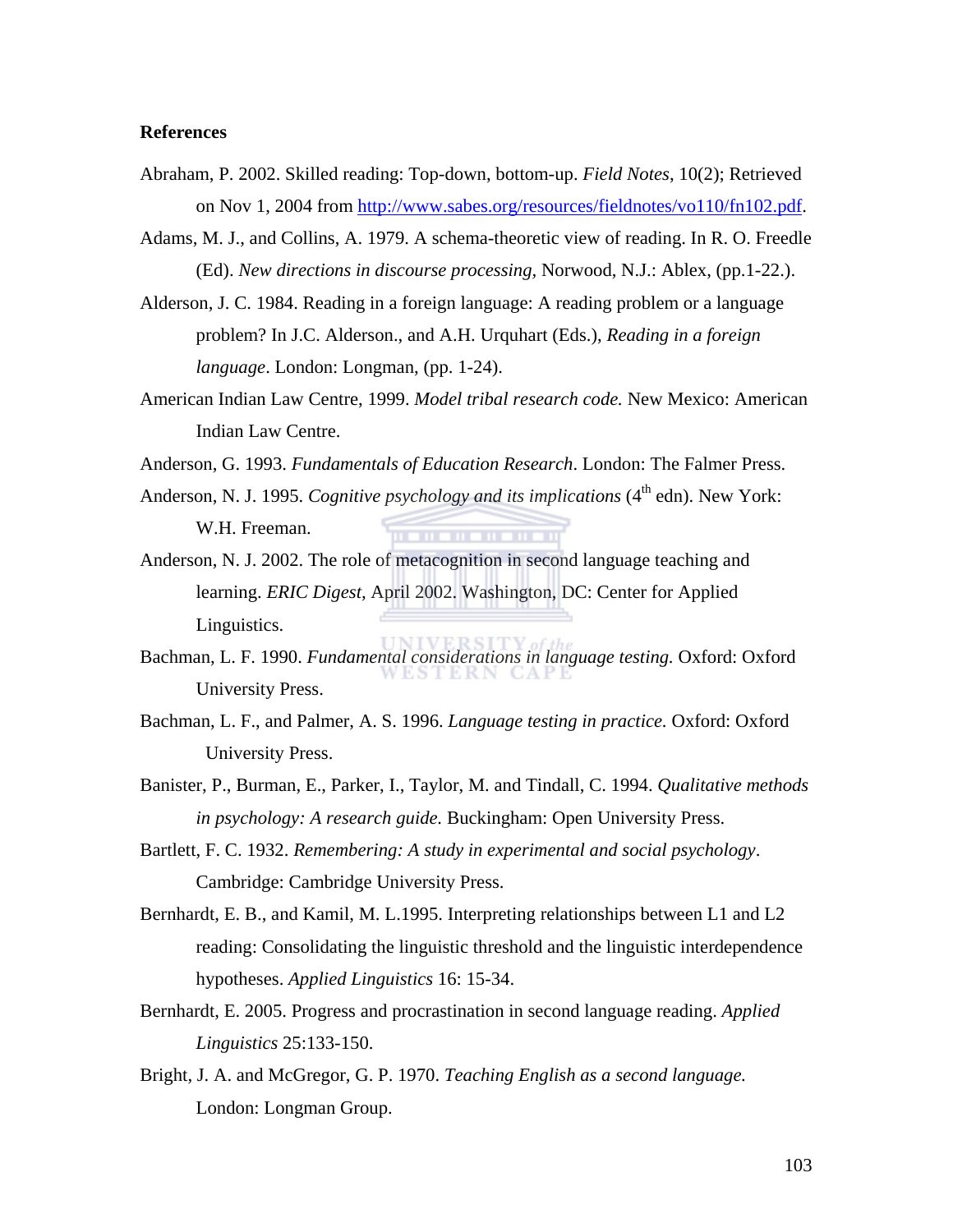**References**

Abraham, P. 2002. Skilled reading: Top-down, bottom-up. *Field Notes*, 10(2); Retrieved on Nov 1, 2004 from http://www.sabes.org/resources/fieldnotes/vo110/fn102.pdf.

Adams, M. J., and Collins, A. 1979. A schema-theoretic view of reading. In R. O. Freedle (Ed). *New directions in discourse processing,* Norwood, N.J.: Ablex, (pp.1-22.).

Alderson, J. C. 1984. Reading in a foreign language: A reading problem or a language problem? In J.C. Alderson., and A.H. Urquhart (Eds.), *Reading in a foreign language*. London: Longman, (pp. 1-24).

American Indian Law Centre, 1999. *Model tribal research code.* New Mexico: American Indian Law Centre.

Anderson, G. 1993. *Fundamentals of Education Research*. London: The Falmer Press.

Anderson, N. J. 1995. *Cognitive psychology and its implications* (4th edn). New York: W.H. Freeman.

Anderson, N. J. 2002. The role of metacognition in second language teaching and learning. *ERIC Digest,* April 2002. Washington, DC: Center for Applied Linguistics.

Bachman, L. F. 1990. *Fundamental considerations in language testing.* Oxford: Oxford University Press.

Bachman, L. F., and Palmer, A. S. 1996. *Language testing in practice.* Oxford: Oxford University Press.

Banister, P., Burman, E., Parker, I., Taylor, M. and Tindall, C. 1994. *Qualitative methods in psychology: A research guide.* Buckingham: Open University Press.

Bartlett, F. C. 1932. *Remembering: A study in experimental and social psychology*. Cambridge: Cambridge University Press.

Bernhardt, E. B., and Kamil, M. L.1995. Interpreting relationships between L1 and L2 reading: Consolidating the linguistic threshold and the linguistic interdependence hypotheses. *Applied Linguistics* 16: 15-34.

Bernhardt, E. 2005. Progress and procrastination in second language reading. *Applied Linguistics* 25:133-150.

Bright, J. A. and McGregor, G. P. 1970. *Teaching English as a second language.* London: Longman Group.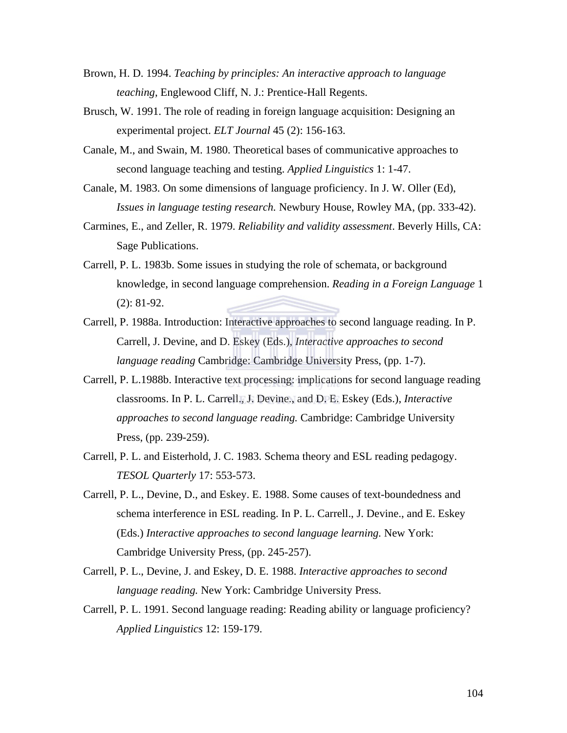Brown, H. D. 1994. *Teaching by principles: An interactive approach to language teaching*, Englewood Cliff, N. J.: Prentice-Hall Regents.

Brusch, W. 1991. The role of reading in foreign language acquisition: Designing an experimental project. *ELT Journal* 45 (2): 156-163.

Canale, M., and Swain, M. 1980. Theoretical bases of communicative approaches to second language teaching and testing. *Applied Linguistics* 1: 1-47.

Canale, M. 1983. On some dimensions of language proficiency. In J. W. Oller (Ed), *Issues in language testing research.* Newbury House, Rowley MA, (pp. 333-42).

Carmines, E., and Zeller, R. 1979. *Reliability and validity assessment*. Beverly Hills, CA: Sage Publications.

Carrell, P. L. 1983b. Some issues in studying the role of schemata, or background knowledge, in second language comprehension. *Reading in a Foreign Language* 1 (2): 81-92.

Carrell, P. 1988a. Introduction: Interactive approaches to second language reading. In P. Carrell, J. Devine, and D. Eskey (Eds.), *Interactive approaches to second language reading* Cambridge: Cambridge University Press, (pp. 1-7).

Carrell, P. L.1988b. Interactive text processing: implications for second language reading classrooms. In P. L. Carrell., J. Devine., and D. E. Eskey (Eds.), *Interactive approaches to second language reading.* Cambridge: Cambridge University Press, (pp. 239-259).

Carrell, P. L. and Eisterhold, J. C. 1983. Schema theory and ESL reading pedagogy. *TESOL Quarterly* 17: 553-573.

Carrell, P. L., Devine, D., and Eskey. E. 1988. Some causes of text-boundedness and schema interference in ESL reading. In P. L. Carrell., J. Devine., and E. Eskey (Eds.) *Interactive approaches to second language learning.* New York: Cambridge University Press, (pp. 245-257).

Carrell, P. L., Devine, J. and Eskey, D. E. 1988. *Interactive approaches to second language reading.* New York: Cambridge University Press.

Carrell, P. L. 1991. Second language reading: Reading ability or language proficiency? *Applied Linguistics* 12: 159-179.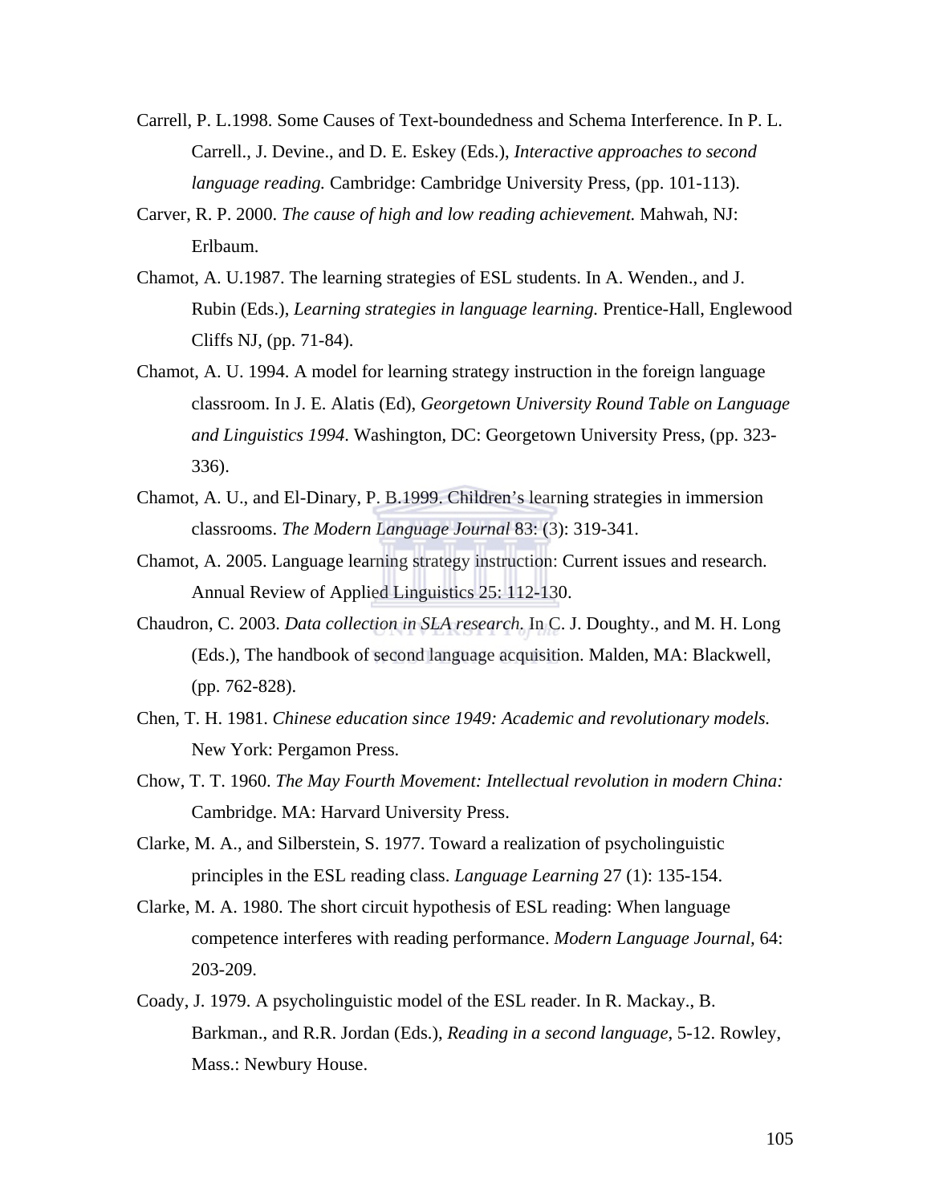Carrell, P. L.1998. Some Causes of Text-boundedness and Schema Interference. In P. L. Carrell., J. Devine., and D. E. Eskey (Eds.), *Interactive approaches to second language reading.* Cambridge: Cambridge University Press, (pp. 101-113).

Carver, R. P. 2000. *The cause of high and low reading achievement.* Mahwah, NJ: Erlbaum.

Chamot, A. U.1987. The learning strategies of ESL students. In A. Wenden., and J. Rubin (Eds.), *Learning strategies in language learning.* Prentice-Hall, Englewood Cliffs NJ, (pp. 71-84).

Chamot, A. U. 1994. A model for learning strategy instruction in the foreign language classroom. In J. E. Alatis (Ed), *Georgetown University Round Table on Language and Linguistics 1994*. Washington, DC: Georgetown University Press, (pp. 323-336).

Chamot, A. U., and El-Dinary, P. B.1999. Children's learning strategies in immersion classrooms. *The Modern Language Journal* 83: (3): 319-341.

Chamot, A. 2005. Language learning strategy instruction: Current issues and research. Annual Review of Applied Linguistics 25: 112-130.

Chaudron, C. 2003. *Data collection in SLA research.* In C. J. Doughty., and M. H. Long (Eds.), The handbook of second language acquisition. Malden, MA: Blackwell, (pp. 762-828).

Chen, T. H. 1981. *Chinese education since 1949: Academic and revolutionary models.* New York: Pergamon Press.

Chow, T. T. 1960. *The May Fourth Movement: Intellectual revolution in modern China:* Cambridge. MA: Harvard University Press.

Clarke, M. A., and Silberstein, S. 1977. Toward a realization of psycholinguistic principles in the ESL reading class. *Language Learning* 27 (1): 135-154.

Clarke, M. A. 1980. The short circuit hypothesis of ESL reading: When language competence interferes with reading performance. *Modern Language Journal,* 64: 203-209.

Coady, J. 1979. A psycholinguistic model of the ESL reader. In R. Mackay., B. Barkman., and R.R. Jordan (Eds.), *Reading in a second language*, 5-12. Rowley, Mass.: Newbury House.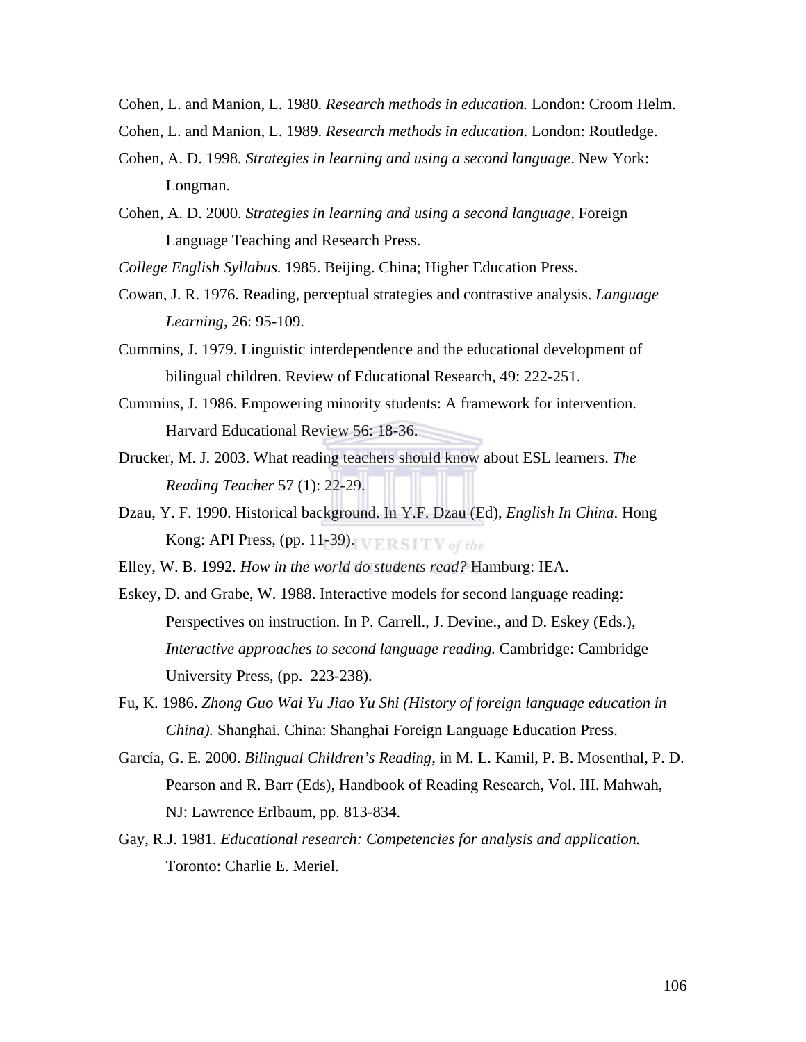Cohen, L. and Manion, L. 1980. *Research methods in education.* London: Croom Helm.

Cohen, L. and Manion, L. 1989. *Research methods in education*. London: Routledge.

Cohen, A. D. 1998. *Strategies in learning and using a second language*. New York: Longman.

Cohen, A. D. 2000. *Strategies in learning and using a second language,* Foreign Language Teaching and Research Press.

*College English Syllabus.* 1985. Beijing. China; Higher Education Press.

Cowan, J. R. 1976. Reading, perceptual strategies and contrastive analysis. *Language Learning*, 26: 95-109.

Cummins, J. 1979. Linguistic interdependence and the educational development of bilingual children. Review of Educational Research, 49: 222-251.

Cummins, J. 1986. Empowering minority students: A framework for intervention. Harvard Educational Review 56: 18-36.

Drucker, M. J. 2003. What reading teachers should know about ESL learners. *The Reading Teacher* 57 (1): 22-29.

Dzau, Y. F. 1990. Historical background. In Y.F. Dzau (Ed), *English In China*. Hong Kong: API Press, (pp. 11-39).

Elley, W. B. 1992. *How in the world do students read?* Hamburg: IEA.

Eskey, D. and Grabe, W. 1988. Interactive models for second language reading: Perspectives on instruction. In P. Carrell., J. Devine., and D. Eskey (Eds.), *Interactive approaches to second language reading.* Cambridge: Cambridge University Press, (pp. 223-238).

Fu, K. 1986. *Zhong Guo Wai Yu Jiao Yu Shi (History of foreign language education in China).* Shanghai. China: Shanghai Foreign Language Education Press.

García, G. E. 2000. *Bilingual Children's Reading*, in M. L. Kamil, P. B. Mosenthal, P. D. Pearson and R. Barr (Eds), Handbook of Reading Research, Vol. III. Mahwah, NJ: Lawrence Erlbaum, pp. 813-834.

Gay, R.J. 1981. *Educational research: Competencies for analysis and application.* Toronto: Charlie E. Meriel.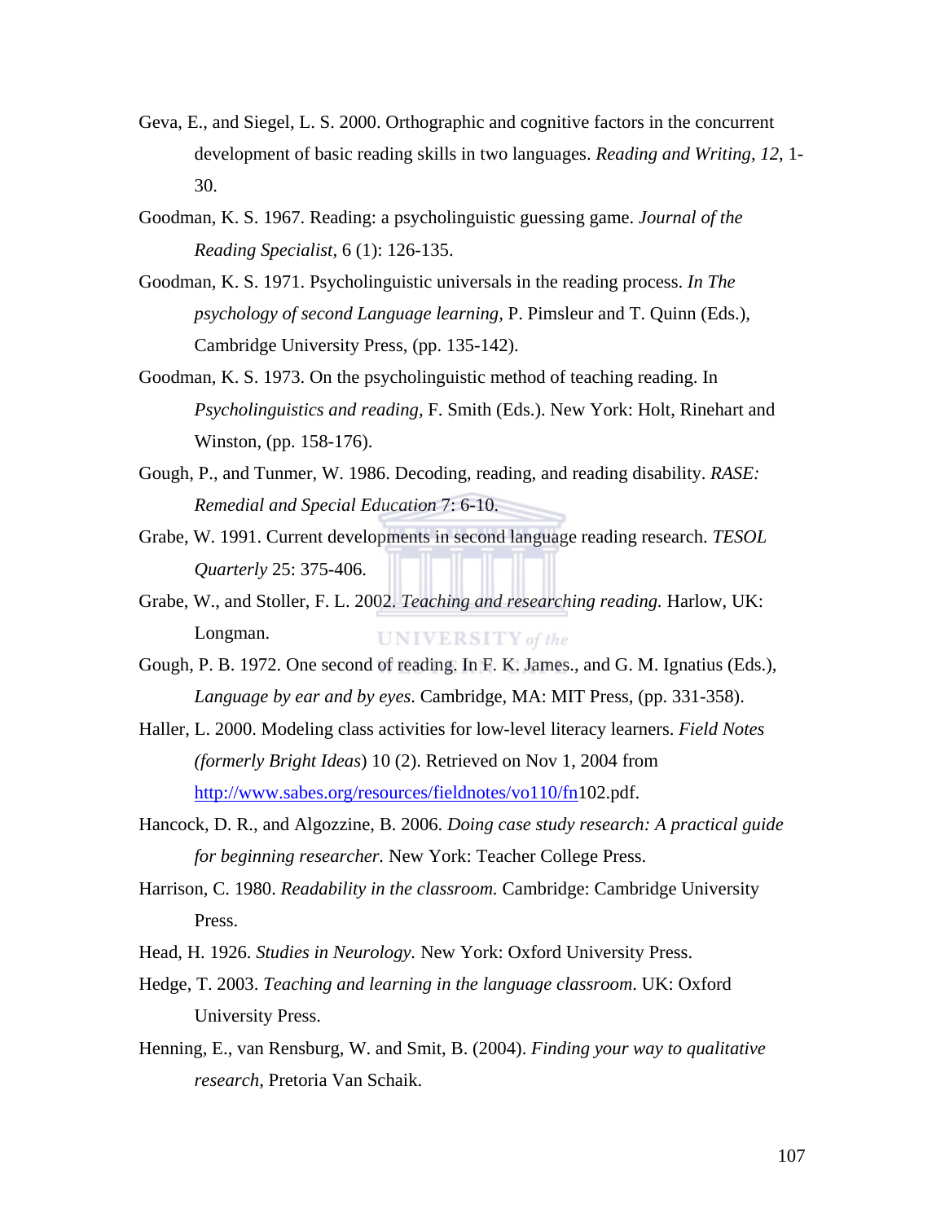Geva, E., and Siegel, L. S. 2000. Orthographic and cognitive factors in the concurrent development of basic reading skills in two languages. *Reading and Writing, 12*, 1-30.

Goodman, K. S. 1967. Reading: a psycholinguistic guessing game. *Journal of the Reading Specialist*, 6 (1): 126-135.

Goodman, K. S. 1971. Psycholinguistic universals in the reading process. *In The psychology of second Language learning*, P. Pimsleur and T. Quinn (Eds.), Cambridge University Press, (pp. 135-142).

Goodman, K. S. 1973. On the psycholinguistic method of teaching reading. In *Psycholinguistics and reading*, F. Smith (Eds.). New York: Holt, Rinehart and Winston, (pp. 158-176).

Gough, P., and Tunmer, W. 1986. Decoding, reading, and reading disability. *RASE: Remedial and Special Education* 7: 6-10.

Grabe, W. 1991. Current developments in second language reading research. *TESOL Quarterly* 25: 375-406.

Grabe, W., and Stoller, F. L. 2002. *Teaching and researching reading.* Harlow, UK: Longman.

Gough, P. B. 1972. One second of reading. In F. K. James., and G. M. Ignatius (Eds.), *Language by ear and by eyes*. Cambridge, MA: MIT Press, (pp. 331-358).

Haller, L. 2000. Modeling class activities for low-level literacy learners. *Field Notes (formerly Bright Ideas*) 10 (2). Retrieved on Nov 1, 2004 from http://www.sabes.org/resources/fieldnotes/vo110/fn102.pdf.

Hancock, D. R., and Algozzine, B. 2006. *Doing case study research: A practical guide for beginning researcher.* New York: Teacher College Press.

Harrison, C. 1980. *Readability in the classroom.* Cambridge: Cambridge University Press.

Head, H. 1926. *Studies in Neurology.* New York: Oxford University Press.

Hedge, T. 2003. *Teaching and learning in the language classroom*. UK: Oxford University Press.

Henning, E., van Rensburg, W. and Smit, B. (2004). *Finding your way to qualitative research*, Pretoria Van Schaik.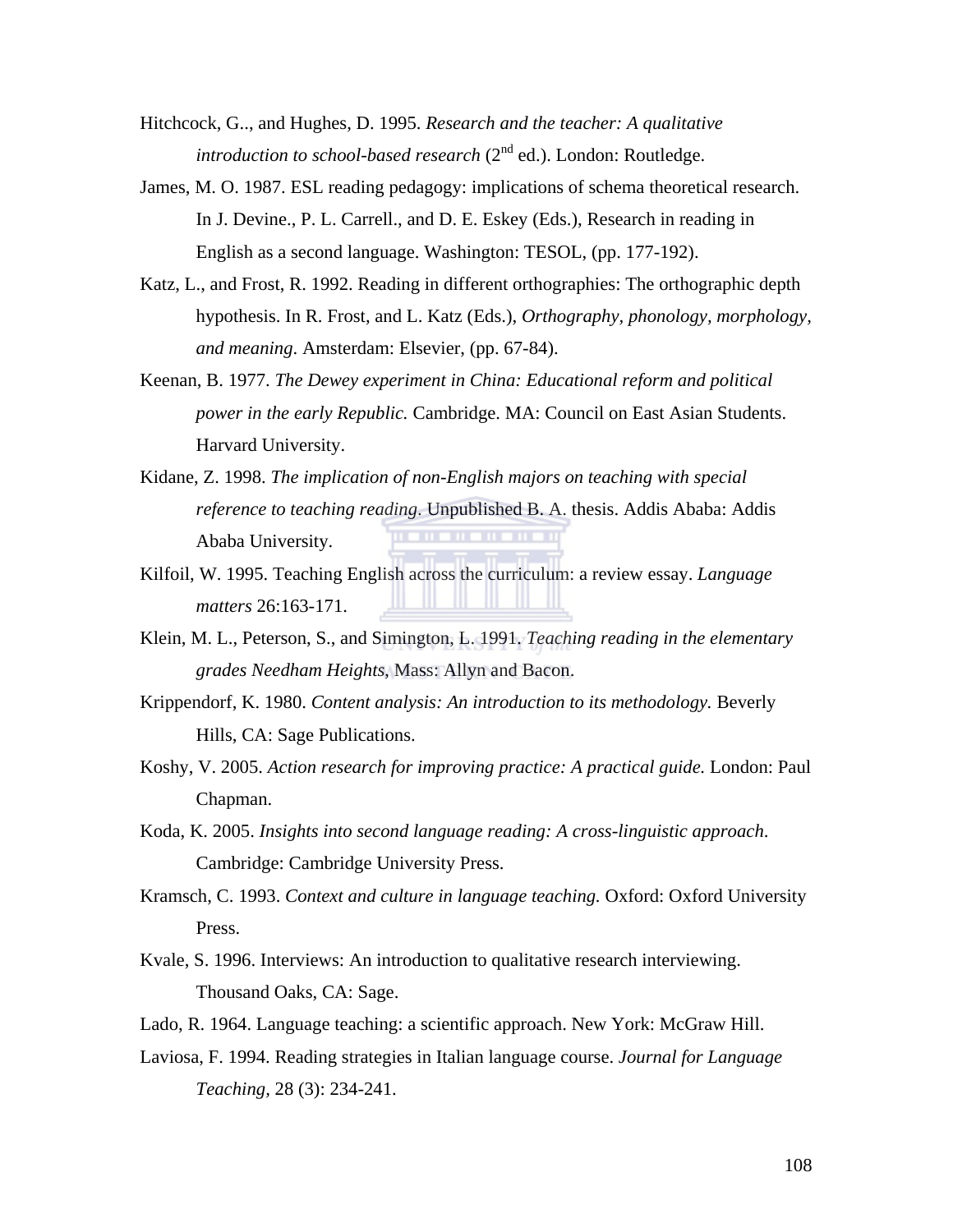Hitchcock, G.., and Hughes, D. 1995. *Research and the teacher: A qualitative introduction to school-based research* (2nd ed.). London: Routledge.

James, M. O. 1987. ESL reading pedagogy: implications of schema theoretical research. In J. Devine., P. L. Carrell., and D. E. Eskey (Eds.), Research in reading in English as a second language. Washington: TESOL, (pp. 177-192).

Katz, L., and Frost, R. 1992. Reading in different orthographies: The orthographic depth hypothesis. In R. Frost, and L. Katz (Eds.), *Orthography, phonology, morphology, and meaning*. Amsterdam: Elsevier, (pp. 67-84).

Keenan, B. 1977. *The Dewey experiment in China: Educational reform and political power in the early Republic.* Cambridge. MA: Council on East Asian Students. Harvard University.

Kidane, Z. 1998. *The implication of non-English majors on teaching with special reference to teaching reading*. Unpublished B. A. thesis. Addis Ababa: Addis Ababa University.

Kilfoil, W. 1995. Teaching English across the curriculum: a review essay. *Language matters* 26:163-171.

Klein, M. L., Peterson, S., and Simington, L. 1991. *Teaching reading in the elementary grades Needham Heights*, Mass: Allyn and Bacon.

Krippendorf, K. 1980. *Content analysis: An introduction to its methodology.* Beverly Hills, CA: Sage Publications.

Koshy, V. 2005. *Action research for improving practice: A practical guide.* London: Paul Chapman.

Koda, K. 2005. *Insights into second language reading: A cross-linguistic approach*. Cambridge: Cambridge University Press.

Kramsch, C. 1993. *Context and culture in language teaching.* Oxford: Oxford University Press.

Kvale, S. 1996. Interviews: An introduction to qualitative research interviewing. Thousand Oaks, CA: Sage.

Lado, R. 1964. Language teaching: a scientific approach. New York: McGraw Hill.

Laviosa, F. 1994. Reading strategies in Italian language course. *Journal for Language Teaching*, 28 (3): 234-241.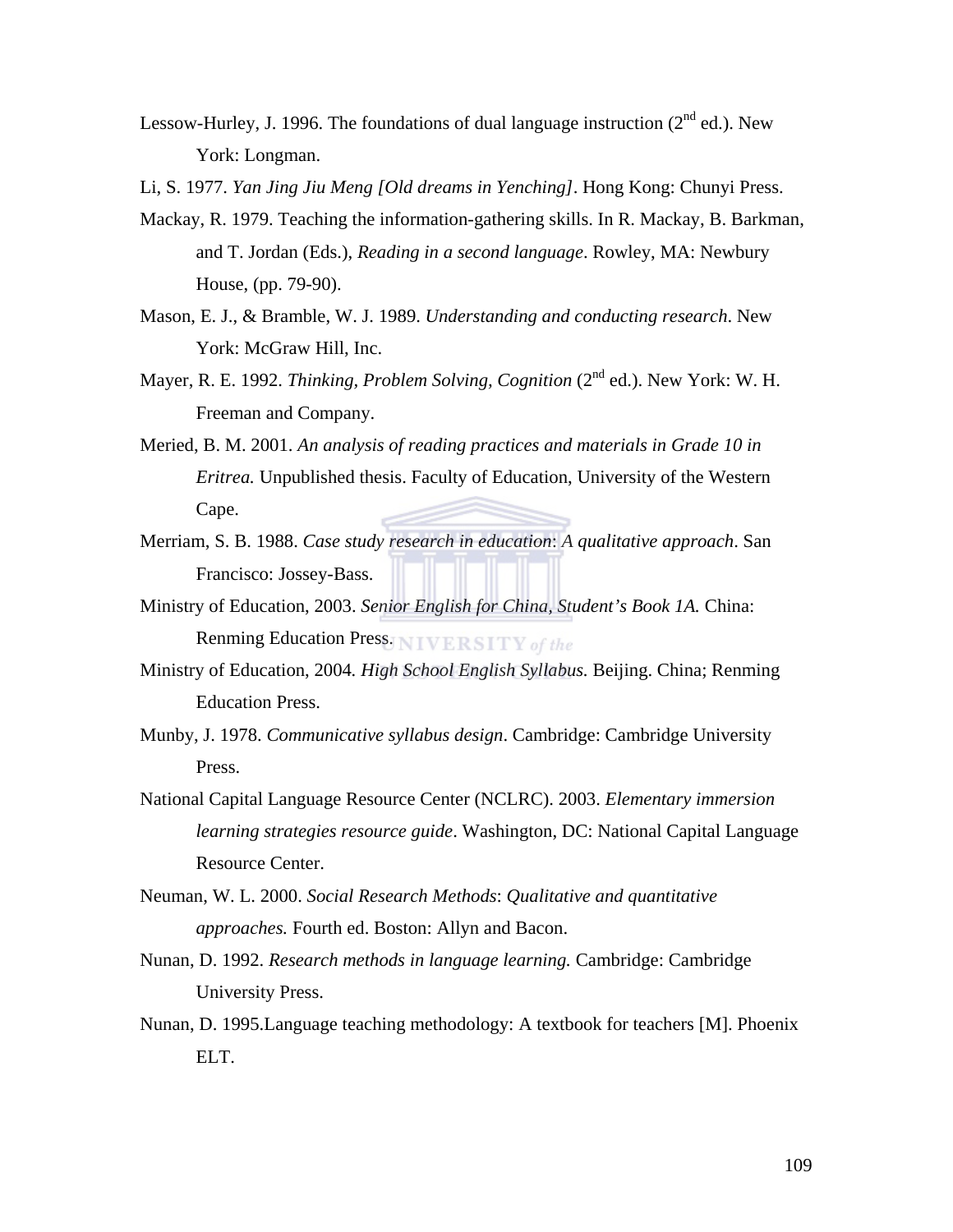Lessow-Hurley, J. 1996. The foundations of dual language instruction (2nd ed.). New York: Longman.

Li, S. 1977. *Yan Jing Jiu Meng [Old dreams in Yenching]*. Hong Kong: Chunyi Press.

Mackay, R. 1979. Teaching the information-gathering skills. In R. Mackay, B. Barkman, and T. Jordan (Eds.), *Reading in a second language*. Rowley, MA: Newbury House, (pp. 79-90).

Mason, E. J., & Bramble, W. J. 1989. *Understanding and conducting research*. New York: McGraw Hill, Inc.

Mayer, R. E. 1992. *Thinking, Problem Solving, Cognition* (2nd ed.). New York: W. H. Freeman and Company.

Meried, B. M. 2001. *An analysis of reading practices and materials in Grade 10 in Eritrea.* Unpublished thesis. Faculty of Education, University of the Western Cape.

Merriam, S. B. 1988. *Case study research in education*: *A qualitative approach*. San Francisco: Jossey-Bass.

Ministry of Education, 2003. *Senior English for China, Student's Book 1A.* China: Renming Education Press.

Ministry of Education, 2004. *High School English Syllabus.* Beijing. China; Renming Education Press.

Munby, J. 1978. *Communicative syllabus design*. Cambridge: Cambridge University Press.

National Capital Language Resource Center (NCLRC). 2003. *Elementary immersion learning strategies resource guide*. Washington, DC: National Capital Language Resource Center.

Neuman, W. L. 2000. *Social Research Methods*: *Qualitative and quantitative approaches.* Fourth ed. Boston: Allyn and Bacon.

Nunan, D. 1992. *Research methods in language learning.* Cambridge: Cambridge University Press.

Nunan, D. 1995.Language teaching methodology: A textbook for teachers [M]. Phoenix ELT.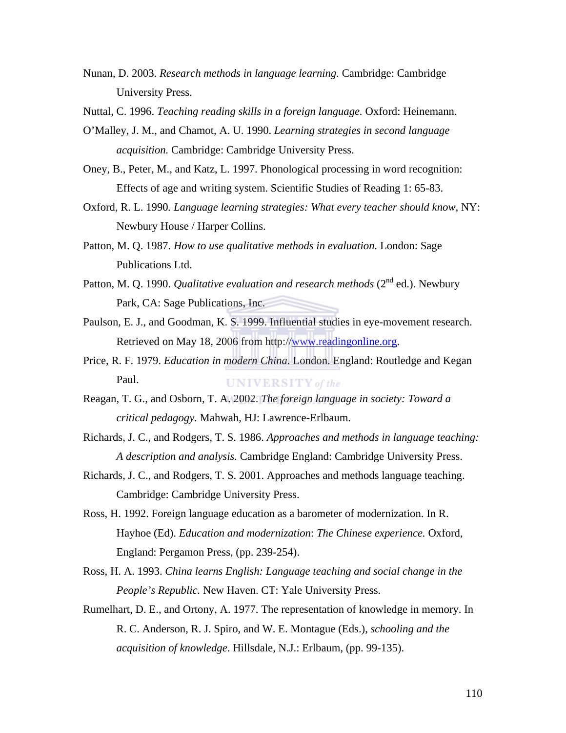Nunan, D. 2003. *Research methods in language learning.* Cambridge: Cambridge University Press.

Nuttal, C. 1996. *Teaching reading skills in a foreign language.* Oxford: Heinemann.

O'Malley, J. M., and Chamot, A. U. 1990. *Learning strategies in second language acquisition.* Cambridge: Cambridge University Press.

Oney, B., Peter, M., and Katz, L. 1997. Phonological processing in word recognition: Effects of age and writing system. Scientific Studies of Reading 1: 65-83.

Oxford, R. L. 1990. *Language learning strategies: What every teacher should know,* NY: Newbury House / Harper Collins.

Patton, M. Q. 1987. *How to use qualitative methods in evaluation.* London: Sage Publications Ltd.

Patton, M. Q. 1990. *Qualitative evaluation and research methods* (2nd ed.). Newbury Park, CA: Sage Publications, Inc.

Paulson, E. J., and Goodman, K. S. 1999. Influential studies in eye-movement research. Retrieved on May 18, 2006 from http://www.readingonline.org.

Price, R. F. 1979. *Education in modern China.* London. England: Routledge and Kegan Paul.

Reagan, T. G., and Osborn, T. A. 2002. *The foreign language in society: Toward a critical pedagogy.* Mahwah, HJ: Lawrence-Erlbaum.

Richards, J. C., and Rodgers, T. S. 1986. *Approaches and methods in language teaching: A description and analysis.* Cambridge England: Cambridge University Press.

Richards, J. C., and Rodgers, T. S. 2001. Approaches and methods language teaching. Cambridge: Cambridge University Press.

Ross, H. 1992. Foreign language education as a barometer of modernization. In R. Hayhoe (Ed). *Education and modernization*: *The Chinese experience.* Oxford, England: Pergamon Press, (pp. 239-254).

Ross, H. A. 1993. *China learns English: Language teaching and social change in the People's Republic.* New Haven. CT: Yale University Press.

Rumelhart, D. E., and Ortony, A. 1977. The representation of knowledge in memory. In R. C. Anderson, R. J. Spiro, and W. E. Montague (Eds.), *schooling and the acquisition of knowledge*. Hillsdale, N.J.: Erlbaum, (pp. 99-135).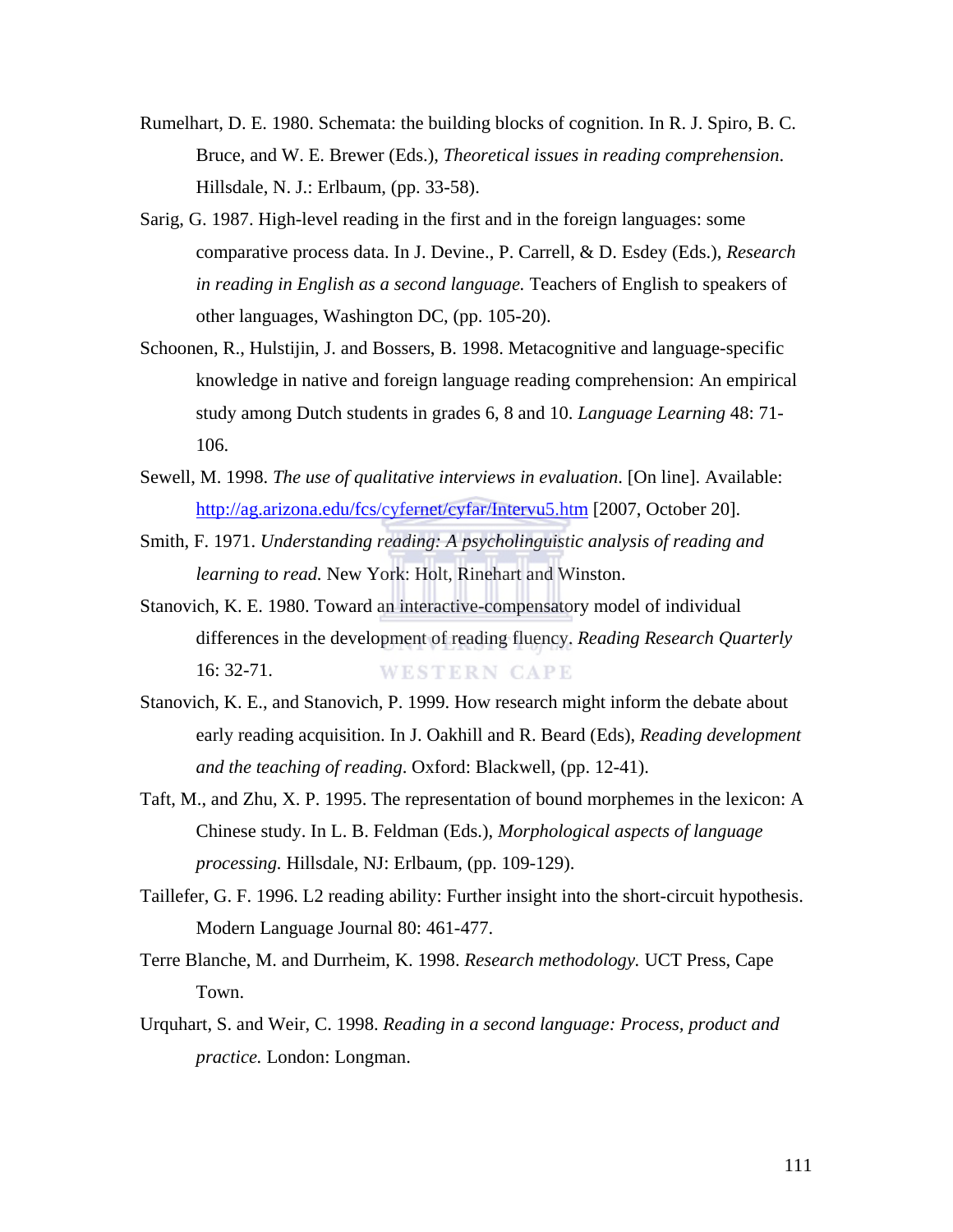Rumelhart, D. E. 1980. Schemata: the building blocks of cognition. In R. J. Spiro, B. C. Bruce, and W. E. Brewer (Eds.), *Theoretical issues in reading comprehension*. Hillsdale, N. J.: Erlbaum, (pp. 33-58).

Sarig, G. 1987. High-level reading in the first and in the foreign languages: some comparative process data. In J. Devine., P. Carrell, & D. Esdey (Eds.), *Research in reading in English as a second language.* Teachers of English to speakers of other languages, Washington DC, (pp. 105-20).

Schoonen, R., Hulstijin, J. and Bossers, B. 1998. Metacognitive and language-specific knowledge in native and foreign language reading comprehension: An empirical study among Dutch students in grades 6, 8 and 10. *Language Learning* 48: 71-106.

Sewell, M. 1998. *The use of qualitative interviews in evaluation*. [On line]. Available: http://ag.arizona.edu/fcs/cyfernet/cyfar/Intervu5.htm [2007, October 20].

Smith, F. 1971. *Understanding reading: A psycholinguistic analysis of reading and learning to read.* New York: Holt, Rinehart and Winston.

Stanovich, K. E. 1980. Toward an interactive-compensatory model of individual differences in the development of reading fluency. *Reading Research Quarterly* 16: 32-71.

Stanovich, K. E., and Stanovich, P. 1999. How research might inform the debate about early reading acquisition. In J. Oakhill and R. Beard (Eds), *Reading development and the teaching of reading*. Oxford: Blackwell, (pp. 12-41).

Taft, M., and Zhu, X. P. 1995. The representation of bound morphemes in the lexicon: A Chinese study. In L. B. Feldman (Eds.), *Morphological aspects of language processing.* Hillsdale, NJ: Erlbaum, (pp. 109-129).

Taillefer, G. F. 1996. L2 reading ability: Further insight into the short-circuit hypothesis. Modern Language Journal 80: 461-477.

Terre Blanche, M. and Durrheim, K. 1998. *Research methodology.* UCT Press, Cape Town.

Urquhart, S. and Weir, C. 1998. *Reading in a second language: Process, product and practice.* London: Longman.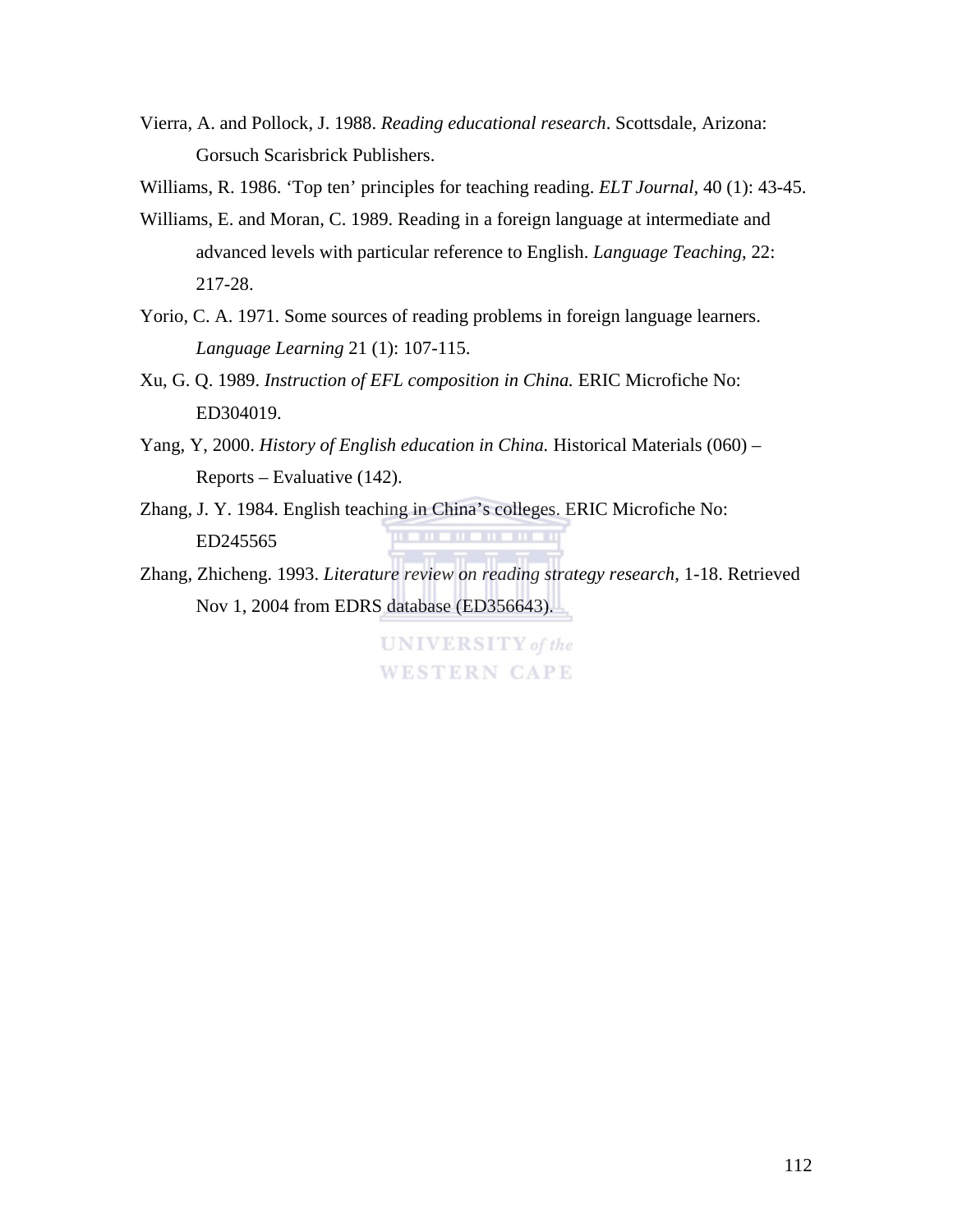Vierra, A. and Pollock, J. 1988. *Reading educational research*. Scottsdale, Arizona: Gorsuch Scarisbrick Publishers.

Williams, R. 1986. 'Top ten' principles for teaching reading. *ELT Journal*, 40 (1): 43-45.

Williams, E. and Moran, C. 1989. Reading in a foreign language at intermediate and advanced levels with particular reference to English. *Language Teaching*, 22: 217-28.

Yorio, C. A. 1971. Some sources of reading problems in foreign language learners. *Language Learning* 21 (1): 107-115.

Xu, G. Q. 1989. *Instruction of EFL composition in China.* ERIC Microfiche No: ED304019.

Yang, Y, 2000. *History of English education in China.* Historical Materials (060) – Reports – Evaluative (142).

Zhang, J. Y. 1984. English teaching in China's colleges. ERIC Microfiche No: ED245565

Zhang, Zhicheng. 1993. *Literature review on reading strategy research,* 1-18. Retrieved Nov 1, 2004 from EDRS database (ED356643).